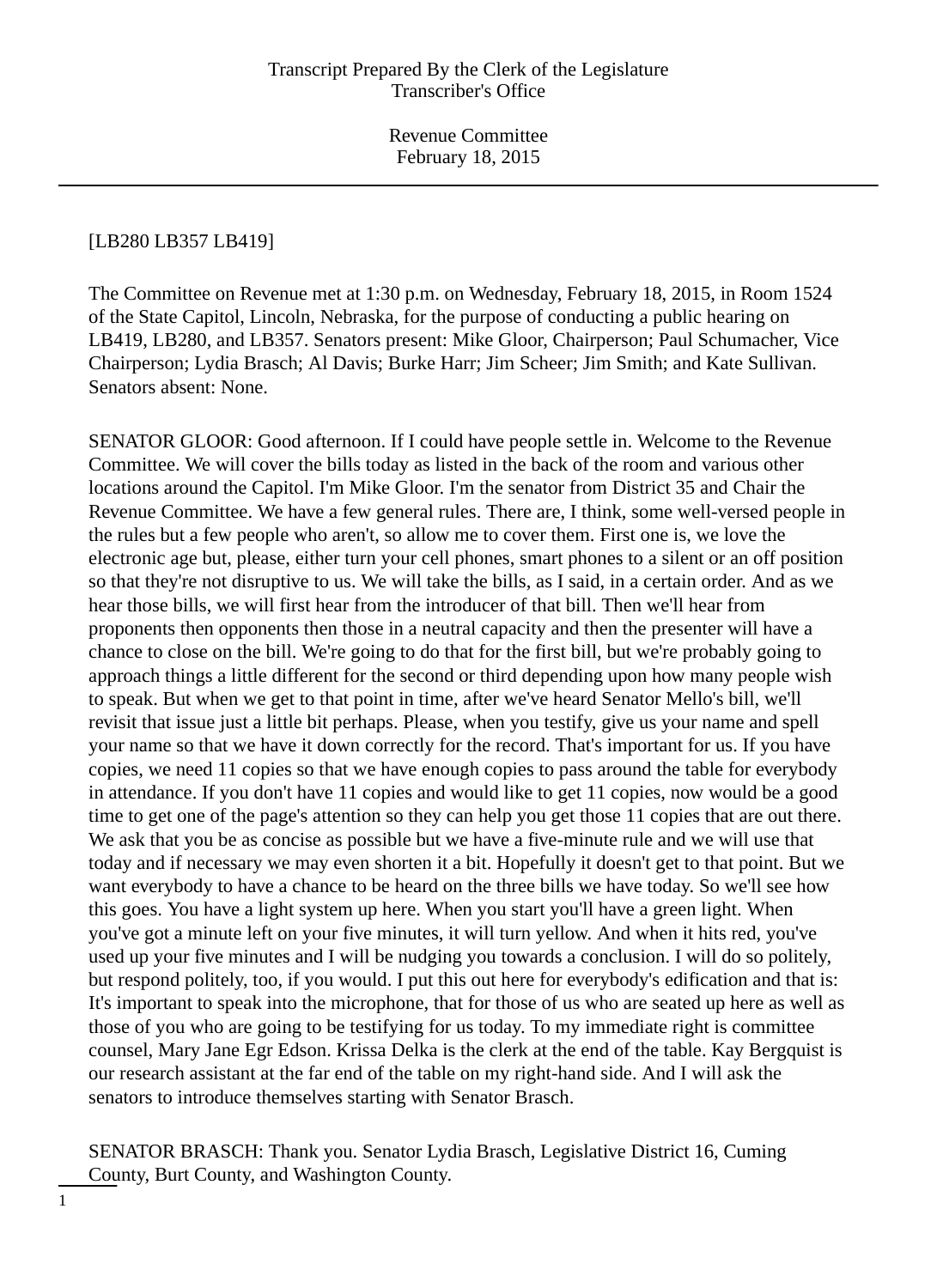Transcript Prepared By the Clerk of the Legislature
Transcriber's Office

Revenue Committee
February 18, 2015

[LB280 LB357 LB419]

The Committee on Revenue met at 1:30 p.m. on Wednesday, February 18, 2015, in Room 1524 of the State Capitol, Lincoln, Nebraska, for the purpose of conducting a public hearing on LB419, LB280, and LB357. Senators present: Mike Gloor, Chairperson; Paul Schumacher, Vice Chairperson; Lydia Brasch; Al Davis; Burke Harr; Jim Scheer; Jim Smith; and Kate Sullivan. Senators absent: None.

SENATOR GLOOR: Good afternoon. If I could have people settle in. Welcome to the Revenue Committee. We will cover the bills today as listed in the back of the room and various other locations around the Capitol. I'm Mike Gloor. I'm the senator from District 35 and Chair the Revenue Committee. We have a few general rules. There are, I think, some well-versed people in the rules but a few people who aren't, so allow me to cover them. First one is, we love the electronic age but, please, either turn your cell phones, smart phones to a silent or an off position so that they're not disruptive to us. We will take the bills, as I said, in a certain order. And as we hear those bills, we will first hear from the introducer of that bill. Then we'll hear from proponents then opponents then those in a neutral capacity and then the presenter will have a chance to close on the bill. We're going to do that for the first bill, but we're probably going to approach things a little different for the second or third depending upon how many people wish to speak. But when we get to that point in time, after we've heard Senator Mello's bill, we'll revisit that issue just a little bit perhaps. Please, when you testify, give us your name and spell your name so that we have it down correctly for the record. That's important for us. If you have copies, we need 11 copies so that we have enough copies to pass around the table for everybody in attendance. If you don't have 11 copies and would like to get 11 copies, now would be a good time to get one of the page's attention so they can help you get those 11 copies that are out there. We ask that you be as concise as possible but we have a five-minute rule and we will use that today and if necessary we may even shorten it a bit. Hopefully it doesn't get to that point. But we want everybody to have a chance to be heard on the three bills we have today. So we'll see how this goes. You have a light system up here. When you start you'll have a green light. When you've got a minute left on your five minutes, it will turn yellow. And when it hits red, you've used up your five minutes and I will be nudging you towards a conclusion. I will do so politely, but respond politely, too, if you would. I put this out here for everybody's edification and that is: It's important to speak into the microphone, that for those of us who are seated up here as well as those of you who are going to be testifying for us today. To my immediate right is committee counsel, Mary Jane Egr Edson. Krissa Delka is the clerk at the end of the table. Kay Bergquist is our research assistant at the far end of the table on my right-hand side. And I will ask the senators to introduce themselves starting with Senator Brasch.

SENATOR BRASCH: Thank you. Senator Lydia Brasch, Legislative District 16, Cuming County, Burt County, and Washington County.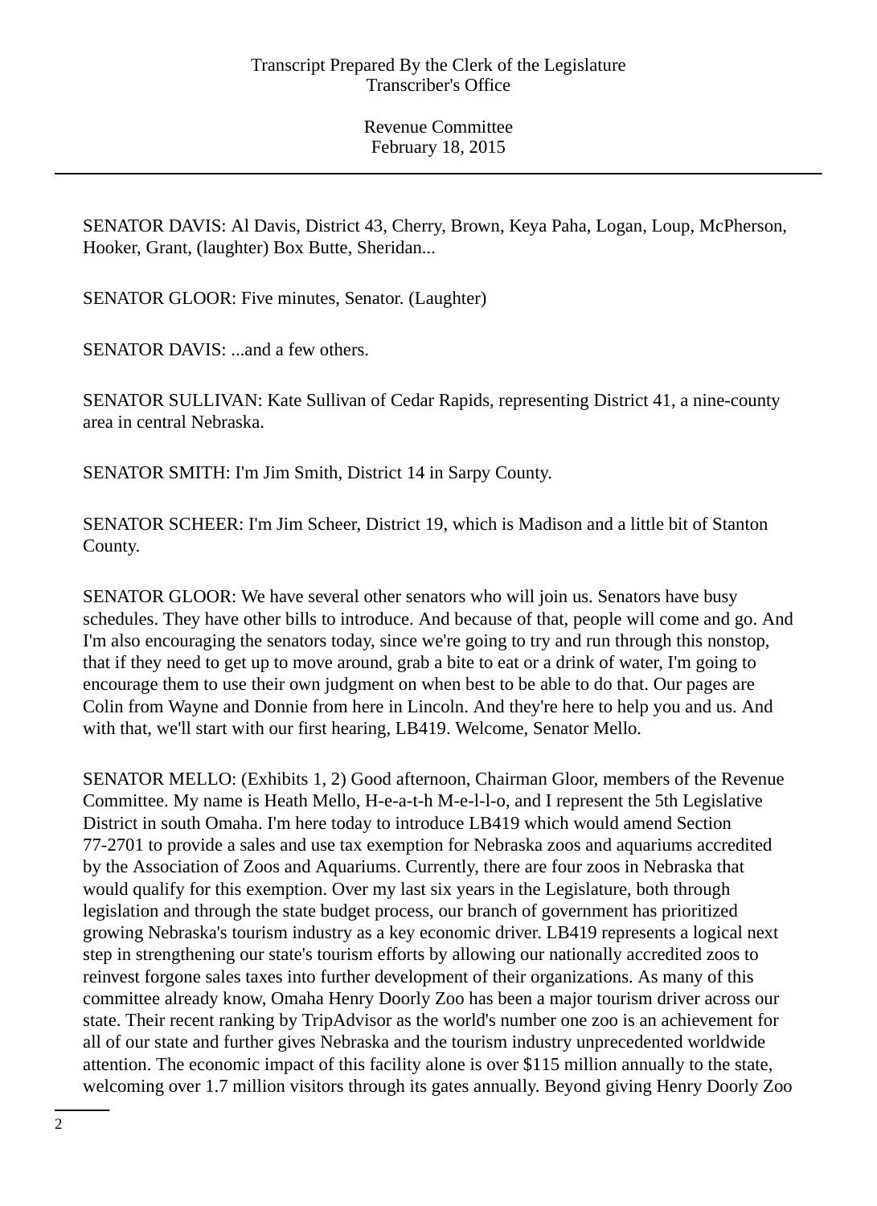SENATOR DAVIS: Al Davis, District 43, Cherry, Brown, Keya Paha, Logan, Loup, McPherson, Hooker, Grant, (laughter) Box Butte, Sheridan...

SENATOR GLOOR: Five minutes, Senator. (Laughter)

SENATOR DAVIS: ...and a few others.

SENATOR SULLIVAN: Kate Sullivan of Cedar Rapids, representing District 41, a nine-county area in central Nebraska.

SENATOR SMITH: I'm Jim Smith, District 14 in Sarpy County.

SENATOR SCHEER: I'm Jim Scheer, District 19, which is Madison and a little bit of Stanton County.

SENATOR GLOOR: We have several other senators who will join us. Senators have busy schedules. They have other bills to introduce. And because of that, people will come and go. And I'm also encouraging the senators today, since we're going to try and run through this nonstop, that if they need to get up to move around, grab a bite to eat or a drink of water, I'm going to encourage them to use their own judgment on when best to be able to do that. Our pages are Colin from Wayne and Donnie from here in Lincoln. And they're here to help you and us. And with that, we'll start with our first hearing, LB419. Welcome, Senator Mello.

SENATOR MELLO: (Exhibits 1, 2) Good afternoon, Chairman Gloor, members of the Revenue Committee. My name is Heath Mello, H-e-a-t-h M-e-l-l-o, and I represent the 5th Legislative District in south Omaha. I'm here today to introduce LB419 which would amend Section 77-2701 to provide a sales and use tax exemption for Nebraska zoos and aquariums accredited by the Association of Zoos and Aquariums. Currently, there are four zoos in Nebraska that would qualify for this exemption. Over my last six years in the Legislature, both through legislation and through the state budget process, our branch of government has prioritized growing Nebraska's tourism industry as a key economic driver. LB419 represents a logical next step in strengthening our state's tourism efforts by allowing our nationally accredited zoos to reinvest forgone sales taxes into further development of their organizations. As many of this committee already know, Omaha Henry Doorly Zoo has been a major tourism driver across our state. Their recent ranking by TripAdvisor as the world's number one zoo is an achievement for all of our state and further gives Nebraska and the tourism industry unprecedented worldwide attention. The economic impact of this facility alone is over $115 million annually to the state, welcoming over 1.7 million visitors through its gates annually. Beyond giving Henry Doorly Zoo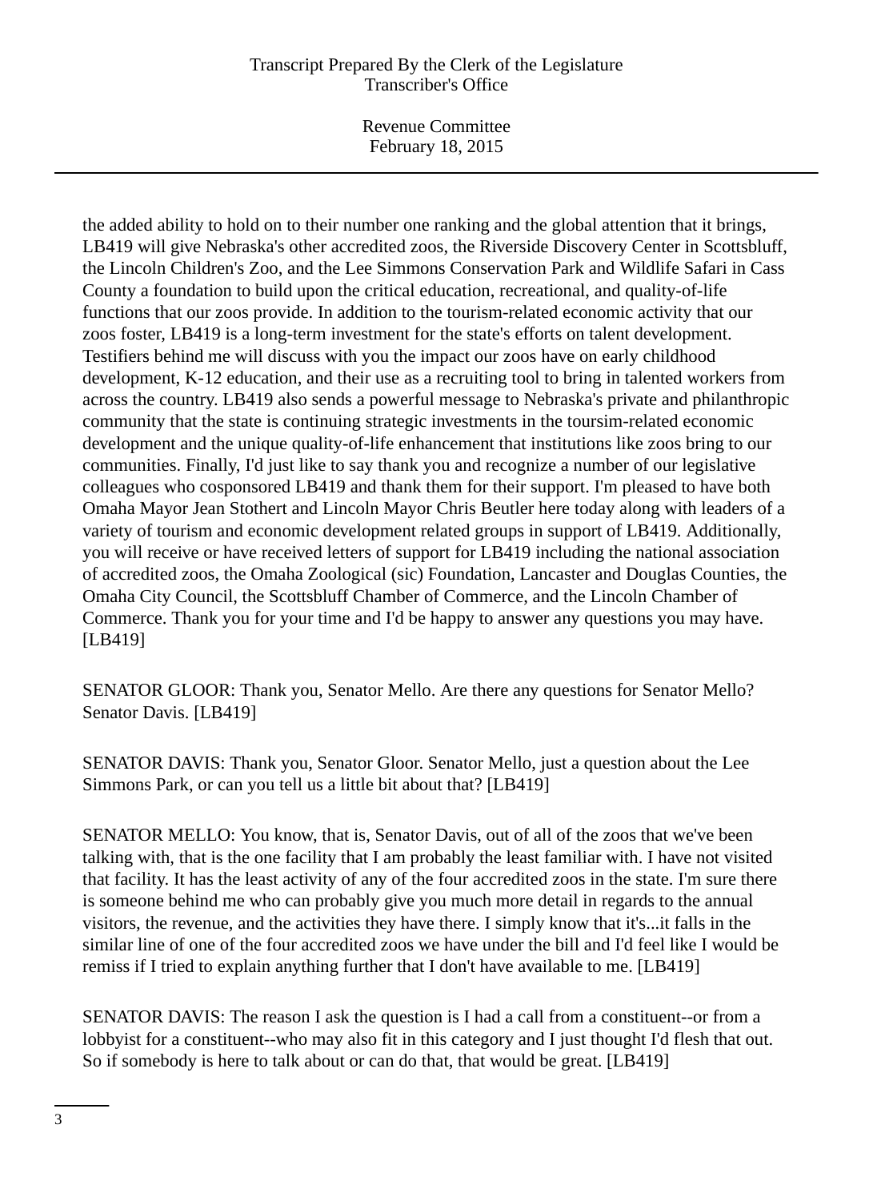the added ability to hold on to their number one ranking and the global attention that it brings, LB419 will give Nebraska's other accredited zoos, the Riverside Discovery Center in Scottsbluff, the Lincoln Children's Zoo, and the Lee Simmons Conservation Park and Wildlife Safari in Cass County a foundation to build upon the critical education, recreational, and quality-of-life functions that our zoos provide. In addition to the tourism-related economic activity that our zoos foster, LB419 is a long-term investment for the state's efforts on talent development. Testifiers behind me will discuss with you the impact our zoos have on early childhood development, K-12 education, and their use as a recruiting tool to bring in talented workers from across the country. LB419 also sends a powerful message to Nebraska's private and philanthropic community that the state is continuing strategic investments in the toursim-related economic development and the unique quality-of-life enhancement that institutions like zoos bring to our communities. Finally, I'd just like to say thank you and recognize a number of our legislative colleagues who cosponsored LB419 and thank them for their support. I'm pleased to have both Omaha Mayor Jean Stothert and Lincoln Mayor Chris Beutler here today along with leaders of a variety of tourism and economic development related groups in support of LB419. Additionally, you will receive or have received letters of support for LB419 including the national association of accredited zoos, the Omaha Zoological (sic) Foundation, Lancaster and Douglas Counties, the Omaha City Council, the Scottsbluff Chamber of Commerce, and the Lincoln Chamber of Commerce. Thank you for your time and I'd be happy to answer any questions you may have. [LB419]

SENATOR GLOOR: Thank you, Senator Mello. Are there any questions for Senator Mello? Senator Davis. [LB419]

SENATOR DAVIS: Thank you, Senator Gloor. Senator Mello, just a question about the Lee Simmons Park, or can you tell us a little bit about that? [LB419]

SENATOR MELLO: You know, that is, Senator Davis, out of all of the zoos that we've been talking with, that is the one facility that I am probably the least familiar with. I have not visited that facility. It has the least activity of any of the four accredited zoos in the state. I'm sure there is someone behind me who can probably give you much more detail in regards to the annual visitors, the revenue, and the activities they have there. I simply know that it's...it falls in the similar line of one of the four accredited zoos we have under the bill and I'd feel like I would be remiss if I tried to explain anything further that I don't have available to me. [LB419]

SENATOR DAVIS: The reason I ask the question is I had a call from a constituent--or from a lobbyist for a constituent--who may also fit in this category and I just thought I'd flesh that out. So if somebody is here to talk about or can do that, that would be great. [LB419]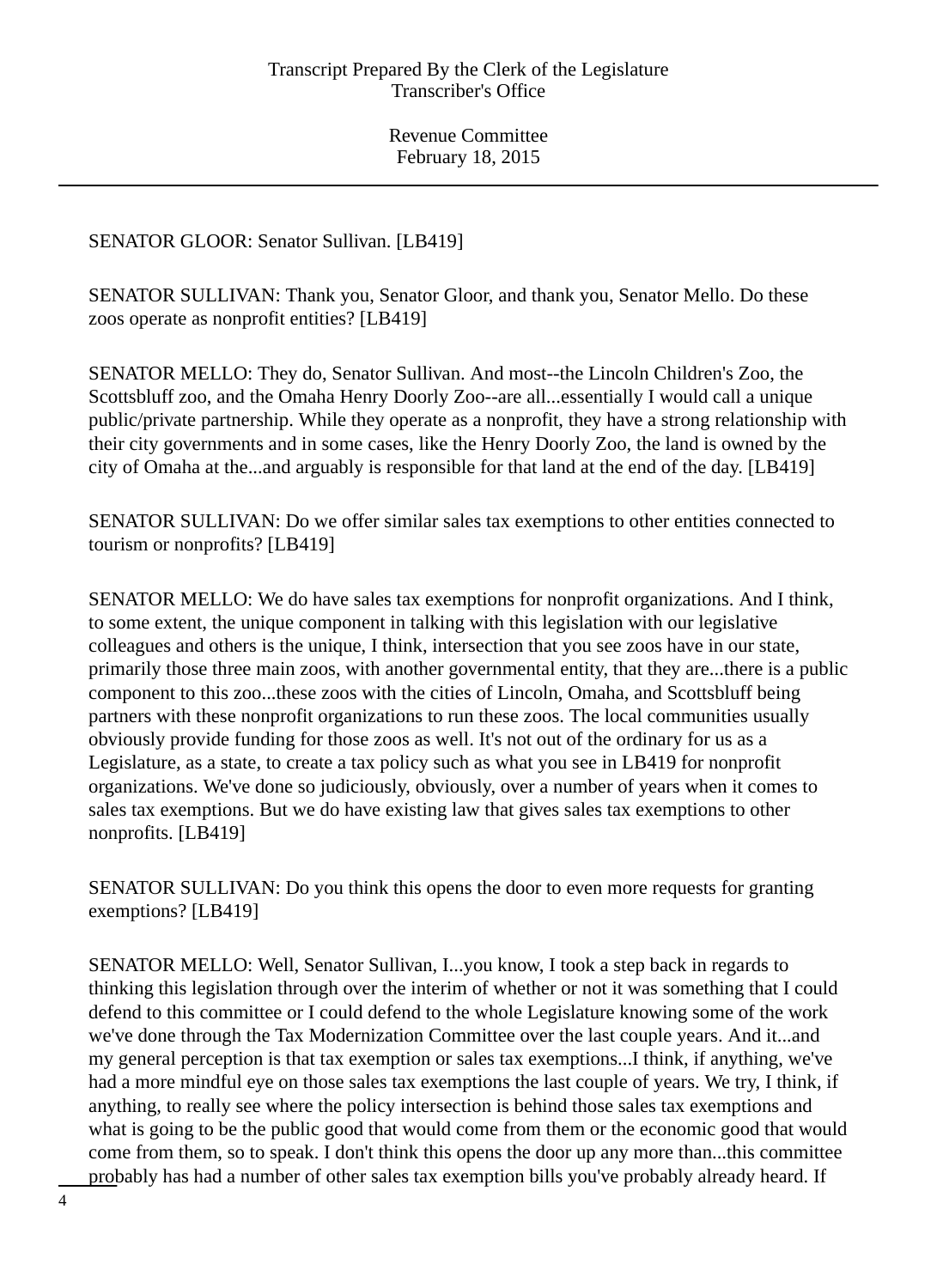SENATOR GLOOR: Senator Sullivan. [LB419]

SENATOR SULLIVAN: Thank you, Senator Gloor, and thank you, Senator Mello. Do these zoos operate as nonprofit entities? [LB419]

SENATOR MELLO: They do, Senator Sullivan. And most--the Lincoln Children's Zoo, the Scottsbluff zoo, and the Omaha Henry Doorly Zoo--are all...essentially I would call a unique public/private partnership. While they operate as a nonprofit, they have a strong relationship with their city governments and in some cases, like the Henry Doorly Zoo, the land is owned by the city of Omaha at the...and arguably is responsible for that land at the end of the day. [LB419]

SENATOR SULLIVAN: Do we offer similar sales tax exemptions to other entities connected to tourism or nonprofits? [LB419]

SENATOR MELLO: We do have sales tax exemptions for nonprofit organizations. And I think, to some extent, the unique component in talking with this legislation with our legislative colleagues and others is the unique, I think, intersection that you see zoos have in our state, primarily those three main zoos, with another governmental entity, that they are...there is a public component to this zoo...these zoos with the cities of Lincoln, Omaha, and Scottsbluff being partners with these nonprofit organizations to run these zoos. The local communities usually obviously provide funding for those zoos as well. It's not out of the ordinary for us as a Legislature, as a state, to create a tax policy such as what you see in LB419 for nonprofit organizations. We've done so judiciously, obviously, over a number of years when it comes to sales tax exemptions. But we do have existing law that gives sales tax exemptions to other nonprofits. [LB419]

SENATOR SULLIVAN: Do you think this opens the door to even more requests for granting exemptions? [LB419]

SENATOR MELLO: Well, Senator Sullivan, I...you know, I took a step back in regards to thinking this legislation through over the interim of whether or not it was something that I could defend to this committee or I could defend to the whole Legislature knowing some of the work we've done through the Tax Modernization Committee over the last couple years. And it...and my general perception is that tax exemption or sales tax exemptions...I think, if anything, we've had a more mindful eye on those sales tax exemptions the last couple of years. We try, I think, if anything, to really see where the policy intersection is behind those sales tax exemptions and what is going to be the public good that would come from them or the economic good that would come from them, so to speak. I don't think this opens the door up any more than...this committee probably has had a number of other sales tax exemption bills you've probably already heard. If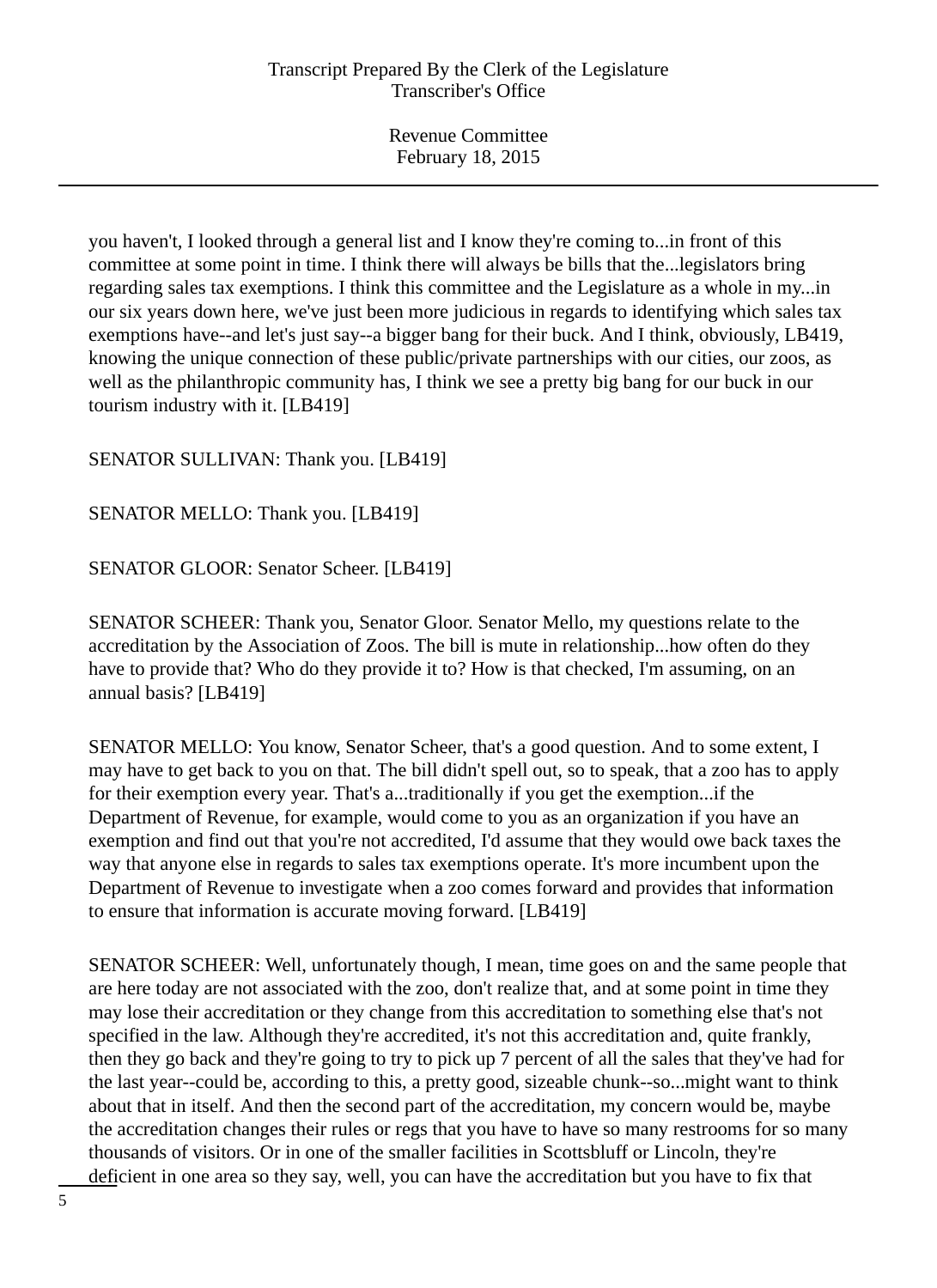you haven't, I looked through a general list and I know they're coming to...in front of this committee at some point in time. I think there will always be bills that the...legislators bring regarding sales tax exemptions. I think this committee and the Legislature as a whole in my...in our six years down here, we've just been more judicious in regards to identifying which sales tax exemptions have--and let's just say--a bigger bang for their buck. And I think, obviously, LB419, knowing the unique connection of these public/private partnerships with our cities, our zoos, as well as the philanthropic community has, I think we see a pretty big bang for our buck in our tourism industry with it. [LB419]

SENATOR SULLIVAN: Thank you. [LB419]

SENATOR MELLO: Thank you. [LB419]

SENATOR GLOOR: Senator Scheer. [LB419]

SENATOR SCHEER: Thank you, Senator Gloor. Senator Mello, my questions relate to the accreditation by the Association of Zoos. The bill is mute in relationship...how often do they have to provide that? Who do they provide it to? How is that checked, I'm assuming, on an annual basis? [LB419]

SENATOR MELLO: You know, Senator Scheer, that's a good question. And to some extent, I may have to get back to you on that. The bill didn't spell out, so to speak, that a zoo has to apply for their exemption every year. That's a...traditionally if you get the exemption...if the Department of Revenue, for example, would come to you as an organization if you have an exemption and find out that you're not accredited, I'd assume that they would owe back taxes the way that anyone else in regards to sales tax exemptions operate. It's more incumbent upon the Department of Revenue to investigate when a zoo comes forward and provides that information to ensure that information is accurate moving forward. [LB419]

SENATOR SCHEER: Well, unfortunately though, I mean, time goes on and the same people that are here today are not associated with the zoo, don't realize that, and at some point in time they may lose their accreditation or they change from this accreditation to something else that's not specified in the law. Although they're accredited, it's not this accreditation and, quite frankly, then they go back and they're going to try to pick up 7 percent of all the sales that they've had for the last year--could be, according to this, a pretty good, sizeable chunk--so...might want to think about that in itself. And then the second part of the accreditation, my concern would be, maybe the accreditation changes their rules or regs that you have to have so many restrooms for so many thousands of visitors. Or in one of the smaller facilities in Scottsbluff or Lincoln, they're deficient in one area so they say, well, you can have the accreditation but you have to fix that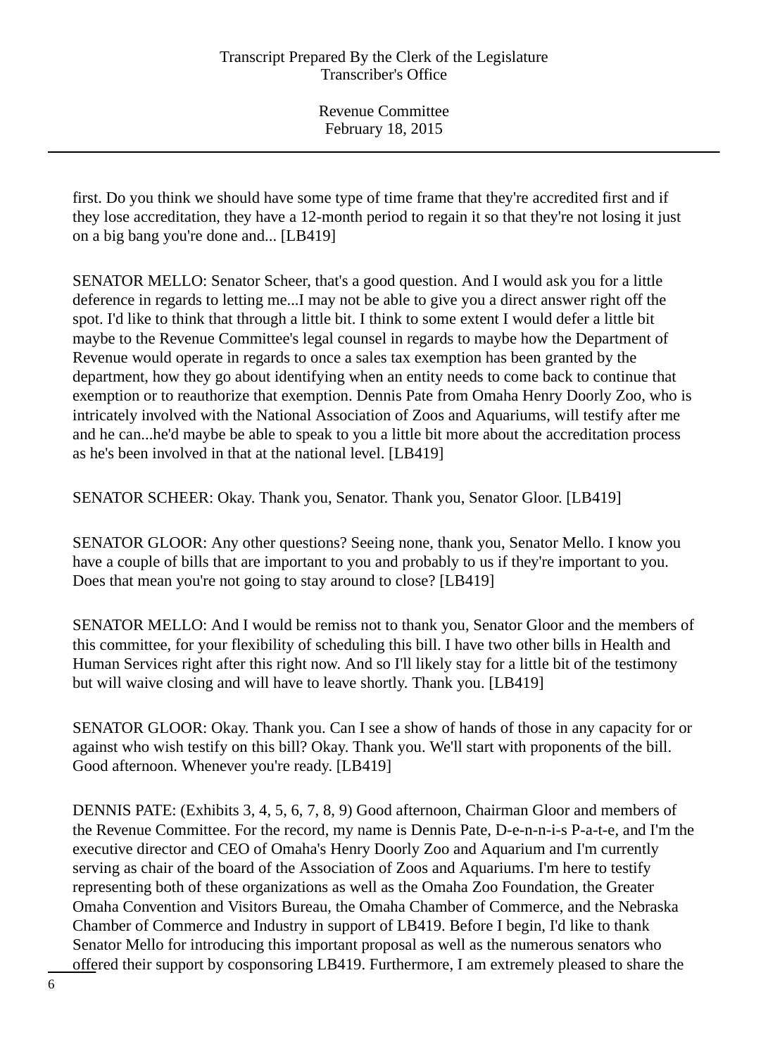first. Do you think we should have some type of time frame that they're accredited first and if they lose accreditation, they have a 12-month period to regain it so that they're not losing it just on a big bang you're done and... [LB419]

SENATOR MELLO: Senator Scheer, that's a good question. And I would ask you for a little deference in regards to letting me...I may not be able to give you a direct answer right off the spot. I'd like to think that through a little bit. I think to some extent I would defer a little bit maybe to the Revenue Committee's legal counsel in regards to maybe how the Department of Revenue would operate in regards to once a sales tax exemption has been granted by the department, how they go about identifying when an entity needs to come back to continue that exemption or to reauthorize that exemption. Dennis Pate from Omaha Henry Doorly Zoo, who is intricately involved with the National Association of Zoos and Aquariums, will testify after me and he can...he'd maybe be able to speak to you a little bit more about the accreditation process as he's been involved in that at the national level. [LB419]

SENATOR SCHEER: Okay. Thank you, Senator. Thank you, Senator Gloor. [LB419]

SENATOR GLOOR: Any other questions? Seeing none, thank you, Senator Mello. I know you have a couple of bills that are important to you and probably to us if they're important to you. Does that mean you're not going to stay around to close? [LB419]

SENATOR MELLO: And I would be remiss not to thank you, Senator Gloor and the members of this committee, for your flexibility of scheduling this bill. I have two other bills in Health and Human Services right after this right now. And so I'll likely stay for a little bit of the testimony but will waive closing and will have to leave shortly. Thank you. [LB419]

SENATOR GLOOR: Okay. Thank you. Can I see a show of hands of those in any capacity for or against who wish testify on this bill? Okay. Thank you. We'll start with proponents of the bill. Good afternoon. Whenever you're ready. [LB419]

DENNIS PATE: (Exhibits 3, 4, 5, 6, 7, 8, 9) Good afternoon, Chairman Gloor and members of the Revenue Committee. For the record, my name is Dennis Pate, D-e-n-n-i-s P-a-t-e, and I'm the executive director and CEO of Omaha's Henry Doorly Zoo and Aquarium and I'm currently serving as chair of the board of the Association of Zoos and Aquariums. I'm here to testify representing both of these organizations as well as the Omaha Zoo Foundation, the Greater Omaha Convention and Visitors Bureau, the Omaha Chamber of Commerce, and the Nebraska Chamber of Commerce and Industry in support of LB419. Before I begin, I'd like to thank Senator Mello for introducing this important proposal as well as the numerous senators who offered their support by cosponsoring LB419. Furthermore, I am extremely pleased to share the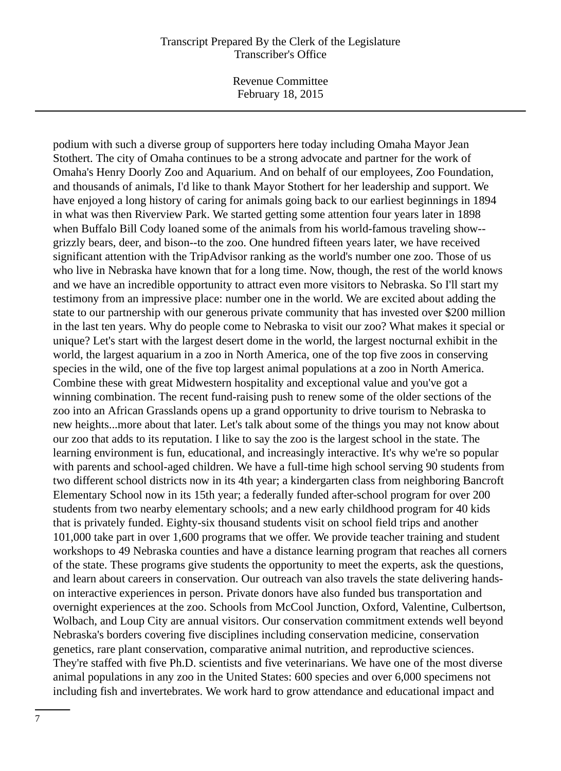podium with such a diverse group of supporters here today including Omaha Mayor Jean Stothert. The city of Omaha continues to be a strong advocate and partner for the work of Omaha's Henry Doorly Zoo and Aquarium. And on behalf of our employees, Zoo Foundation, and thousands of animals, I'd like to thank Mayor Stothert for her leadership and support. We have enjoyed a long history of caring for animals going back to our earliest beginnings in 1894 in what was then Riverview Park. We started getting some attention four years later in 1898 when Buffalo Bill Cody loaned some of the animals from his world-famous traveling show--grizzly bears, deer, and bison--to the zoo. One hundred fifteen years later, we have received significant attention with the TripAdvisor ranking as the world's number one zoo. Those of us who live in Nebraska have known that for a long time. Now, though, the rest of the world knows and we have an incredible opportunity to attract even more visitors to Nebraska. So I'll start my testimony from an impressive place: number one in the world. We are excited about adding the state to our partnership with our generous private community that has invested over $200 million in the last ten years. Why do people come to Nebraska to visit our zoo? What makes it special or unique? Let's start with the largest desert dome in the world, the largest nocturnal exhibit in the world, the largest aquarium in a zoo in North America, one of the top five zoos in conserving species in the wild, one of the five top largest animal populations at a zoo in North America. Combine these with great Midwestern hospitality and exceptional value and you've got a winning combination. The recent fund-raising push to renew some of the older sections of the zoo into an African Grasslands opens up a grand opportunity to drive tourism to Nebraska to new heights...more about that later. Let's talk about some of the things you may not know about our zoo that adds to its reputation. I like to say the zoo is the largest school in the state. The learning environment is fun, educational, and increasingly interactive. It's why we're so popular with parents and school-aged children. We have a full-time high school serving 90 students from two different school districts now in its 4th year; a kindergarten class from neighboring Bancroft Elementary School now in its 15th year; a federally funded after-school program for over 200 students from two nearby elementary schools; and a new early childhood program for 40 kids that is privately funded. Eighty-six thousand students visit on school field trips and another 101,000 take part in over 1,600 programs that we offer. We provide teacher training and student workshops to 49 Nebraska counties and have a distance learning program that reaches all corners of the state. These programs give students the opportunity to meet the experts, ask the questions, and learn about careers in conservation. Our outreach van also travels the state delivering hands-on interactive experiences in person. Private donors have also funded bus transportation and overnight experiences at the zoo. Schools from McCool Junction, Oxford, Valentine, Culbertson, Wolbach, and Loup City are annual visitors. Our conservation commitment extends well beyond Nebraska's borders covering five disciplines including conservation medicine, conservation genetics, rare plant conservation, comparative animal nutrition, and reproductive sciences. They're staffed with five Ph.D. scientists and five veterinarians. We have one of the most diverse animal populations in any zoo in the United States: 600 species and over 6,000 specimens not including fish and invertebrates. We work hard to grow attendance and educational impact and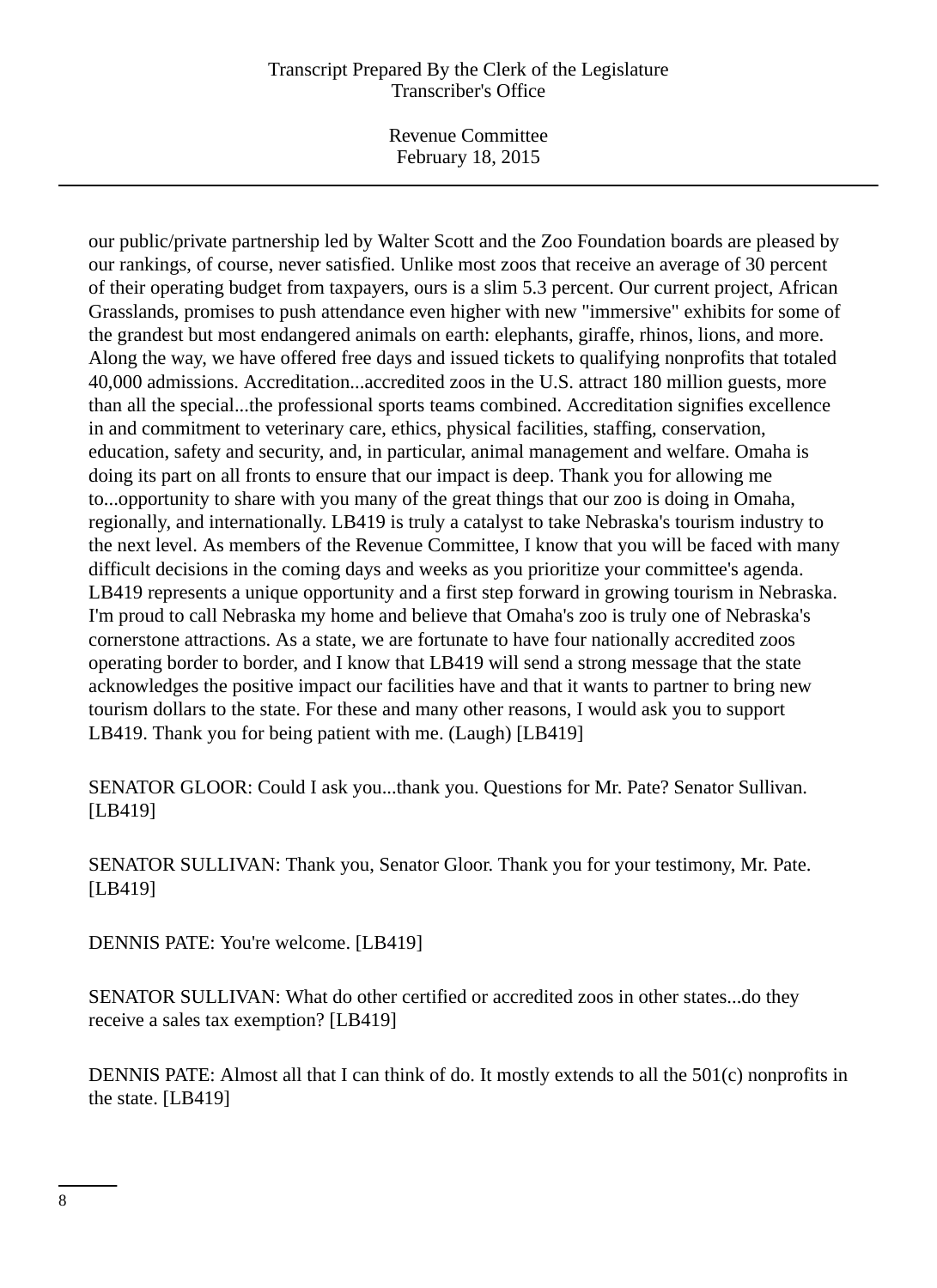our public/private partnership led by Walter Scott and the Zoo Foundation boards are pleased by our rankings, of course, never satisfied. Unlike most zoos that receive an average of 30 percent of their operating budget from taxpayers, ours is a slim 5.3 percent. Our current project, African Grasslands, promises to push attendance even higher with new "immersive" exhibits for some of the grandest but most endangered animals on earth: elephants, giraffe, rhinos, lions, and more. Along the way, we have offered free days and issued tickets to qualifying nonprofits that totaled 40,000 admissions. Accreditation...accredited zoos in the U.S. attract 180 million guests, more than all the special...the professional sports teams combined. Accreditation signifies excellence in and commitment to veterinary care, ethics, physical facilities, staffing, conservation, education, safety and security, and, in particular, animal management and welfare. Omaha is doing its part on all fronts to ensure that our impact is deep. Thank you for allowing me to...opportunity to share with you many of the great things that our zoo is doing in Omaha, regionally, and internationally. LB419 is truly a catalyst to take Nebraska's tourism industry to the next level. As members of the Revenue Committee, I know that you will be faced with many difficult decisions in the coming days and weeks as you prioritize your committee's agenda. LB419 represents a unique opportunity and a first step forward in growing tourism in Nebraska. I'm proud to call Nebraska my home and believe that Omaha's zoo is truly one of Nebraska's cornerstone attractions. As a state, we are fortunate to have four nationally accredited zoos operating border to border, and I know that LB419 will send a strong message that the state acknowledges the positive impact our facilities have and that it wants to partner to bring new tourism dollars to the state. For these and many other reasons, I would ask you to support LB419. Thank you for being patient with me. (Laugh) [LB419]

SENATOR GLOOR: Could I ask you...thank you. Questions for Mr. Pate? Senator Sullivan. [LB419]

SENATOR SULLIVAN: Thank you, Senator Gloor. Thank you for your testimony, Mr. Pate. [LB419]

DENNIS PATE: You're welcome. [LB419]

SENATOR SULLIVAN: What do other certified or accredited zoos in other states...do they receive a sales tax exemption? [LB419]

DENNIS PATE: Almost all that I can think of do. It mostly extends to all the 501(c) nonprofits in the state. [LB419]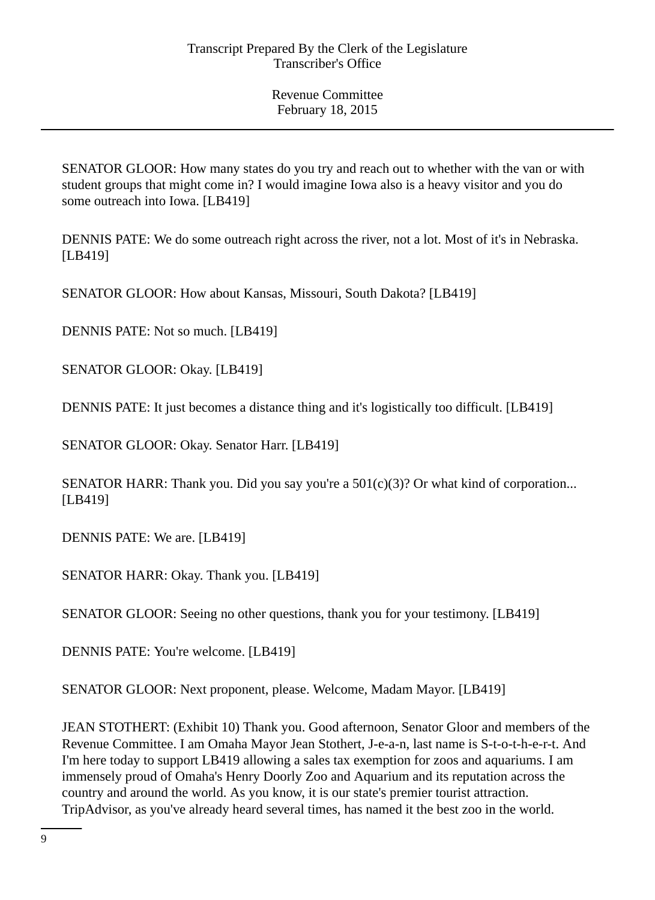SENATOR GLOOR: How many states do you try and reach out to whether with the van or with student groups that might come in? I would imagine Iowa also is a heavy visitor and you do some outreach into Iowa. [LB419]

DENNIS PATE: We do some outreach right across the river, not a lot. Most of it's in Nebraska. [LB419]

SENATOR GLOOR: How about Kansas, Missouri, South Dakota? [LB419]

DENNIS PATE: Not so much. [LB419]

SENATOR GLOOR: Okay. [LB419]

DENNIS PATE: It just becomes a distance thing and it's logistically too difficult. [LB419]

SENATOR GLOOR: Okay. Senator Harr. [LB419]

SENATOR HARR: Thank you. Did you say you're a 501(c)(3)? Or what kind of corporation... [LB419]

DENNIS PATE: We are. [LB419]

SENATOR HARR: Okay. Thank you. [LB419]

SENATOR GLOOR: Seeing no other questions, thank you for your testimony. [LB419]

DENNIS PATE: You're welcome. [LB419]

SENATOR GLOOR: Next proponent, please. Welcome, Madam Mayor. [LB419]

JEAN STOTHERT: (Exhibit 10) Thank you. Good afternoon, Senator Gloor and members of the Revenue Committee. I am Omaha Mayor Jean Stothert, J-e-a-n, last name is S-t-o-t-h-e-r-t. And I'm here today to support LB419 allowing a sales tax exemption for zoos and aquariums. I am immensely proud of Omaha's Henry Doorly Zoo and Aquarium and its reputation across the country and around the world. As you know, it is our state's premier tourist attraction. TripAdvisor, as you've already heard several times, has named it the best zoo in the world.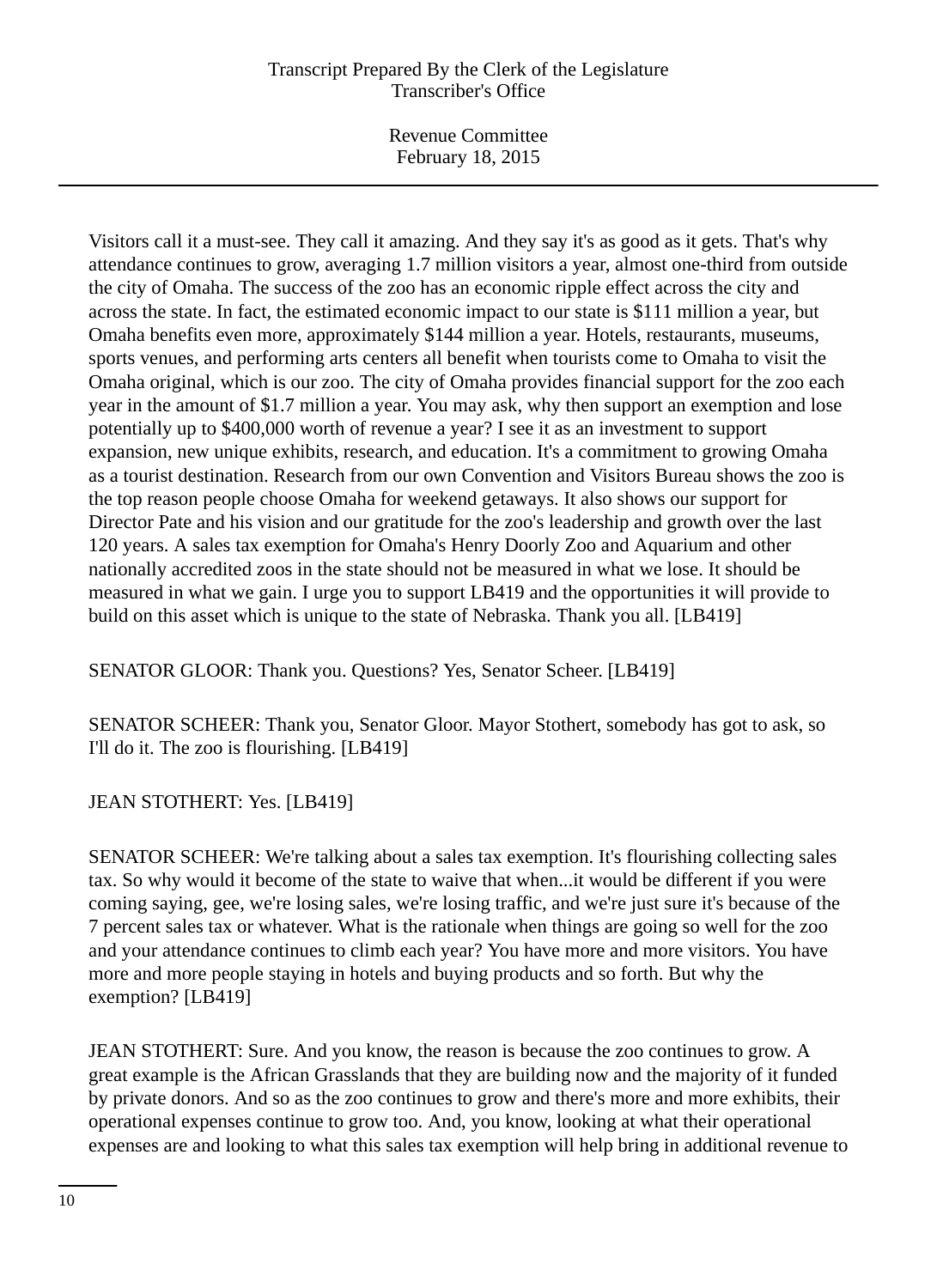Visitors call it a must-see. They call it amazing. And they say it's as good as it gets. That's why attendance continues to grow, averaging 1.7 million visitors a year, almost one-third from outside the city of Omaha. The success of the zoo has an economic ripple effect across the city and across the state. In fact, the estimated economic impact to our state is $111 million a year, but Omaha benefits even more, approximately $144 million a year. Hotels, restaurants, museums, sports venues, and performing arts centers all benefit when tourists come to Omaha to visit the Omaha original, which is our zoo. The city of Omaha provides financial support for the zoo each year in the amount of $1.7 million a year. You may ask, why then support an exemption and lose potentially up to $400,000 worth of revenue a year? I see it as an investment to support expansion, new unique exhibits, research, and education. It's a commitment to growing Omaha as a tourist destination. Research from our own Convention and Visitors Bureau shows the zoo is the top reason people choose Omaha for weekend getaways. It also shows our support for Director Pate and his vision and our gratitude for the zoo's leadership and growth over the last 120 years. A sales tax exemption for Omaha's Henry Doorly Zoo and Aquarium and other nationally accredited zoos in the state should not be measured in what we lose. It should be measured in what we gain. I urge you to support LB419 and the opportunities it will provide to build on this asset which is unique to the state of Nebraska. Thank you all. [LB419]

SENATOR GLOOR: Thank you. Questions? Yes, Senator Scheer. [LB419]

SENATOR SCHEER: Thank you, Senator Gloor. Mayor Stothert, somebody has got to ask, so I'll do it. The zoo is flourishing. [LB419]

JEAN STOTHERT: Yes. [LB419]

SENATOR SCHEER: We're talking about a sales tax exemption. It's flourishing collecting sales tax. So why would it become of the state to waive that when...it would be different if you were coming saying, gee, we're losing sales, we're losing traffic, and we're just sure it's because of the 7 percent sales tax or whatever. What is the rationale when things are going so well for the zoo and your attendance continues to climb each year? You have more and more visitors. You have more and more people staying in hotels and buying products and so forth. But why the exemption? [LB419]

JEAN STOTHERT: Sure. And you know, the reason is because the zoo continues to grow. A great example is the African Grasslands that they are building now and the majority of it funded by private donors. And so as the zoo continues to grow and there's more and more exhibits, their operational expenses continue to grow too. And, you know, looking at what their operational expenses are and looking to what this sales tax exemption will help bring in additional revenue to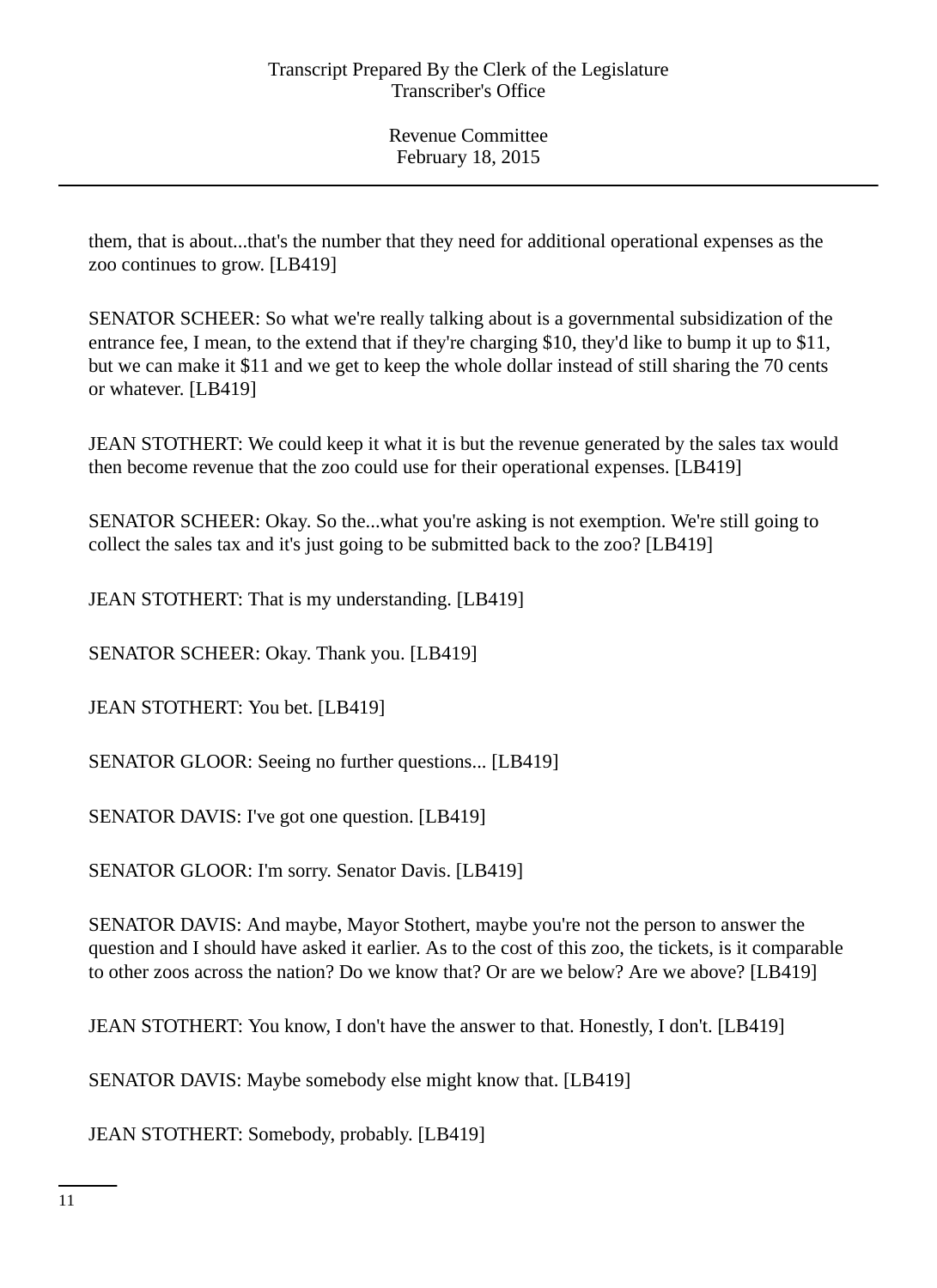them, that is about...that's the number that they need for additional operational expenses as the zoo continues to grow. [LB419]

SENATOR SCHEER: So what we're really talking about is a governmental subsidization of the entrance fee, I mean, to the extend that if they're charging $10, they'd like to bump it up to $11, but we can make it $11 and we get to keep the whole dollar instead of still sharing the 70 cents or whatever. [LB419]

JEAN STOTHERT: We could keep it what it is but the revenue generated by the sales tax would then become revenue that the zoo could use for their operational expenses. [LB419]

SENATOR SCHEER: Okay. So the...what you're asking is not exemption. We're still going to collect the sales tax and it's just going to be submitted back to the zoo? [LB419]

JEAN STOTHERT: That is my understanding. [LB419]

SENATOR SCHEER: Okay. Thank you. [LB419]

JEAN STOTHERT: You bet. [LB419]

SENATOR GLOOR: Seeing no further questions... [LB419]

SENATOR DAVIS: I've got one question. [LB419]

SENATOR GLOOR: I'm sorry. Senator Davis. [LB419]

SENATOR DAVIS: And maybe, Mayor Stothert, maybe you're not the person to answer the question and I should have asked it earlier. As to the cost of this zoo, the tickets, is it comparable to other zoos across the nation? Do we know that? Or are we below? Are we above? [LB419]

JEAN STOTHERT: You know, I don't have the answer to that. Honestly, I don't. [LB419]

SENATOR DAVIS: Maybe somebody else might know that. [LB419]

JEAN STOTHERT: Somebody, probably. [LB419]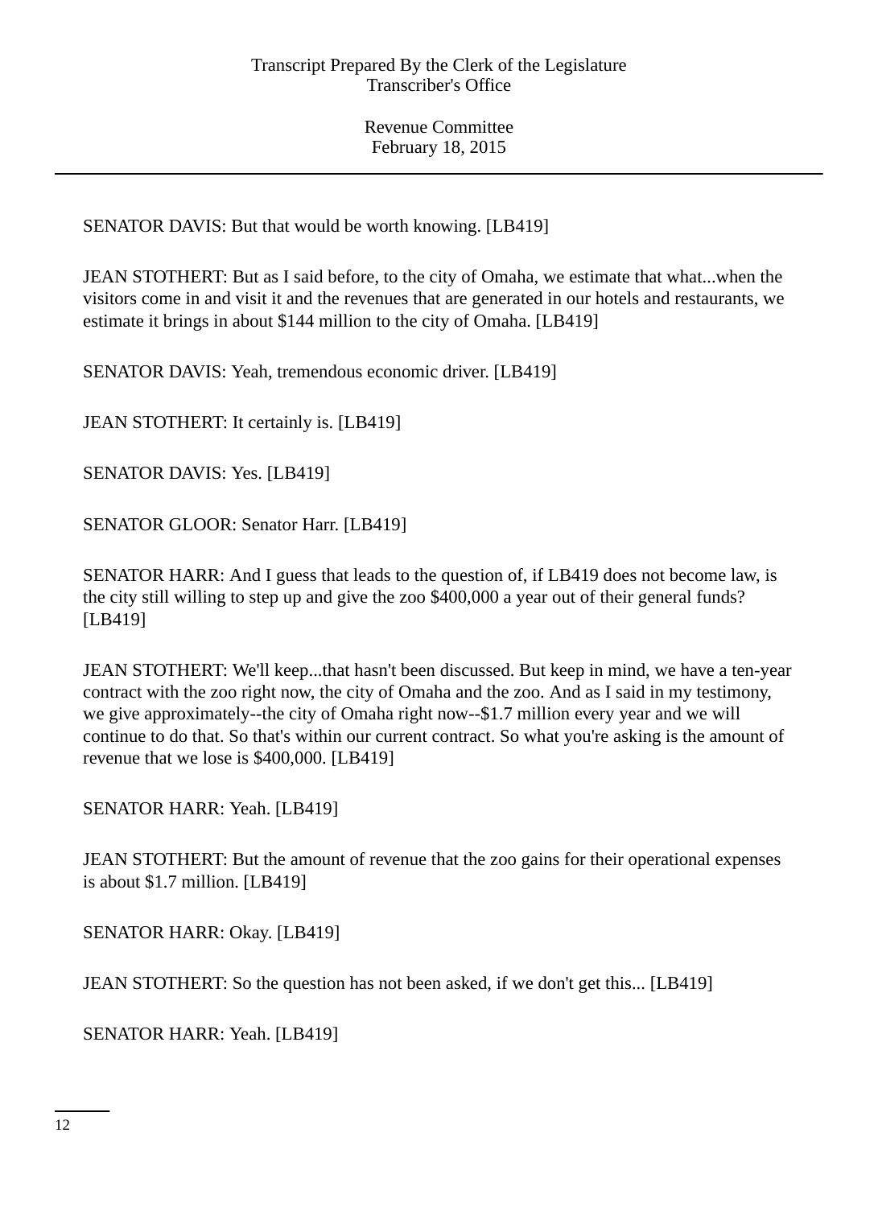SENATOR DAVIS: But that would be worth knowing. [LB419]

JEAN STOTHERT: But as I said before, to the city of Omaha, we estimate that what...when the visitors come in and visit it and the revenues that are generated in our hotels and restaurants, we estimate it brings in about $144 million to the city of Omaha. [LB419]

SENATOR DAVIS: Yeah, tremendous economic driver. [LB419]

JEAN STOTHERT: It certainly is. [LB419]

SENATOR DAVIS: Yes. [LB419]

SENATOR GLOOR: Senator Harr. [LB419]

SENATOR HARR: And I guess that leads to the question of, if LB419 does not become law, is the city still willing to step up and give the zoo $400,000 a year out of their general funds? [LB419]

JEAN STOTHERT: We'll keep...that hasn't been discussed. But keep in mind, we have a ten-year contract with the zoo right now, the city of Omaha and the zoo. And as I said in my testimony, we give approximately--the city of Omaha right now--$1.7 million every year and we will continue to do that. So that's within our current contract. So what you're asking is the amount of revenue that we lose is $400,000. [LB419]

SENATOR HARR: Yeah. [LB419]

JEAN STOTHERT: But the amount of revenue that the zoo gains for their operational expenses is about $1.7 million. [LB419]

SENATOR HARR: Okay. [LB419]

JEAN STOTHERT: So the question has not been asked, if we don't get this... [LB419]

SENATOR HARR: Yeah. [LB419]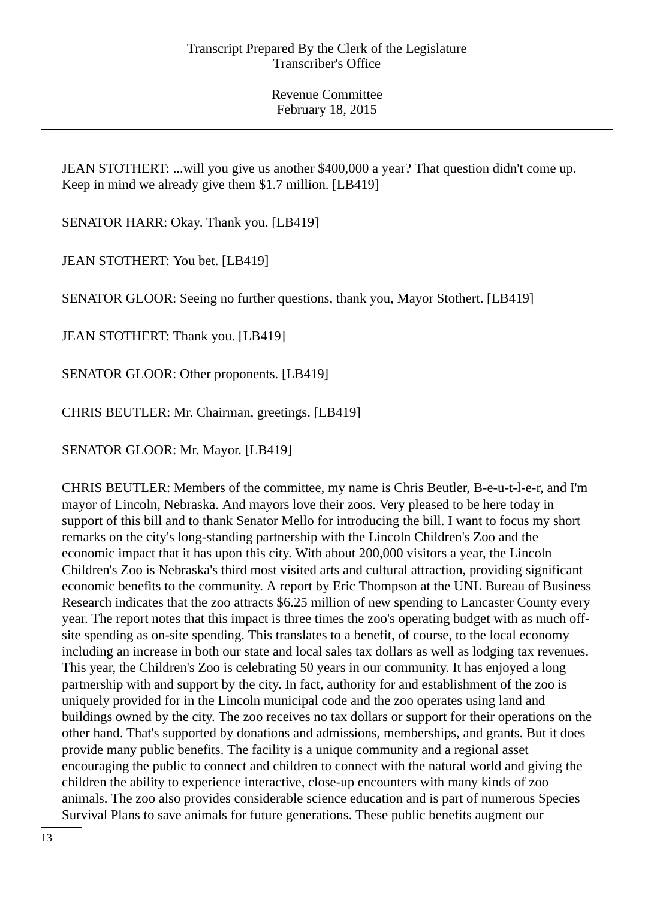JEAN STOTHERT: ...will you give us another $400,000 a year? That question didn't come up. Keep in mind we already give them $1.7 million. [LB419]

SENATOR HARR: Okay. Thank you. [LB419]

JEAN STOTHERT: You bet. [LB419]

SENATOR GLOOR: Seeing no further questions, thank you, Mayor Stothert. [LB419]

JEAN STOTHERT: Thank you. [LB419]

SENATOR GLOOR: Other proponents. [LB419]

CHRIS BEUTLER: Mr. Chairman, greetings. [LB419]

SENATOR GLOOR: Mr. Mayor. [LB419]

CHRIS BEUTLER: Members of the committee, my name is Chris Beutler, B-e-u-t-l-e-r, and I'm mayor of Lincoln, Nebraska. And mayors love their zoos. Very pleased to be here today in support of this bill and to thank Senator Mello for introducing the bill. I want to focus my short remarks on the city's long-standing partnership with the Lincoln Children's Zoo and the economic impact that it has upon this city. With about 200,000 visitors a year, the Lincoln Children's Zoo is Nebraska's third most visited arts and cultural attraction, providing significant economic benefits to the community. A report by Eric Thompson at the UNL Bureau of Business Research indicates that the zoo attracts $6.25 million of new spending to Lancaster County every year. The report notes that this impact is three times the zoo's operating budget with as much off-site spending as on-site spending. This translates to a benefit, of course, to the local economy including an increase in both our state and local sales tax dollars as well as lodging tax revenues. This year, the Children's Zoo is celebrating 50 years in our community. It has enjoyed a long partnership with and support by the city. In fact, authority for and establishment of the zoo is uniquely provided for in the Lincoln municipal code and the zoo operates using land and buildings owned by the city. The zoo receives no tax dollars or support for their operations on the other hand. That's supported by donations and admissions, memberships, and grants. But it does provide many public benefits. The facility is a unique community and a regional asset encouraging the public to connect and children to connect with the natural world and giving the children the ability to experience interactive, close-up encounters with many kinds of zoo animals. The zoo also provides considerable science education and is part of numerous Species Survival Plans to save animals for future generations. These public benefits augment our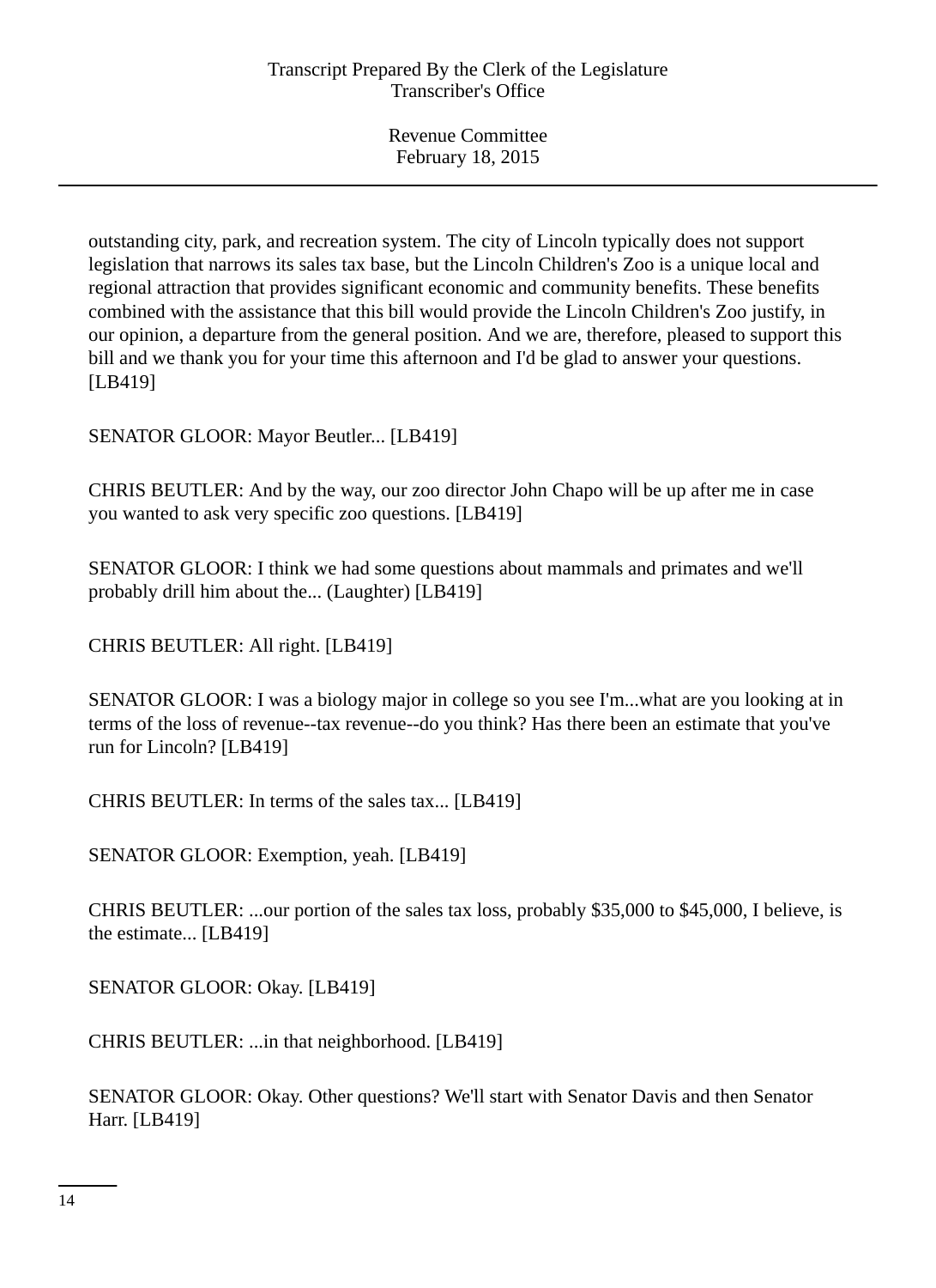outstanding city, park, and recreation system. The city of Lincoln typically does not support legislation that narrows its sales tax base, but the Lincoln Children's Zoo is a unique local and regional attraction that provides significant economic and community benefits. These benefits combined with the assistance that this bill would provide the Lincoln Children's Zoo justify, in our opinion, a departure from the general position. And we are, therefore, pleased to support this bill and we thank you for your time this afternoon and I'd be glad to answer your questions. [LB419]

SENATOR GLOOR: Mayor Beutler... [LB419]

CHRIS BEUTLER: And by the way, our zoo director John Chapo will be up after me in case you wanted to ask very specific zoo questions. [LB419]

SENATOR GLOOR: I think we had some questions about mammals and primates and we'll probably drill him about the... (Laughter) [LB419]

CHRIS BEUTLER: All right. [LB419]

SENATOR GLOOR: I was a biology major in college so you see I'm...what are you looking at in terms of the loss of revenue--tax revenue--do you think? Has there been an estimate that you've run for Lincoln? [LB419]

CHRIS BEUTLER: In terms of the sales tax... [LB419]

SENATOR GLOOR: Exemption, yeah. [LB419]

CHRIS BEUTLER: ...our portion of the sales tax loss, probably $35,000 to $45,000, I believe, is the estimate... [LB419]

SENATOR GLOOR: Okay. [LB419]

CHRIS BEUTLER: ...in that neighborhood. [LB419]

SENATOR GLOOR: Okay. Other questions? We'll start with Senator Davis and then Senator Harr. [LB419]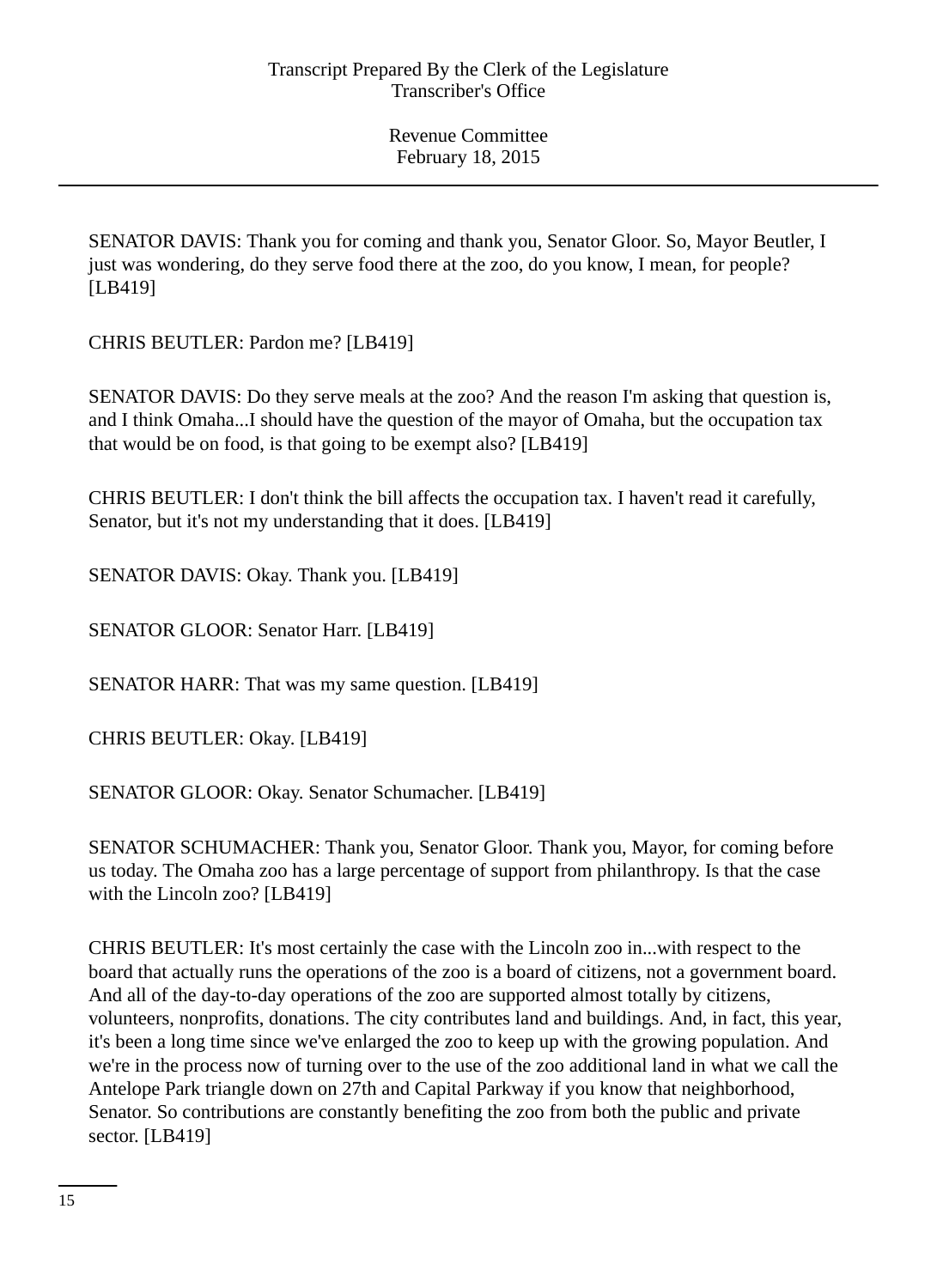SENATOR DAVIS: Thank you for coming and thank you, Senator Gloor. So, Mayor Beutler, I just was wondering, do they serve food there at the zoo, do you know, I mean, for people? [LB419]

CHRIS BEUTLER: Pardon me? [LB419]

SENATOR DAVIS: Do they serve meals at the zoo? And the reason I'm asking that question is, and I think Omaha...I should have the question of the mayor of Omaha, but the occupation tax that would be on food, is that going to be exempt also? [LB419]

CHRIS BEUTLER: I don't think the bill affects the occupation tax. I haven't read it carefully, Senator, but it's not my understanding that it does. [LB419]

SENATOR DAVIS: Okay. Thank you. [LB419]

SENATOR GLOOR: Senator Harr. [LB419]

SENATOR HARR: That was my same question. [LB419]

CHRIS BEUTLER: Okay. [LB419]

SENATOR GLOOR: Okay. Senator Schumacher. [LB419]

SENATOR SCHUMACHER: Thank you, Senator Gloor. Thank you, Mayor, for coming before us today. The Omaha zoo has a large percentage of support from philanthropy. Is that the case with the Lincoln zoo? [LB419]

CHRIS BEUTLER: It's most certainly the case with the Lincoln zoo in...with respect to the board that actually runs the operations of the zoo is a board of citizens, not a government board. And all of the day-to-day operations of the zoo are supported almost totally by citizens, volunteers, nonprofits, donations. The city contributes land and buildings. And, in fact, this year, it's been a long time since we've enlarged the zoo to keep up with the growing population. And we're in the process now of turning over to the use of the zoo additional land in what we call the Antelope Park triangle down on 27th and Capital Parkway if you know that neighborhood, Senator. So contributions are constantly benefiting the zoo from both the public and private sector. [LB419]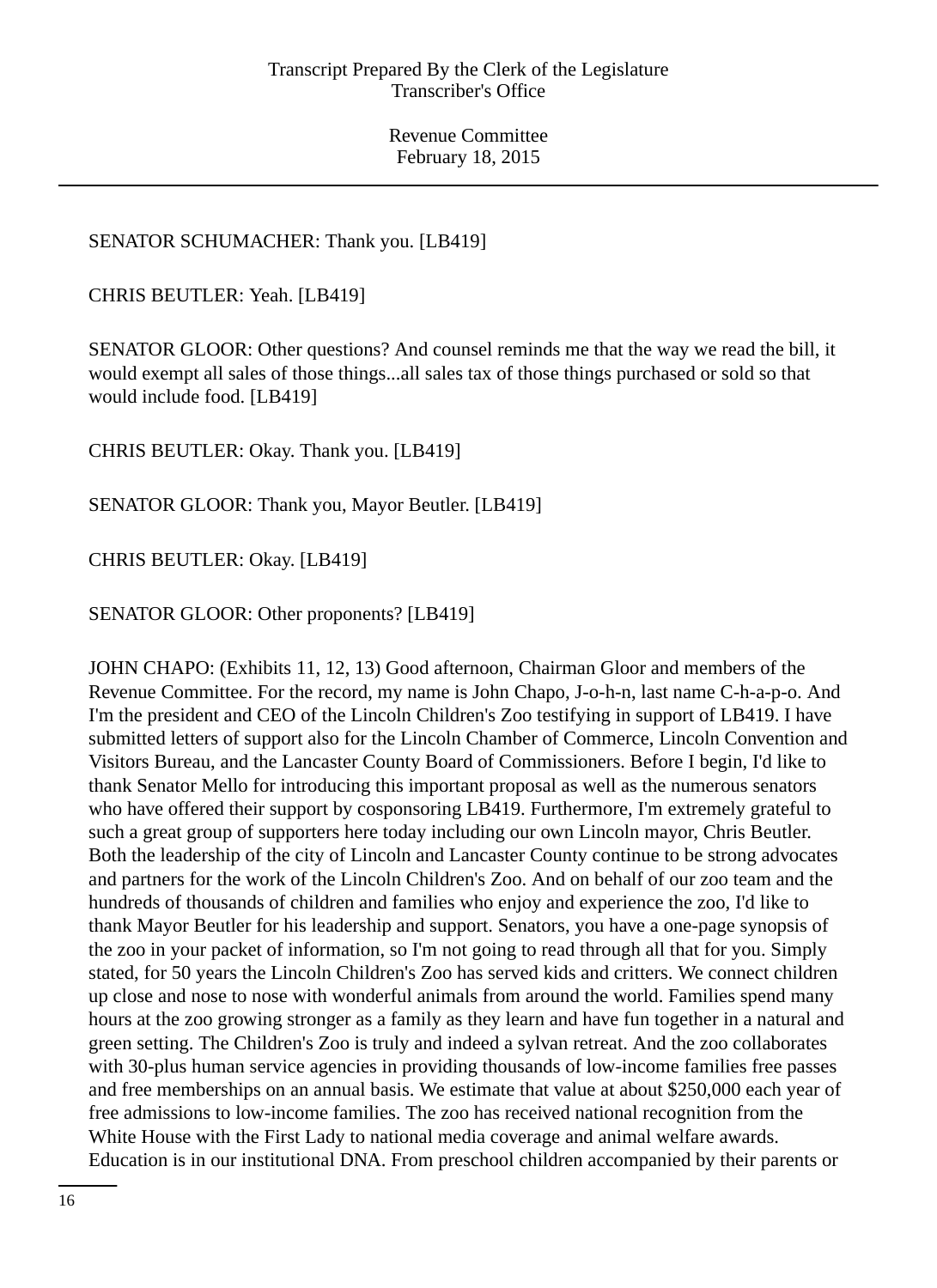SENATOR SCHUMACHER: Thank you. [LB419]

CHRIS BEUTLER: Yeah. [LB419]

SENATOR GLOOR: Other questions? And counsel reminds me that the way we read the bill, it would exempt all sales of those things...all sales tax of those things purchased or sold so that would include food. [LB419]

CHRIS BEUTLER: Okay. Thank you. [LB419]

SENATOR GLOOR: Thank you, Mayor Beutler. [LB419]

CHRIS BEUTLER: Okay. [LB419]

SENATOR GLOOR: Other proponents? [LB419]

JOHN CHAPO: (Exhibits 11, 12, 13) Good afternoon, Chairman Gloor and members of the Revenue Committee. For the record, my name is John Chapo, J-o-h-n, last name C-h-a-p-o. And I'm the president and CEO of the Lincoln Children's Zoo testifying in support of LB419. I have submitted letters of support also for the Lincoln Chamber of Commerce, Lincoln Convention and Visitors Bureau, and the Lancaster County Board of Commissioners. Before I begin, I'd like to thank Senator Mello for introducing this important proposal as well as the numerous senators who have offered their support by cosponsoring LB419. Furthermore, I'm extremely grateful to such a great group of supporters here today including our own Lincoln mayor, Chris Beutler. Both the leadership of the city of Lincoln and Lancaster County continue to be strong advocates and partners for the work of the Lincoln Children's Zoo. And on behalf of our zoo team and the hundreds of thousands of children and families who enjoy and experience the zoo, I'd like to thank Mayor Beutler for his leadership and support. Senators, you have a one-page synopsis of the zoo in your packet of information, so I'm not going to read through all that for you. Simply stated, for 50 years the Lincoln Children's Zoo has served kids and critters. We connect children up close and nose to nose with wonderful animals from around the world. Families spend many hours at the zoo growing stronger as a family as they learn and have fun together in a natural and green setting. The Children's Zoo is truly and indeed a sylvan retreat. And the zoo collaborates with 30-plus human service agencies in providing thousands of low-income families free passes and free memberships on an annual basis. We estimate that value at about $250,000 each year of free admissions to low-income families. The zoo has received national recognition from the White House with the First Lady to national media coverage and animal welfare awards. Education is in our institutional DNA. From preschool children accompanied by their parents or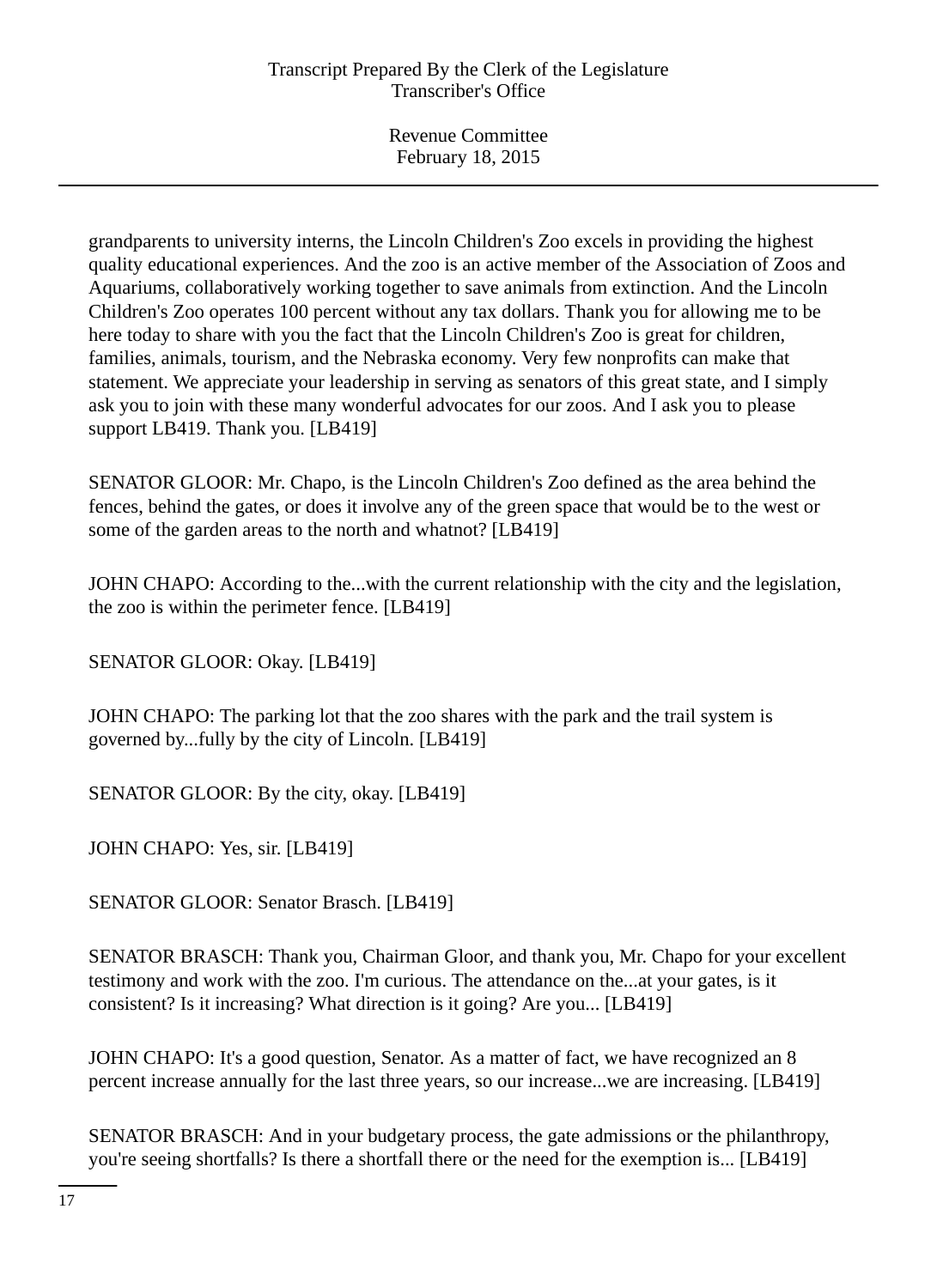grandparents to university interns, the Lincoln Children's Zoo excels in providing the highest quality educational experiences. And the zoo is an active member of the Association of Zoos and Aquariums, collaboratively working together to save animals from extinction. And the Lincoln Children's Zoo operates 100 percent without any tax dollars. Thank you for allowing me to be here today to share with you the fact that the Lincoln Children's Zoo is great for children, families, animals, tourism, and the Nebraska economy. Very few nonprofits can make that statement. We appreciate your leadership in serving as senators of this great state, and I simply ask you to join with these many wonderful advocates for our zoos. And I ask you to please support LB419. Thank you. [LB419]

SENATOR GLOOR: Mr. Chapo, is the Lincoln Children's Zoo defined as the area behind the fences, behind the gates, or does it involve any of the green space that would be to the west or some of the garden areas to the north and whatnot? [LB419]

JOHN CHAPO: According to the...with the current relationship with the city and the legislation, the zoo is within the perimeter fence. [LB419]

SENATOR GLOOR: Okay. [LB419]

JOHN CHAPO: The parking lot that the zoo shares with the park and the trail system is governed by...fully by the city of Lincoln. [LB419]

SENATOR GLOOR: By the city, okay. [LB419]

JOHN CHAPO: Yes, sir. [LB419]

SENATOR GLOOR: Senator Brasch. [LB419]

SENATOR BRASCH: Thank you, Chairman Gloor, and thank you, Mr. Chapo for your excellent testimony and work with the zoo. I'm curious. The attendance on the...at your gates, is it consistent? Is it increasing? What direction is it going? Are you... [LB419]

JOHN CHAPO: It's a good question, Senator. As a matter of fact, we have recognized an 8 percent increase annually for the last three years, so our increase...we are increasing. [LB419]

SENATOR BRASCH: And in your budgetary process, the gate admissions or the philanthropy, you're seeing shortfalls? Is there a shortfall there or the need for the exemption is... [LB419]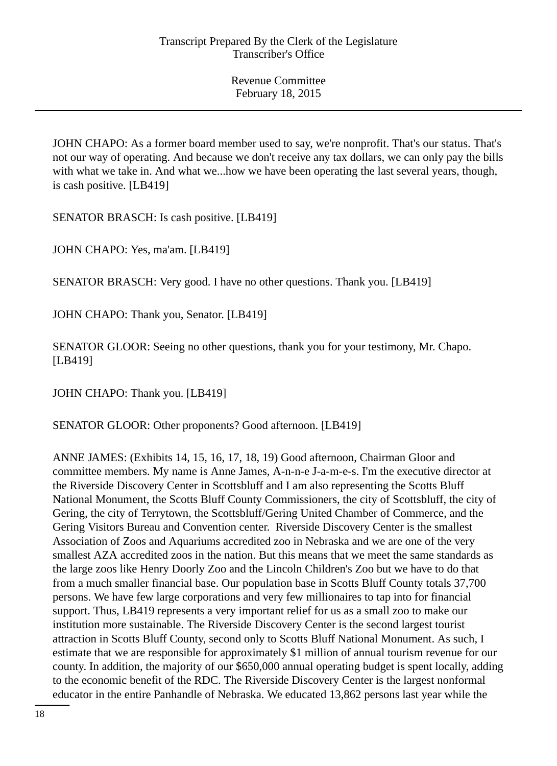JOHN CHAPO: As a former board member used to say, we're nonprofit. That's our status. That's not our way of operating. And because we don't receive any tax dollars, we can only pay the bills with what we take in. And what we...how we have been operating the last several years, though, is cash positive. [LB419]

SENATOR BRASCH: Is cash positive. [LB419]

JOHN CHAPO: Yes, ma'am. [LB419]

SENATOR BRASCH: Very good. I have no other questions. Thank you. [LB419]

JOHN CHAPO: Thank you, Senator. [LB419]

SENATOR GLOOR: Seeing no other questions, thank you for your testimony, Mr. Chapo. [LB419]

JOHN CHAPO: Thank you. [LB419]

SENATOR GLOOR: Other proponents? Good afternoon. [LB419]

ANNE JAMES: (Exhibits 14, 15, 16, 17, 18, 19) Good afternoon, Chairman Gloor and committee members. My name is Anne James, A-n-n-e J-a-m-e-s. I'm the executive director at the Riverside Discovery Center in Scottsbluff and I am also representing the Scotts Bluff National Monument, the Scotts Bluff County Commissioners, the city of Scottsbluff, the city of Gering, the city of Terrytown, the Scottsbluff/Gering United Chamber of Commerce, and the Gering Visitors Bureau and Convention center. Riverside Discovery Center is the smallest Association of Zoos and Aquariums accredited zoo in Nebraska and we are one of the very smallest AZA accredited zoos in the nation. But this means that we meet the same standards as the large zoos like Henry Doorly Zoo and the Lincoln Children's Zoo but we have to do that from a much smaller financial base. Our population base in Scotts Bluff County totals 37,700 persons. We have few large corporations and very few millionaires to tap into for financial support. Thus, LB419 represents a very important relief for us as a small zoo to make our institution more sustainable. The Riverside Discovery Center is the second largest tourist attraction in Scotts Bluff County, second only to Scotts Bluff National Monument. As such, I estimate that we are responsible for approximately $1 million of annual tourism revenue for our county. In addition, the majority of our $650,000 annual operating budget is spent locally, adding to the economic benefit of the RDC. The Riverside Discovery Center is the largest nonformal educator in the entire Panhandle of Nebraska. We educated 13,862 persons last year while the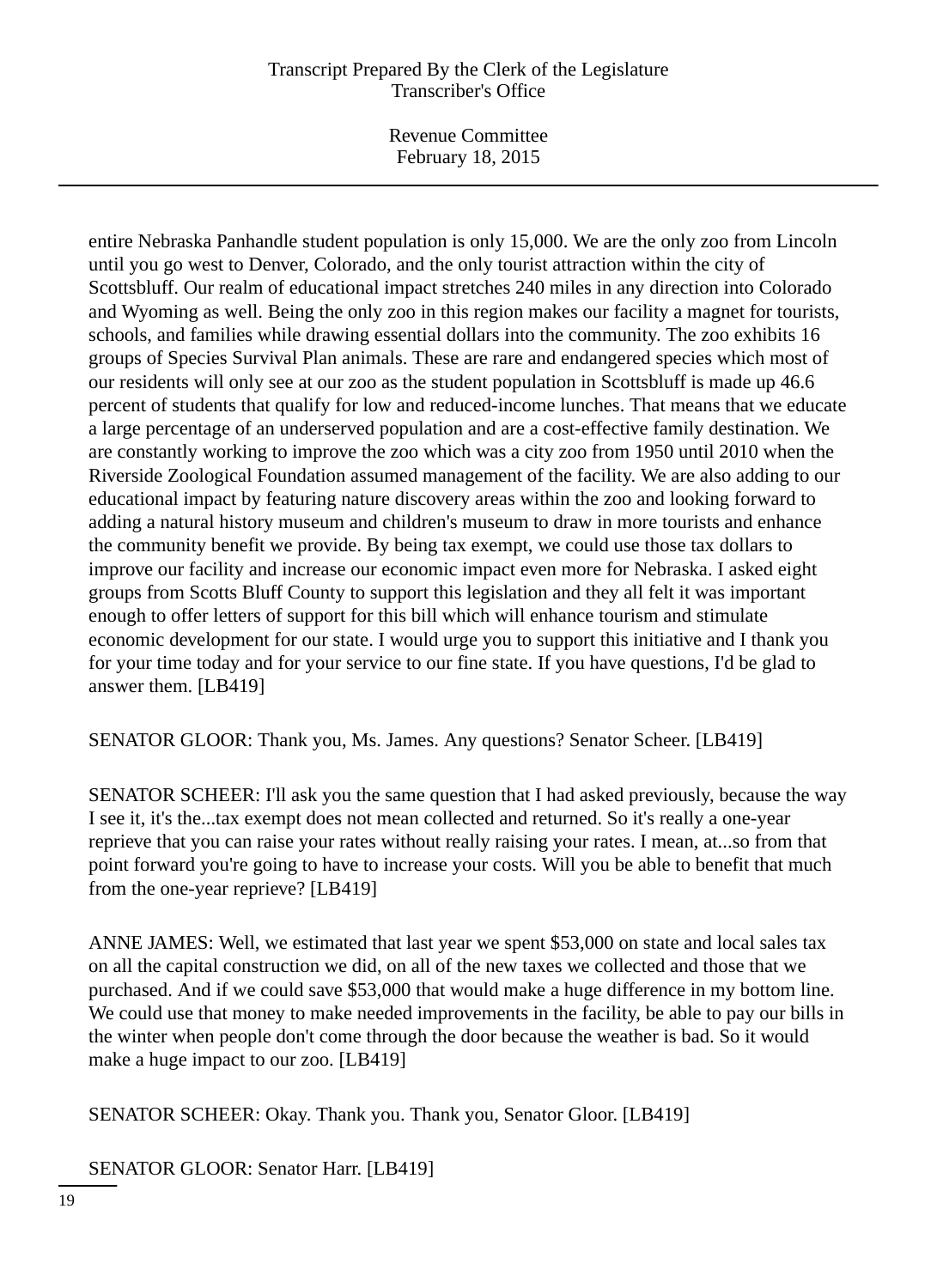entire Nebraska Panhandle student population is only 15,000. We are the only zoo from Lincoln until you go west to Denver, Colorado, and the only tourist attraction within the city of Scottsbluff. Our realm of educational impact stretches 240 miles in any direction into Colorado and Wyoming as well. Being the only zoo in this region makes our facility a magnet for tourists, schools, and families while drawing essential dollars into the community. The zoo exhibits 16 groups of Species Survival Plan animals. These are rare and endangered species which most of our residents will only see at our zoo as the student population in Scottsbluff is made up 46.6 percent of students that qualify for low and reduced-income lunches. That means that we educate a large percentage of an underserved population and are a cost-effective family destination. We are constantly working to improve the zoo which was a city zoo from 1950 until 2010 when the Riverside Zoological Foundation assumed management of the facility. We are also adding to our educational impact by featuring nature discovery areas within the zoo and looking forward to adding a natural history museum and children's museum to draw in more tourists and enhance the community benefit we provide. By being tax exempt, we could use those tax dollars to improve our facility and increase our economic impact even more for Nebraska. I asked eight groups from Scotts Bluff County to support this legislation and they all felt it was important enough to offer letters of support for this bill which will enhance tourism and stimulate economic development for our state. I would urge you to support this initiative and I thank you for your time today and for your service to our fine state. If you have questions, I'd be glad to answer them. [LB419]

SENATOR GLOOR: Thank you, Ms. James. Any questions? Senator Scheer. [LB419]

SENATOR SCHEER: I'll ask you the same question that I had asked previously, because the way I see it, it's the...tax exempt does not mean collected and returned. So it's really a one-year reprieve that you can raise your rates without really raising your rates. I mean, at...so from that point forward you're going to have to increase your costs. Will you be able to benefit that much from the one-year reprieve? [LB419]

ANNE JAMES: Well, we estimated that last year we spent $53,000 on state and local sales tax on all the capital construction we did, on all of the new taxes we collected and those that we purchased. And if we could save $53,000 that would make a huge difference in my bottom line. We could use that money to make needed improvements in the facility, be able to pay our bills in the winter when people don't come through the door because the weather is bad. So it would make a huge impact to our zoo. [LB419]

SENATOR SCHEER: Okay. Thank you. Thank you, Senator Gloor. [LB419]

SENATOR GLOOR: Senator Harr. [LB419]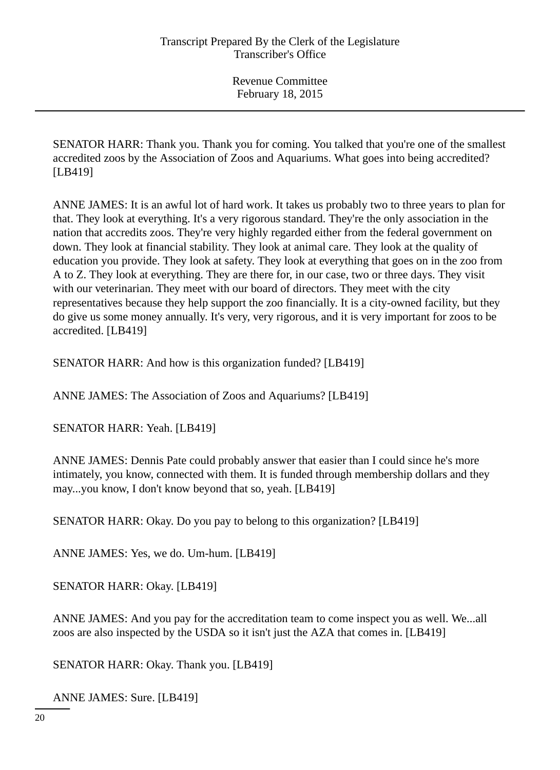SENATOR HARR: Thank you. Thank you for coming. You talked that you're one of the smallest accredited zoos by the Association of Zoos and Aquariums. What goes into being accredited? [LB419]

ANNE JAMES: It is an awful lot of hard work. It takes us probably two to three years to plan for that. They look at everything. It's a very rigorous standard. They're the only association in the nation that accredits zoos. They're very highly regarded either from the federal government on down. They look at financial stability. They look at animal care. They look at the quality of education you provide. They look at safety. They look at everything that goes on in the zoo from A to Z. They look at everything. They are there for, in our case, two or three days. They visit with our veterinarian. They meet with our board of directors. They meet with the city representatives because they help support the zoo financially. It is a city-owned facility, but they do give us some money annually. It's very, very rigorous, and it is very important for zoos to be accredited. [LB419]

SENATOR HARR: And how is this organization funded? [LB419]

ANNE JAMES: The Association of Zoos and Aquariums? [LB419]

SENATOR HARR: Yeah. [LB419]

ANNE JAMES: Dennis Pate could probably answer that easier than I could since he's more intimately, you know, connected with them. It is funded through membership dollars and they may...you know, I don't know beyond that so, yeah. [LB419]

SENATOR HARR: Okay. Do you pay to belong to this organization? [LB419]

ANNE JAMES: Yes, we do. Um-hum. [LB419]

SENATOR HARR: Okay. [LB419]

ANNE JAMES: And you pay for the accreditation team to come inspect you as well. We...all zoos are also inspected by the USDA so it isn't just the AZA that comes in. [LB419]

SENATOR HARR: Okay. Thank you. [LB419]

ANNE JAMES: Sure. [LB419]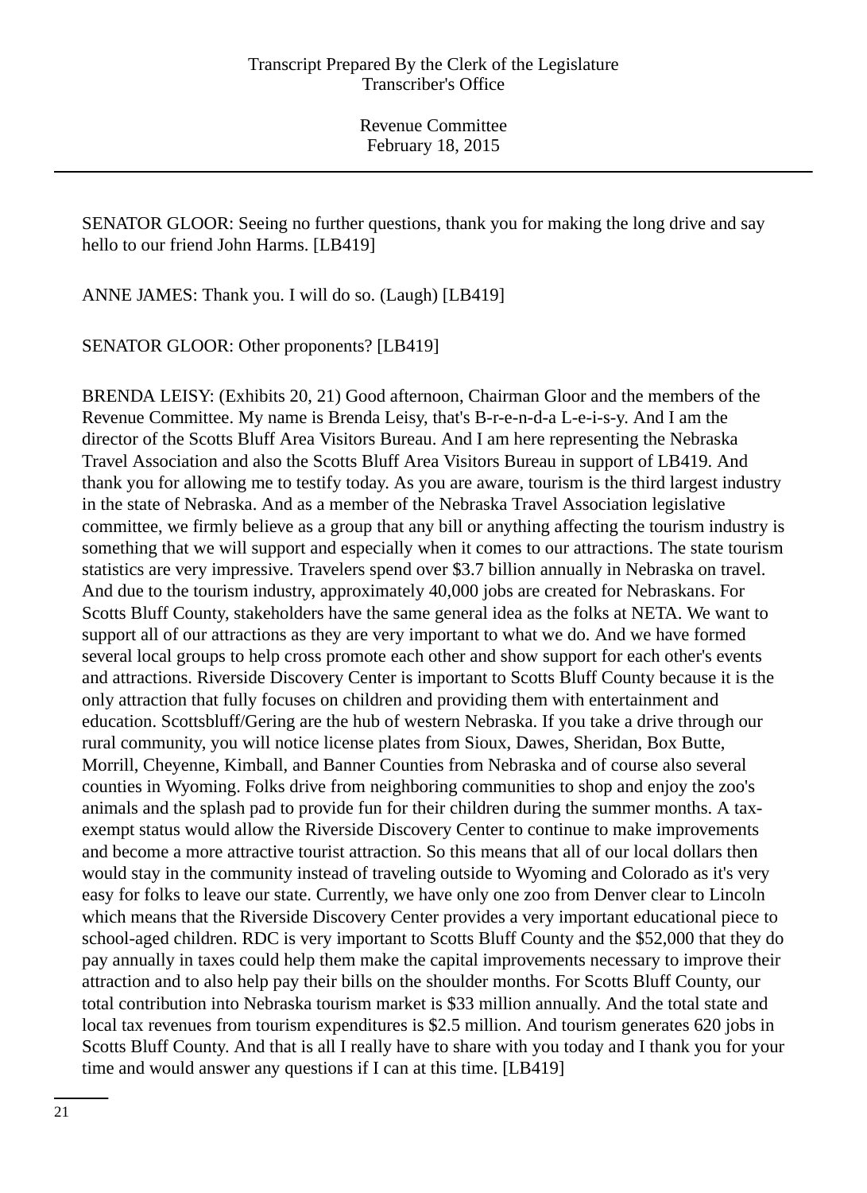SENATOR GLOOR: Seeing no further questions, thank you for making the long drive and say hello to our friend John Harms. [LB419]

ANNE JAMES: Thank you. I will do so. (Laugh) [LB419]

SENATOR GLOOR: Other proponents? [LB419]

BRENDA LEISY: (Exhibits 20, 21) Good afternoon, Chairman Gloor and the members of the Revenue Committee. My name is Brenda Leisy, that's B-r-e-n-d-a L-e-i-s-y. And I am the director of the Scotts Bluff Area Visitors Bureau. And I am here representing the Nebraska Travel Association and also the Scotts Bluff Area Visitors Bureau in support of LB419. And thank you for allowing me to testify today. As you are aware, tourism is the third largest industry in the state of Nebraska. And as a member of the Nebraska Travel Association legislative committee, we firmly believe as a group that any bill or anything affecting the tourism industry is something that we will support and especially when it comes to our attractions. The state tourism statistics are very impressive. Travelers spend over $3.7 billion annually in Nebraska on travel. And due to the tourism industry, approximately 40,000 jobs are created for Nebraskans. For Scotts Bluff County, stakeholders have the same general idea as the folks at NETA. We want to support all of our attractions as they are very important to what we do. And we have formed several local groups to help cross promote each other and show support for each other's events and attractions. Riverside Discovery Center is important to Scotts Bluff County because it is the only attraction that fully focuses on children and providing them with entertainment and education. Scottsbluff/Gering are the hub of western Nebraska. If you take a drive through our rural community, you will notice license plates from Sioux, Dawes, Sheridan, Box Butte, Morrill, Cheyenne, Kimball, and Banner Counties from Nebraska and of course also several counties in Wyoming. Folks drive from neighboring communities to shop and enjoy the zoo's animals and the splash pad to provide fun for their children during the summer months. A tax-exempt status would allow the Riverside Discovery Center to continue to make improvements and become a more attractive tourist attraction. So this means that all of our local dollars then would stay in the community instead of traveling outside to Wyoming and Colorado as it's very easy for folks to leave our state. Currently, we have only one zoo from Denver clear to Lincoln which means that the Riverside Discovery Center provides a very important educational piece to school-aged children. RDC is very important to Scotts Bluff County and the $52,000 that they do pay annually in taxes could help them make the capital improvements necessary to improve their attraction and to also help pay their bills on the shoulder months. For Scotts Bluff County, our total contribution into Nebraska tourism market is $33 million annually. And the total state and local tax revenues from tourism expenditures is $2.5 million. And tourism generates 620 jobs in Scotts Bluff County. And that is all I really have to share with you today and I thank you for your time and would answer any questions if I can at this time. [LB419]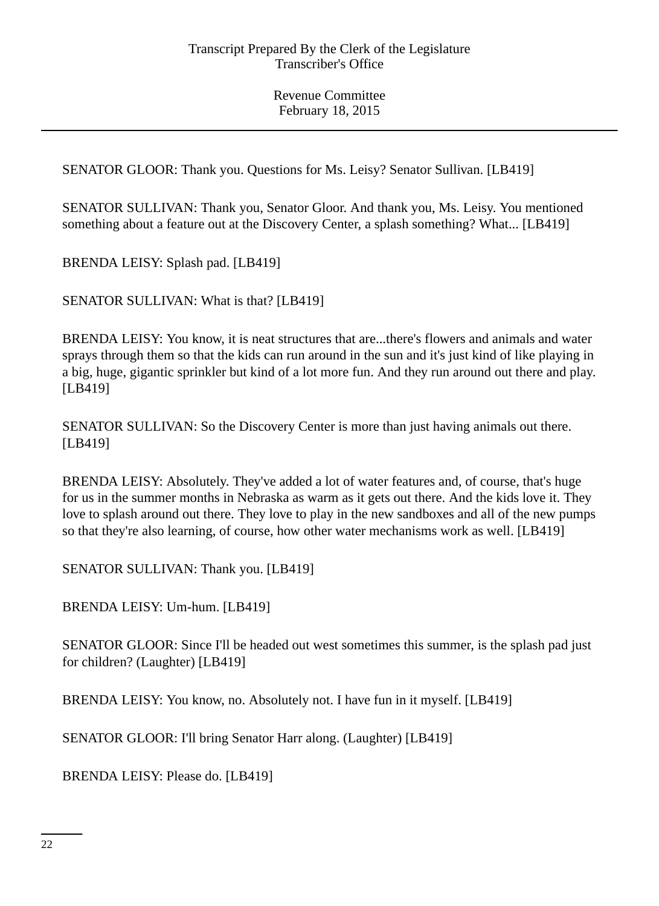SENATOR GLOOR: Thank you. Questions for Ms. Leisy? Senator Sullivan. [LB419]

SENATOR SULLIVAN: Thank you, Senator Gloor. And thank you, Ms. Leisy. You mentioned something about a feature out at the Discovery Center, a splash something? What... [LB419]

BRENDA LEISY: Splash pad. [LB419]

SENATOR SULLIVAN: What is that? [LB419]

BRENDA LEISY: You know, it is neat structures that are...there's flowers and animals and water sprays through them so that the kids can run around in the sun and it's just kind of like playing in a big, huge, gigantic sprinkler but kind of a lot more fun. And they run around out there and play. [LB419]

SENATOR SULLIVAN: So the Discovery Center is more than just having animals out there. [LB419]

BRENDA LEISY: Absolutely. They've added a lot of water features and, of course, that's huge for us in the summer months in Nebraska as warm as it gets out there. And the kids love it. They love to splash around out there. They love to play in the new sandboxes and all of the new pumps so that they're also learning, of course, how other water mechanisms work as well. [LB419]

SENATOR SULLIVAN: Thank you. [LB419]

BRENDA LEISY: Um-hum. [LB419]

SENATOR GLOOR: Since I'll be headed out west sometimes this summer, is the splash pad just for children? (Laughter) [LB419]

BRENDA LEISY: You know, no. Absolutely not. I have fun in it myself. [LB419]

SENATOR GLOOR: I'll bring Senator Harr along. (Laughter) [LB419]

BRENDA LEISY: Please do. [LB419]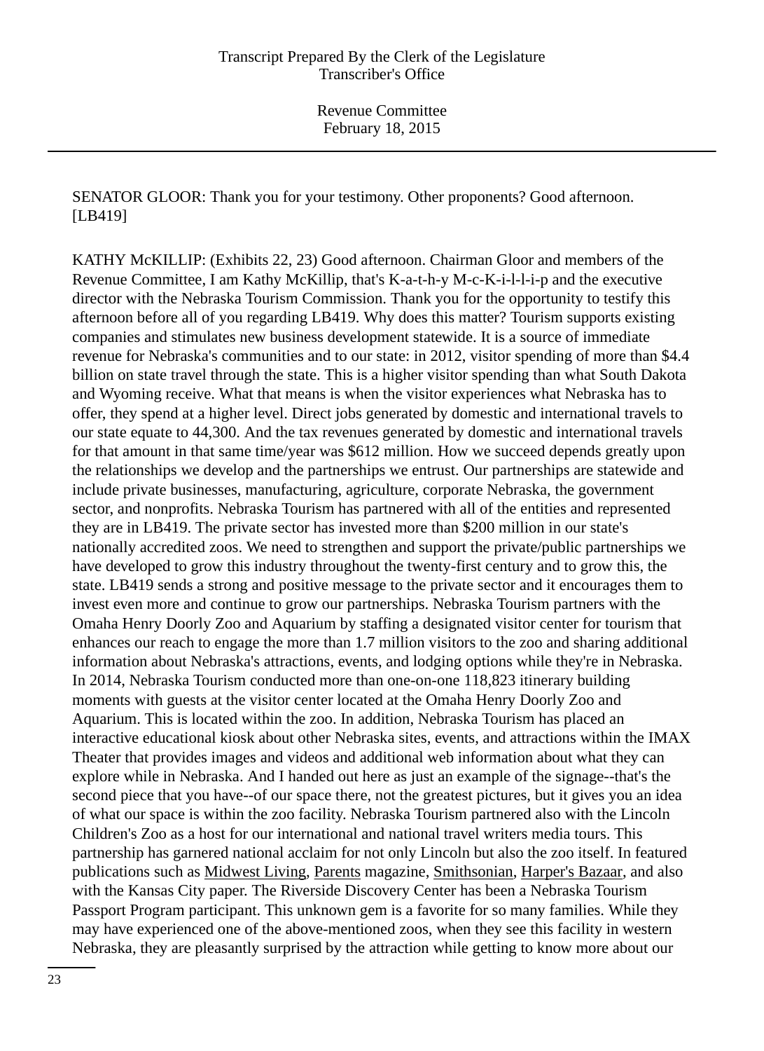SENATOR GLOOR: Thank you for your testimony. Other proponents? Good afternoon. [LB419]

KATHY McKILLIP: (Exhibits 22, 23) Good afternoon. Chairman Gloor and members of the Revenue Committee, I am Kathy McKillip, that's K-a-t-h-y M-c-K-i-l-l-i-p and the executive director with the Nebraska Tourism Commission. Thank you for the opportunity to testify this afternoon before all of you regarding LB419. Why does this matter? Tourism supports existing companies and stimulates new business development statewide. It is a source of immediate revenue for Nebraska's communities and to our state: in 2012, visitor spending of more than $4.4 billion on state travel through the state. This is a higher visitor spending than what South Dakota and Wyoming receive. What that means is when the visitor experiences what Nebraska has to offer, they spend at a higher level. Direct jobs generated by domestic and international travels to our state equate to 44,300. And the tax revenues generated by domestic and international travels for that amount in that same time/year was $612 million. How we succeed depends greatly upon the relationships we develop and the partnerships we entrust. Our partnerships are statewide and include private businesses, manufacturing, agriculture, corporate Nebraska, the government sector, and nonprofits. Nebraska Tourism has partnered with all of the entities and represented they are in LB419. The private sector has invested more than $200 million in our state's nationally accredited zoos. We need to strengthen and support the private/public partnerships we have developed to grow this industry throughout the twenty-first century and to grow this, the state. LB419 sends a strong and positive message to the private sector and it encourages them to invest even more and continue to grow our partnerships. Nebraska Tourism partners with the Omaha Henry Doorly Zoo and Aquarium by staffing a designated visitor center for tourism that enhances our reach to engage the more than 1.7 million visitors to the zoo and sharing additional information about Nebraska's attractions, events, and lodging options while they're in Nebraska. In 2014, Nebraska Tourism conducted more than one-on-one 118,823 itinerary building moments with guests at the visitor center located at the Omaha Henry Doorly Zoo and Aquarium. This is located within the zoo. In addition, Nebraska Tourism has placed an interactive educational kiosk about other Nebraska sites, events, and attractions within the IMAX Theater that provides images and videos and additional web information about what they can explore while in Nebraska. And I handed out here as just an example of the signage--that's the second piece that you have--of our space there, not the greatest pictures, but it gives you an idea of what our space is within the zoo facility. Nebraska Tourism partnered also with the Lincoln Children's Zoo as a host for our international and national travel writers media tours. This partnership has garnered national acclaim for not only Lincoln but also the zoo itself. In featured publications such as Midwest Living, Parents magazine, Smithsonian, Harper's Bazaar, and also with the Kansas City paper. The Riverside Discovery Center has been a Nebraska Tourism Passport Program participant. This unknown gem is a favorite for so many families. While they may have experienced one of the above-mentioned zoos, when they see this facility in western Nebraska, they are pleasantly surprised by the attraction while getting to know more about our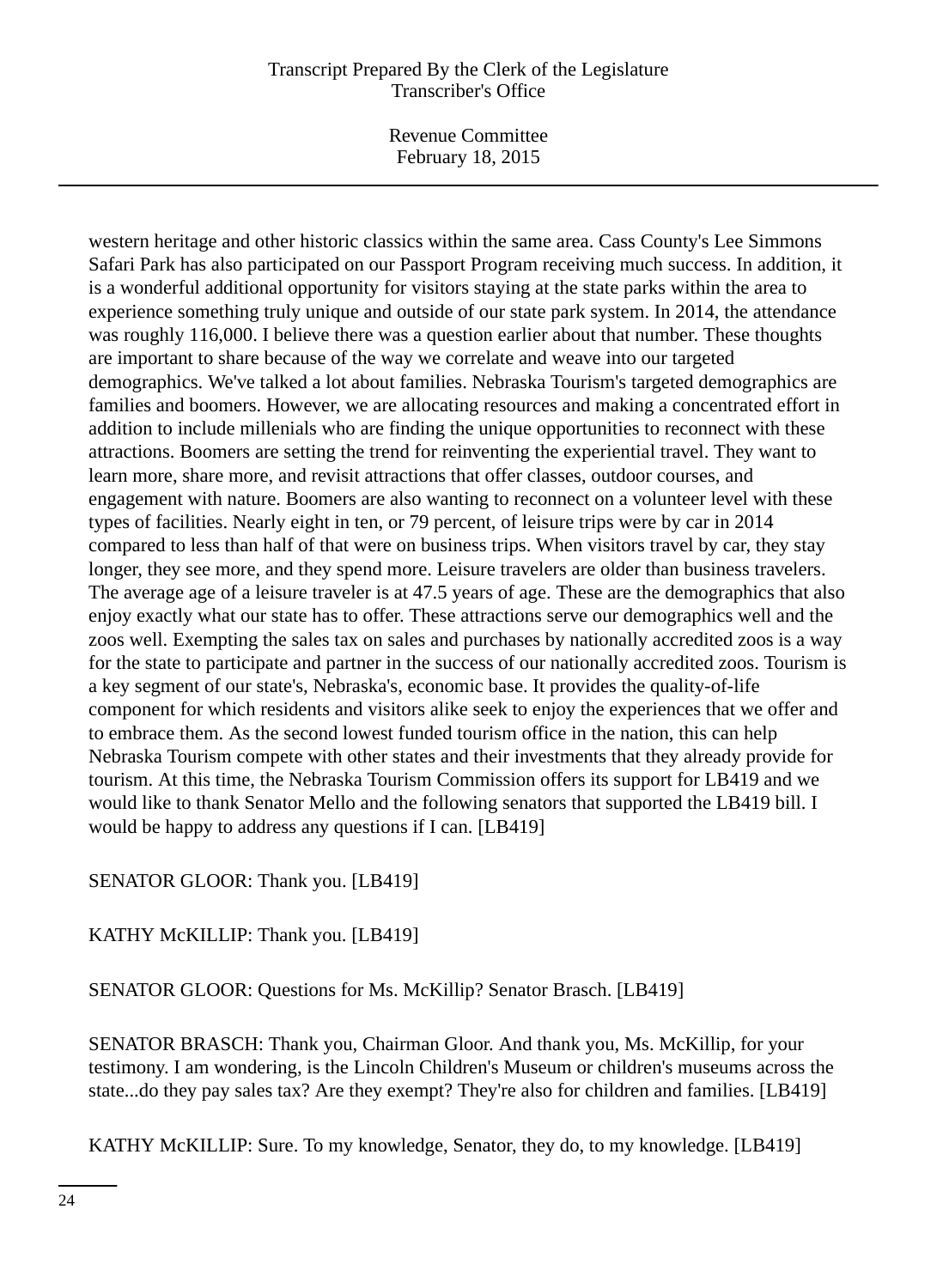western heritage and other historic classics within the same area. Cass County's Lee Simmons Safari Park has also participated on our Passport Program receiving much success. In addition, it is a wonderful additional opportunity for visitors staying at the state parks within the area to experience something truly unique and outside of our state park system. In 2014, the attendance was roughly 116,000. I believe there was a question earlier about that number. These thoughts are important to share because of the way we correlate and weave into our targeted demographics. We've talked a lot about families. Nebraska Tourism's targeted demographics are families and boomers. However, we are allocating resources and making a concentrated effort in addition to include millenials who are finding the unique opportunities to reconnect with these attractions. Boomers are setting the trend for reinventing the experiential travel. They want to learn more, share more, and revisit attractions that offer classes, outdoor courses, and engagement with nature. Boomers are also wanting to reconnect on a volunteer level with these types of facilities. Nearly eight in ten, or 79 percent, of leisure trips were by car in 2014 compared to less than half of that were on business trips. When visitors travel by car, they stay longer, they see more, and they spend more. Leisure travelers are older than business travelers. The average age of a leisure traveler is at 47.5 years of age. These are the demographics that also enjoy exactly what our state has to offer. These attractions serve our demographics well and the zoos well. Exempting the sales tax on sales and purchases by nationally accredited zoos is a way for the state to participate and partner in the success of our nationally accredited zoos. Tourism is a key segment of our state's, Nebraska's, economic base. It provides the quality-of-life component for which residents and visitors alike seek to enjoy the experiences that we offer and to embrace them. As the second lowest funded tourism office in the nation, this can help Nebraska Tourism compete with other states and their investments that they already provide for tourism. At this time, the Nebraska Tourism Commission offers its support for LB419 and we would like to thank Senator Mello and the following senators that supported the LB419 bill. I would be happy to address any questions if I can. [LB419]

SENATOR GLOOR: Thank you. [LB419]

KATHY McKILLIP: Thank you. [LB419]

SENATOR GLOOR: Questions for Ms. McKillip? Senator Brasch. [LB419]

SENATOR BRASCH: Thank you, Chairman Gloor. And thank you, Ms. McKillip, for your testimony. I am wondering, is the Lincoln Children's Museum or children's museums across the state...do they pay sales tax? Are they exempt? They're also for children and families. [LB419]

KATHY McKILLIP: Sure. To my knowledge, Senator, they do, to my knowledge. [LB419]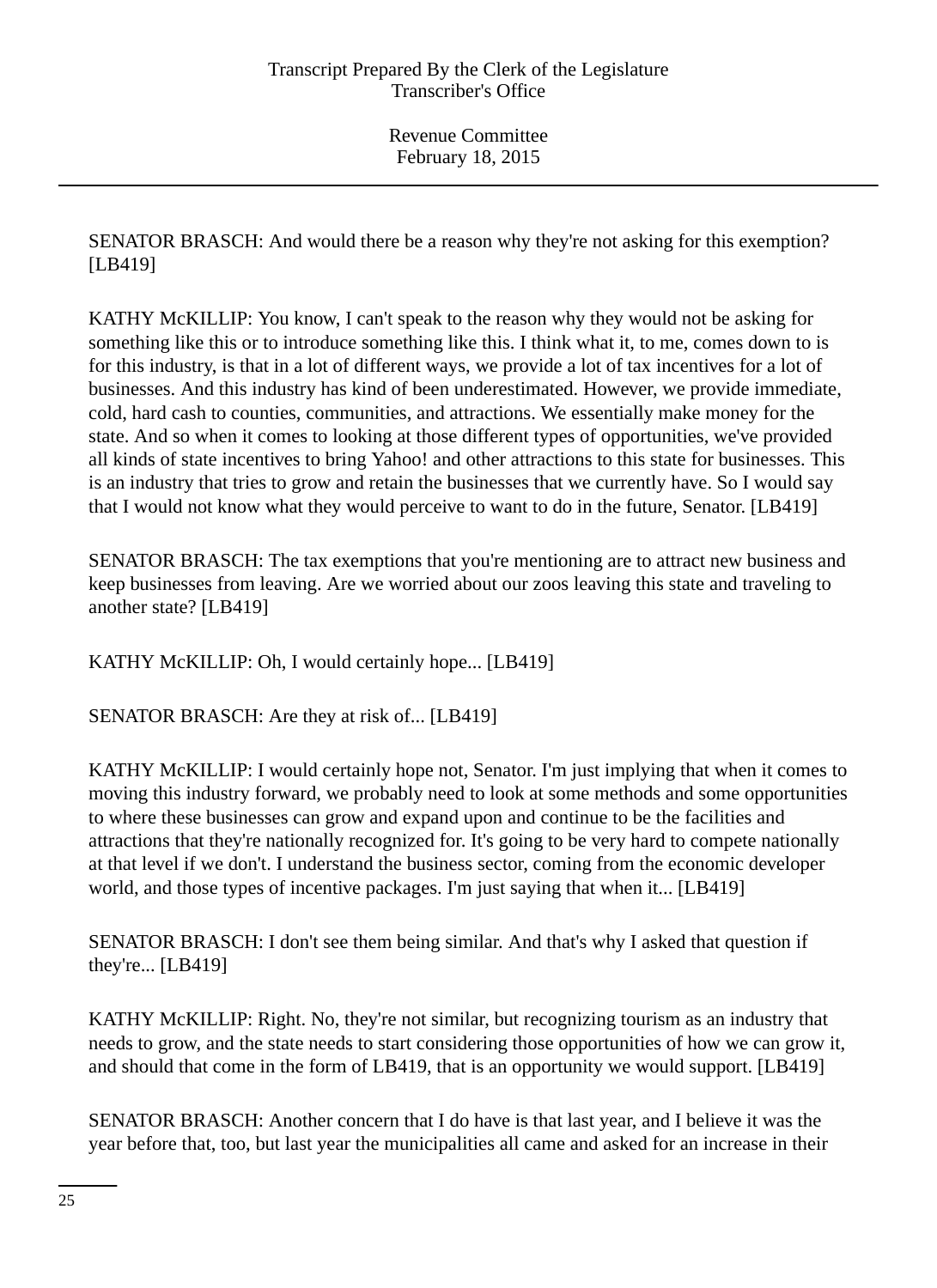SENATOR BRASCH: And would there be a reason why they're not asking for this exemption? [LB419]

KATHY McKILLIP: You know, I can't speak to the reason why they would not be asking for something like this or to introduce something like this. I think what it, to me, comes down to is for this industry, is that in a lot of different ways, we provide a lot of tax incentives for a lot of businesses. And this industry has kind of been underestimated. However, we provide immediate, cold, hard cash to counties, communities, and attractions. We essentially make money for the state. And so when it comes to looking at those different types of opportunities, we've provided all kinds of state incentives to bring Yahoo! and other attractions to this state for businesses. This is an industry that tries to grow and retain the businesses that we currently have. So I would say that I would not know what they would perceive to want to do in the future, Senator. [LB419]

SENATOR BRASCH: The tax exemptions that you're mentioning are to attract new business and keep businesses from leaving. Are we worried about our zoos leaving this state and traveling to another state? [LB419]

KATHY McKILLIP: Oh, I would certainly hope... [LB419]

SENATOR BRASCH: Are they at risk of... [LB419]

KATHY McKILLIP: I would certainly hope not, Senator. I'm just implying that when it comes to moving this industry forward, we probably need to look at some methods and some opportunities to where these businesses can grow and expand upon and continue to be the facilities and attractions that they're nationally recognized for. It's going to be very hard to compete nationally at that level if we don't. I understand the business sector, coming from the economic developer world, and those types of incentive packages. I'm just saying that when it... [LB419]

SENATOR BRASCH: I don't see them being similar. And that's why I asked that question if they're... [LB419]

KATHY McKILLIP: Right. No, they're not similar, but recognizing tourism as an industry that needs to grow, and the state needs to start considering those opportunities of how we can grow it, and should that come in the form of LB419, that is an opportunity we would support. [LB419]

SENATOR BRASCH: Another concern that I do have is that last year, and I believe it was the year before that, too, but last year the municipalities all came and asked for an increase in their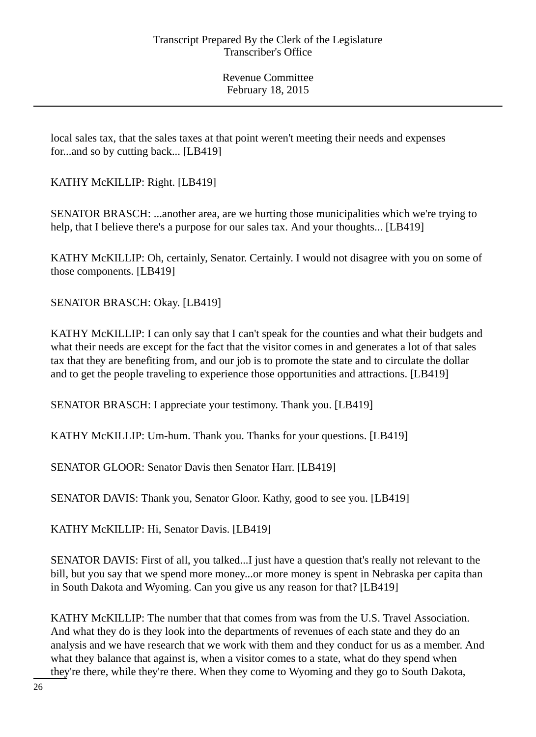local sales tax, that the sales taxes at that point weren't meeting their needs and expenses for...and so by cutting back... [LB419]

KATHY McKILLIP: Right. [LB419]

SENATOR BRASCH: ...another area, are we hurting those municipalities which we're trying to help, that I believe there's a purpose for our sales tax. And your thoughts... [LB419]

KATHY McKILLIP: Oh, certainly, Senator. Certainly. I would not disagree with you on some of those components. [LB419]

SENATOR BRASCH: Okay. [LB419]

KATHY McKILLIP: I can only say that I can't speak for the counties and what their budgets and what their needs are except for the fact that the visitor comes in and generates a lot of that sales tax that they are benefiting from, and our job is to promote the state and to circulate the dollar and to get the people traveling to experience those opportunities and attractions. [LB419]

SENATOR BRASCH: I appreciate your testimony. Thank you. [LB419]

KATHY McKILLIP: Um-hum. Thank you. Thanks for your questions. [LB419]

SENATOR GLOOR: Senator Davis then Senator Harr. [LB419]

SENATOR DAVIS: Thank you, Senator Gloor. Kathy, good to see you. [LB419]

KATHY McKILLIP: Hi, Senator Davis. [LB419]

SENATOR DAVIS: First of all, you talked...I just have a question that's really not relevant to the bill, but you say that we spend more money...or more money is spent in Nebraska per capita than in South Dakota and Wyoming. Can you give us any reason for that? [LB419]

KATHY McKILLIP: The number that that comes from was from the U.S. Travel Association. And what they do is they look into the departments of revenues of each state and they do an analysis and we have research that we work with them and they conduct for us as a member. And what they balance that against is, when a visitor comes to a state, what do they spend when they're there, while they're there. When they come to Wyoming and they go to South Dakota,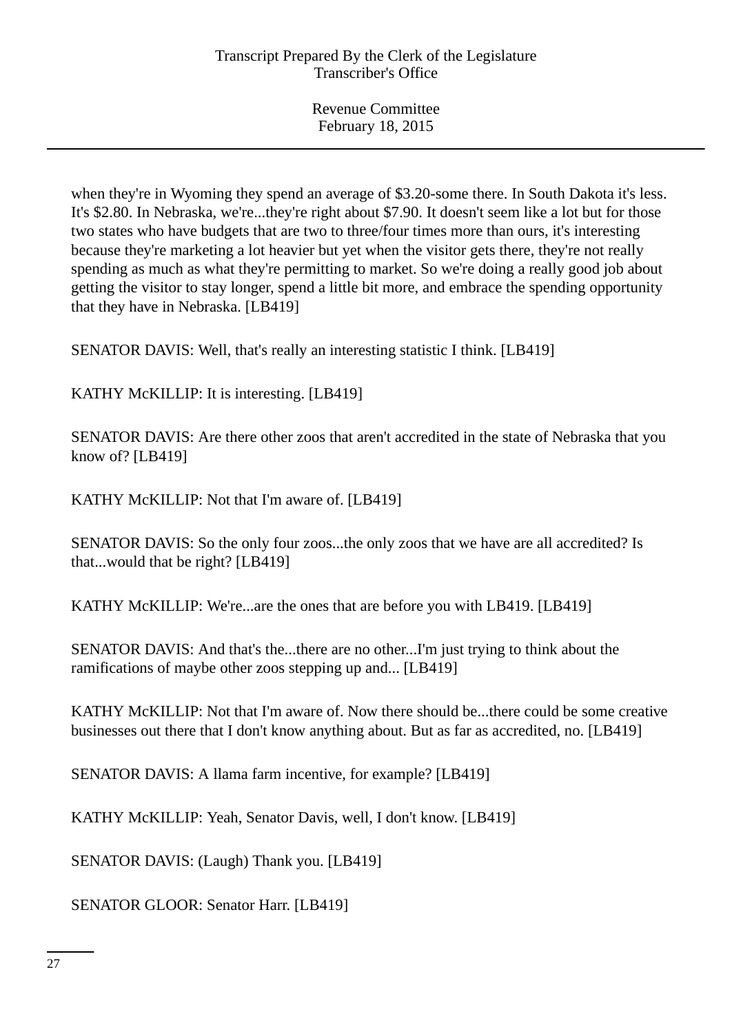when they're in Wyoming they spend an average of $3.20-some there. In South Dakota it's less. It's $2.80. In Nebraska, we're...they're right about $7.90. It doesn't seem like a lot but for those two states who have budgets that are two to three/four times more than ours, it's interesting because they're marketing a lot heavier but yet when the visitor gets there, they're not really spending as much as what they're permitting to market. So we're doing a really good job about getting the visitor to stay longer, spend a little bit more, and embrace the spending opportunity that they have in Nebraska. [LB419]

SENATOR DAVIS: Well, that's really an interesting statistic I think. [LB419]

KATHY McKILLIP: It is interesting. [LB419]

SENATOR DAVIS: Are there other zoos that aren't accredited in the state of Nebraska that you know of? [LB419]

KATHY McKILLIP: Not that I'm aware of. [LB419]

SENATOR DAVIS: So the only four zoos...the only zoos that we have are all accredited? Is that...would that be right? [LB419]

KATHY McKILLIP: We're...are the ones that are before you with LB419. [LB419]

SENATOR DAVIS: And that's the...there are no other...I'm just trying to think about the ramifications of maybe other zoos stepping up and... [LB419]

KATHY McKILLIP: Not that I'm aware of. Now there should be...there could be some creative businesses out there that I don't know anything about. But as far as accredited, no. [LB419]

SENATOR DAVIS: A llama farm incentive, for example? [LB419]

KATHY McKILLIP: Yeah, Senator Davis, well, I don't know. [LB419]

SENATOR DAVIS: (Laugh) Thank you. [LB419]

SENATOR GLOOR: Senator Harr. [LB419]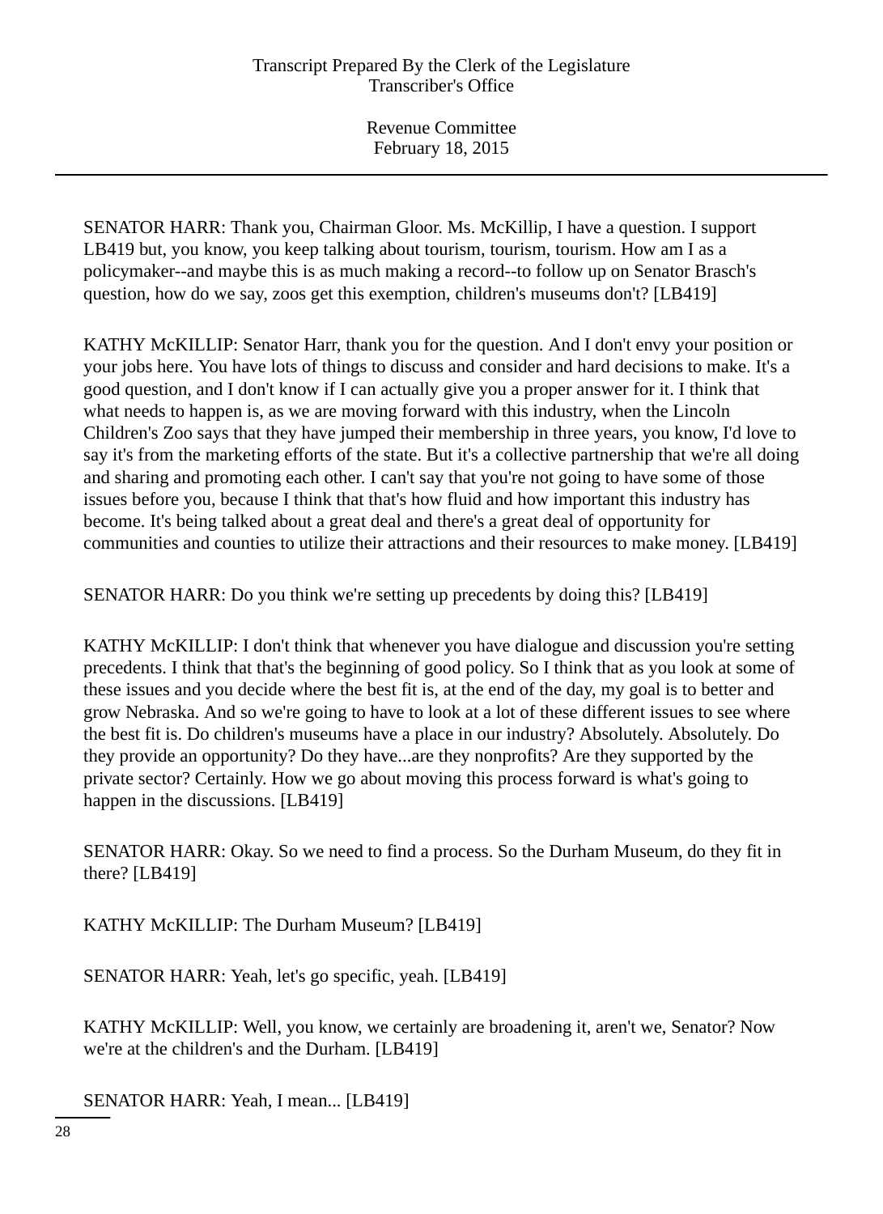SENATOR HARR: Thank you, Chairman Gloor. Ms. McKillip, I have a question. I support LB419 but, you know, you keep talking about tourism, tourism, tourism. How am I as a policymaker--and maybe this is as much making a record--to follow up on Senator Brasch's question, how do we say, zoos get this exemption, children's museums don't? [LB419]

KATHY McKILLIP: Senator Harr, thank you for the question. And I don't envy your position or your jobs here. You have lots of things to discuss and consider and hard decisions to make. It's a good question, and I don't know if I can actually give you a proper answer for it. I think that what needs to happen is, as we are moving forward with this industry, when the Lincoln Children's Zoo says that they have jumped their membership in three years, you know, I'd love to say it's from the marketing efforts of the state. But it's a collective partnership that we're all doing and sharing and promoting each other. I can't say that you're not going to have some of those issues before you, because I think that that's how fluid and how important this industry has become. It's being talked about a great deal and there's a great deal of opportunity for communities and counties to utilize their attractions and their resources to make money. [LB419]

SENATOR HARR: Do you think we're setting up precedents by doing this? [LB419]

KATHY McKILLIP: I don't think that whenever you have dialogue and discussion you're setting precedents. I think that that's the beginning of good policy. So I think that as you look at some of these issues and you decide where the best fit is, at the end of the day, my goal is to better and grow Nebraska. And so we're going to have to look at a lot of these different issues to see where the best fit is. Do children's museums have a place in our industry? Absolutely. Absolutely. Do they provide an opportunity? Do they have...are they nonprofits? Are they supported by the private sector? Certainly. How we go about moving this process forward is what's going to happen in the discussions. [LB419]

SENATOR HARR: Okay. So we need to find a process. So the Durham Museum, do they fit in there? [LB419]

KATHY McKILLIP: The Durham Museum? [LB419]

SENATOR HARR: Yeah, let's go specific, yeah. [LB419]

KATHY McKILLIP: Well, you know, we certainly are broadening it, aren't we, Senator? Now we're at the children's and the Durham. [LB419]

SENATOR HARR: Yeah, I mean... [LB419]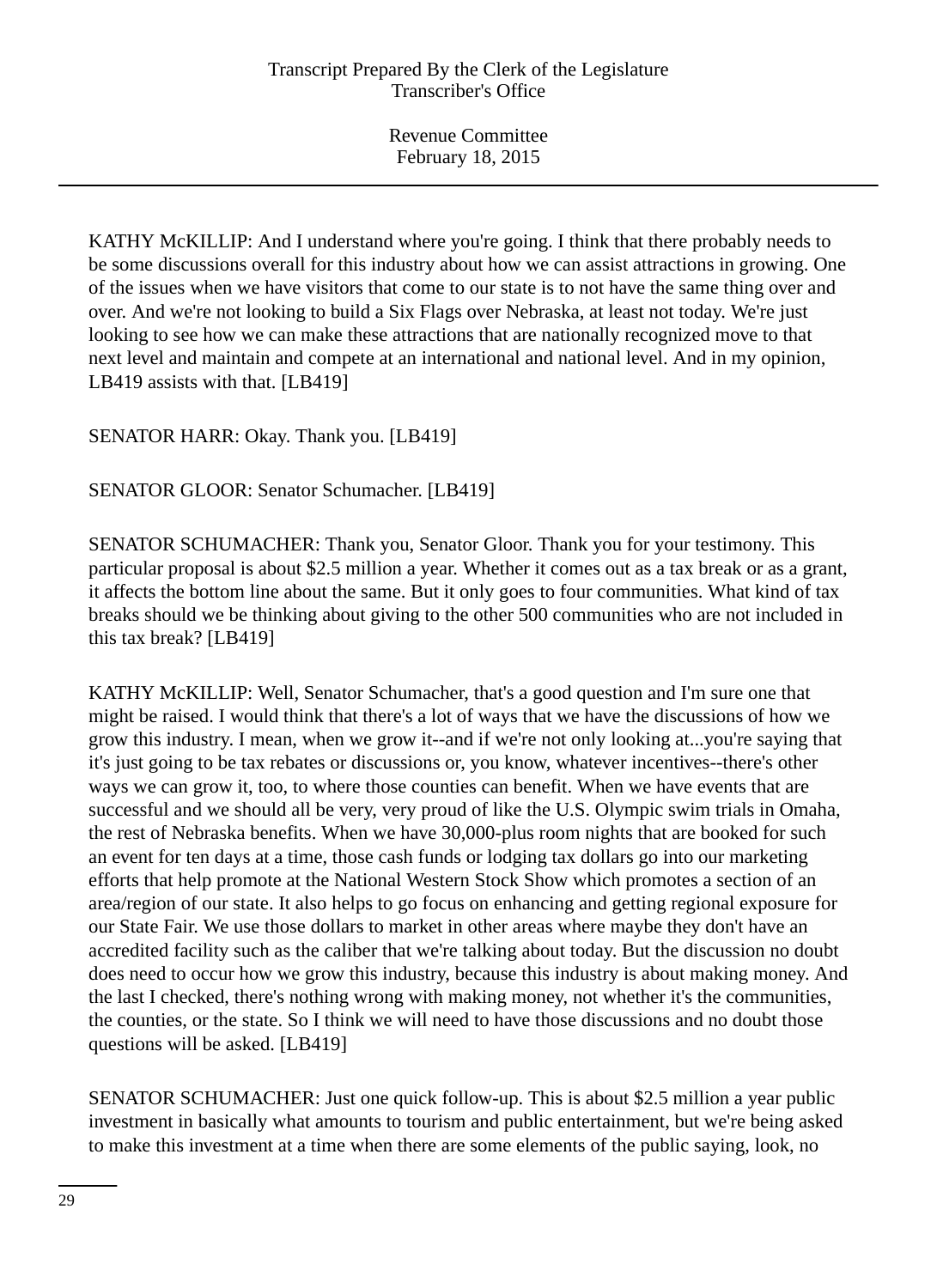KATHY McKILLIP: And I understand where you're going. I think that there probably needs to be some discussions overall for this industry about how we can assist attractions in growing. One of the issues when we have visitors that come to our state is to not have the same thing over and over. And we're not looking to build a Six Flags over Nebraska, at least not today. We're just looking to see how we can make these attractions that are nationally recognized move to that next level and maintain and compete at an international and national level. And in my opinion, LB419 assists with that. [LB419]

SENATOR HARR: Okay. Thank you. [LB419]

SENATOR GLOOR: Senator Schumacher. [LB419]

SENATOR SCHUMACHER: Thank you, Senator Gloor. Thank you for your testimony. This particular proposal is about $2.5 million a year. Whether it comes out as a tax break or as a grant, it affects the bottom line about the same. But it only goes to four communities. What kind of tax breaks should we be thinking about giving to the other 500 communities who are not included in this tax break? [LB419]

KATHY McKILLIP: Well, Senator Schumacher, that's a good question and I'm sure one that might be raised. I would think that there's a lot of ways that we have the discussions of how we grow this industry. I mean, when we grow it--and if we're not only looking at...you're saying that it's just going to be tax rebates or discussions or, you know, whatever incentives--there's other ways we can grow it, too, to where those counties can benefit. When we have events that are successful and we should all be very, very proud of like the U.S. Olympic swim trials in Omaha, the rest of Nebraska benefits. When we have 30,000-plus room nights that are booked for such an event for ten days at a time, those cash funds or lodging tax dollars go into our marketing efforts that help promote at the National Western Stock Show which promotes a section of an area/region of our state. It also helps to go focus on enhancing and getting regional exposure for our State Fair. We use those dollars to market in other areas where maybe they don't have an accredited facility such as the caliber that we're talking about today. But the discussion no doubt does need to occur how we grow this industry, because this industry is about making money. And the last I checked, there's nothing wrong with making money, not whether it's the communities, the counties, or the state. So I think we will need to have those discussions and no doubt those questions will be asked. [LB419]

SENATOR SCHUMACHER: Just one quick follow-up. This is about $2.5 million a year public investment in basically what amounts to tourism and public entertainment, but we're being asked to make this investment at a time when there are some elements of the public saying, look, no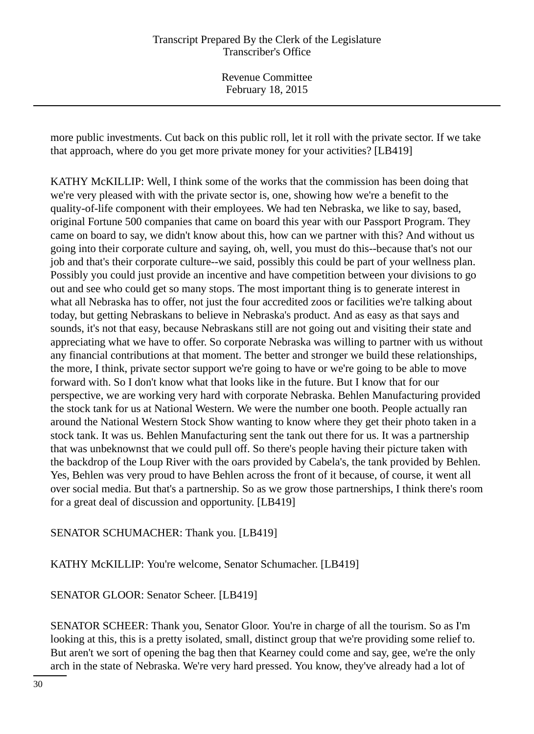more public investments. Cut back on this public roll, let it roll with the private sector. If we take that approach, where do you get more private money for your activities? [LB419]

KATHY McKILLIP: Well, I think some of the works that the commission has been doing that we're very pleased with with the private sector is, one, showing how we're a benefit to the quality-of-life component with their employees. We had ten Nebraska, we like to say, based, original Fortune 500 companies that came on board this year with our Passport Program. They came on board to say, we didn't know about this, how can we partner with this? And without us going into their corporate culture and saying, oh, well, you must do this--because that's not our job and that's their corporate culture--we said, possibly this could be part of your wellness plan. Possibly you could just provide an incentive and have competition between your divisions to go out and see who could get so many stops. The most important thing is to generate interest in what all Nebraska has to offer, not just the four accredited zoos or facilities we're talking about today, but getting Nebraskans to believe in Nebraska's product. And as easy as that says and sounds, it's not that easy, because Nebraskans still are not going out and visiting their state and appreciating what we have to offer. So corporate Nebraska was willing to partner with us without any financial contributions at that moment. The better and stronger we build these relationships, the more, I think, private sector support we're going to have or we're going to be able to move forward with. So I don't know what that looks like in the future. But I know that for our perspective, we are working very hard with corporate Nebraska. Behlen Manufacturing provided the stock tank for us at National Western. We were the number one booth. People actually ran around the National Western Stock Show wanting to know where they get their photo taken in a stock tank. It was us. Behlen Manufacturing sent the tank out there for us. It was a partnership that was unbeknownst that we could pull off. So there's people having their picture taken with the backdrop of the Loup River with the oars provided by Cabela's, the tank provided by Behlen. Yes, Behlen was very proud to have Behlen across the front of it because, of course, it went all over social media. But that's a partnership. So as we grow those partnerships, I think there's room for a great deal of discussion and opportunity. [LB419]

SENATOR SCHUMACHER: Thank you. [LB419]

KATHY McKILLIP: You're welcome, Senator Schumacher. [LB419]

SENATOR GLOOR: Senator Scheer. [LB419]

SENATOR SCHEER: Thank you, Senator Gloor. You're in charge of all the tourism. So as I'm looking at this, this is a pretty isolated, small, distinct group that we're providing some relief to. But aren't we sort of opening the bag then that Kearney could come and say, gee, we're the only arch in the state of Nebraska. We're very hard pressed. You know, they've already had a lot of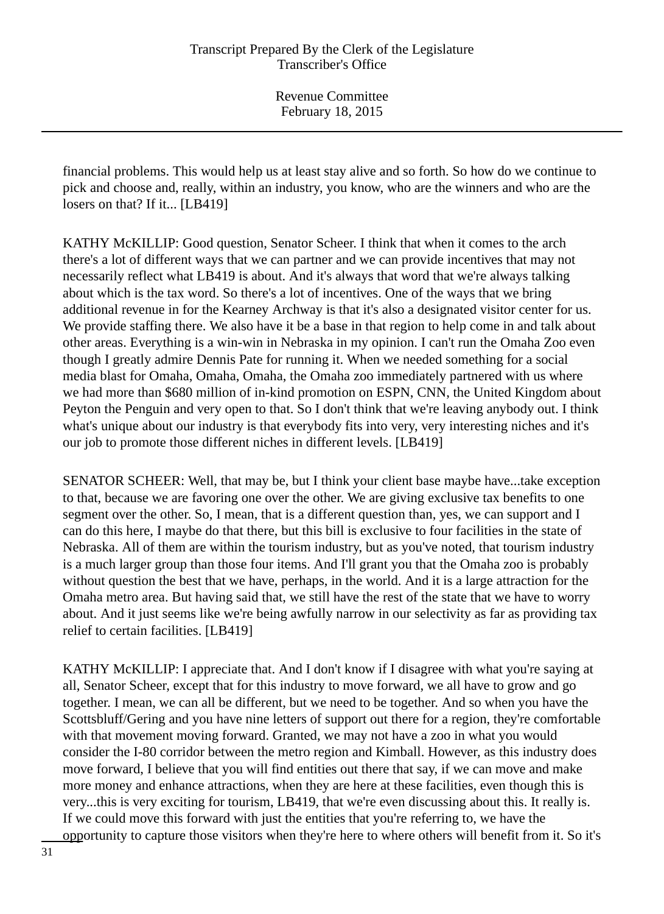financial problems. This would help us at least stay alive and so forth. So how do we continue to pick and choose and, really, within an industry, you know, who are the winners and who are the losers on that? If it... [LB419]

KATHY McKILLIP: Good question, Senator Scheer. I think that when it comes to the arch there's a lot of different ways that we can partner and we can provide incentives that may not necessarily reflect what LB419 is about. And it's always that word that we're always talking about which is the tax word. So there's a lot of incentives. One of the ways that we bring additional revenue in for the Kearney Archway is that it's also a designated visitor center for us. We provide staffing there. We also have it be a base in that region to help come in and talk about other areas. Everything is a win-win in Nebraska in my opinion. I can't run the Omaha Zoo even though I greatly admire Dennis Pate for running it. When we needed something for a social media blast for Omaha, Omaha, Omaha, the Omaha zoo immediately partnered with us where we had more than $680 million of in-kind promotion on ESPN, CNN, the United Kingdom about Peyton the Penguin and very open to that. So I don't think that we're leaving anybody out. I think what's unique about our industry is that everybody fits into very, very interesting niches and it's our job to promote those different niches in different levels. [LB419]

SENATOR SCHEER: Well, that may be, but I think your client base maybe have...take exception to that, because we are favoring one over the other. We are giving exclusive tax benefits to one segment over the other. So, I mean, that is a different question than, yes, we can support and I can do this here, I maybe do that there, but this bill is exclusive to four facilities in the state of Nebraska. All of them are within the tourism industry, but as you've noted, that tourism industry is a much larger group than those four items. And I'll grant you that the Omaha zoo is probably without question the best that we have, perhaps, in the world. And it is a large attraction for the Omaha metro area. But having said that, we still have the rest of the state that we have to worry about. And it just seems like we're being awfully narrow in our selectivity as far as providing tax relief to certain facilities. [LB419]

KATHY McKILLIP: I appreciate that. And I don't know if I disagree with what you're saying at all, Senator Scheer, except that for this industry to move forward, we all have to grow and go together. I mean, we can all be different, but we need to be together. And so when you have the Scottsbluff/Gering and you have nine letters of support out there for a region, they're comfortable with that movement moving forward. Granted, we may not have a zoo in what you would consider the I-80 corridor between the metro region and Kimball. However, as this industry does move forward, I believe that you will find entities out there that say, if we can move and make more money and enhance attractions, when they are here at these facilities, even though this is very...this is very exciting for tourism, LB419, that we're even discussing about this. It really is. If we could move this forward with just the entities that you're referring to, we have the opportunity to capture those visitors when they're here to where others will benefit from it. So it's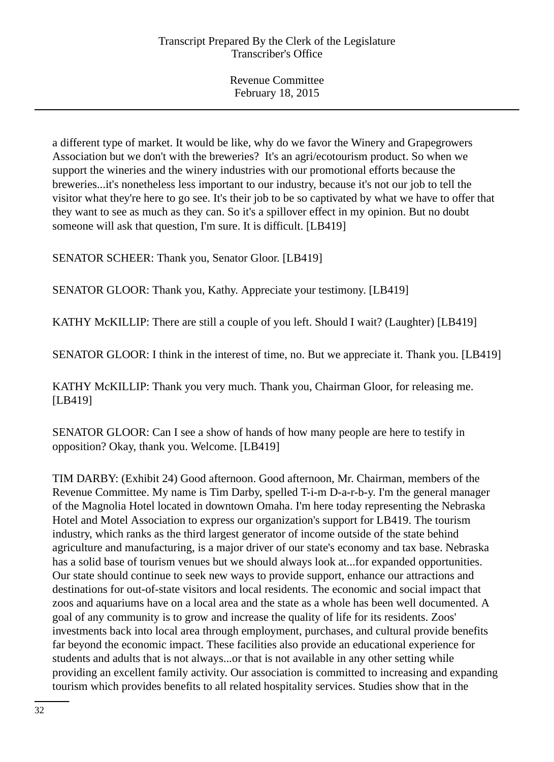a different type of market. It would be like, why do we favor the Winery and Grapegrowers Association but we don't with the breweries? It's an agri/ecotourism product. So when we support the wineries and the winery industries with our promotional efforts because the breweries...it's nonetheless less important to our industry, because it's not our job to tell the visitor what they're here to go see. It's their job to be so captivated by what we have to offer that they want to see as much as they can. So it's a spillover effect in my opinion. But no doubt someone will ask that question, I'm sure. It is difficult. [LB419]

SENATOR SCHEER: Thank you, Senator Gloor. [LB419]

SENATOR GLOOR: Thank you, Kathy. Appreciate your testimony. [LB419]

KATHY McKILLIP: There are still a couple of you left. Should I wait? (Laughter) [LB419]

SENATOR GLOOR: I think in the interest of time, no. But we appreciate it. Thank you. [LB419]

KATHY McKILLIP: Thank you very much. Thank you, Chairman Gloor, for releasing me. [LB419]

SENATOR GLOOR: Can I see a show of hands of how many people are here to testify in opposition? Okay, thank you. Welcome. [LB419]

TIM DARBY: (Exhibit 24) Good afternoon. Good afternoon, Mr. Chairman, members of the Revenue Committee. My name is Tim Darby, spelled T-i-m D-a-r-b-y. I'm the general manager of the Magnolia Hotel located in downtown Omaha. I'm here today representing the Nebraska Hotel and Motel Association to express our organization's support for LB419. The tourism industry, which ranks as the third largest generator of income outside of the state behind agriculture and manufacturing, is a major driver of our state's economy and tax base. Nebraska has a solid base of tourism venues but we should always look at...for expanded opportunities. Our state should continue to seek new ways to provide support, enhance our attractions and destinations for out-of-state visitors and local residents. The economic and social impact that zoos and aquariums have on a local area and the state as a whole has been well documented. A goal of any community is to grow and increase the quality of life for its residents. Zoos' investments back into local area through employment, purchases, and cultural provide benefits far beyond the economic impact. These facilities also provide an educational experience for students and adults that is not always...or that is not available in any other setting while providing an excellent family activity. Our association is committed to increasing and expanding tourism which provides benefits to all related hospitality services. Studies show that in the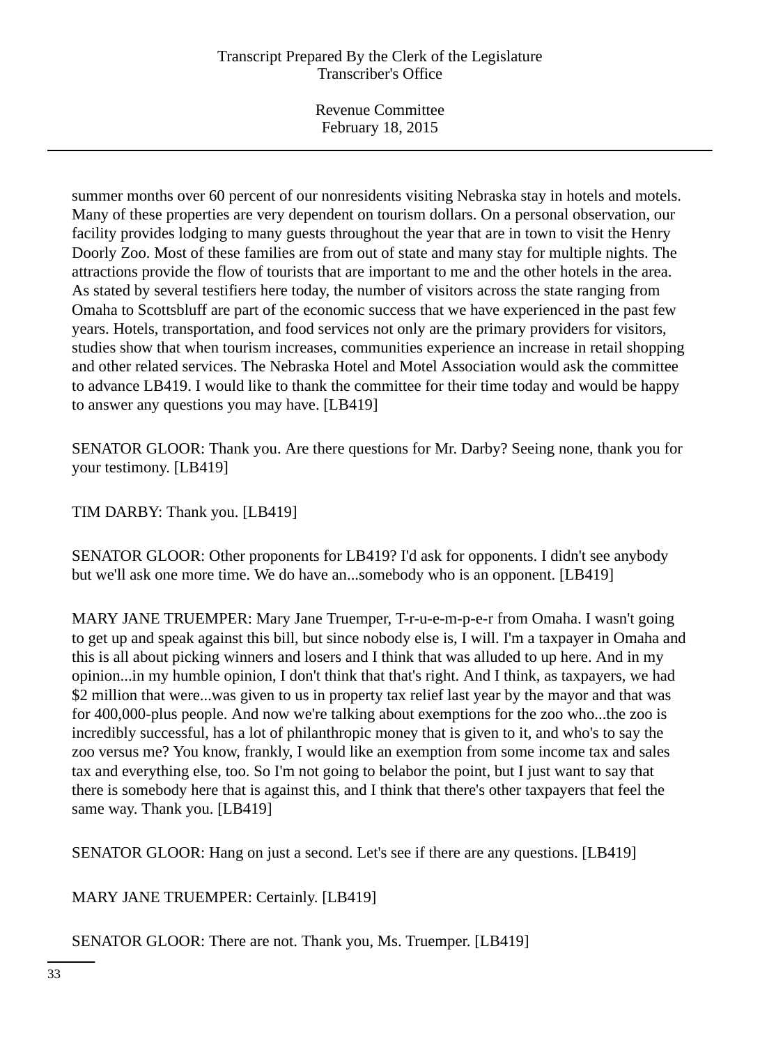summer months over 60 percent of our nonresidents visiting Nebraska stay in hotels and motels. Many of these properties are very dependent on tourism dollars. On a personal observation, our facility provides lodging to many guests throughout the year that are in town to visit the Henry Doorly Zoo. Most of these families are from out of state and many stay for multiple nights. The attractions provide the flow of tourists that are important to me and the other hotels in the area. As stated by several testifiers here today, the number of visitors across the state ranging from Omaha to Scottsbluff are part of the economic success that we have experienced in the past few years. Hotels, transportation, and food services not only are the primary providers for visitors, studies show that when tourism increases, communities experience an increase in retail shopping and other related services. The Nebraska Hotel and Motel Association would ask the committee to advance LB419. I would like to thank the committee for their time today and would be happy to answer any questions you may have. [LB419]

SENATOR GLOOR: Thank you. Are there questions for Mr. Darby? Seeing none, thank you for your testimony. [LB419]

TIM DARBY: Thank you. [LB419]

SENATOR GLOOR: Other proponents for LB419? I'd ask for opponents. I didn't see anybody but we'll ask one more time. We do have an...somebody who is an opponent. [LB419]

MARY JANE TRUEMPER: Mary Jane Truemper, T-r-u-e-m-p-e-r from Omaha. I wasn't going to get up and speak against this bill, but since nobody else is, I will. I'm a taxpayer in Omaha and this is all about picking winners and losers and I think that was alluded to up here. And in my opinion...in my humble opinion, I don't think that that's right. And I think, as taxpayers, we had $2 million that were...was given to us in property tax relief last year by the mayor and that was for 400,000-plus people. And now we're talking about exemptions for the zoo who...the zoo is incredibly successful, has a lot of philanthropic money that is given to it, and who's to say the zoo versus me? You know, frankly, I would like an exemption from some income tax and sales tax and everything else, too. So I'm not going to belabor the point, but I just want to say that there is somebody here that is against this, and I think that there's other taxpayers that feel the same way. Thank you. [LB419]

SENATOR GLOOR: Hang on just a second. Let's see if there are any questions. [LB419]

MARY JANE TRUEMPER: Certainly. [LB419]

SENATOR GLOOR: There are not. Thank you, Ms. Truemper. [LB419]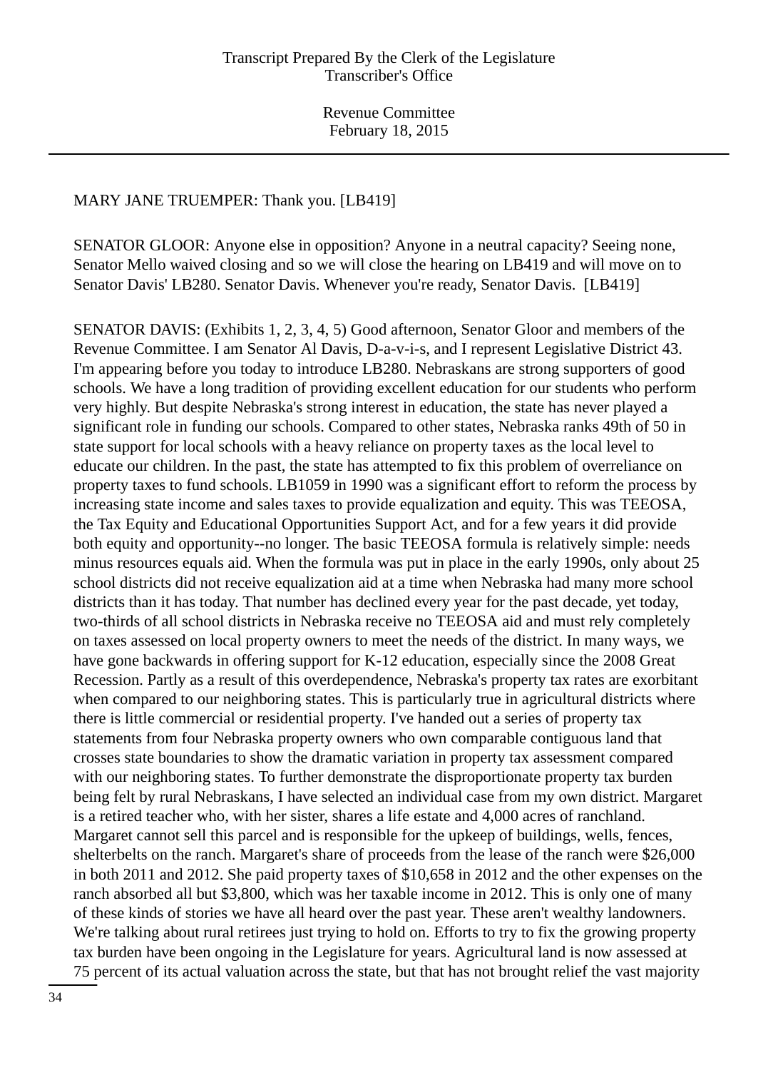MARY JANE TRUEMPER: Thank you. [LB419]

SENATOR GLOOR: Anyone else in opposition? Anyone in a neutral capacity? Seeing none, Senator Mello waived closing and so we will close the hearing on LB419 and will move on to Senator Davis' LB280. Senator Davis. Whenever you're ready, Senator Davis. [LB419]

SENATOR DAVIS: (Exhibits 1, 2, 3, 4, 5) Good afternoon, Senator Gloor and members of the Revenue Committee. I am Senator Al Davis, D-a-v-i-s, and I represent Legislative District 43. I'm appearing before you today to introduce LB280. Nebraskans are strong supporters of good schools. We have a long tradition of providing excellent education for our students who perform very highly. But despite Nebraska's strong interest in education, the state has never played a significant role in funding our schools. Compared to other states, Nebraska ranks 49th of 50 in state support for local schools with a heavy reliance on property taxes as the local level to educate our children. In the past, the state has attempted to fix this problem of overreliance on property taxes to fund schools. LB1059 in 1990 was a significant effort to reform the process by increasing state income and sales taxes to provide equalization and equity. This was TEEOSA, the Tax Equity and Educational Opportunities Support Act, and for a few years it did provide both equity and opportunity--no longer. The basic TEEOSA formula is relatively simple: needs minus resources equals aid. When the formula was put in place in the early 1990s, only about 25 school districts did not receive equalization aid at a time when Nebraska had many more school districts than it has today. That number has declined every year for the past decade, yet today, two-thirds of all school districts in Nebraska receive no TEEOSA aid and must rely completely on taxes assessed on local property owners to meet the needs of the district. In many ways, we have gone backwards in offering support for K-12 education, especially since the 2008 Great Recession. Partly as a result of this overdependence, Nebraska's property tax rates are exorbitant when compared to our neighboring states. This is particularly true in agricultural districts where there is little commercial or residential property. I've handed out a series of property tax statements from four Nebraska property owners who own comparable contiguous land that crosses state boundaries to show the dramatic variation in property tax assessment compared with our neighboring states. To further demonstrate the disproportionate property tax burden being felt by rural Nebraskans, I have selected an individual case from my own district. Margaret is a retired teacher who, with her sister, shares a life estate and 4,000 acres of ranchland. Margaret cannot sell this parcel and is responsible for the upkeep of buildings, wells, fences, shelterbelts on the ranch. Margaret's share of proceeds from the lease of the ranch were $26,000 in both 2011 and 2012. She paid property taxes of $10,658 in 2012 and the other expenses on the ranch absorbed all but $3,800, which was her taxable income in 2012. This is only one of many of these kinds of stories we have all heard over the past year. These aren't wealthy landowners. We're talking about rural retirees just trying to hold on. Efforts to try to fix the growing property tax burden have been ongoing in the Legislature for years. Agricultural land is now assessed at 75 percent of its actual valuation across the state, but that has not brought relief the vast majority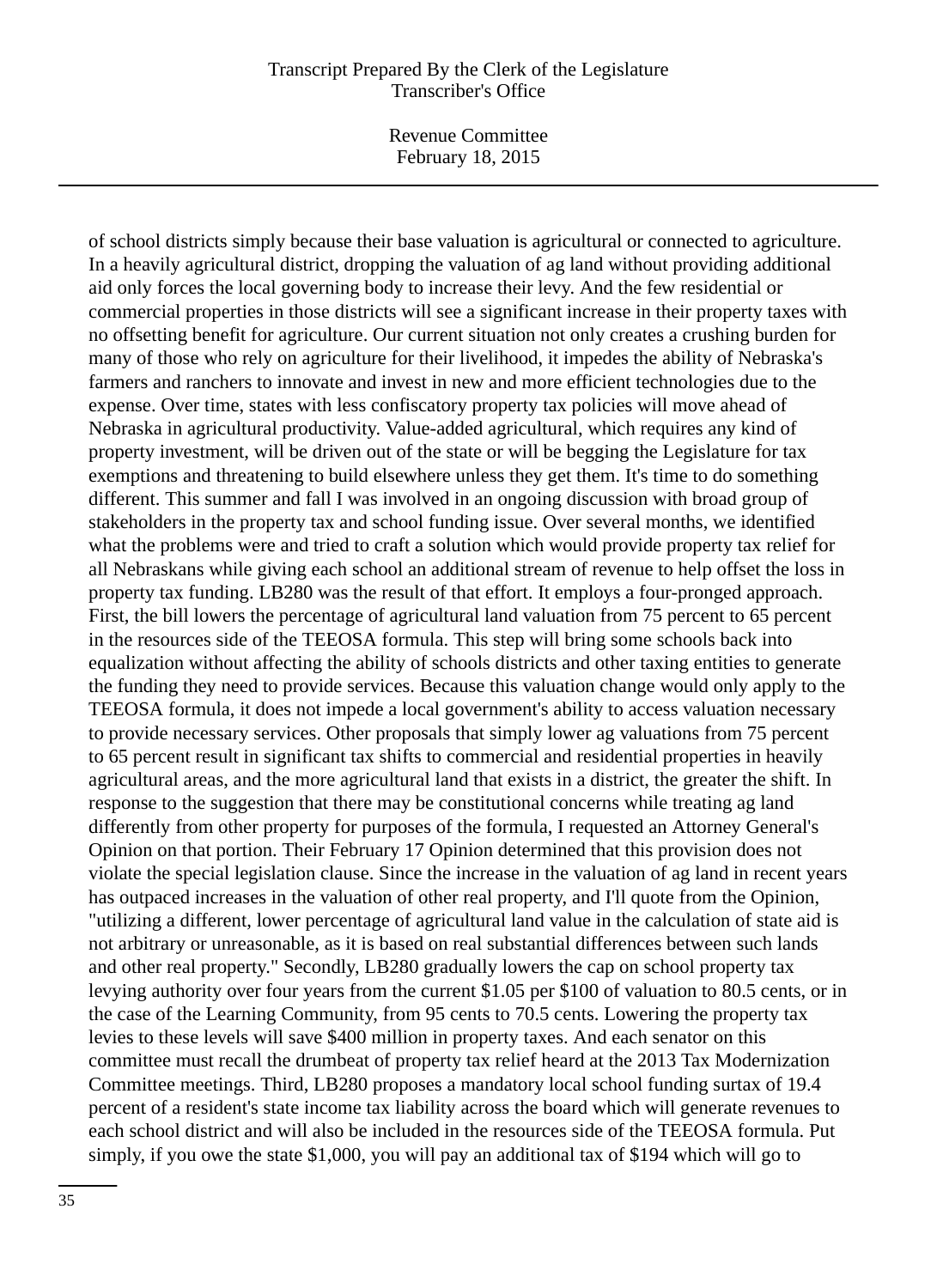of school districts simply because their base valuation is agricultural or connected to agriculture. In a heavily agricultural district, dropping the valuation of ag land without providing additional aid only forces the local governing body to increase their levy. And the few residential or commercial properties in those districts will see a significant increase in their property taxes with no offsetting benefit for agriculture. Our current situation not only creates a crushing burden for many of those who rely on agriculture for their livelihood, it impedes the ability of Nebraska's farmers and ranchers to innovate and invest in new and more efficient technologies due to the expense. Over time, states with less confiscatory property tax policies will move ahead of Nebraska in agricultural productivity. Value-added agricultural, which requires any kind of property investment, will be driven out of the state or will be begging the Legislature for tax exemptions and threatening to build elsewhere unless they get them. It's time to do something different. This summer and fall I was involved in an ongoing discussion with broad group of stakeholders in the property tax and school funding issue. Over several months, we identified what the problems were and tried to craft a solution which would provide property tax relief for all Nebraskans while giving each school an additional stream of revenue to help offset the loss in property tax funding. LB280 was the result of that effort. It employs a four-pronged approach. First, the bill lowers the percentage of agricultural land valuation from 75 percent to 65 percent in the resources side of the TEEOSA formula. This step will bring some schools back into equalization without affecting the ability of schools districts and other taxing entities to generate the funding they need to provide services. Because this valuation change would only apply to the TEEOSA formula, it does not impede a local government's ability to access valuation necessary to provide necessary services. Other proposals that simply lower ag valuations from 75 percent to 65 percent result in significant tax shifts to commercial and residential properties in heavily agricultural areas, and the more agricultural land that exists in a district, the greater the shift. In response to the suggestion that there may be constitutional concerns while treating ag land differently from other property for purposes of the formula, I requested an Attorney General's Opinion on that portion. Their February 17 Opinion determined that this provision does not violate the special legislation clause. Since the increase in the valuation of ag land in recent years has outpaced increases in the valuation of other real property, and I'll quote from the Opinion, "utilizing a different, lower percentage of agricultural land value in the calculation of state aid is not arbitrary or unreasonable, as it is based on real substantial differences between such lands and other real property." Secondly, LB280 gradually lowers the cap on school property tax levying authority over four years from the current $1.05 per $100 of valuation to 80.5 cents, or in the case of the Learning Community, from 95 cents to 70.5 cents. Lowering the property tax levies to these levels will save $400 million in property taxes. And each senator on this committee must recall the drumbeat of property tax relief heard at the 2013 Tax Modernization Committee meetings. Third, LB280 proposes a mandatory local school funding surtax of 19.4 percent of a resident's state income tax liability across the board which will generate revenues to each school district and will also be included in the resources side of the TEEOSA formula. Put simply, if you owe the state $1,000, you will pay an additional tax of $194 which will go to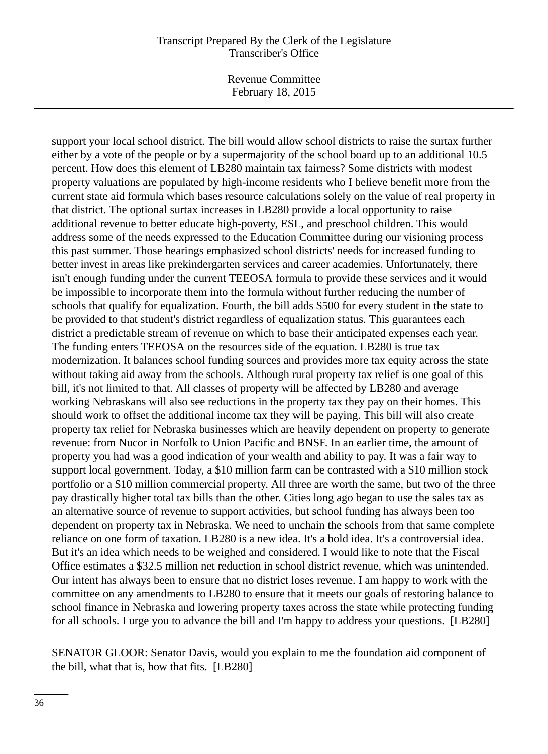support your local school district. The bill would allow school districts to raise the surtax further either by a vote of the people or by a supermajority of the school board up to an additional 10.5 percent. How does this element of LB280 maintain tax fairness? Some districts with modest property valuations are populated by high-income residents who I believe benefit more from the current state aid formula which bases resource calculations solely on the value of real property in that district. The optional surtax increases in LB280 provide a local opportunity to raise additional revenue to better educate high-poverty, ESL, and preschool children. This would address some of the needs expressed to the Education Committee during our visioning process this past summer. Those hearings emphasized school districts' needs for increased funding to better invest in areas like prekindergarten services and career academies. Unfortunately, there isn't enough funding under the current TEEOSA formula to provide these services and it would be impossible to incorporate them into the formula without further reducing the number of schools that qualify for equalization. Fourth, the bill adds $500 for every student in the state to be provided to that student's district regardless of equalization status. This guarantees each district a predictable stream of revenue on which to base their anticipated expenses each year. The funding enters TEEOSA on the resources side of the equation. LB280 is true tax modernization. It balances school funding sources and provides more tax equity across the state without taking aid away from the schools. Although rural property tax relief is one goal of this bill, it's not limited to that. All classes of property will be affected by LB280 and average working Nebraskans will also see reductions in the property tax they pay on their homes. This should work to offset the additional income tax they will be paying. This bill will also create property tax relief for Nebraska businesses which are heavily dependent on property to generate revenue: from Nucor in Norfolk to Union Pacific and BNSF. In an earlier time, the amount of property you had was a good indication of your wealth and ability to pay. It was a fair way to support local government. Today, a $10 million farm can be contrasted with a $10 million stock portfolio or a $10 million commercial property. All three are worth the same, but two of the three pay drastically higher total tax bills than the other. Cities long ago began to use the sales tax as an alternative source of revenue to support activities, but school funding has always been too dependent on property tax in Nebraska. We need to unchain the schools from that same complete reliance on one form of taxation. LB280 is a new idea. It's a bold idea. It's a controversial idea. But it's an idea which needs to be weighed and considered. I would like to note that the Fiscal Office estimates a $32.5 million net reduction in school district revenue, which was unintended. Our intent has always been to ensure that no district loses revenue. I am happy to work with the committee on any amendments to LB280 to ensure that it meets our goals of restoring balance to school finance in Nebraska and lowering property taxes across the state while protecting funding for all schools. I urge you to advance the bill and I'm happy to address your questions. [LB280]

SENATOR GLOOR: Senator Davis, would you explain to me the foundation aid component of the bill, what that is, how that fits. [LB280]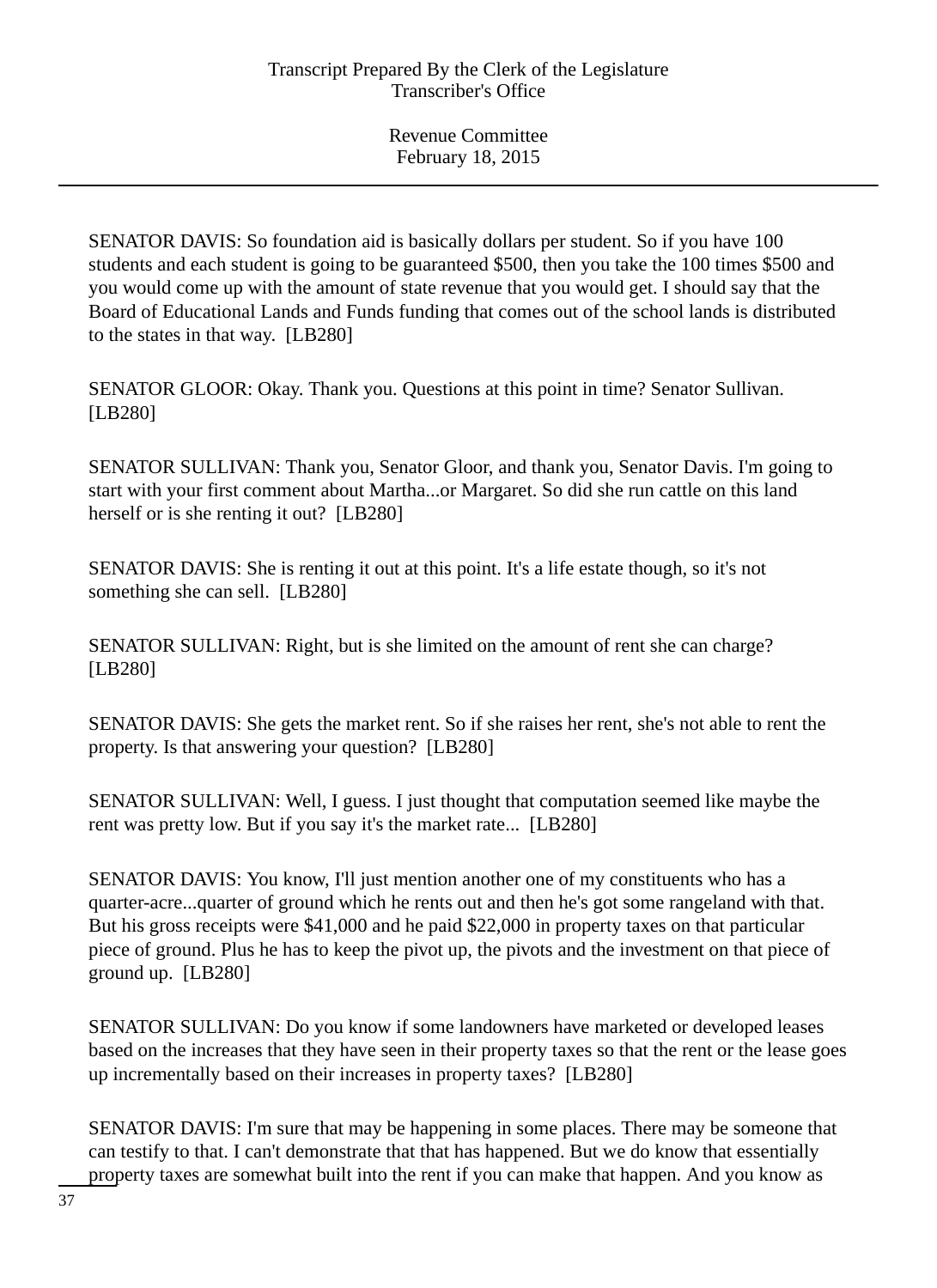SENATOR DAVIS: So foundation aid is basically dollars per student. So if you have 100 students and each student is going to be guaranteed $500, then you take the 100 times $500 and you would come up with the amount of state revenue that you would get. I should say that the Board of Educational Lands and Funds funding that comes out of the school lands is distributed to the states in that way. [LB280]

SENATOR GLOOR: Okay. Thank you. Questions at this point in time? Senator Sullivan. [LB280]

SENATOR SULLIVAN: Thank you, Senator Gloor, and thank you, Senator Davis. I'm going to start with your first comment about Martha...or Margaret. So did she run cattle on this land herself or is she renting it out? [LB280]

SENATOR DAVIS: She is renting it out at this point. It's a life estate though, so it's not something she can sell. [LB280]

SENATOR SULLIVAN: Right, but is she limited on the amount of rent she can charge? [LB280]

SENATOR DAVIS: She gets the market rent. So if she raises her rent, she's not able to rent the property. Is that answering your question? [LB280]

SENATOR SULLIVAN: Well, I guess. I just thought that computation seemed like maybe the rent was pretty low. But if you say it's the market rate... [LB280]

SENATOR DAVIS: You know, I'll just mention another one of my constituents who has a quarter-acre...quarter of ground which he rents out and then he's got some rangeland with that. But his gross receipts were $41,000 and he paid $22,000 in property taxes on that particular piece of ground. Plus he has to keep the pivot up, the pivots and the investment on that piece of ground up. [LB280]

SENATOR SULLIVAN: Do you know if some landowners have marketed or developed leases based on the increases that they have seen in their property taxes so that the rent or the lease goes up incrementally based on their increases in property taxes? [LB280]

SENATOR DAVIS: I'm sure that may be happening in some places. There may be someone that can testify to that. I can't demonstrate that that has happened. But we do know that essentially property taxes are somewhat built into the rent if you can make that happen. And you know as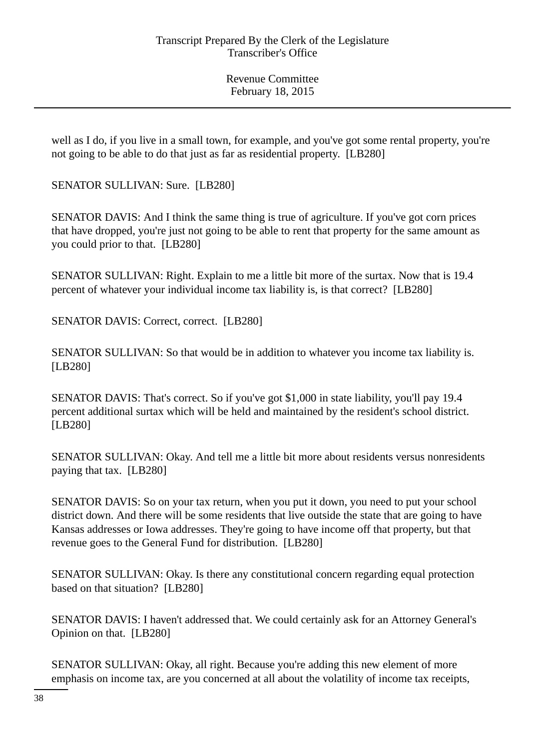well as I do, if you live in a small town, for example, and you've got some rental property, you're not going to be able to do that just as far as residential property. [LB280]

SENATOR SULLIVAN: Sure. [LB280]

SENATOR DAVIS: And I think the same thing is true of agriculture. If you've got corn prices that have dropped, you're just not going to be able to rent that property for the same amount as you could prior to that. [LB280]

SENATOR SULLIVAN: Right. Explain to me a little bit more of the surtax. Now that is 19.4 percent of whatever your individual income tax liability is, is that correct? [LB280]

SENATOR DAVIS: Correct, correct. [LB280]

SENATOR SULLIVAN: So that would be in addition to whatever you income tax liability is. [LB280]

SENATOR DAVIS: That's correct. So if you've got $1,000 in state liability, you'll pay 19.4 percent additional surtax which will be held and maintained by the resident's school district. [LB280]

SENATOR SULLIVAN: Okay. And tell me a little bit more about residents versus nonresidents paying that tax. [LB280]

SENATOR DAVIS: So on your tax return, when you put it down, you need to put your school district down. And there will be some residents that live outside the state that are going to have Kansas addresses or Iowa addresses. They're going to have income off that property, but that revenue goes to the General Fund for distribution. [LB280]

SENATOR SULLIVAN: Okay. Is there any constitutional concern regarding equal protection based on that situation? [LB280]

SENATOR DAVIS: I haven't addressed that. We could certainly ask for an Attorney General's Opinion on that. [LB280]

SENATOR SULLIVAN: Okay, all right. Because you're adding this new element of more emphasis on income tax, are you concerned at all about the volatility of income tax receipts,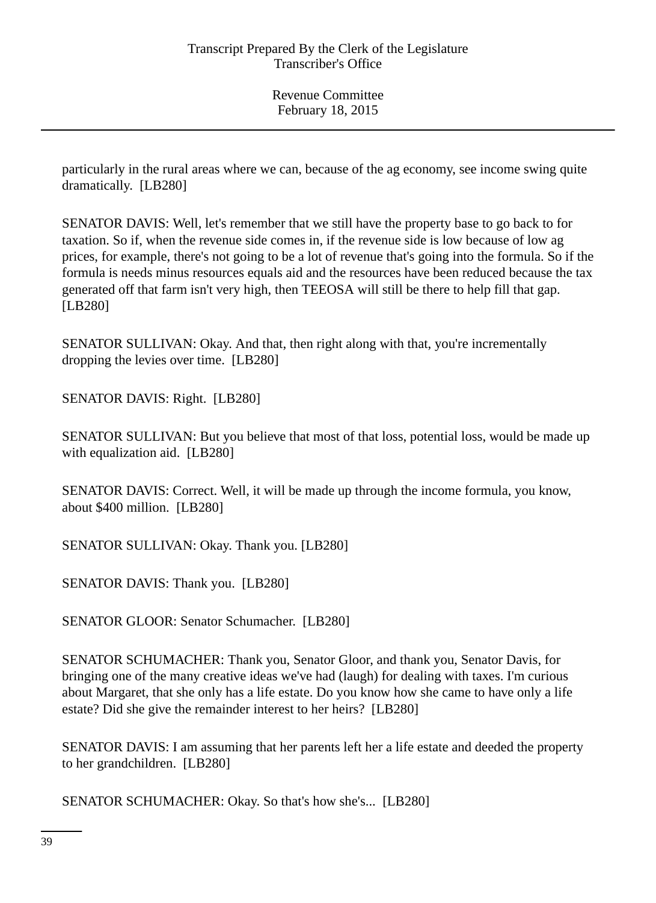particularly in the rural areas where we can, because of the ag economy, see income swing quite dramatically.  [LB280]

SENATOR DAVIS: Well, let's remember that we still have the property base to go back to for taxation. So if, when the revenue side comes in, if the revenue side is low because of low ag prices, for example, there's not going to be a lot of revenue that's going into the formula. So if the formula is needs minus resources equals aid and the resources have been reduced because the tax generated off that farm isn't very high, then TEEOSA will still be there to help fill that gap. [LB280]

SENATOR SULLIVAN: Okay. And that, then right along with that, you're incrementally dropping the levies over time.  [LB280]

SENATOR DAVIS: Right.  [LB280]

SENATOR SULLIVAN: But you believe that most of that loss, potential loss, would be made up with equalization aid.  [LB280]

SENATOR DAVIS: Correct. Well, it will be made up through the income formula, you know, about $400 million.  [LB280]

SENATOR SULLIVAN: Okay. Thank you. [LB280]

SENATOR DAVIS: Thank you.  [LB280]

SENATOR GLOOR: Senator Schumacher.  [LB280]

SENATOR SCHUMACHER: Thank you, Senator Gloor, and thank you, Senator Davis, for bringing one of the many creative ideas we've had (laugh) for dealing with taxes. I'm curious about Margaret, that she only has a life estate. Do you know how she came to have only a life estate? Did she give the remainder interest to her heirs?  [LB280]

SENATOR DAVIS: I am assuming that her parents left her a life estate and deeded the property to her grandchildren.  [LB280]

SENATOR SCHUMACHER: Okay. So that's how she's...  [LB280]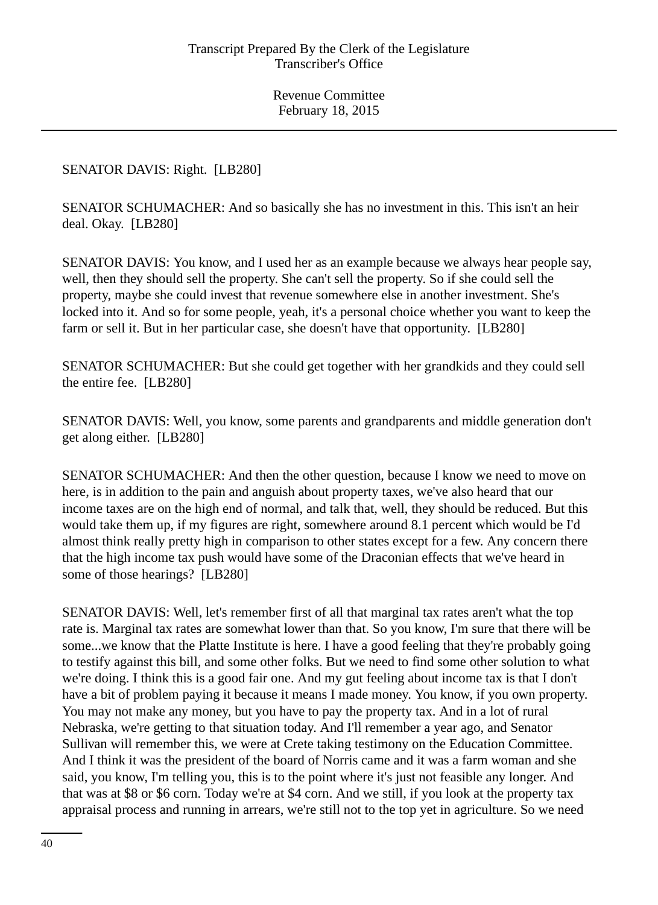SENATOR DAVIS: Right. [LB280]

SENATOR SCHUMACHER: And so basically she has no investment in this. This isn't an heir deal. Okay. [LB280]

SENATOR DAVIS: You know, and I used her as an example because we always hear people say, well, then they should sell the property. She can't sell the property. So if she could sell the property, maybe she could invest that revenue somewhere else in another investment. She's locked into it. And so for some people, yeah, it's a personal choice whether you want to keep the farm or sell it. But in her particular case, she doesn't have that opportunity. [LB280]

SENATOR SCHUMACHER: But she could get together with her grandkids and they could sell the entire fee. [LB280]

SENATOR DAVIS: Well, you know, some parents and grandparents and middle generation don't get along either. [LB280]

SENATOR SCHUMACHER: And then the other question, because I know we need to move on here, is in addition to the pain and anguish about property taxes, we've also heard that our income taxes are on the high end of normal, and talk that, well, they should be reduced. But this would take them up, if my figures are right, somewhere around 8.1 percent which would be I'd almost think really pretty high in comparison to other states except for a few. Any concern there that the high income tax push would have some of the Draconian effects that we've heard in some of those hearings? [LB280]

SENATOR DAVIS: Well, let's remember first of all that marginal tax rates aren't what the top rate is. Marginal tax rates are somewhat lower than that. So you know, I'm sure that there will be some...we know that the Platte Institute is here. I have a good feeling that they're probably going to testify against this bill, and some other folks. But we need to find some other solution to what we're doing. I think this is a good fair one. And my gut feeling about income tax is that I don't have a bit of problem paying it because it means I made money. You know, if you own property. You may not make any money, but you have to pay the property tax. And in a lot of rural Nebraska, we're getting to that situation today. And I'll remember a year ago, and Senator Sullivan will remember this, we were at Crete taking testimony on the Education Committee. And I think it was the president of the board of Norris came and it was a farm woman and she said, you know, I'm telling you, this is to the point where it's just not feasible any longer. And that was at $8 or $6 corn. Today we're at $4 corn. And we still, if you look at the property tax appraisal process and running in arrears, we're still not to the top yet in agriculture. So we need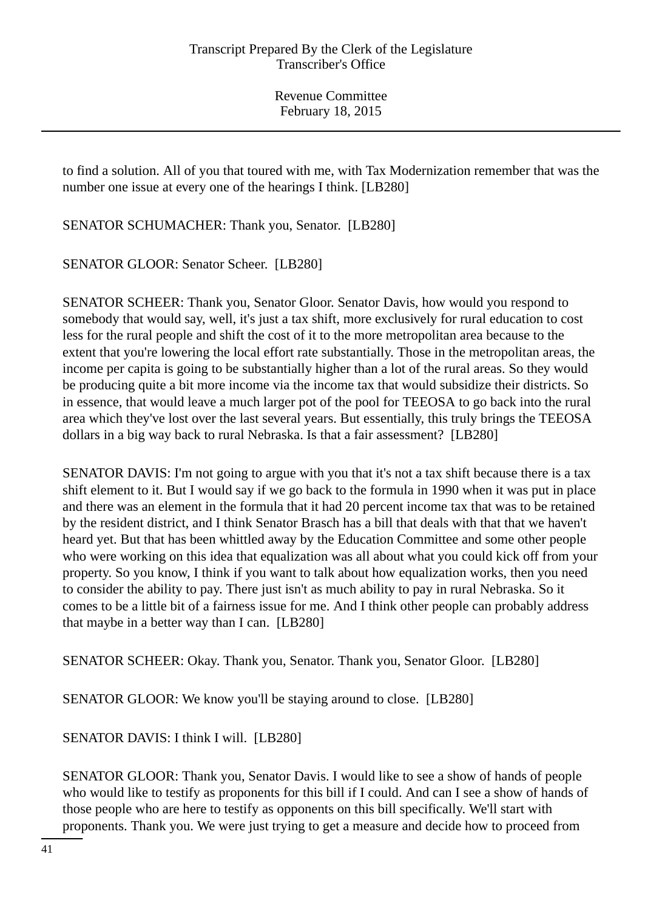to find a solution. All of you that toured with me, with Tax Modernization remember that was the number one issue at every one of the hearings I think. [LB280]

SENATOR SCHUMACHER: Thank you, Senator. [LB280]

SENATOR GLOOR: Senator Scheer. [LB280]

SENATOR SCHEER: Thank you, Senator Gloor. Senator Davis, how would you respond to somebody that would say, well, it's just a tax shift, more exclusively for rural education to cost less for the rural people and shift the cost of it to the more metropolitan area because to the extent that you're lowering the local effort rate substantially. Those in the metropolitan areas, the income per capita is going to be substantially higher than a lot of the rural areas. So they would be producing quite a bit more income via the income tax that would subsidize their districts. So in essence, that would leave a much larger pot of the pool for TEEOSA to go back into the rural area which they've lost over the last several years. But essentially, this truly brings the TEEOSA dollars in a big way back to rural Nebraska. Is that a fair assessment? [LB280]

SENATOR DAVIS: I'm not going to argue with you that it's not a tax shift because there is a tax shift element to it. But I would say if we go back to the formula in 1990 when it was put in place and there was an element in the formula that it had 20 percent income tax that was to be retained by the resident district, and I think Senator Brasch has a bill that deals with that that we haven't heard yet. But that has been whittled away by the Education Committee and some other people who were working on this idea that equalization was all about what you could kick off from your property. So you know, I think if you want to talk about how equalization works, then you need to consider the ability to pay. There just isn't as much ability to pay in rural Nebraska. So it comes to be a little bit of a fairness issue for me. And I think other people can probably address that maybe in a better way than I can. [LB280]

SENATOR SCHEER: Okay. Thank you, Senator. Thank you, Senator Gloor. [LB280]

SENATOR GLOOR: We know you'll be staying around to close. [LB280]

SENATOR DAVIS: I think I will. [LB280]

SENATOR GLOOR: Thank you, Senator Davis. I would like to see a show of hands of people who would like to testify as proponents for this bill if I could. And can I see a show of hands of those people who are here to testify as opponents on this bill specifically. We'll start with proponents. Thank you. We were just trying to get a measure and decide how to proceed from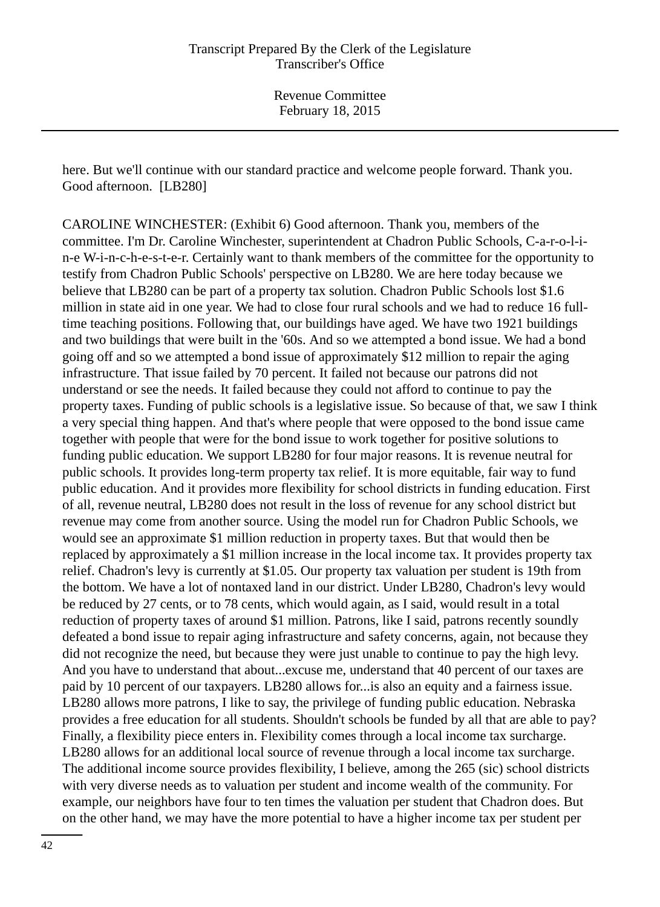here. But we'll continue with our standard practice and welcome people forward. Thank you. Good afternoon. [LB280]

CAROLINE WINCHESTER: (Exhibit 6) Good afternoon. Thank you, members of the committee. I'm Dr. Caroline Winchester, superintendent at Chadron Public Schools, C-a-r-o-l-i-n-e W-i-n-c-h-e-s-t-e-r. Certainly want to thank members of the committee for the opportunity to testify from Chadron Public Schools' perspective on LB280. We are here today because we believe that LB280 can be part of a property tax solution. Chadron Public Schools lost $1.6 million in state aid in one year. We had to close four rural schools and we had to reduce 16 full-time teaching positions. Following that, our buildings have aged. We have two 1921 buildings and two buildings that were built in the '60s. And so we attempted a bond issue. We had a bond going off and so we attempted a bond issue of approximately $12 million to repair the aging infrastructure. That issue failed by 70 percent. It failed not because our patrons did not understand or see the needs. It failed because they could not afford to continue to pay the property taxes. Funding of public schools is a legislative issue. So because of that, we saw I think a very special thing happen. And that's where people that were opposed to the bond issue came together with people that were for the bond issue to work together for positive solutions to funding public education. We support LB280 for four major reasons. It is revenue neutral for public schools. It provides long-term property tax relief. It is more equitable, fair way to fund public education. And it provides more flexibility for school districts in funding education. First of all, revenue neutral, LB280 does not result in the loss of revenue for any school district but revenue may come from another source. Using the model run for Chadron Public Schools, we would see an approximate $1 million reduction in property taxes. But that would then be replaced by approximately a $1 million increase in the local income tax. It provides property tax relief. Chadron's levy is currently at $1.05. Our property tax valuation per student is 19th from the bottom. We have a lot of nontaxed land in our district. Under LB280, Chadron's levy would be reduced by 27 cents, or to 78 cents, which would again, as I said, would result in a total reduction of property taxes of around $1 million. Patrons, like I said, patrons recently soundly defeated a bond issue to repair aging infrastructure and safety concerns, again, not because they did not recognize the need, but because they were just unable to continue to pay the high levy. And you have to understand that about...excuse me, understand that 40 percent of our taxes are paid by 10 percent of our taxpayers. LB280 allows for...is also an equity and a fairness issue. LB280 allows more patrons, I like to say, the privilege of funding public education. Nebraska provides a free education for all students. Shouldn't schools be funded by all that are able to pay? Finally, a flexibility piece enters in. Flexibility comes through a local income tax surcharge. LB280 allows for an additional local source of revenue through a local income tax surcharge. The additional income source provides flexibility, I believe, among the 265 (sic) school districts with very diverse needs as to valuation per student and income wealth of the community. For example, our neighbors have four to ten times the valuation per student that Chadron does. But on the other hand, we may have the more potential to have a higher income tax per student per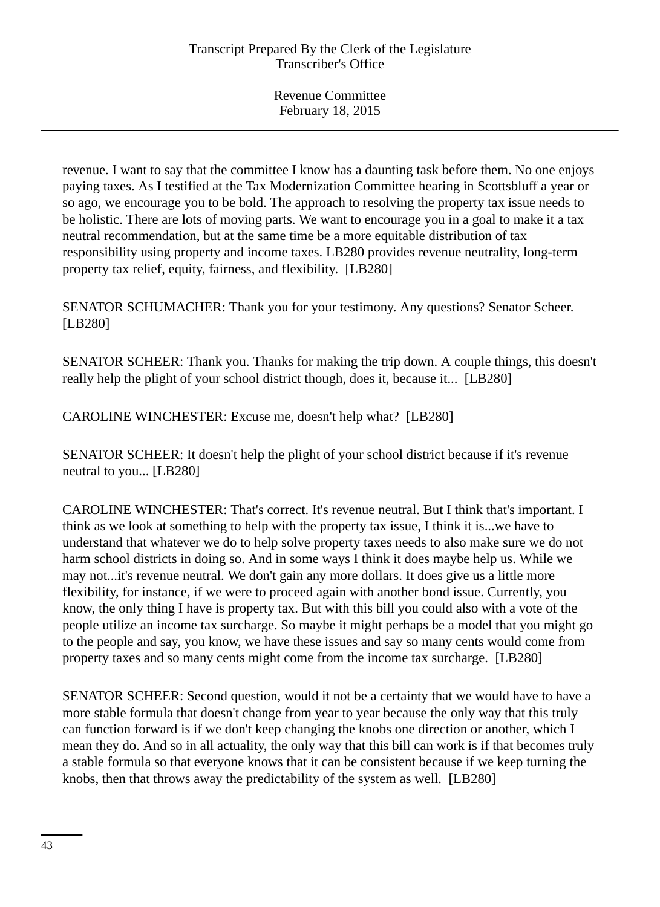revenue. I want to say that the committee I know has a daunting task before them. No one enjoys paying taxes. As I testified at the Tax Modernization Committee hearing in Scottsbluff a year or so ago, we encourage you to be bold. The approach to resolving the property tax issue needs to be holistic. There are lots of moving parts. We want to encourage you in a goal to make it a tax neutral recommendation, but at the same time be a more equitable distribution of tax responsibility using property and income taxes. LB280 provides revenue neutrality, long-term property tax relief, equity, fairness, and flexibility. [LB280]

SENATOR SCHUMACHER: Thank you for your testimony. Any questions? Senator Scheer. [LB280]

SENATOR SCHEER: Thank you. Thanks for making the trip down. A couple things, this doesn't really help the plight of your school district though, does it, because it... [LB280]

CAROLINE WINCHESTER: Excuse me, doesn't help what? [LB280]

SENATOR SCHEER: It doesn't help the plight of your school district because if it's revenue neutral to you... [LB280]

CAROLINE WINCHESTER: That's correct. It's revenue neutral. But I think that's important. I think as we look at something to help with the property tax issue, I think it is...we have to understand that whatever we do to help solve property taxes needs to also make sure we do not harm school districts in doing so. And in some ways I think it does maybe help us. While we may not...it's revenue neutral. We don't gain any more dollars. It does give us a little more flexibility, for instance, if we were to proceed again with another bond issue. Currently, you know, the only thing I have is property tax. But with this bill you could also with a vote of the people utilize an income tax surcharge. So maybe it might perhaps be a model that you might go to the people and say, you know, we have these issues and say so many cents would come from property taxes and so many cents might come from the income tax surcharge. [LB280]

SENATOR SCHEER: Second question, would it not be a certainty that we would have to have a more stable formula that doesn't change from year to year because the only way that this truly can function forward is if we don't keep changing the knobs one direction or another, which I mean they do. And so in all actuality, the only way that this bill can work is if that becomes truly a stable formula so that everyone knows that it can be consistent because if we keep turning the knobs, then that throws away the predictability of the system as well. [LB280]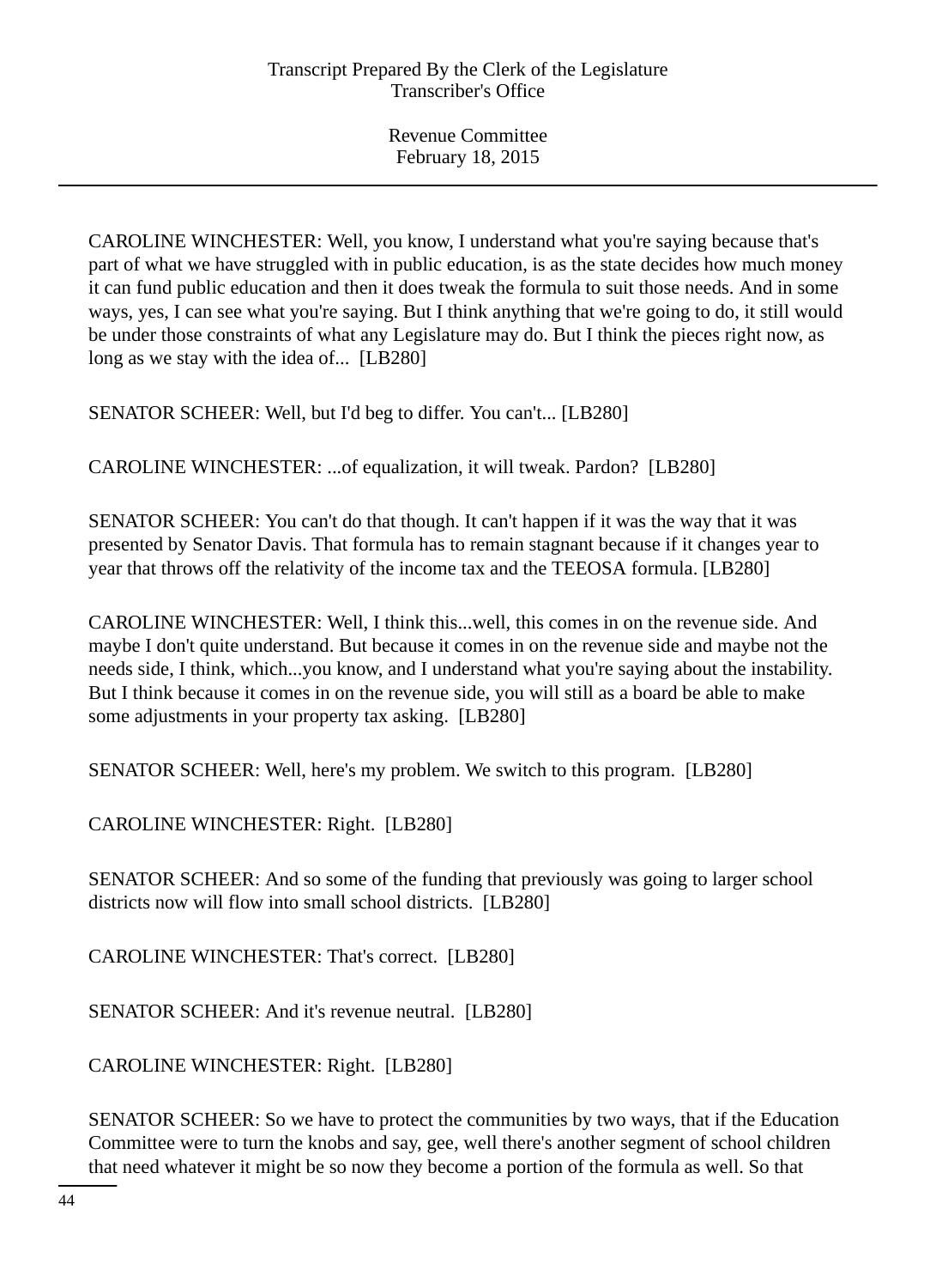CAROLINE WINCHESTER: Well, you know, I understand what you're saying because that's part of what we have struggled with in public education, is as the state decides how much money it can fund public education and then it does tweak the formula to suit those needs. And in some ways, yes, I can see what you're saying. But I think anything that we're going to do, it still would be under those constraints of what any Legislature may do. But I think the pieces right now, as long as we stay with the idea of... [LB280]

SENATOR SCHEER: Well, but I'd beg to differ. You can't... [LB280]

CAROLINE WINCHESTER: ...of equalization, it will tweak. Pardon? [LB280]

SENATOR SCHEER: You can't do that though. It can't happen if it was the way that it was presented by Senator Davis. That formula has to remain stagnant because if it changes year to year that throws off the relativity of the income tax and the TEEOSA formula. [LB280]

CAROLINE WINCHESTER: Well, I think this...well, this comes in on the revenue side. And maybe I don't quite understand. But because it comes in on the revenue side and maybe not the needs side, I think, which...you know, and I understand what you're saying about the instability. But I think because it comes in on the revenue side, you will still as a board be able to make some adjustments in your property tax asking. [LB280]

SENATOR SCHEER: Well, here's my problem. We switch to this program. [LB280]

CAROLINE WINCHESTER: Right. [LB280]

SENATOR SCHEER: And so some of the funding that previously was going to larger school districts now will flow into small school districts. [LB280]

CAROLINE WINCHESTER: That's correct. [LB280]

SENATOR SCHEER: And it's revenue neutral. [LB280]

CAROLINE WINCHESTER: Right. [LB280]

SENATOR SCHEER: So we have to protect the communities by two ways, that if the Education Committee were to turn the knobs and say, gee, well there's another segment of school children that need whatever it might be so now they become a portion of the formula as well. So that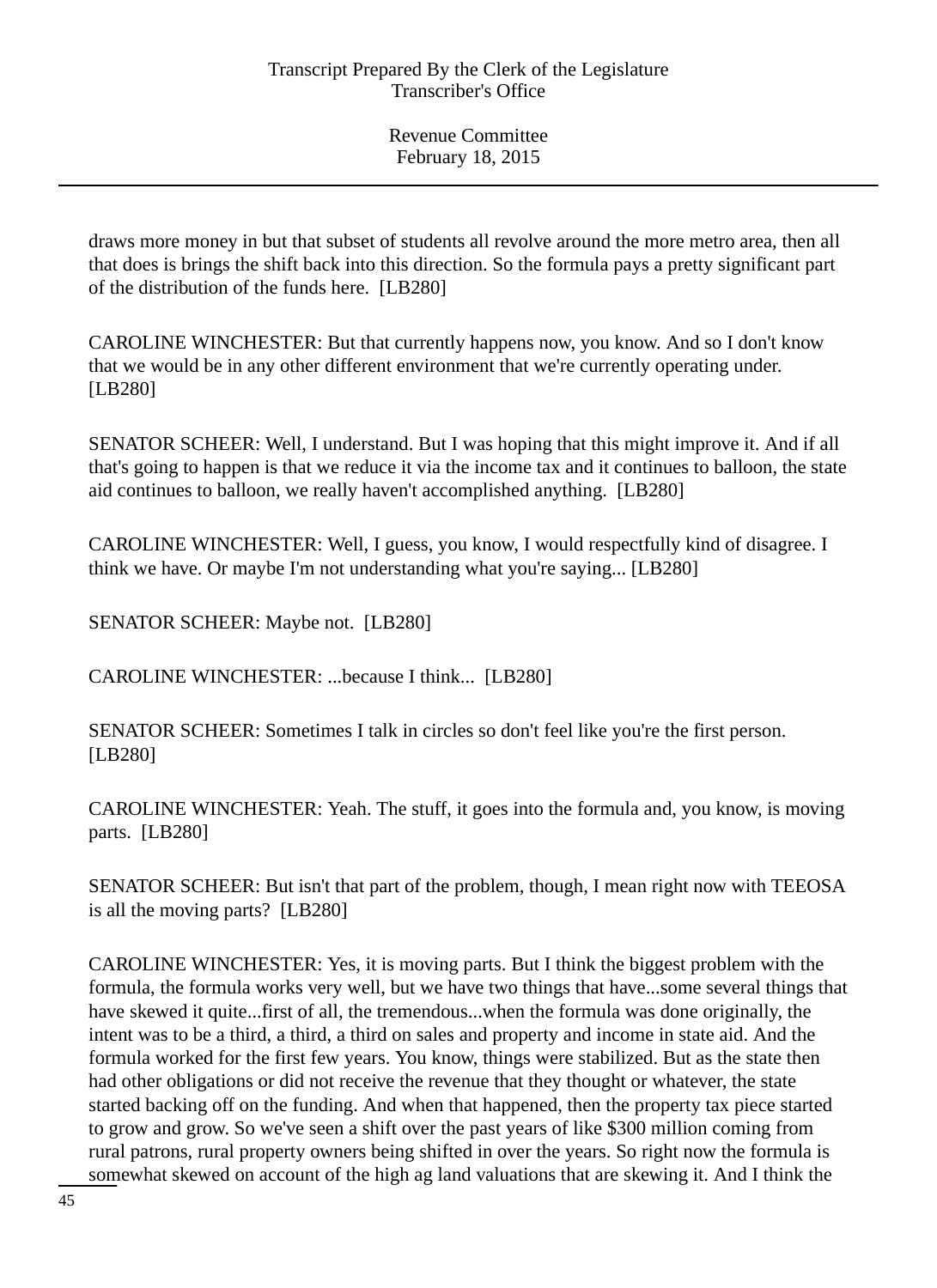draws more money in but that subset of students all revolve around the more metro area, then all that does is brings the shift back into this direction. So the formula pays a pretty significant part of the distribution of the funds here. [LB280]

CAROLINE WINCHESTER: But that currently happens now, you know. And so I don't know that we would be in any other different environment that we're currently operating under. [LB280]

SENATOR SCHEER: Well, I understand. But I was hoping that this might improve it. And if all that's going to happen is that we reduce it via the income tax and it continues to balloon, the state aid continues to balloon, we really haven't accomplished anything. [LB280]

CAROLINE WINCHESTER: Well, I guess, you know, I would respectfully kind of disagree. I think we have. Or maybe I'm not understanding what you're saying... [LB280]

SENATOR SCHEER: Maybe not. [LB280]

CAROLINE WINCHESTER: ...because I think... [LB280]

SENATOR SCHEER: Sometimes I talk in circles so don't feel like you're the first person. [LB280]

CAROLINE WINCHESTER: Yeah. The stuff, it goes into the formula and, you know, is moving parts. [LB280]

SENATOR SCHEER: But isn't that part of the problem, though, I mean right now with TEEOSA is all the moving parts? [LB280]

CAROLINE WINCHESTER: Yes, it is moving parts. But I think the biggest problem with the formula, the formula works very well, but we have two things that have...some several things that have skewed it quite...first of all, the tremendous...when the formula was done originally, the intent was to be a third, a third, a third on sales and property and income in state aid. And the formula worked for the first few years. You know, things were stabilized. But as the state then had other obligations or did not receive the revenue that they thought or whatever, the state started backing off on the funding. And when that happened, then the property tax piece started to grow and grow. So we've seen a shift over the past years of like $300 million coming from rural patrons, rural property owners being shifted in over the years. So right now the formula is somewhat skewed on account of the high ag land valuations that are skewing it. And I think the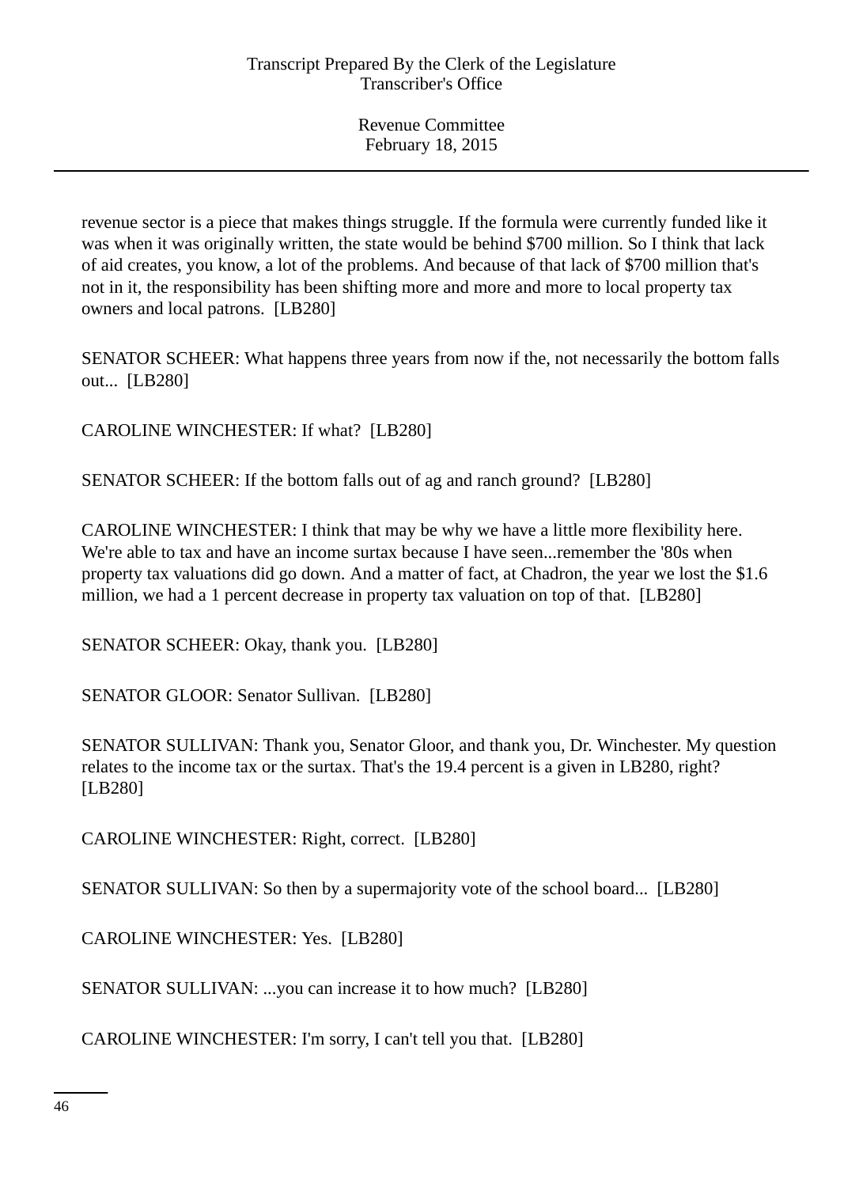revenue sector is a piece that makes things struggle. If the formula were currently funded like it was when it was originally written, the state would be behind $700 million. So I think that lack of aid creates, you know, a lot of the problems. And because of that lack of $700 million that's not in it, the responsibility has been shifting more and more and more to local property tax owners and local patrons. [LB280]

SENATOR SCHEER: What happens three years from now if the, not necessarily the bottom falls out... [LB280]

CAROLINE WINCHESTER: If what? [LB280]

SENATOR SCHEER: If the bottom falls out of ag and ranch ground? [LB280]

CAROLINE WINCHESTER: I think that may be why we have a little more flexibility here. We're able to tax and have an income surtax because I have seen...remember the '80s when property tax valuations did go down. And a matter of fact, at Chadron, the year we lost the $1.6 million, we had a 1 percent decrease in property tax valuation on top of that. [LB280]

SENATOR SCHEER: Okay, thank you. [LB280]

SENATOR GLOOR: Senator Sullivan. [LB280]

SENATOR SULLIVAN: Thank you, Senator Gloor, and thank you, Dr. Winchester. My question relates to the income tax or the surtax. That's the 19.4 percent is a given in LB280, right? [LB280]

CAROLINE WINCHESTER: Right, correct. [LB280]

SENATOR SULLIVAN: So then by a supermajority vote of the school board... [LB280]

CAROLINE WINCHESTER: Yes. [LB280]

SENATOR SULLIVAN: ...you can increase it to how much? [LB280]

CAROLINE WINCHESTER: I'm sorry, I can't tell you that. [LB280]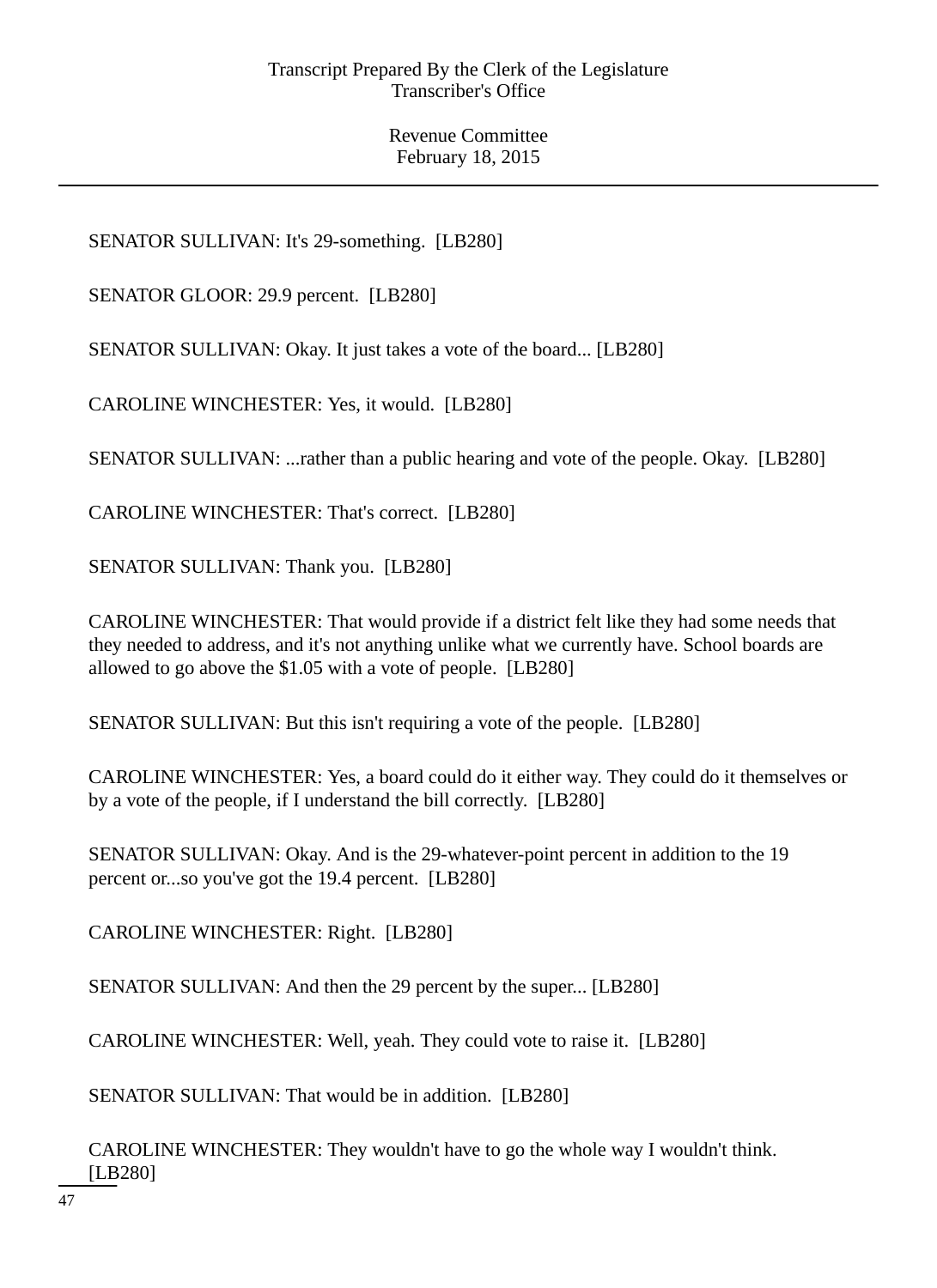SENATOR SULLIVAN: It's 29-something. [LB280]

SENATOR GLOOR: 29.9 percent. [LB280]

SENATOR SULLIVAN: Okay. It just takes a vote of the board... [LB280]

CAROLINE WINCHESTER: Yes, it would. [LB280]

SENATOR SULLIVAN: ...rather than a public hearing and vote of the people. Okay. [LB280]

CAROLINE WINCHESTER: That's correct. [LB280]

SENATOR SULLIVAN: Thank you. [LB280]

CAROLINE WINCHESTER: That would provide if a district felt like they had some needs that they needed to address, and it's not anything unlike what we currently have. School boards are allowed to go above the $1.05 with a vote of people. [LB280]

SENATOR SULLIVAN: But this isn't requiring a vote of the people. [LB280]

CAROLINE WINCHESTER: Yes, a board could do it either way. They could do it themselves or by a vote of the people, if I understand the bill correctly. [LB280]

SENATOR SULLIVAN: Okay. And is the 29-whatever-point percent in addition to the 19 percent or...so you've got the 19.4 percent. [LB280]

CAROLINE WINCHESTER: Right. [LB280]

SENATOR SULLIVAN: And then the 29 percent by the super... [LB280]

CAROLINE WINCHESTER: Well, yeah. They could vote to raise it. [LB280]

SENATOR SULLIVAN: That would be in addition. [LB280]

CAROLINE WINCHESTER: They wouldn't have to go the whole way I wouldn't think. [LB280]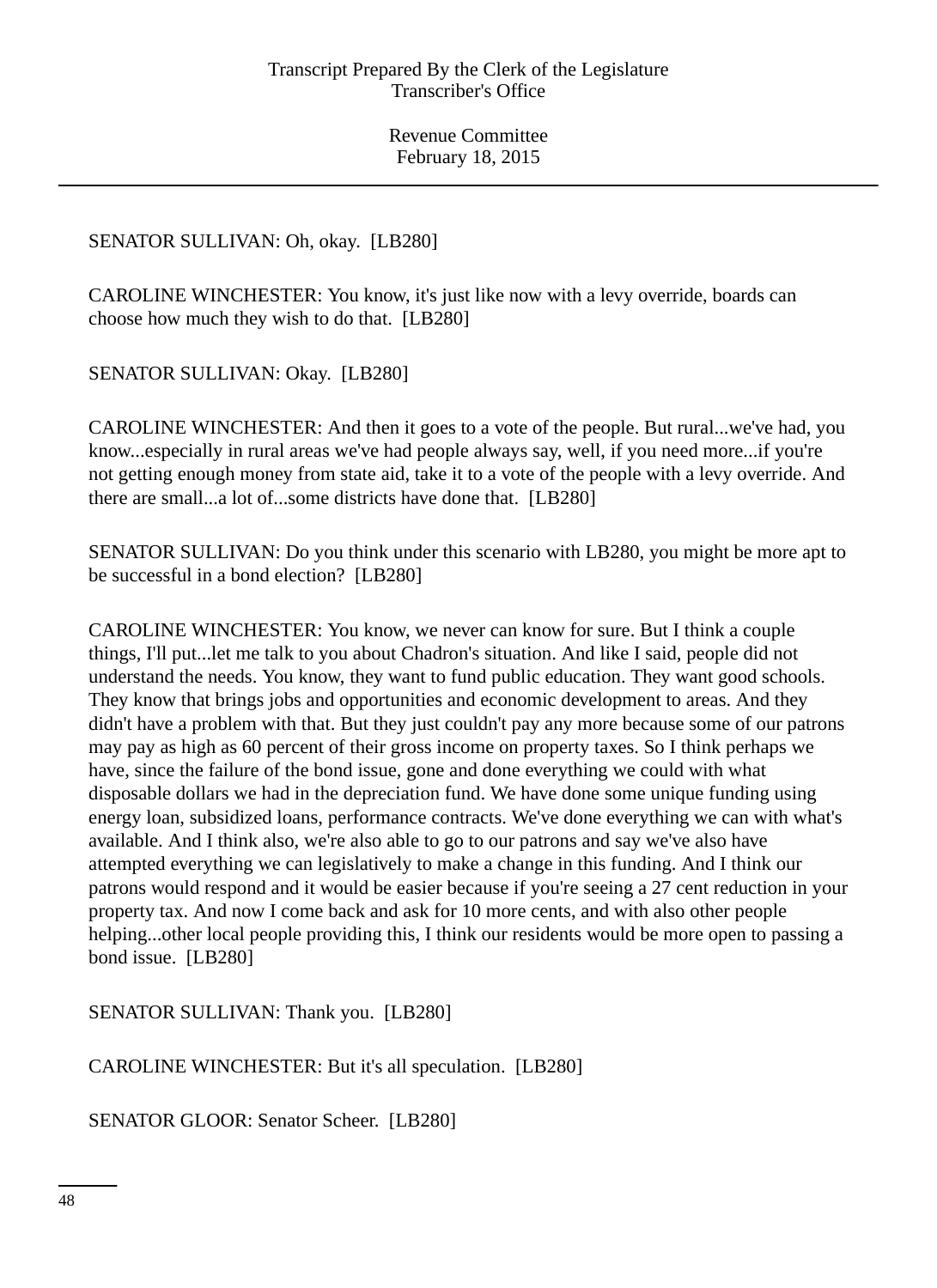SENATOR SULLIVAN: Oh, okay. [LB280]

CAROLINE WINCHESTER: You know, it's just like now with a levy override, boards can choose how much they wish to do that. [LB280]

SENATOR SULLIVAN: Okay. [LB280]

CAROLINE WINCHESTER: And then it goes to a vote of the people. But rural...we've had, you know...especially in rural areas we've had people always say, well, if you need more...if you're not getting enough money from state aid, take it to a vote of the people with a levy override. And there are small...a lot of...some districts have done that. [LB280]

SENATOR SULLIVAN: Do you think under this scenario with LB280, you might be more apt to be successful in a bond election? [LB280]

CAROLINE WINCHESTER: You know, we never can know for sure. But I think a couple things, I'll put...let me talk to you about Chadron's situation. And like I said, people did not understand the needs. You know, they want to fund public education. They want good schools. They know that brings jobs and opportunities and economic development to areas. And they didn't have a problem with that. But they just couldn't pay any more because some of our patrons may pay as high as 60 percent of their gross income on property taxes. So I think perhaps we have, since the failure of the bond issue, gone and done everything we could with what disposable dollars we had in the depreciation fund. We have done some unique funding using energy loan, subsidized loans, performance contracts. We've done everything we can with what's available. And I think also, we're also able to go to our patrons and say we've also have attempted everything we can legislatively to make a change in this funding. And I think our patrons would respond and it would be easier because if you're seeing a 27 cent reduction in your property tax. And now I come back and ask for 10 more cents, and with also other people helping...other local people providing this, I think our residents would be more open to passing a bond issue. [LB280]

SENATOR SULLIVAN: Thank you. [LB280]

CAROLINE WINCHESTER: But it's all speculation. [LB280]

SENATOR GLOOR: Senator Scheer. [LB280]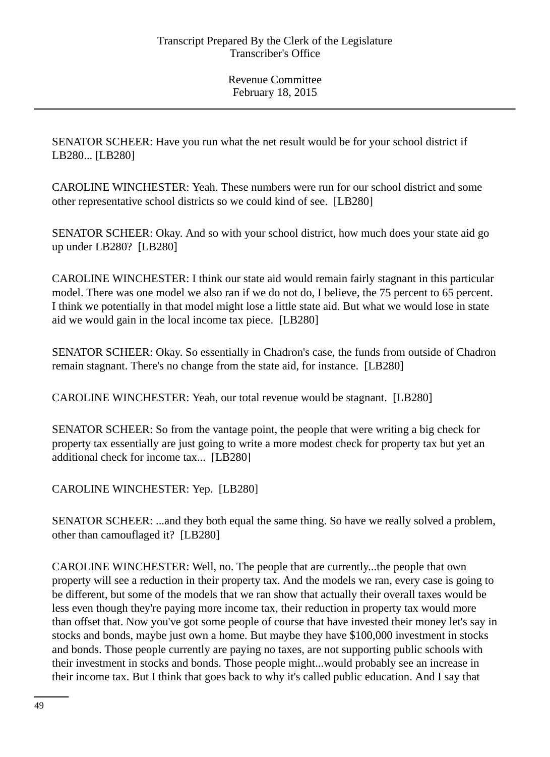SENATOR SCHEER: Have you run what the net result would be for your school district if LB280... [LB280]

CAROLINE WINCHESTER: Yeah. These numbers were run for our school district and some other representative school districts so we could kind of see. [LB280]

SENATOR SCHEER: Okay. And so with your school district, how much does your state aid go up under LB280? [LB280]

CAROLINE WINCHESTER: I think our state aid would remain fairly stagnant in this particular model. There was one model we also ran if we do not do, I believe, the 75 percent to 65 percent. I think we potentially in that model might lose a little state aid. But what we would lose in state aid we would gain in the local income tax piece. [LB280]

SENATOR SCHEER: Okay. So essentially in Chadron's case, the funds from outside of Chadron remain stagnant. There's no change from the state aid, for instance. [LB280]

CAROLINE WINCHESTER: Yeah, our total revenue would be stagnant. [LB280]

SENATOR SCHEER: So from the vantage point, the people that were writing a big check for property tax essentially are just going to write a more modest check for property tax but yet an additional check for income tax... [LB280]

CAROLINE WINCHESTER: Yep. [LB280]

SENATOR SCHEER: ...and they both equal the same thing. So have we really solved a problem, other than camouflaged it? [LB280]

CAROLINE WINCHESTER: Well, no. The people that are currently...the people that own property will see a reduction in their property tax. And the models we ran, every case is going to be different, but some of the models that we ran show that actually their overall taxes would be less even though they're paying more income tax, their reduction in property tax would more than offset that. Now you've got some people of course that have invested their money let's say in stocks and bonds, maybe just own a home. But maybe they have $100,000 investment in stocks and bonds. Those people currently are paying no taxes, are not supporting public schools with their investment in stocks and bonds. Those people might...would probably see an increase in their income tax. But I think that goes back to why it's called public education. And I say that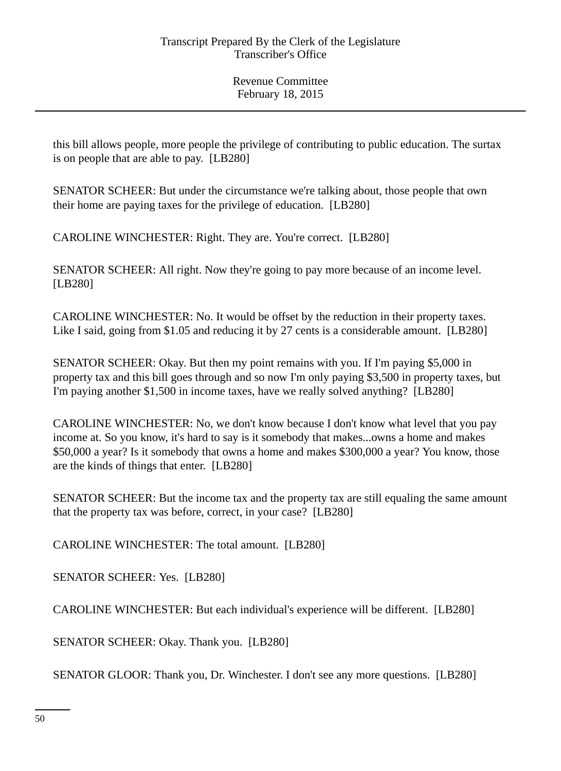this bill allows people, more people the privilege of contributing to public education. The surtax is on people that are able to pay. [LB280]

SENATOR SCHEER: But under the circumstance we're talking about, those people that own their home are paying taxes for the privilege of education. [LB280]

CAROLINE WINCHESTER: Right. They are. You're correct. [LB280]

SENATOR SCHEER: All right. Now they're going to pay more because of an income level. [LB280]

CAROLINE WINCHESTER: No. It would be offset by the reduction in their property taxes. Like I said, going from $1.05 and reducing it by 27 cents is a considerable amount. [LB280]

SENATOR SCHEER: Okay. But then my point remains with you. If I'm paying $5,000 in property tax and this bill goes through and so now I'm only paying $3,500 in property taxes, but I'm paying another $1,500 in income taxes, have we really solved anything? [LB280]

CAROLINE WINCHESTER: No, we don't know because I don't know what level that you pay income at. So you know, it's hard to say is it somebody that makes...owns a home and makes $50,000 a year? Is it somebody that owns a home and makes $300,000 a year? You know, those are the kinds of things that enter. [LB280]

SENATOR SCHEER: But the income tax and the property tax are still equaling the same amount that the property tax was before, correct, in your case? [LB280]

CAROLINE WINCHESTER: The total amount. [LB280]

SENATOR SCHEER: Yes. [LB280]

CAROLINE WINCHESTER: But each individual's experience will be different. [LB280]

SENATOR SCHEER: Okay. Thank you. [LB280]

SENATOR GLOOR: Thank you, Dr. Winchester. I don't see any more questions. [LB280]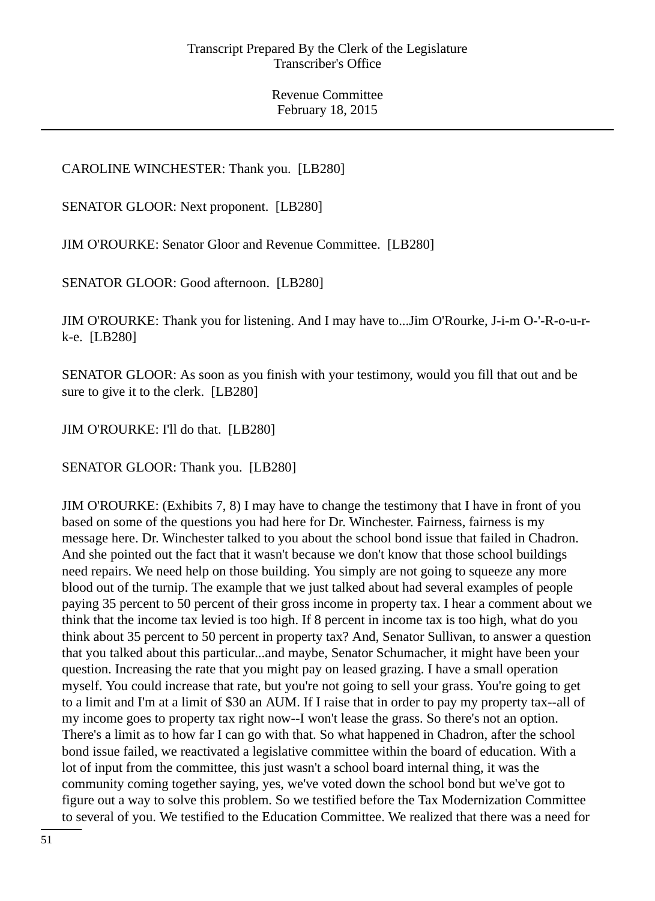CAROLINE WINCHESTER: Thank you. [LB280]

SENATOR GLOOR: Next proponent. [LB280]

JIM O'ROURKE: Senator Gloor and Revenue Committee. [LB280]

SENATOR GLOOR: Good afternoon. [LB280]

JIM O'ROURKE: Thank you for listening. And I may have to...Jim O'Rourke, J-i-m O-'-R-o-u-r-k-e. [LB280]

SENATOR GLOOR: As soon as you finish with your testimony, would you fill that out and be sure to give it to the clerk. [LB280]

JIM O'ROURKE: I'll do that. [LB280]

SENATOR GLOOR: Thank you. [LB280]

JIM O'ROURKE: (Exhibits 7, 8) I may have to change the testimony that I have in front of you based on some of the questions you had here for Dr. Winchester. Fairness, fairness is my message here. Dr. Winchester talked to you about the school bond issue that failed in Chadron. And she pointed out the fact that it wasn't because we don't know that those school buildings need repairs. We need help on those building. You simply are not going to squeeze any more blood out of the turnip. The example that we just talked about had several examples of people paying 35 percent to 50 percent of their gross income in property tax. I hear a comment about we think that the income tax levied is too high. If 8 percent in income tax is too high, what do you think about 35 percent to 50 percent in property tax? And, Senator Sullivan, to answer a question that you talked about this particular...and maybe, Senator Schumacher, it might have been your question. Increasing the rate that you might pay on leased grazing. I have a small operation myself. You could increase that rate, but you're not going to sell your grass. You're going to get to a limit and I'm at a limit of $30 an AUM. If I raise that in order to pay my property tax--all of my income goes to property tax right now--I won't lease the grass. So there's not an option. There's a limit as to how far I can go with that. So what happened in Chadron, after the school bond issue failed, we reactivated a legislative committee within the board of education. With a lot of input from the committee, this just wasn't a school board internal thing, it was the community coming together saying, yes, we've voted down the school bond but we've got to figure out a way to solve this problem. So we testified before the Tax Modernization Committee to several of you. We testified to the Education Committee. We realized that there was a need for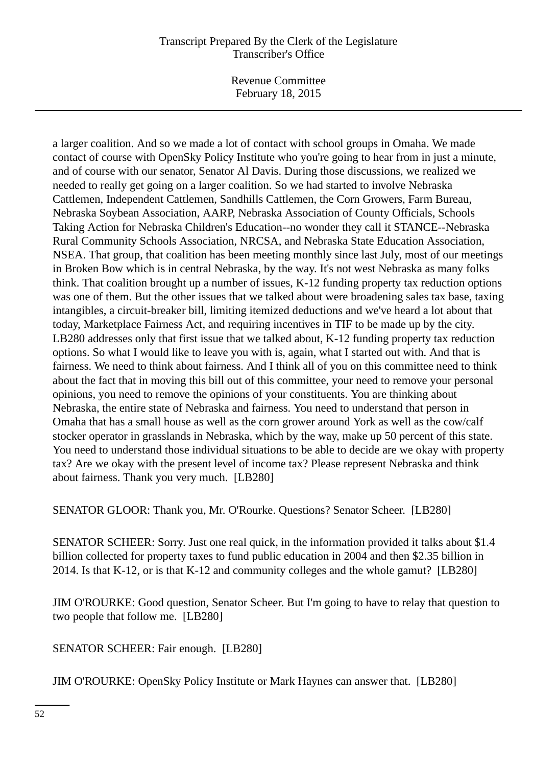a larger coalition. And so we made a lot of contact with school groups in Omaha. We made contact of course with OpenSky Policy Institute who you're going to hear from in just a minute, and of course with our senator, Senator Al Davis. During those discussions, we realized we needed to really get going on a larger coalition. So we had started to involve Nebraska Cattlemen, Independent Cattlemen, Sandhills Cattlemen, the Corn Growers, Farm Bureau, Nebraska Soybean Association, AARP, Nebraska Association of County Officials, Schools Taking Action for Nebraska Children's Education--no wonder they call it STANCE--Nebraska Rural Community Schools Association, NRCSA, and Nebraska State Education Association, NSEA. That group, that coalition has been meeting monthly since last July, most of our meetings in Broken Bow which is in central Nebraska, by the way. It's not west Nebraska as many folks think. That coalition brought up a number of issues, K-12 funding property tax reduction options was one of them. But the other issues that we talked about were broadening sales tax base, taxing intangibles, a circuit-breaker bill, limiting itemized deductions and we've heard a lot about that today, Marketplace Fairness Act, and requiring incentives in TIF to be made up by the city. LB280 addresses only that first issue that we talked about, K-12 funding property tax reduction options. So what I would like to leave you with is, again, what I started out with. And that is fairness. We need to think about fairness. And I think all of you on this committee need to think about the fact that in moving this bill out of this committee, your need to remove your personal opinions, you need to remove the opinions of your constituents. You are thinking about Nebraska, the entire state of Nebraska and fairness. You need to understand that person in Omaha that has a small house as well as the corn grower around York as well as the cow/calf stocker operator in grasslands in Nebraska, which by the way, make up 50 percent of this state. You need to understand those individual situations to be able to decide are we okay with property tax? Are we okay with the present level of income tax? Please represent Nebraska and think about fairness. Thank you very much. [LB280]

SENATOR GLOOR: Thank you, Mr. O'Rourke. Questions? Senator Scheer. [LB280]

SENATOR SCHEER: Sorry. Just one real quick, in the information provided it talks about $1.4 billion collected for property taxes to fund public education in 2004 and then $2.35 billion in 2014. Is that K-12, or is that K-12 and community colleges and the whole gamut? [LB280]

JIM O'ROURKE: Good question, Senator Scheer. But I'm going to have to relay that question to two people that follow me. [LB280]

SENATOR SCHEER: Fair enough. [LB280]

JIM O'ROURKE: OpenSky Policy Institute or Mark Haynes can answer that. [LB280]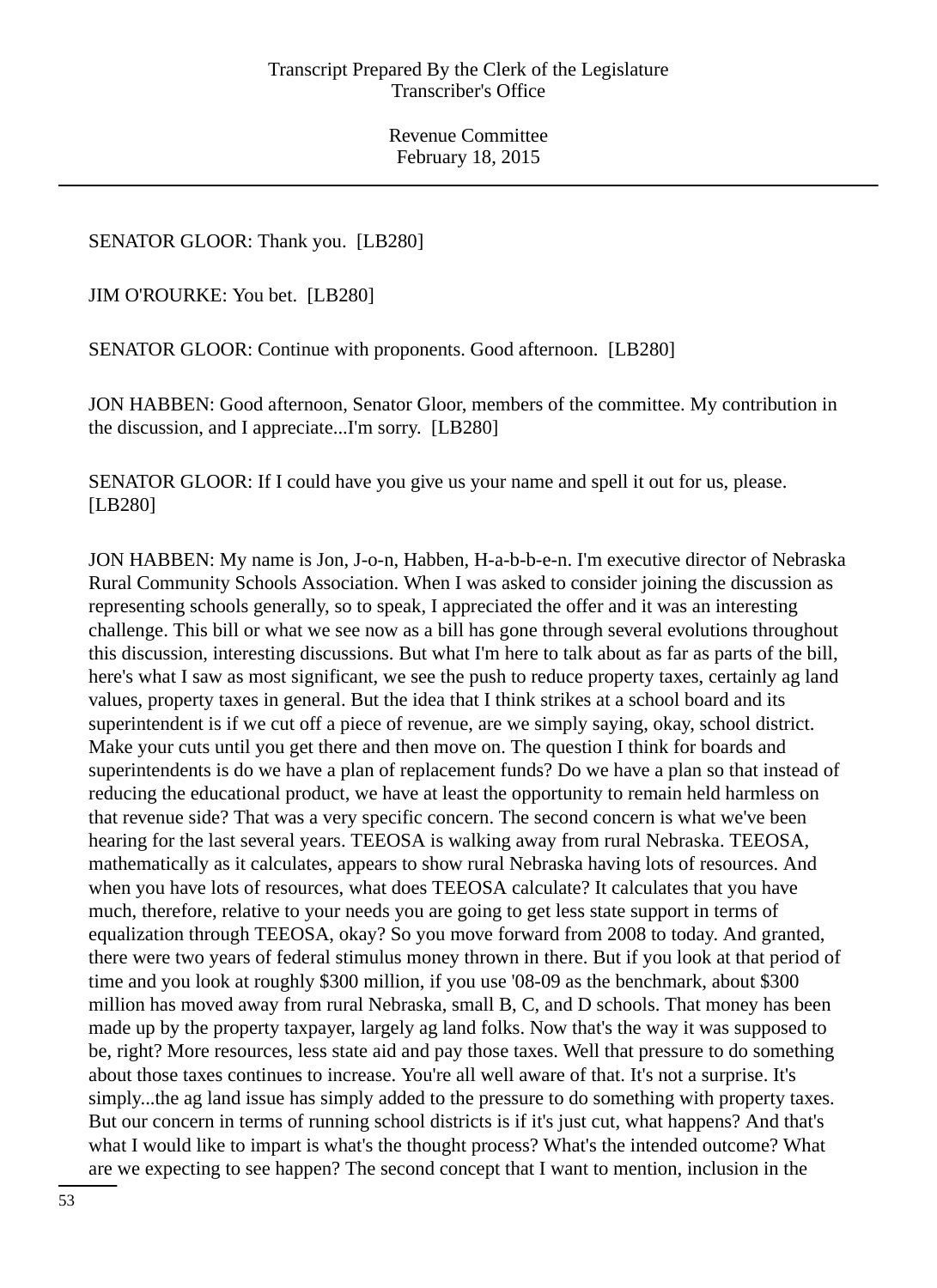SENATOR GLOOR: Thank you. [LB280]

JIM O'ROURKE: You bet. [LB280]

SENATOR GLOOR: Continue with proponents. Good afternoon. [LB280]

JON HABBEN: Good afternoon, Senator Gloor, members of the committee. My contribution in the discussion, and I appreciate...I'm sorry. [LB280]

SENATOR GLOOR: If I could have you give us your name and spell it out for us, please. [LB280]

JON HABBEN: My name is Jon, J-o-n, Habben, H-a-b-b-e-n. I'm executive director of Nebraska Rural Community Schools Association. When I was asked to consider joining the discussion as representing schools generally, so to speak, I appreciated the offer and it was an interesting challenge. This bill or what we see now as a bill has gone through several evolutions throughout this discussion, interesting discussions. But what I'm here to talk about as far as parts of the bill, here's what I saw as most significant, we see the push to reduce property taxes, certainly ag land values, property taxes in general. But the idea that I think strikes at a school board and its superintendent is if we cut off a piece of revenue, are we simply saying, okay, school district. Make your cuts until you get there and then move on. The question I think for boards and superintendents is do we have a plan of replacement funds? Do we have a plan so that instead of reducing the educational product, we have at least the opportunity to remain held harmless on that revenue side? That was a very specific concern. The second concern is what we've been hearing for the last several years. TEEOSA is walking away from rural Nebraska. TEEOSA, mathematically as it calculates, appears to show rural Nebraska having lots of resources. And when you have lots of resources, what does TEEOSA calculate? It calculates that you have much, therefore, relative to your needs you are going to get less state support in terms of equalization through TEEOSA, okay? So you move forward from 2008 to today. And granted, there were two years of federal stimulus money thrown in there. But if you look at that period of time and you look at roughly $300 million, if you use '08-09 as the benchmark, about $300 million has moved away from rural Nebraska, small B, C, and D schools. That money has been made up by the property taxpayer, largely ag land folks. Now that's the way it was supposed to be, right? More resources, less state aid and pay those taxes. Well that pressure to do something about those taxes continues to increase. You're all well aware of that. It's not a surprise. It's simply...the ag land issue has simply added to the pressure to do something with property taxes. But our concern in terms of running school districts is if it's just cut, what happens? And that's what I would like to impart is what's the thought process? What's the intended outcome? What are we expecting to see happen? The second concept that I want to mention, inclusion in the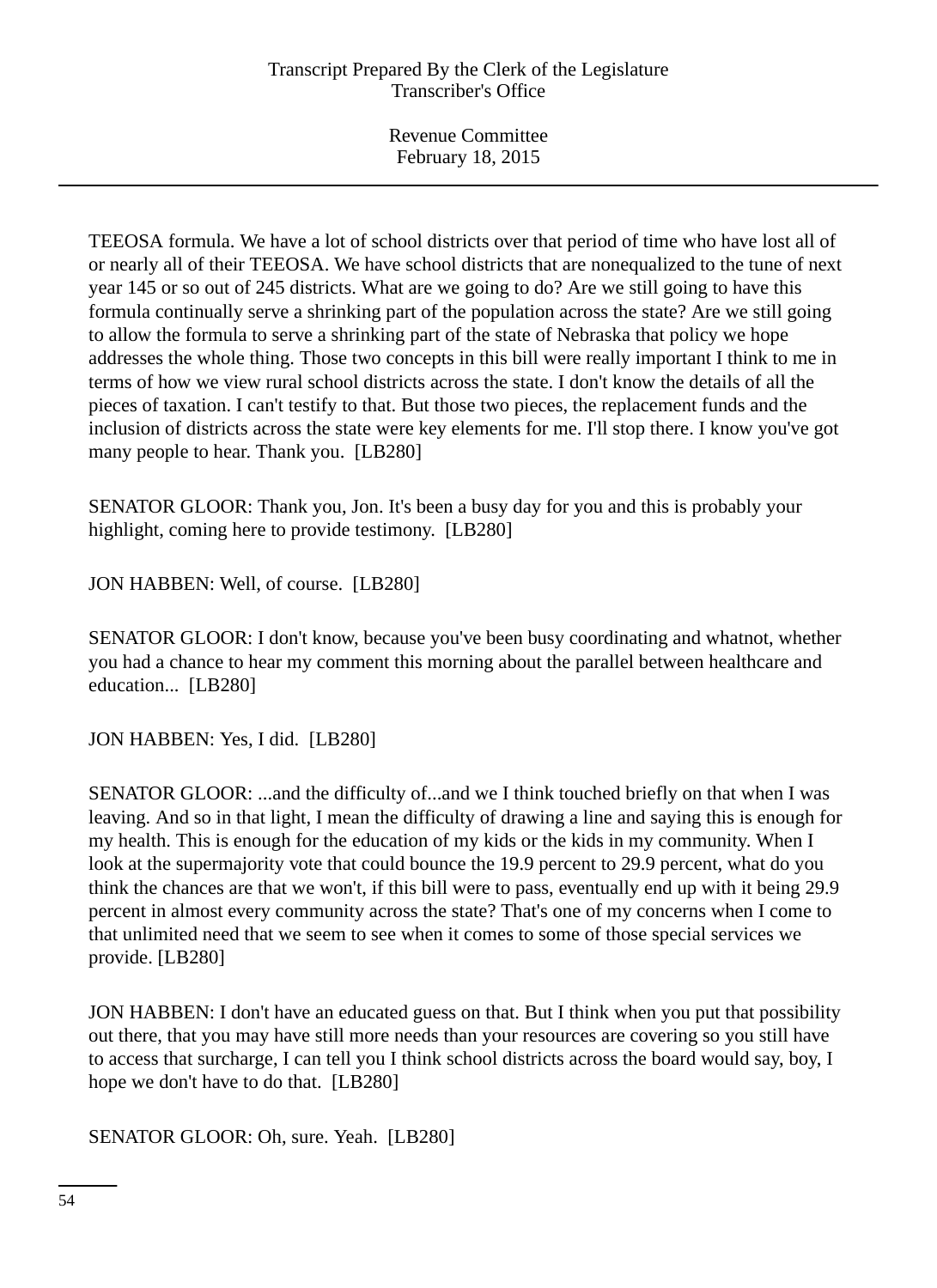TEEOSA formula. We have a lot of school districts over that period of time who have lost all of or nearly all of their TEEOSA. We have school districts that are nonequalized to the tune of next year 145 or so out of 245 districts. What are we going to do? Are we still going to have this formula continually serve a shrinking part of the population across the state? Are we still going to allow the formula to serve a shrinking part of the state of Nebraska that policy we hope addresses the whole thing. Those two concepts in this bill were really important I think to me in terms of how we view rural school districts across the state. I don't know the details of all the pieces of taxation. I can't testify to that. But those two pieces, the replacement funds and the inclusion of districts across the state were key elements for me. I'll stop there. I know you've got many people to hear. Thank you. [LB280]

SENATOR GLOOR: Thank you, Jon. It's been a busy day for you and this is probably your highlight, coming here to provide testimony. [LB280]

JON HABBEN: Well, of course. [LB280]

SENATOR GLOOR: I don't know, because you've been busy coordinating and whatnot, whether you had a chance to hear my comment this morning about the parallel between healthcare and education... [LB280]

JON HABBEN: Yes, I did. [LB280]

SENATOR GLOOR: ...and the difficulty of...and we I think touched briefly on that when I was leaving. And so in that light, I mean the difficulty of drawing a line and saying this is enough for my health. This is enough for the education of my kids or the kids in my community. When I look at the supermajority vote that could bounce the 19.9 percent to 29.9 percent, what do you think the chances are that we won't, if this bill were to pass, eventually end up with it being 29.9 percent in almost every community across the state? That's one of my concerns when I come to that unlimited need that we seem to see when it comes to some of those special services we provide. [LB280]

JON HABBEN: I don't have an educated guess on that. But I think when you put that possibility out there, that you may have still more needs than your resources are covering so you still have to access that surcharge, I can tell you I think school districts across the board would say, boy, I hope we don't have to do that. [LB280]

SENATOR GLOOR: Oh, sure. Yeah. [LB280]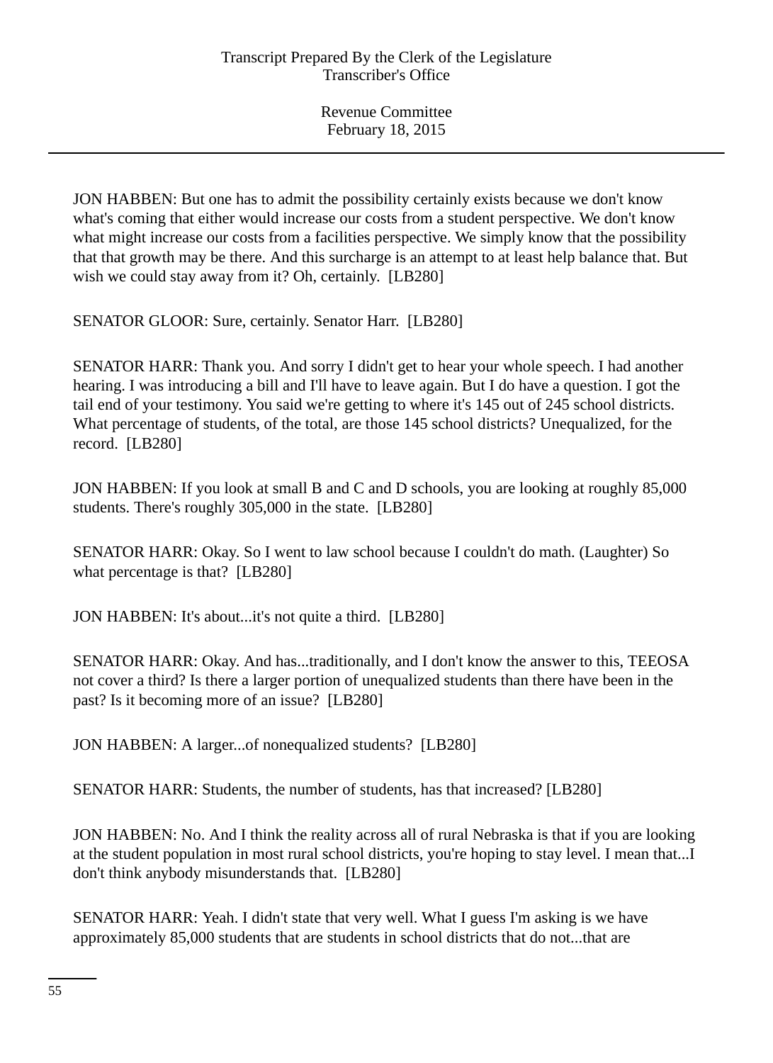JON HABBEN: But one has to admit the possibility certainly exists because we don't know what's coming that either would increase our costs from a student perspective. We don't know what might increase our costs from a facilities perspective. We simply know that the possibility that that growth may be there. And this surcharge is an attempt to at least help balance that. But wish we could stay away from it? Oh, certainly. [LB280]

SENATOR GLOOR: Sure, certainly. Senator Harr. [LB280]

SENATOR HARR: Thank you. And sorry I didn't get to hear your whole speech. I had another hearing. I was introducing a bill and I'll have to leave again. But I do have a question. I got the tail end of your testimony. You said we're getting to where it's 145 out of 245 school districts. What percentage of students, of the total, are those 145 school districts? Unequalized, for the record. [LB280]

JON HABBEN: If you look at small B and C and D schools, you are looking at roughly 85,000 students. There's roughly 305,000 in the state. [LB280]

SENATOR HARR: Okay. So I went to law school because I couldn't do math. (Laughter) So what percentage is that? [LB280]

JON HABBEN: It's about...it's not quite a third. [LB280]

SENATOR HARR: Okay. And has...traditionally, and I don't know the answer to this, TEEOSA not cover a third? Is there a larger portion of unequalized students than there have been in the past? Is it becoming more of an issue? [LB280]

JON HABBEN: A larger...of nonequalized students? [LB280]

SENATOR HARR: Students, the number of students, has that increased? [LB280]

JON HABBEN: No. And I think the reality across all of rural Nebraska is that if you are looking at the student population in most rural school districts, you're hoping to stay level. I mean that...I don't think anybody misunderstands that. [LB280]

SENATOR HARR: Yeah. I didn't state that very well. What I guess I'm asking is we have approximately 85,000 students that are students in school districts that do not...that are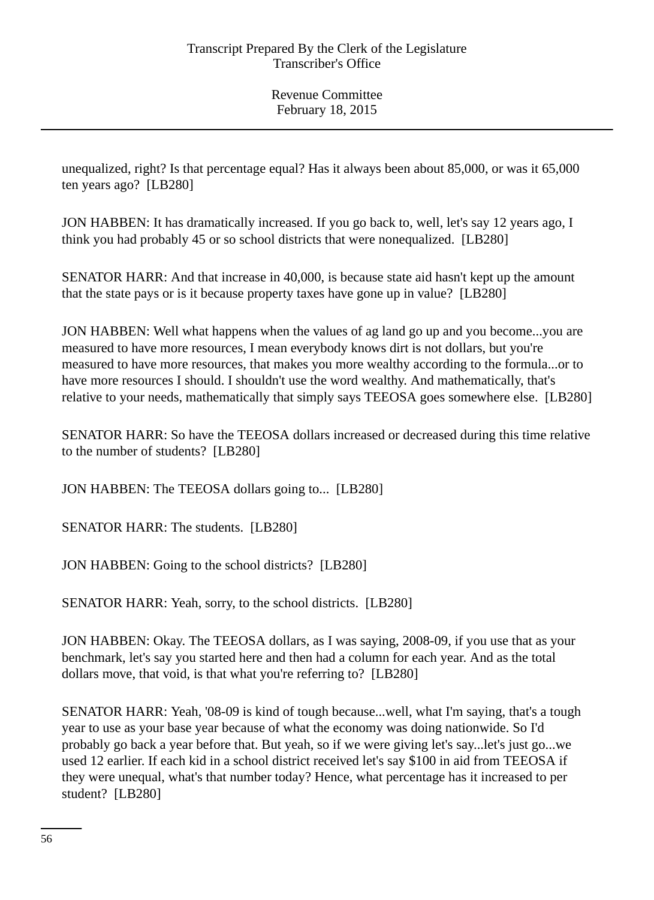unequalized, right? Is that percentage equal? Has it always been about 85,000, or was it 65,000 ten years ago? [LB280]

JON HABBEN: It has dramatically increased. If you go back to, well, let's say 12 years ago, I think you had probably 45 or so school districts that were nonequalized. [LB280]

SENATOR HARR: And that increase in 40,000, is because state aid hasn't kept up the amount that the state pays or is it because property taxes have gone up in value? [LB280]

JON HABBEN: Well what happens when the values of ag land go up and you become...you are measured to have more resources, I mean everybody knows dirt is not dollars, but you're measured to have more resources, that makes you more wealthy according to the formula...or to have more resources I should. I shouldn't use the word wealthy. And mathematically, that's relative to your needs, mathematically that simply says TEEOSA goes somewhere else. [LB280]

SENATOR HARR: So have the TEEOSA dollars increased or decreased during this time relative to the number of students? [LB280]

JON HABBEN: The TEEOSA dollars going to... [LB280]

SENATOR HARR: The students. [LB280]

JON HABBEN: Going to the school districts? [LB280]

SENATOR HARR: Yeah, sorry, to the school districts. [LB280]

JON HABBEN: Okay. The TEEOSA dollars, as I was saying, 2008-09, if you use that as your benchmark, let's say you started here and then had a column for each year. And as the total dollars move, that void, is that what you're referring to? [LB280]

SENATOR HARR: Yeah, '08-09 is kind of tough because...well, what I'm saying, that's a tough year to use as your base year because of what the economy was doing nationwide. So I'd probably go back a year before that. But yeah, so if we were giving let's say...let's just go...we used 12 earlier. If each kid in a school district received let's say $100 in aid from TEEOSA if they were unequal, what's that number today? Hence, what percentage has it increased to per student? [LB280]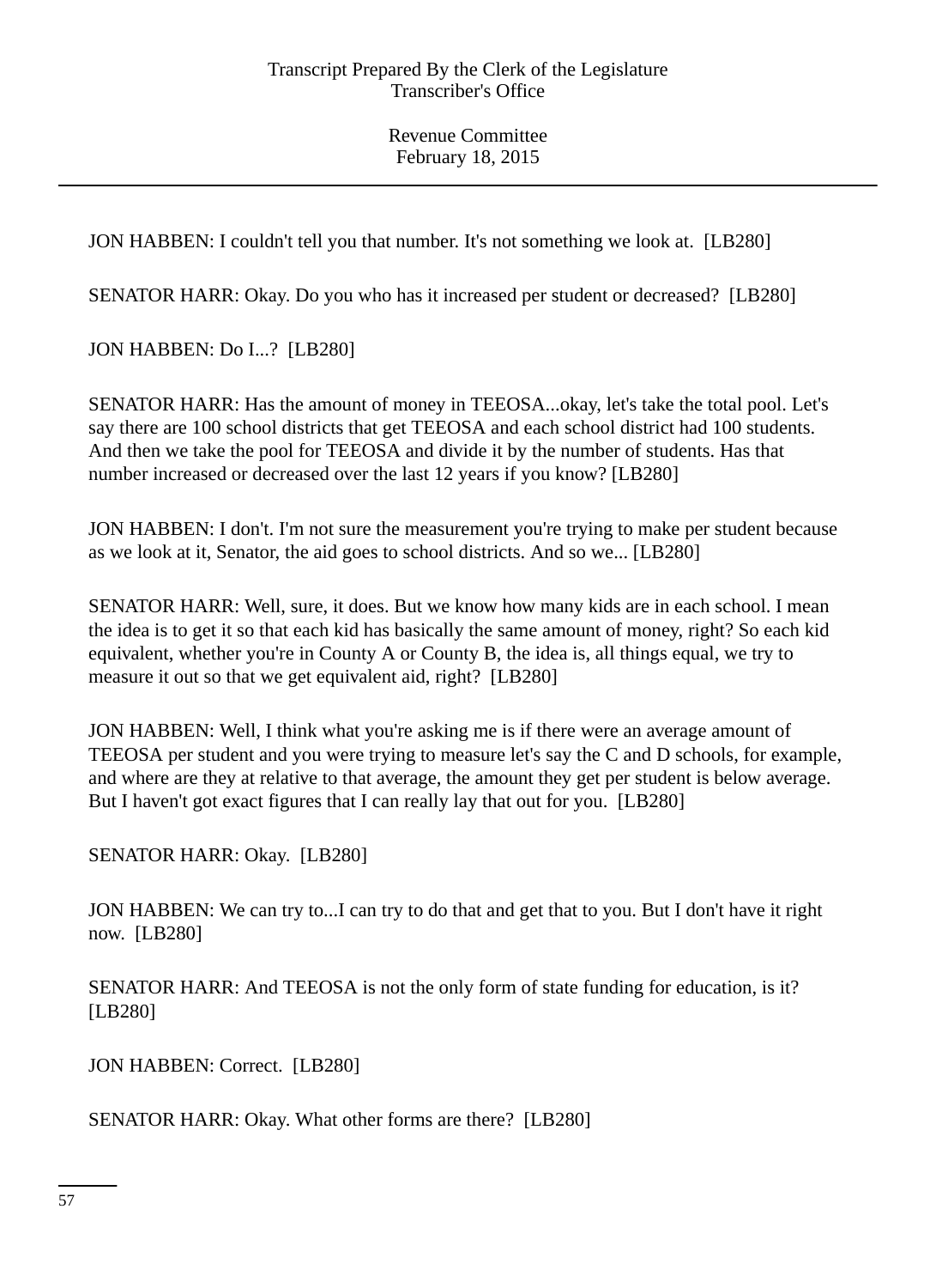JON HABBEN: I couldn't tell you that number. It's not something we look at. [LB280]

SENATOR HARR: Okay. Do you who has it increased per student or decreased? [LB280]

JON HABBEN: Do I...? [LB280]

SENATOR HARR: Has the amount of money in TEEOSA...okay, let's take the total pool. Let's say there are 100 school districts that get TEEOSA and each school district had 100 students. And then we take the pool for TEEOSA and divide it by the number of students. Has that number increased or decreased over the last 12 years if you know? [LB280]

JON HABBEN: I don't. I'm not sure the measurement you're trying to make per student because as we look at it, Senator, the aid goes to school districts. And so we... [LB280]

SENATOR HARR: Well, sure, it does. But we know how many kids are in each school. I mean the idea is to get it so that each kid has basically the same amount of money, right? So each kid equivalent, whether you're in County A or County B, the idea is, all things equal, we try to measure it out so that we get equivalent aid, right? [LB280]

JON HABBEN: Well, I think what you're asking me is if there were an average amount of TEEOSA per student and you were trying to measure let's say the C and D schools, for example, and where are they at relative to that average, the amount they get per student is below average. But I haven't got exact figures that I can really lay that out for you. [LB280]

SENATOR HARR: Okay. [LB280]

JON HABBEN: We can try to...I can try to do that and get that to you. But I don't have it right now. [LB280]

SENATOR HARR: And TEEOSA is not the only form of state funding for education, is it? [LB280]

JON HABBEN: Correct. [LB280]

SENATOR HARR: Okay. What other forms are there? [LB280]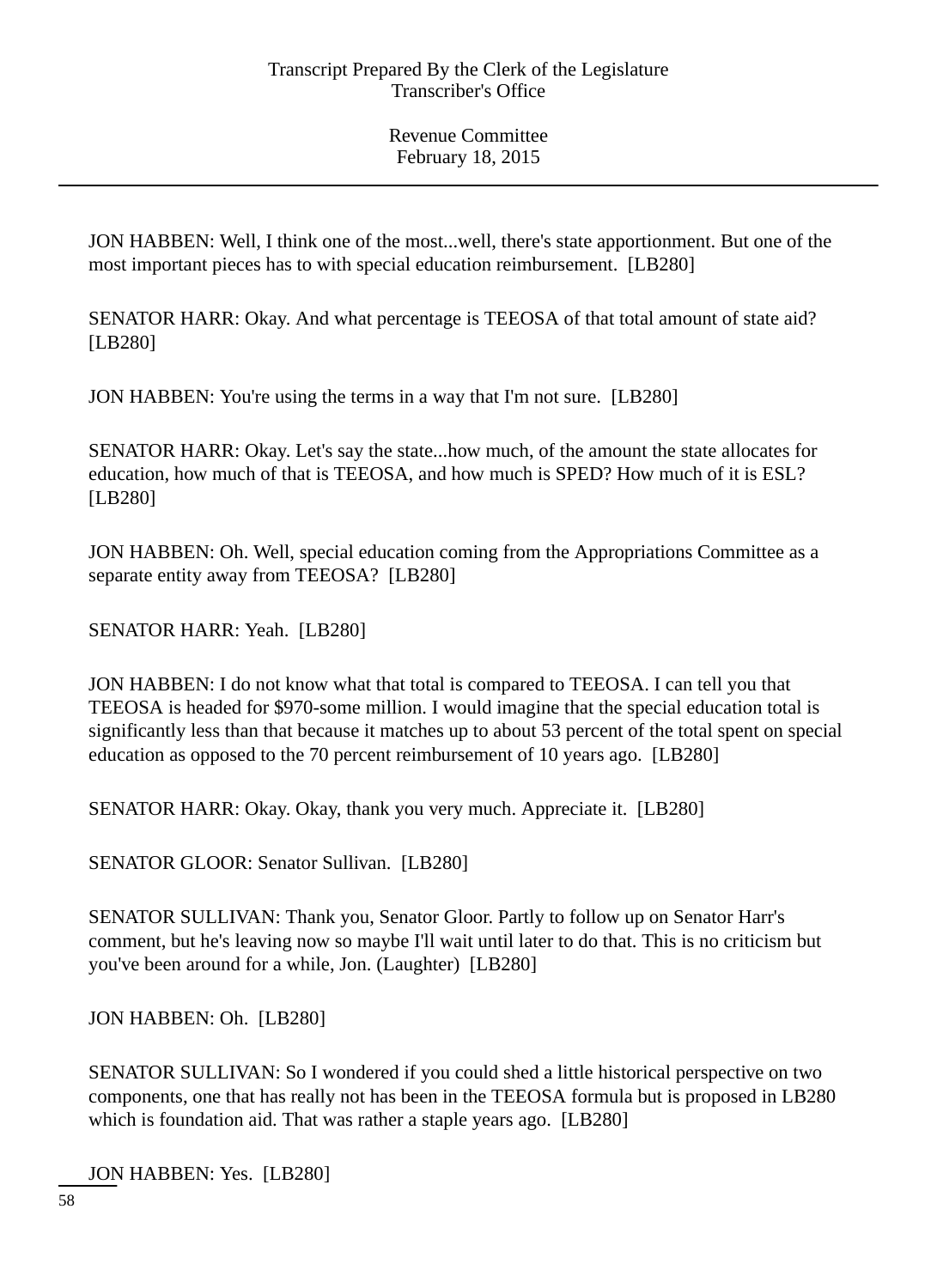JON HABBEN: Well, I think one of the most...well, there's state apportionment. But one of the most important pieces has to with special education reimbursement. [LB280]

SENATOR HARR: Okay. And what percentage is TEEOSA of that total amount of state aid? [LB280]

JON HABBEN: You're using the terms in a way that I'm not sure. [LB280]

SENATOR HARR: Okay. Let's say the state...how much, of the amount the state allocates for education, how much of that is TEEOSA, and how much is SPED? How much of it is ESL? [LB280]

JON HABBEN: Oh. Well, special education coming from the Appropriations Committee as a separate entity away from TEEOSA? [LB280]

SENATOR HARR: Yeah. [LB280]

JON HABBEN: I do not know what that total is compared to TEEOSA. I can tell you that TEEOSA is headed for $970-some million. I would imagine that the special education total is significantly less than that because it matches up to about 53 percent of the total spent on special education as opposed to the 70 percent reimbursement of 10 years ago. [LB280]

SENATOR HARR: Okay. Okay, thank you very much. Appreciate it. [LB280]

SENATOR GLOOR: Senator Sullivan. [LB280]

SENATOR SULLIVAN: Thank you, Senator Gloor. Partly to follow up on Senator Harr's comment, but he's leaving now so maybe I'll wait until later to do that. This is no criticism but you've been around for a while, Jon. (Laughter) [LB280]

JON HABBEN: Oh. [LB280]

SENATOR SULLIVAN: So I wondered if you could shed a little historical perspective on two components, one that has really not has been in the TEEOSA formula but is proposed in LB280 which is foundation aid. That was rather a staple years ago. [LB280]

JON HABBEN: Yes. [LB280]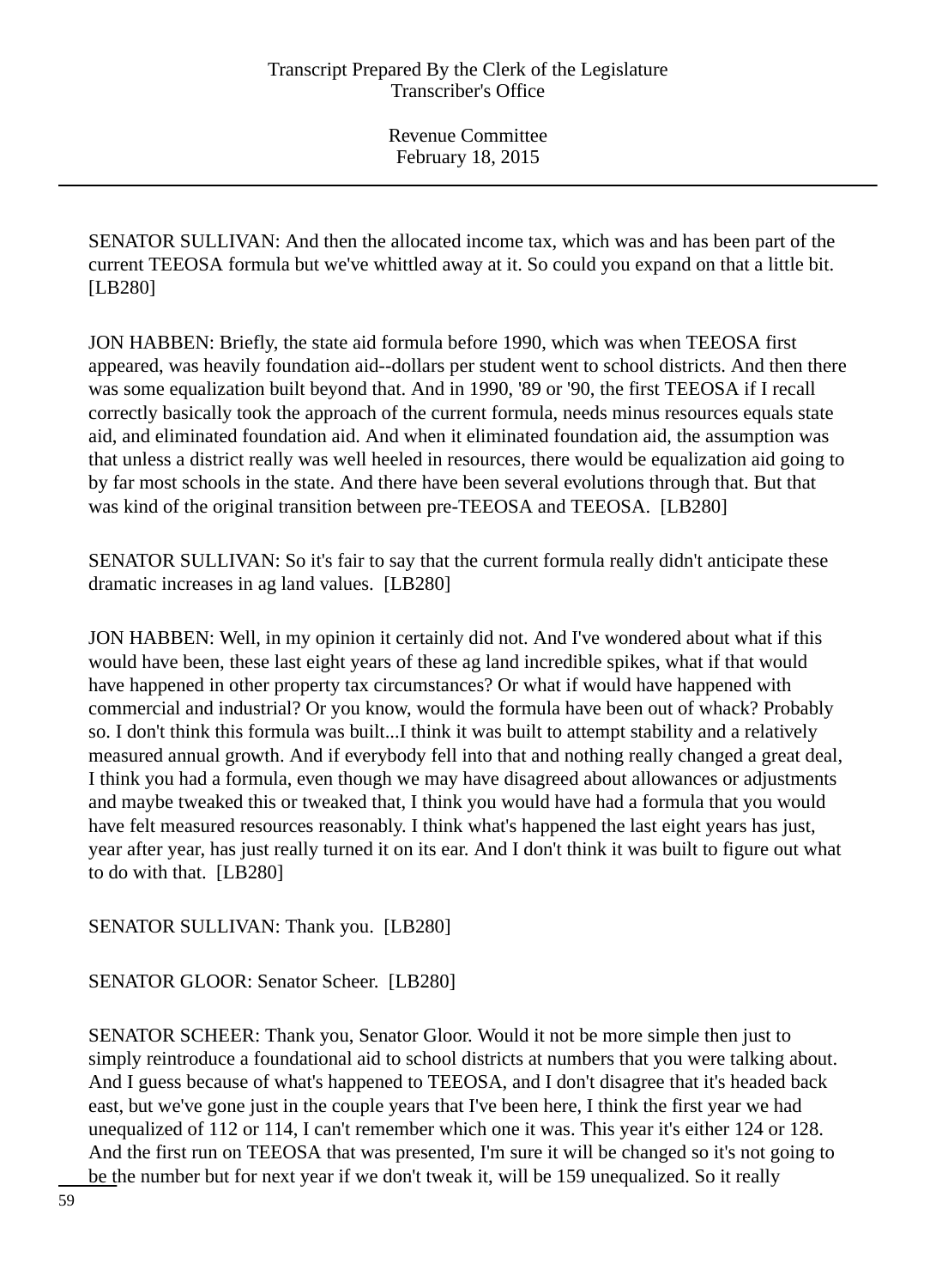SENATOR SULLIVAN: And then the allocated income tax, which was and has been part of the current TEEOSA formula but we've whittled away at it. So could you expand on that a little bit. [LB280]

JON HABBEN: Briefly, the state aid formula before 1990, which was when TEEOSA first appeared, was heavily foundation aid--dollars per student went to school districts. And then there was some equalization built beyond that. And in 1990, '89 or '90, the first TEEOSA if I recall correctly basically took the approach of the current formula, needs minus resources equals state aid, and eliminated foundation aid. And when it eliminated foundation aid, the assumption was that unless a district really was well heeled in resources, there would be equalization aid going to by far most schools in the state. And there have been several evolutions through that. But that was kind of the original transition between pre-TEEOSA and TEEOSA. [LB280]

SENATOR SULLIVAN: So it's fair to say that the current formula really didn't anticipate these dramatic increases in ag land values. [LB280]

JON HABBEN: Well, in my opinion it certainly did not. And I've wondered about what if this would have been, these last eight years of these ag land incredible spikes, what if that would have happened in other property tax circumstances? Or what if would have happened with commercial and industrial? Or you know, would the formula have been out of whack? Probably so. I don't think this formula was built...I think it was built to attempt stability and a relatively measured annual growth. And if everybody fell into that and nothing really changed a great deal, I think you had a formula, even though we may have disagreed about allowances or adjustments and maybe tweaked this or tweaked that, I think you would have had a formula that you would have felt measured resources reasonably. I think what's happened the last eight years has just, year after year, has just really turned it on its ear. And I don't think it was built to figure out what to do with that. [LB280]

SENATOR SULLIVAN: Thank you. [LB280]

SENATOR GLOOR: Senator Scheer. [LB280]

SENATOR SCHEER: Thank you, Senator Gloor. Would it not be more simple then just to simply reintroduce a foundational aid to school districts at numbers that you were talking about. And I guess because of what's happened to TEEOSA, and I don't disagree that it's headed back east, but we've gone just in the couple years that I've been here, I think the first year we had unequalized of 112 or 114, I can't remember which one it was. This year it's either 124 or 128. And the first run on TEEOSA that was presented, I'm sure it will be changed so it's not going to be the number but for next year if we don't tweak it, will be 159 unequalized. So it really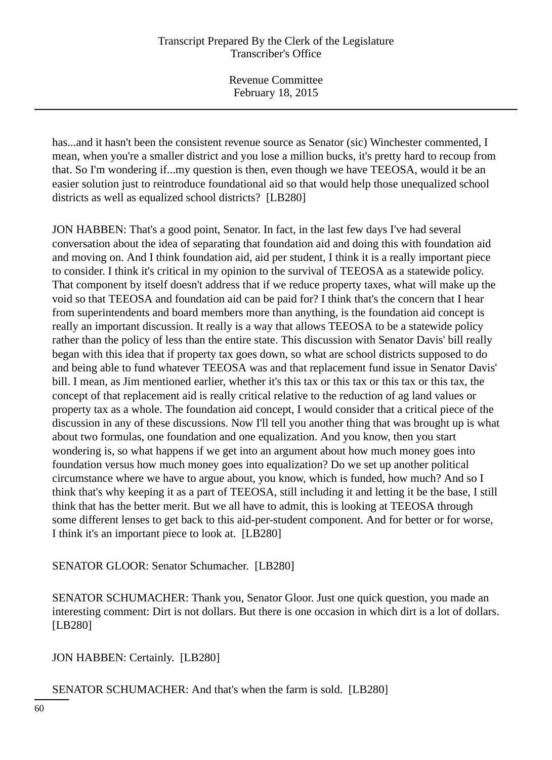has...and it hasn't been the consistent revenue source as Senator (sic) Winchester commented, I mean, when you're a smaller district and you lose a million bucks, it's pretty hard to recoup from that. So I'm wondering if...my question is then, even though we have TEEOSA, would it be an easier solution just to reintroduce foundational aid so that would help those unequalized school districts as well as equalized school districts? [LB280]

JON HABBEN: That's a good point, Senator. In fact, in the last few days I've had several conversation about the idea of separating that foundation aid and doing this with foundation aid and moving on. And I think foundation aid, aid per student, I think it is a really important piece to consider. I think it's critical in my opinion to the survival of TEEOSA as a statewide policy. That component by itself doesn't address that if we reduce property taxes, what will make up the void so that TEEOSA and foundation aid can be paid for? I think that's the concern that I hear from superintendents and board members more than anything, is the foundation aid concept is really an important discussion. It really is a way that allows TEEOSA to be a statewide policy rather than the policy of less than the entire state. This discussion with Senator Davis' bill really began with this idea that if property tax goes down, so what are school districts supposed to do and being able to fund whatever TEEOSA was and that replacement fund issue in Senator Davis' bill. I mean, as Jim mentioned earlier, whether it's this tax or this tax or this tax or this tax, the concept of that replacement aid is really critical relative to the reduction of ag land values or property tax as a whole. The foundation aid concept, I would consider that a critical piece of the discussion in any of these discussions. Now I'll tell you another thing that was brought up is what about two formulas, one foundation and one equalization. And you know, then you start wondering is, so what happens if we get into an argument about how much money goes into foundation versus how much money goes into equalization? Do we set up another political circumstance where we have to argue about, you know, which is funded, how much? And so I think that's why keeping it as a part of TEEOSA, still including it and letting it be the base, I still think that has the better merit. But we all have to admit, this is looking at TEEOSA through some different lenses to get back to this aid-per-student component. And for better or for worse, I think it's an important piece to look at. [LB280]

SENATOR GLOOR: Senator Schumacher. [LB280]

SENATOR SCHUMACHER: Thank you, Senator Gloor. Just one quick question, you made an interesting comment: Dirt is not dollars. But there is one occasion in which dirt is a lot of dollars. [LB280]

JON HABBEN: Certainly. [LB280]

SENATOR SCHUMACHER: And that's when the farm is sold. [LB280]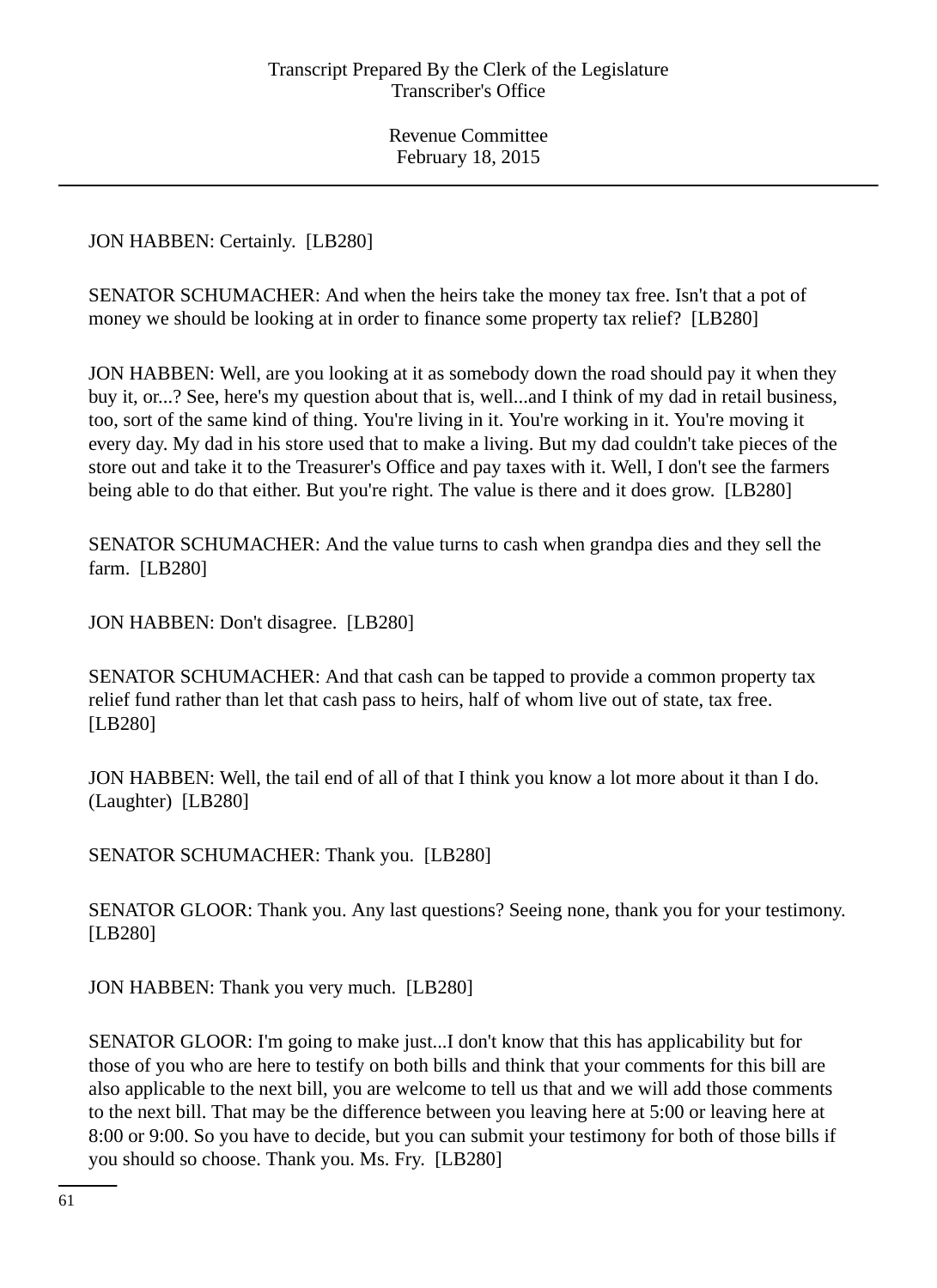JON HABBEN: Certainly. [LB280]

SENATOR SCHUMACHER: And when the heirs take the money tax free. Isn't that a pot of money we should be looking at in order to finance some property tax relief? [LB280]

JON HABBEN: Well, are you looking at it as somebody down the road should pay it when they buy it, or...? See, here's my question about that is, well...and I think of my dad in retail business, too, sort of the same kind of thing. You're living in it. You're working in it. You're moving it every day. My dad in his store used that to make a living. But my dad couldn't take pieces of the store out and take it to the Treasurer's Office and pay taxes with it. Well, I don't see the farmers being able to do that either. But you're right. The value is there and it does grow. [LB280]

SENATOR SCHUMACHER: And the value turns to cash when grandpa dies and they sell the farm. [LB280]

JON HABBEN: Don't disagree. [LB280]

SENATOR SCHUMACHER: And that cash can be tapped to provide a common property tax relief fund rather than let that cash pass to heirs, half of whom live out of state, tax free. [LB280]

JON HABBEN: Well, the tail end of all of that I think you know a lot more about it than I do. (Laughter) [LB280]

SENATOR SCHUMACHER: Thank you. [LB280]

SENATOR GLOOR: Thank you. Any last questions? Seeing none, thank you for your testimony. [LB280]

JON HABBEN: Thank you very much. [LB280]

SENATOR GLOOR: I'm going to make just...I don't know that this has applicability but for those of you who are here to testify on both bills and think that your comments for this bill are also applicable to the next bill, you are welcome to tell us that and we will add those comments to the next bill. That may be the difference between you leaving here at 5:00 or leaving here at 8:00 or 9:00. So you have to decide, but you can submit your testimony for both of those bills if you should so choose. Thank you. Ms. Fry. [LB280]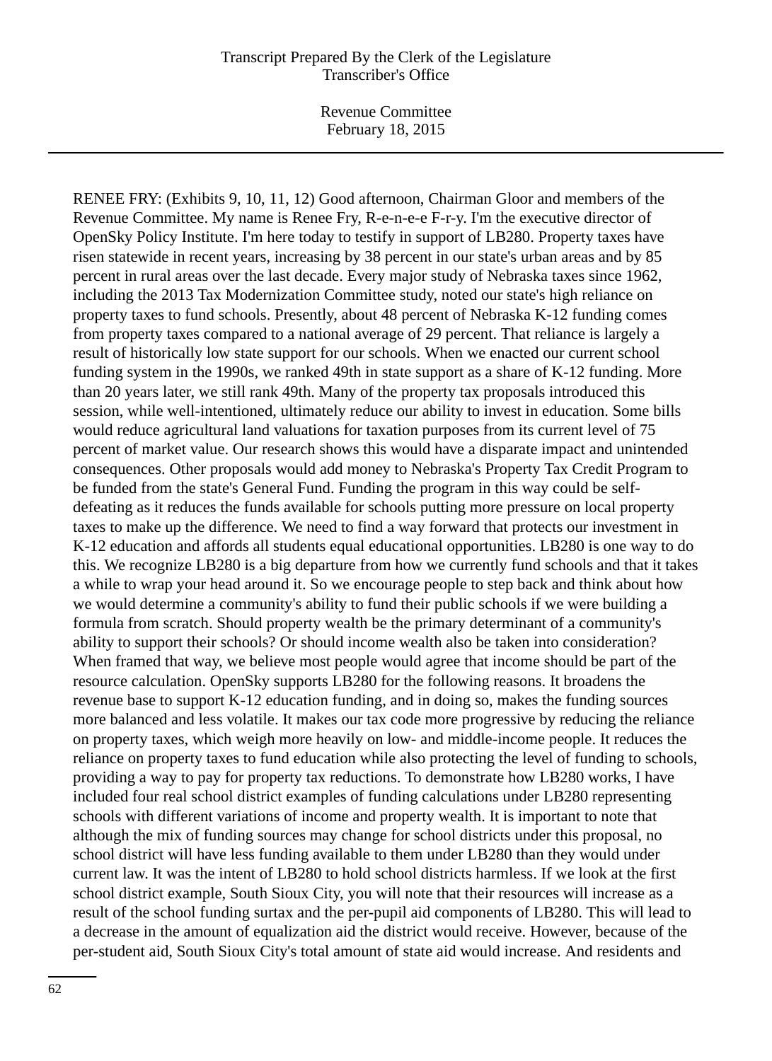RENEE FRY: (Exhibits 9, 10, 11, 12) Good afternoon, Chairman Gloor and members of the Revenue Committee. My name is Renee Fry, R-e-n-e-e F-r-y. I'm the executive director of OpenSky Policy Institute. I'm here today to testify in support of LB280. Property taxes have risen statewide in recent years, increasing by 38 percent in our state's urban areas and by 85 percent in rural areas over the last decade. Every major study of Nebraska taxes since 1962, including the 2013 Tax Modernization Committee study, noted our state's high reliance on property taxes to fund schools. Presently, about 48 percent of Nebraska K-12 funding comes from property taxes compared to a national average of 29 percent. That reliance is largely a result of historically low state support for our schools. When we enacted our current school funding system in the 1990s, we ranked 49th in state support as a share of K-12 funding. More than 20 years later, we still rank 49th. Many of the property tax proposals introduced this session, while well-intentioned, ultimately reduce our ability to invest in education. Some bills would reduce agricultural land valuations for taxation purposes from its current level of 75 percent of market value. Our research shows this would have a disparate impact and unintended consequences. Other proposals would add money to Nebraska's Property Tax Credit Program to be funded from the state's General Fund. Funding the program in this way could be self-defeating as it reduces the funds available for schools putting more pressure on local property taxes to make up the difference. We need to find a way forward that protects our investment in K-12 education and affords all students equal educational opportunities. LB280 is one way to do this. We recognize LB280 is a big departure from how we currently fund schools and that it takes a while to wrap your head around it. So we encourage people to step back and think about how we would determine a community's ability to fund their public schools if we were building a formula from scratch. Should property wealth be the primary determinant of a community's ability to support their schools? Or should income wealth also be taken into consideration? When framed that way, we believe most people would agree that income should be part of the resource calculation. OpenSky supports LB280 for the following reasons. It broadens the revenue base to support K-12 education funding, and in doing so, makes the funding sources more balanced and less volatile. It makes our tax code more progressive by reducing the reliance on property taxes, which weigh more heavily on low- and middle-income people. It reduces the reliance on property taxes to fund education while also protecting the level of funding to schools, providing a way to pay for property tax reductions. To demonstrate how LB280 works, I have included four real school district examples of funding calculations under LB280 representing schools with different variations of income and property wealth. It is important to note that although the mix of funding sources may change for school districts under this proposal, no school district will have less funding available to them under LB280 than they would under current law. It was the intent of LB280 to hold school districts harmless. If we look at the first school district example, South Sioux City, you will note that their resources will increase as a result of the school funding surtax and the per-pupil aid components of LB280. This will lead to a decrease in the amount of equalization aid the district would receive. However, because of the per-student aid, South Sioux City's total amount of state aid would increase. And residents and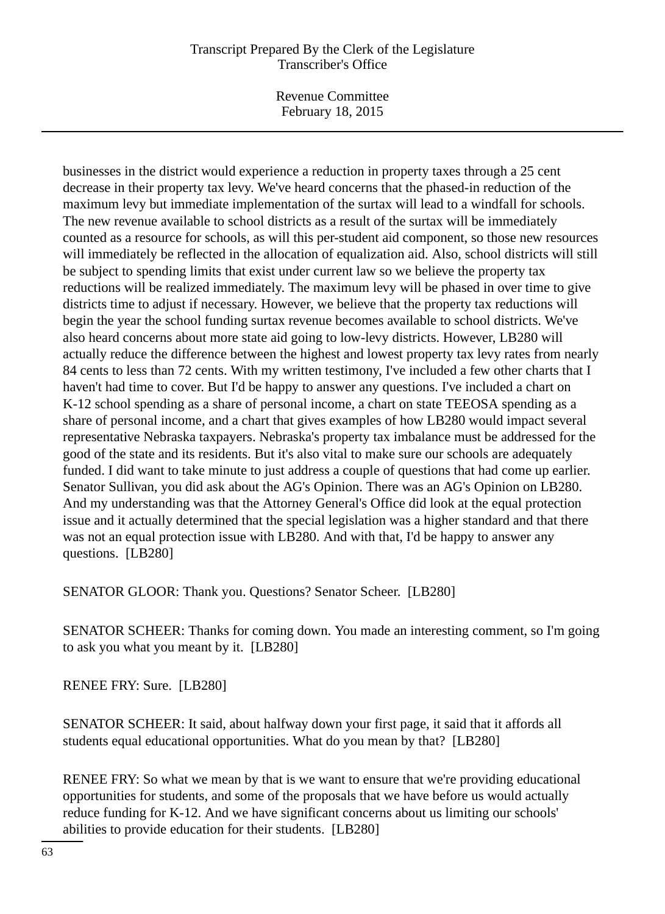businesses in the district would experience a reduction in property taxes through a 25 cent decrease in their property tax levy. We've heard concerns that the phased-in reduction of the maximum levy but immediate implementation of the surtax will lead to a windfall for schools. The new revenue available to school districts as a result of the surtax will be immediately counted as a resource for schools, as will this per-student aid component, so those new resources will immediately be reflected in the allocation of equalization aid. Also, school districts will still be subject to spending limits that exist under current law so we believe the property tax reductions will be realized immediately. The maximum levy will be phased in over time to give districts time to adjust if necessary. However, we believe that the property tax reductions will begin the year the school funding surtax revenue becomes available to school districts. We've also heard concerns about more state aid going to low-levy districts. However, LB280 will actually reduce the difference between the highest and lowest property tax levy rates from nearly 84 cents to less than 72 cents. With my written testimony, I've included a few other charts that I haven't had time to cover. But I'd be happy to answer any questions. I've included a chart on K-12 school spending as a share of personal income, a chart on state TEEOSA spending as a share of personal income, and a chart that gives examples of how LB280 would impact several representative Nebraska taxpayers. Nebraska's property tax imbalance must be addressed for the good of the state and its residents. But it's also vital to make sure our schools are adequately funded. I did want to take minute to just address a couple of questions that had come up earlier. Senator Sullivan, you did ask about the AG's Opinion. There was an AG's Opinion on LB280. And my understanding was that the Attorney General's Office did look at the equal protection issue and it actually determined that the special legislation was a higher standard and that there was not an equal protection issue with LB280. And with that, I'd be happy to answer any questions. [LB280]

SENATOR GLOOR: Thank you. Questions? Senator Scheer. [LB280]

SENATOR SCHEER: Thanks for coming down. You made an interesting comment, so I'm going to ask you what you meant by it. [LB280]

RENEE FRY: Sure. [LB280]

SENATOR SCHEER: It said, about halfway down your first page, it said that it affords all students equal educational opportunities. What do you mean by that? [LB280]

RENEE FRY: So what we mean by that is we want to ensure that we're providing educational opportunities for students, and some of the proposals that we have before us would actually reduce funding for K-12. And we have significant concerns about us limiting our schools' abilities to provide education for their students. [LB280]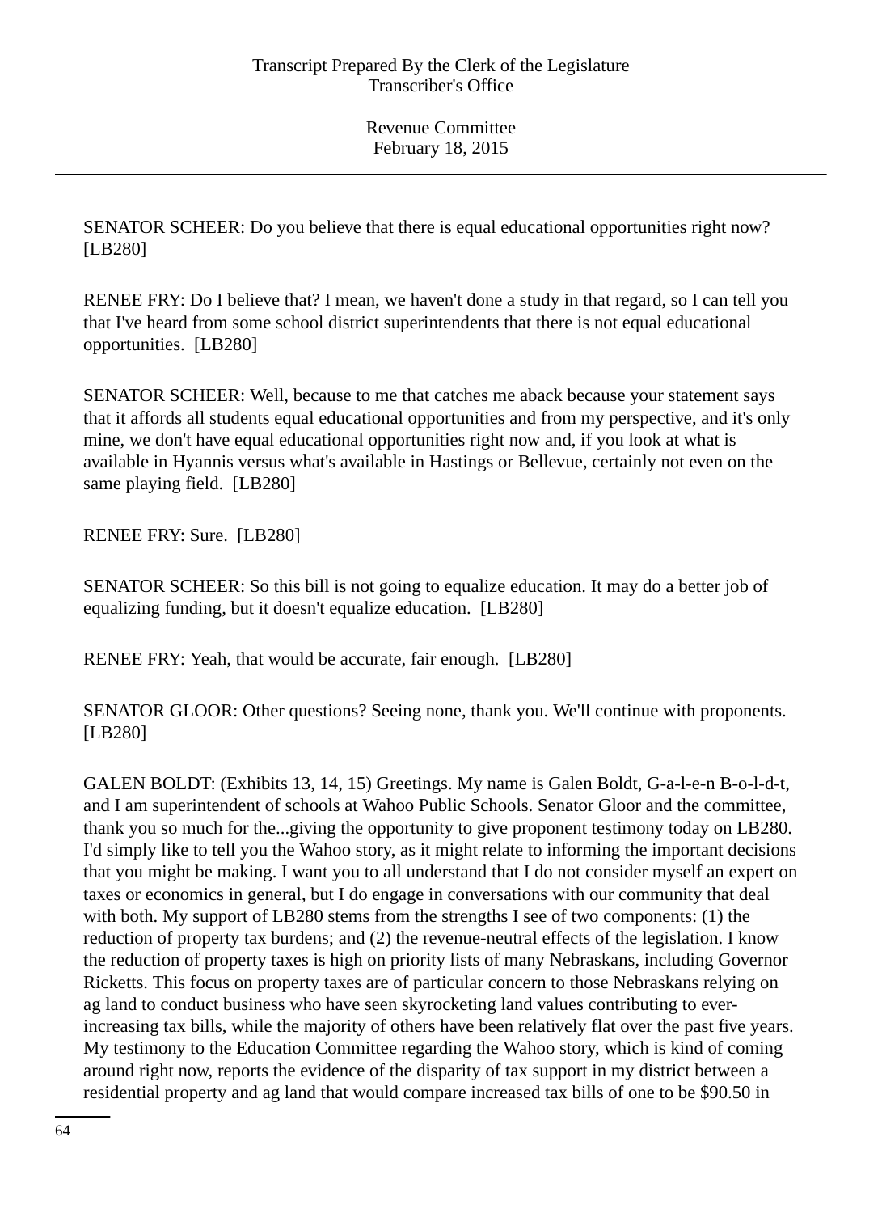SENATOR SCHEER: Do you believe that there is equal educational opportunities right now? [LB280]

RENEE FRY: Do I believe that? I mean, we haven't done a study in that regard, so I can tell you that I've heard from some school district superintendents that there is not equal educational opportunities. [LB280]

SENATOR SCHEER: Well, because to me that catches me aback because your statement says that it affords all students equal educational opportunities and from my perspective, and it's only mine, we don't have equal educational opportunities right now and, if you look at what is available in Hyannis versus what's available in Hastings or Bellevue, certainly not even on the same playing field. [LB280]

RENEE FRY: Sure. [LB280]

SENATOR SCHEER: So this bill is not going to equalize education. It may do a better job of equalizing funding, but it doesn't equalize education. [LB280]

RENEE FRY: Yeah, that would be accurate, fair enough. [LB280]

SENATOR GLOOR: Other questions? Seeing none, thank you. We'll continue with proponents. [LB280]

GALEN BOLDT: (Exhibits 13, 14, 15) Greetings. My name is Galen Boldt, G-a-l-e-n B-o-l-d-t, and I am superintendent of schools at Wahoo Public Schools. Senator Gloor and the committee, thank you so much for the...giving the opportunity to give proponent testimony today on LB280. I'd simply like to tell you the Wahoo story, as it might relate to informing the important decisions that you might be making. I want you to all understand that I do not consider myself an expert on taxes or economics in general, but I do engage in conversations with our community that deal with both. My support of LB280 stems from the strengths I see of two components: (1) the reduction of property tax burdens; and (2) the revenue-neutral effects of the legislation. I know the reduction of property taxes is high on priority lists of many Nebraskans, including Governor Ricketts. This focus on property taxes are of particular concern to those Nebraskans relying on ag land to conduct business who have seen skyrocketing land values contributing to ever-increasing tax bills, while the majority of others have been relatively flat over the past five years. My testimony to the Education Committee regarding the Wahoo story, which is kind of coming around right now, reports the evidence of the disparity of tax support in my district between a residential property and ag land that would compare increased tax bills of one to be $90.50 in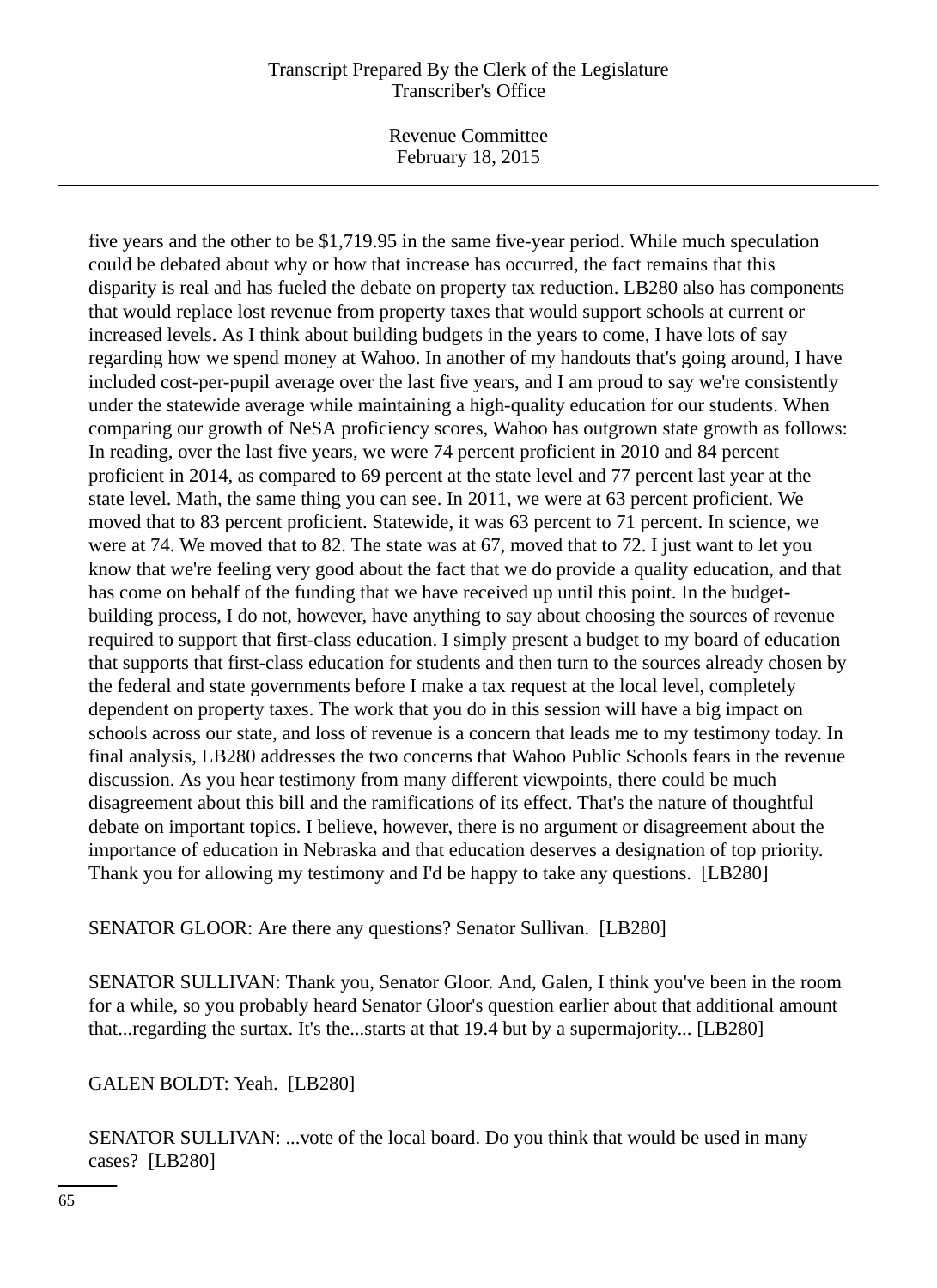five years and the other to be $1,719.95 in the same five-year period. While much speculation could be debated about why or how that increase has occurred, the fact remains that this disparity is real and has fueled the debate on property tax reduction. LB280 also has components that would replace lost revenue from property taxes that would support schools at current or increased levels. As I think about building budgets in the years to come, I have lots of say regarding how we spend money at Wahoo. In another of my handouts that's going around, I have included cost-per-pupil average over the last five years, and I am proud to say we're consistently under the statewide average while maintaining a high-quality education for our students. When comparing our growth of NeSA proficiency scores, Wahoo has outgrown state growth as follows: In reading, over the last five years, we were 74 percent proficient in 2010 and 84 percent proficient in 2014, as compared to 69 percent at the state level and 77 percent last year at the state level. Math, the same thing you can see. In 2011, we were at 63 percent proficient. We moved that to 83 percent proficient. Statewide, it was 63 percent to 71 percent. In science, we were at 74. We moved that to 82. The state was at 67, moved that to 72. I just want to let you know that we're feeling very good about the fact that we do provide a quality education, and that has come on behalf of the funding that we have received up until this point. In the budget-building process, I do not, however, have anything to say about choosing the sources of revenue required to support that first-class education. I simply present a budget to my board of education that supports that first-class education for students and then turn to the sources already chosen by the federal and state governments before I make a tax request at the local level, completely dependent on property taxes. The work that you do in this session will have a big impact on schools across our state, and loss of revenue is a concern that leads me to my testimony today. In final analysis, LB280 addresses the two concerns that Wahoo Public Schools fears in the revenue discussion. As you hear testimony from many different viewpoints, there could be much disagreement about this bill and the ramifications of its effect. That's the nature of thoughtful debate on important topics. I believe, however, there is no argument or disagreement about the importance of education in Nebraska and that education deserves a designation of top priority. Thank you for allowing my testimony and I'd be happy to take any questions. [LB280]

SENATOR GLOOR: Are there any questions? Senator Sullivan. [LB280]

SENATOR SULLIVAN: Thank you, Senator Gloor. And, Galen, I think you've been in the room for a while, so you probably heard Senator Gloor's question earlier about that additional amount that...regarding the surtax. It's the...starts at that 19.4 but by a supermajority... [LB280]

GALEN BOLDT: Yeah. [LB280]

SENATOR SULLIVAN: ...vote of the local board. Do you think that would be used in many cases? [LB280]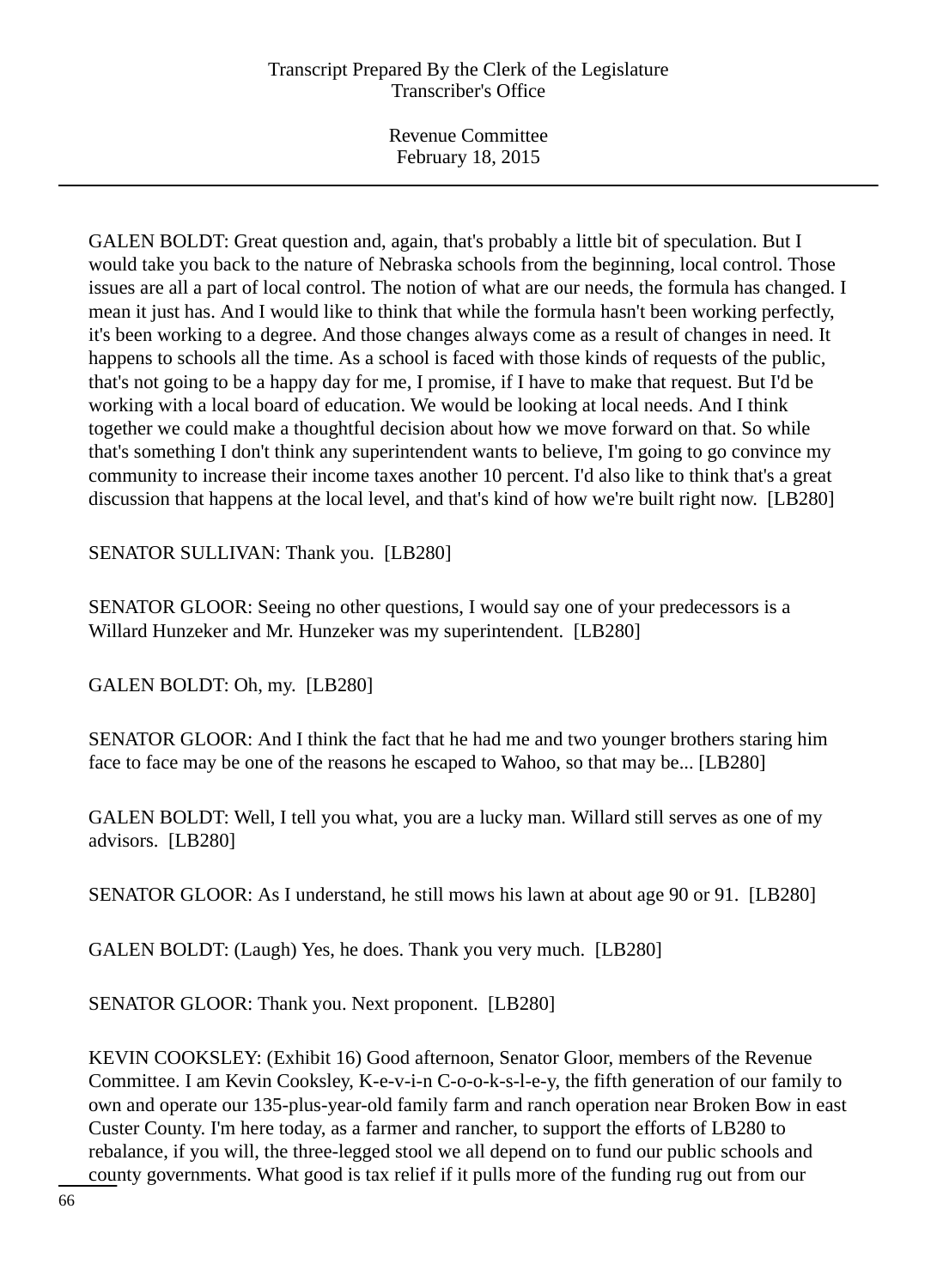GALEN BOLDT: Great question and, again, that's probably a little bit of speculation. But I would take you back to the nature of Nebraska schools from the beginning, local control. Those issues are all a part of local control. The notion of what are our needs, the formula has changed. I mean it just has. And I would like to think that while the formula hasn't been working perfectly, it's been working to a degree. And those changes always come as a result of changes in need. It happens to schools all the time. As a school is faced with those kinds of requests of the public, that's not going to be a happy day for me, I promise, if I have to make that request. But I'd be working with a local board of education. We would be looking at local needs. And I think together we could make a thoughtful decision about how we move forward on that. So while that's something I don't think any superintendent wants to believe, I'm going to go convince my community to increase their income taxes another 10 percent. I'd also like to think that's a great discussion that happens at the local level, and that's kind of how we're built right now. [LB280]

SENATOR SULLIVAN: Thank you. [LB280]

SENATOR GLOOR: Seeing no other questions, I would say one of your predecessors is a Willard Hunzeker and Mr. Hunzeker was my superintendent. [LB280]

GALEN BOLDT: Oh, my. [LB280]

SENATOR GLOOR: And I think the fact that he had me and two younger brothers staring him face to face may be one of the reasons he escaped to Wahoo, so that may be... [LB280]

GALEN BOLDT: Well, I tell you what, you are a lucky man. Willard still serves as one of my advisors. [LB280]

SENATOR GLOOR: As I understand, he still mows his lawn at about age 90 or 91. [LB280]

GALEN BOLDT: (Laugh) Yes, he does. Thank you very much. [LB280]

SENATOR GLOOR: Thank you. Next proponent. [LB280]

KEVIN COOKSLEY: (Exhibit 16) Good afternoon, Senator Gloor, members of the Revenue Committee. I am Kevin Cooksley, K-e-v-i-n C-o-o-k-s-l-e-y, the fifth generation of our family to own and operate our 135-plus-year-old family farm and ranch operation near Broken Bow in east Custer County. I'm here today, as a farmer and rancher, to support the efforts of LB280 to rebalance, if you will, the three-legged stool we all depend on to fund our public schools and county governments. What good is tax relief if it pulls more of the funding rug out from our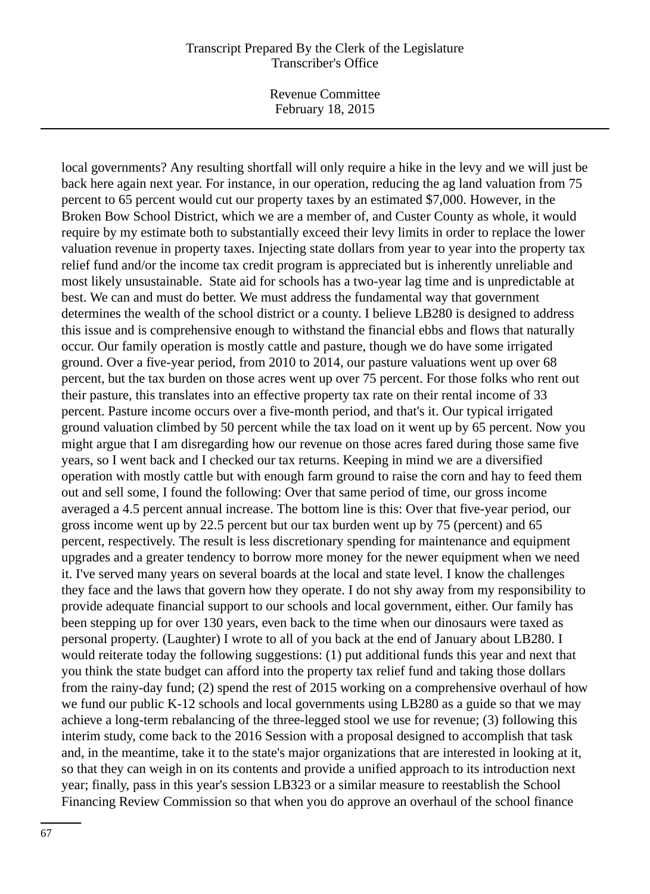local governments? Any resulting shortfall will only require a hike in the levy and we will just be back here again next year. For instance, in our operation, reducing the ag land valuation from 75 percent to 65 percent would cut our property taxes by an estimated $7,000. However, in the Broken Bow School District, which we are a member of, and Custer County as whole, it would require by my estimate both to substantially exceed their levy limits in order to replace the lower valuation revenue in property taxes. Injecting state dollars from year to year into the property tax relief fund and/or the income tax credit program is appreciated but is inherently unreliable and most likely unsustainable. State aid for schools has a two-year lag time and is unpredictable at best. We can and must do better. We must address the fundamental way that government determines the wealth of the school district or a county. I believe LB280 is designed to address this issue and is comprehensive enough to withstand the financial ebbs and flows that naturally occur. Our family operation is mostly cattle and pasture, though we do have some irrigated ground. Over a five-year period, from 2010 to 2014, our pasture valuations went up over 68 percent, but the tax burden on those acres went up over 75 percent. For those folks who rent out their pasture, this translates into an effective property tax rate on their rental income of 33 percent. Pasture income occurs over a five-month period, and that's it. Our typical irrigated ground valuation climbed by 50 percent while the tax load on it went up by 65 percent. Now you might argue that I am disregarding how our revenue on those acres fared during those same five years, so I went back and I checked our tax returns. Keeping in mind we are a diversified operation with mostly cattle but with enough farm ground to raise the corn and hay to feed them out and sell some, I found the following: Over that same period of time, our gross income averaged a 4.5 percent annual increase. The bottom line is this: Over that five-year period, our gross income went up by 22.5 percent but our tax burden went up by 75 (percent) and 65 percent, respectively. The result is less discretionary spending for maintenance and equipment upgrades and a greater tendency to borrow more money for the newer equipment when we need it. I've served many years on several boards at the local and state level. I know the challenges they face and the laws that govern how they operate. I do not shy away from my responsibility to provide adequate financial support to our schools and local government, either. Our family has been stepping up for over 130 years, even back to the time when our dinosaurs were taxed as personal property. (Laughter) I wrote to all of you back at the end of January about LB280. I would reiterate today the following suggestions: (1) put additional funds this year and next that you think the state budget can afford into the property tax relief fund and taking those dollars from the rainy-day fund; (2) spend the rest of 2015 working on a comprehensive overhaul of how we fund our public K-12 schools and local governments using LB280 as a guide so that we may achieve a long-term rebalancing of the three-legged stool we use for revenue; (3) following this interim study, come back to the 2016 Session with a proposal designed to accomplish that task and, in the meantime, take it to the state's major organizations that are interested in looking at it, so that they can weigh in on its contents and provide a unified approach to its introduction next year; finally, pass in this year's session LB323 or a similar measure to reestablish the School Financing Review Commission so that when you do approve an overhaul of the school finance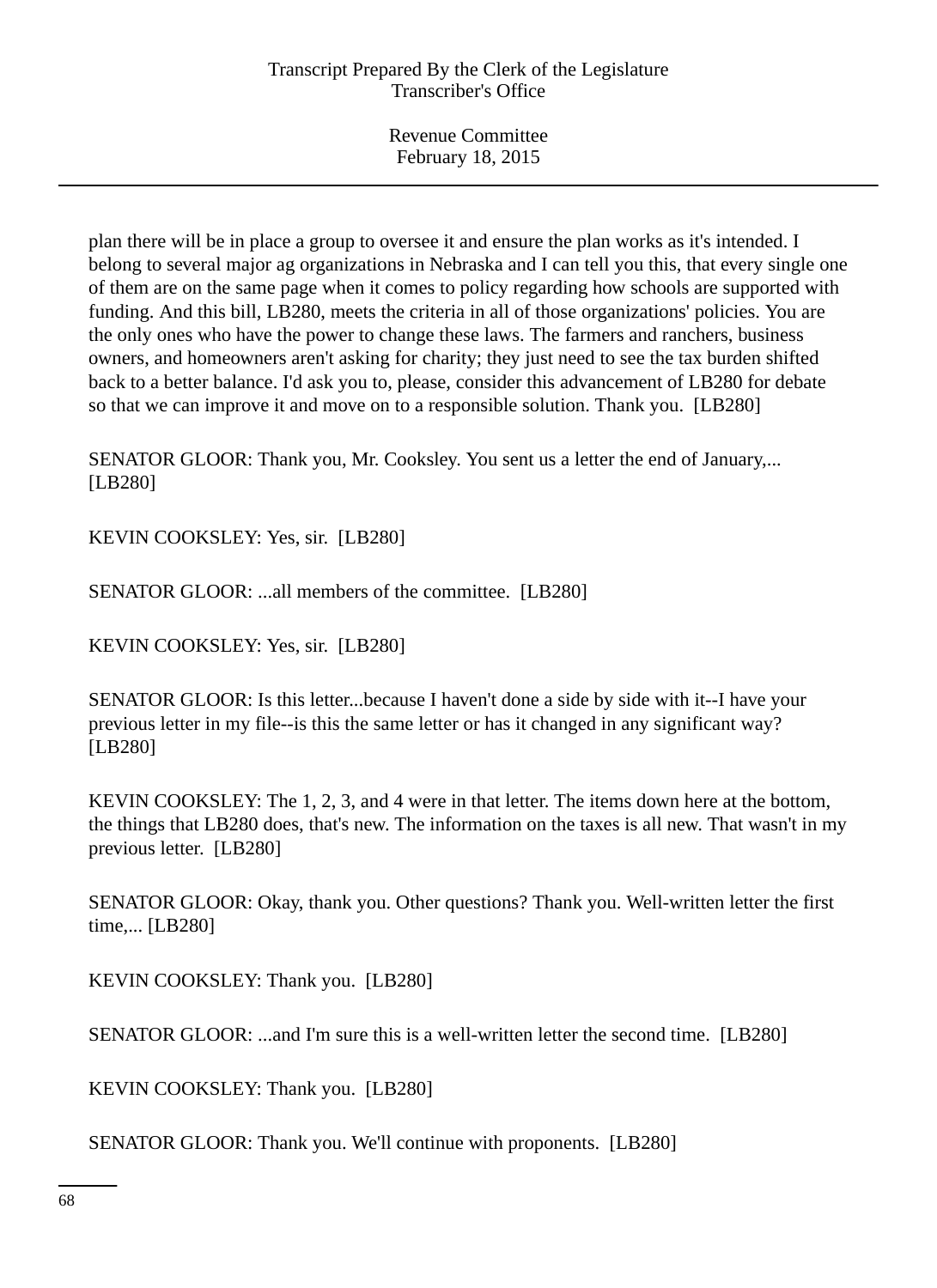plan there will be in place a group to oversee it and ensure the plan works as it's intended. I belong to several major ag organizations in Nebraska and I can tell you this, that every single one of them are on the same page when it comes to policy regarding how schools are supported with funding. And this bill, LB280, meets the criteria in all of those organizations' policies. You are the only ones who have the power to change these laws. The farmers and ranchers, business owners, and homeowners aren't asking for charity; they just need to see the tax burden shifted back to a better balance. I'd ask you to, please, consider this advancement of LB280 for debate so that we can improve it and move on to a responsible solution. Thank you. [LB280]

SENATOR GLOOR: Thank you, Mr. Cooksley. You sent us a letter the end of January,... [LB280]

KEVIN COOKSLEY: Yes, sir. [LB280]

SENATOR GLOOR: ...all members of the committee. [LB280]

KEVIN COOKSLEY: Yes, sir. [LB280]

SENATOR GLOOR: Is this letter...because I haven't done a side by side with it--I have your previous letter in my file--is this the same letter or has it changed in any significant way? [LB280]

KEVIN COOKSLEY: The 1, 2, 3, and 4 were in that letter. The items down here at the bottom, the things that LB280 does, that's new. The information on the taxes is all new. That wasn't in my previous letter. [LB280]

SENATOR GLOOR: Okay, thank you. Other questions? Thank you. Well-written letter the first time,... [LB280]

KEVIN COOKSLEY: Thank you. [LB280]

SENATOR GLOOR: ...and I'm sure this is a well-written letter the second time. [LB280]

KEVIN COOKSLEY: Thank you. [LB280]

SENATOR GLOOR: Thank you. We'll continue with proponents. [LB280]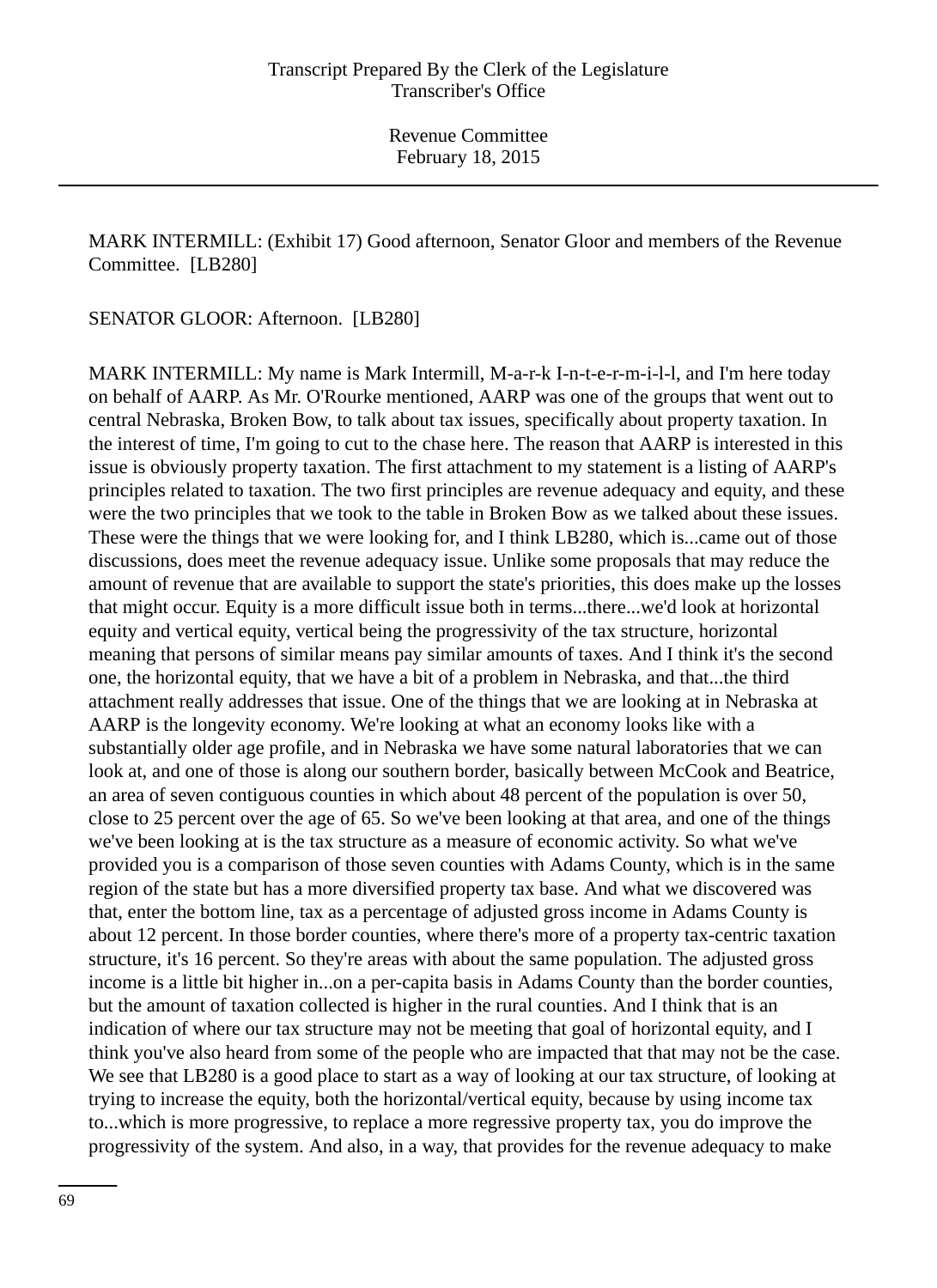MARK INTERMILL: (Exhibit 17) Good afternoon, Senator Gloor and members of the Revenue Committee. [LB280]

SENATOR GLOOR: Afternoon. [LB280]

MARK INTERMILL: My name is Mark Intermill, M-a-r-k I-n-t-e-r-m-i-l-l, and I'm here today on behalf of AARP. As Mr. O'Rourke mentioned, AARP was one of the groups that went out to central Nebraska, Broken Bow, to talk about tax issues, specifically about property taxation. In the interest of time, I'm going to cut to the chase here. The reason that AARP is interested in this issue is obviously property taxation. The first attachment to my statement is a listing of AARP's principles related to taxation. The two first principles are revenue adequacy and equity, and these were the two principles that we took to the table in Broken Bow as we talked about these issues. These were the things that we were looking for, and I think LB280, which is...came out of those discussions, does meet the revenue adequacy issue. Unlike some proposals that may reduce the amount of revenue that are available to support the state's priorities, this does make up the losses that might occur. Equity is a more difficult issue both in terms...there...we'd look at horizontal equity and vertical equity, vertical being the progressivity of the tax structure, horizontal meaning that persons of similar means pay similar amounts of taxes. And I think it's the second one, the horizontal equity, that we have a bit of a problem in Nebraska, and that...the third attachment really addresses that issue. One of the things that we are looking at in Nebraska at AARP is the longevity economy. We're looking at what an economy looks like with a substantially older age profile, and in Nebraska we have some natural laboratories that we can look at, and one of those is along our southern border, basically between McCook and Beatrice, an area of seven contiguous counties in which about 48 percent of the population is over 50, close to 25 percent over the age of 65. So we've been looking at that area, and one of the things we've been looking at is the tax structure as a measure of economic activity. So what we've provided you is a comparison of those seven counties with Adams County, which is in the same region of the state but has a more diversified property tax base. And what we discovered was that, enter the bottom line, tax as a percentage of adjusted gross income in Adams County is about 12 percent. In those border counties, where there's more of a property tax-centric taxation structure, it's 16 percent. So they're areas with about the same population. The adjusted gross income is a little bit higher in...on a per-capita basis in Adams County than the border counties, but the amount of taxation collected is higher in the rural counties. And I think that is an indication of where our tax structure may not be meeting that goal of horizontal equity, and I think you've also heard from some of the people who are impacted that that may not be the case. We see that LB280 is a good place to start as a way of looking at our tax structure, of looking at trying to increase the equity, both the horizontal/vertical equity, because by using income tax to...which is more progressive, to replace a more regressive property tax, you do improve the progressivity of the system. And also, in a way, that provides for the revenue adequacy to make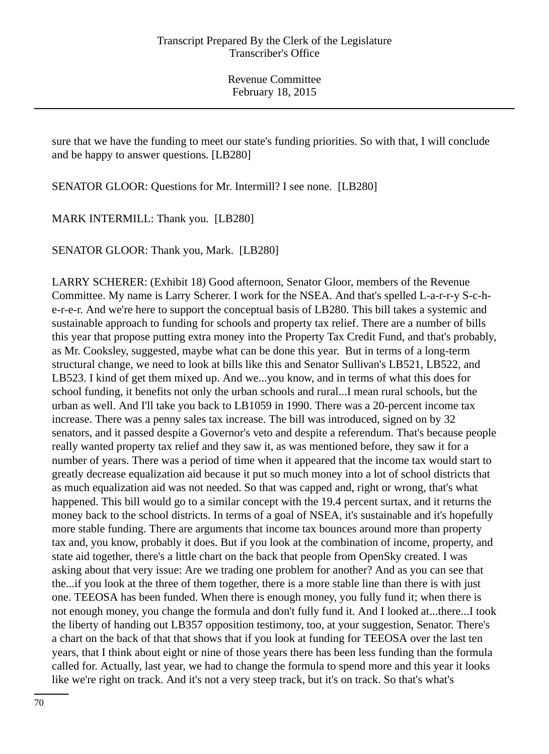sure that we have the funding to meet our state's funding priorities. So with that, I will conclude and be happy to answer questions. [LB280]

SENATOR GLOOR: Questions for Mr. Intermill? I see none. [LB280]

MARK INTERMILL: Thank you. [LB280]

SENATOR GLOOR: Thank you, Mark. [LB280]

LARRY SCHERER: (Exhibit 18) Good afternoon, Senator Gloor, members of the Revenue Committee. My name is Larry Scherer. I work for the NSEA. And that's spelled L-a-r-r-y S-c-h-e-r-e-r. And we're here to support the conceptual basis of LB280. This bill takes a systemic and sustainable approach to funding for schools and property tax relief. There are a number of bills this year that propose putting extra money into the Property Tax Credit Fund, and that's probably, as Mr. Cooksley, suggested, maybe what can be done this year. But in terms of a long-term structural change, we need to look at bills like this and Senator Sullivan's LB521, LB522, and LB523. I kind of get them mixed up. And we...you know, and in terms of what this does for school funding, it benefits not only the urban schools and rural...I mean rural schools, but the urban as well. And I'll take you back to LB1059 in 1990. There was a 20-percent income tax increase. There was a penny sales tax increase. The bill was introduced, signed on by 32 senators, and it passed despite a Governor's veto and despite a referendum. That's because people really wanted property tax relief and they saw it, as was mentioned before, they saw it for a number of years. There was a period of time when it appeared that the income tax would start to greatly decrease equalization aid because it put so much money into a lot of school districts that as much equalization aid was not needed. So that was capped and, right or wrong, that's what happened. This bill would go to a similar concept with the 19.4 percent surtax, and it returns the money back to the school districts. In terms of a goal of NSEA, it's sustainable and it's hopefully more stable funding. There are arguments that income tax bounces around more than property tax and, you know, probably it does. But if you look at the combination of income, property, and state aid together, there's a little chart on the back that people from OpenSky created. I was asking about that very issue: Are we trading one problem for another? And as you can see that the...if you look at the three of them together, there is a more stable line than there is with just one. TEEOSA has been funded. When there is enough money, you fully fund it; when there is not enough money, you change the formula and don't fully fund it. And I looked at...there...I took the liberty of handing out LB357 opposition testimony, too, at your suggestion, Senator. There's a chart on the back of that that shows that if you look at funding for TEEOSA over the last ten years, that I think about eight or nine of those years there has been less funding than the formula called for. Actually, last year, we had to change the formula to spend more and this year it looks like we're right on track. And it's not a very steep track, but it's on track. So that's what's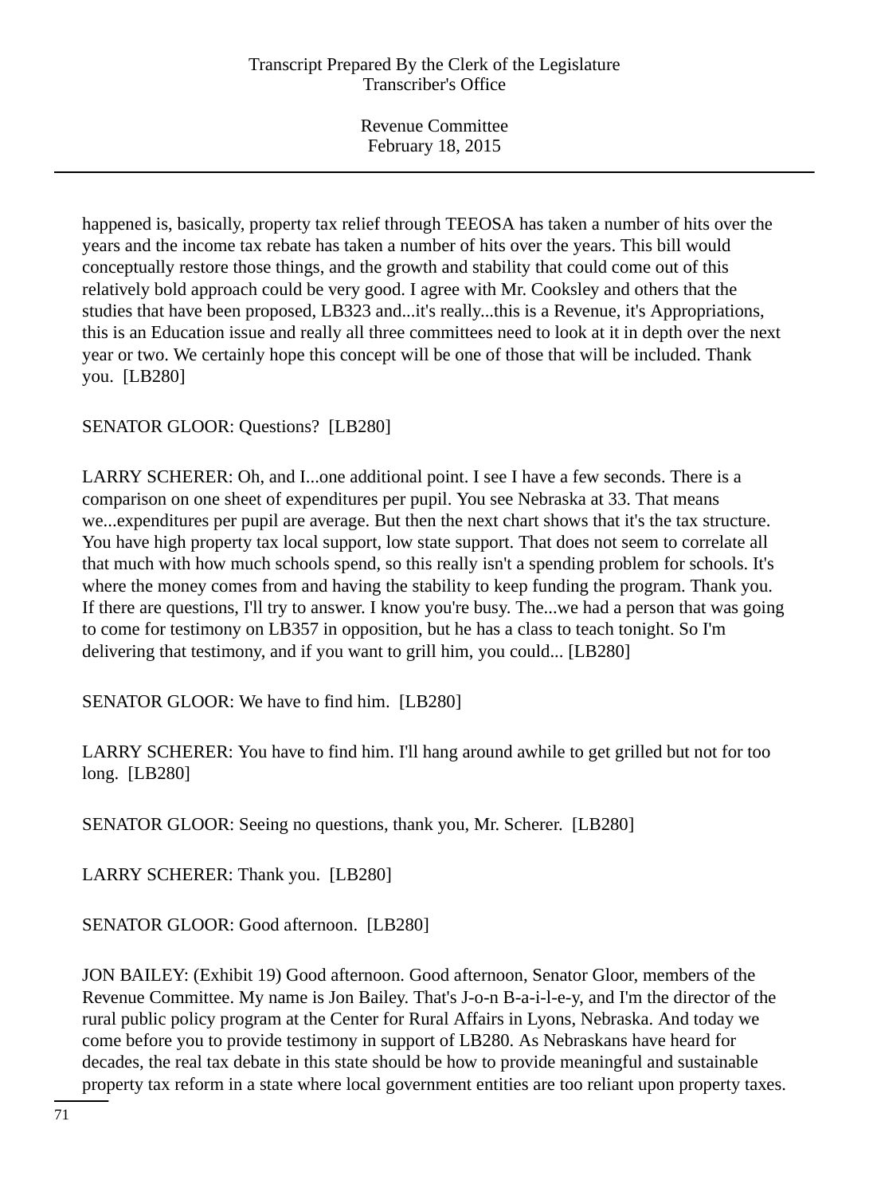happened is, basically, property tax relief through TEEOSA has taken a number of hits over the years and the income tax rebate has taken a number of hits over the years. This bill would conceptually restore those things, and the growth and stability that could come out of this relatively bold approach could be very good. I agree with Mr. Cooksley and others that the studies that have been proposed, LB323 and...it's really...this is a Revenue, it's Appropriations, this is an Education issue and really all three committees need to look at it in depth over the next year or two. We certainly hope this concept will be one of those that will be included. Thank you. [LB280]

SENATOR GLOOR: Questions? [LB280]

LARRY SCHERER: Oh, and I...one additional point. I see I have a few seconds. There is a comparison on one sheet of expenditures per pupil. You see Nebraska at 33. That means we...expenditures per pupil are average. But then the next chart shows that it's the tax structure. You have high property tax local support, low state support. That does not seem to correlate all that much with how much schools spend, so this really isn't a spending problem for schools. It's where the money comes from and having the stability to keep funding the program. Thank you. If there are questions, I'll try to answer. I know you're busy. The...we had a person that was going to come for testimony on LB357 in opposition, but he has a class to teach tonight. So I'm delivering that testimony, and if you want to grill him, you could... [LB280]

SENATOR GLOOR: We have to find him. [LB280]

LARRY SCHERER: You have to find him. I'll hang around awhile to get grilled but not for too long. [LB280]

SENATOR GLOOR: Seeing no questions, thank you, Mr. Scherer. [LB280]

LARRY SCHERER: Thank you. [LB280]

SENATOR GLOOR: Good afternoon. [LB280]

JON BAILEY: (Exhibit 19) Good afternoon. Good afternoon, Senator Gloor, members of the Revenue Committee. My name is Jon Bailey. That's J-o-n B-a-i-l-e-y, and I'm the director of the rural public policy program at the Center for Rural Affairs in Lyons, Nebraska. And today we come before you to provide testimony in support of LB280. As Nebraskans have heard for decades, the real tax debate in this state should be how to provide meaningful and sustainable property tax reform in a state where local government entities are too reliant upon property taxes.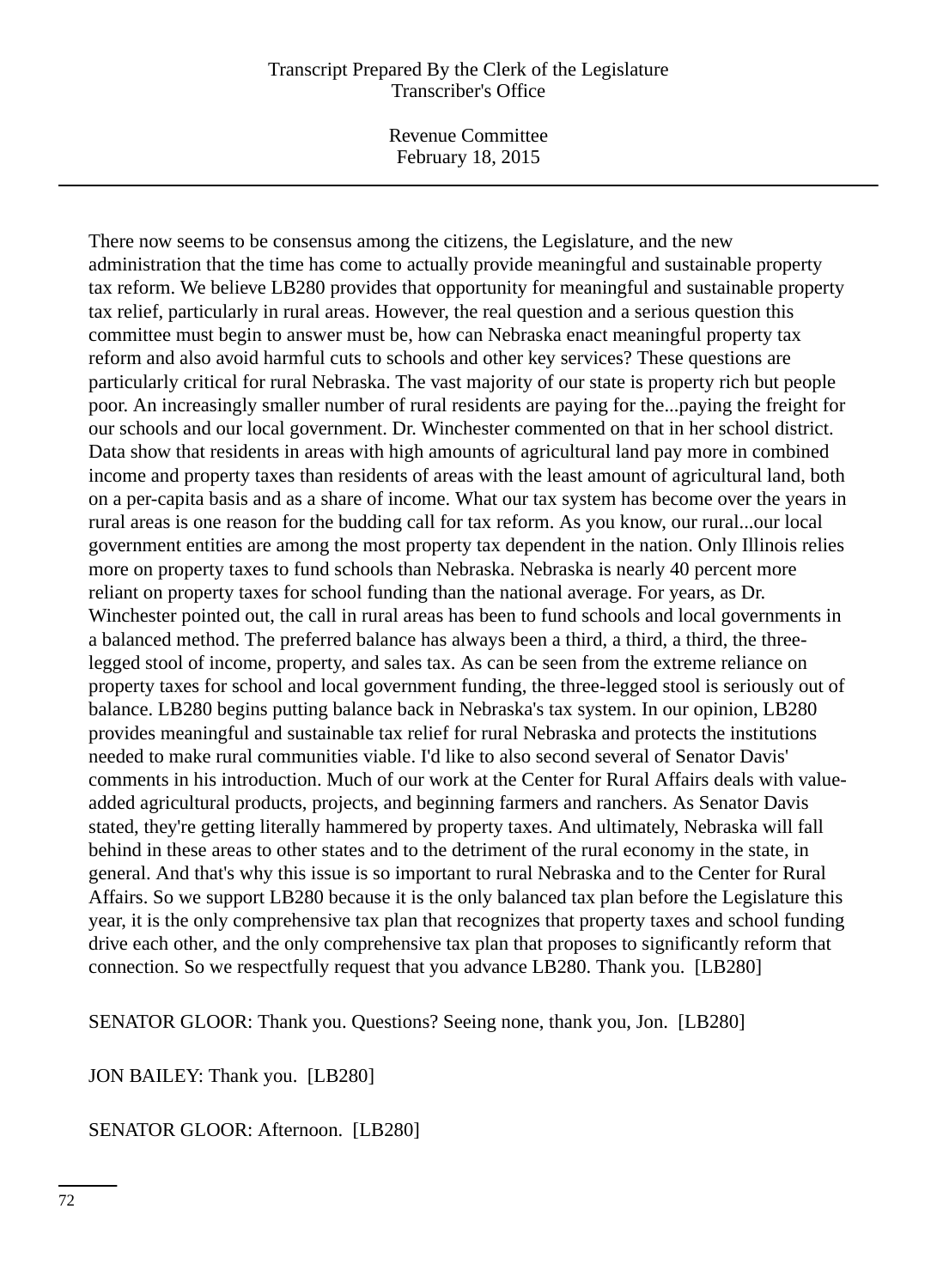There now seems to be consensus among the citizens, the Legislature, and the new administration that the time has come to actually provide meaningful and sustainable property tax reform. We believe LB280 provides that opportunity for meaningful and sustainable property tax relief, particularly in rural areas. However, the real question and a serious question this committee must begin to answer must be, how can Nebraska enact meaningful property tax reform and also avoid harmful cuts to schools and other key services? These questions are particularly critical for rural Nebraska. The vast majority of our state is property rich but people poor. An increasingly smaller number of rural residents are paying for the...paying the freight for our schools and our local government. Dr. Winchester commented on that in her school district. Data show that residents in areas with high amounts of agricultural land pay more in combined income and property taxes than residents of areas with the least amount of agricultural land, both on a per-capita basis and as a share of income. What our tax system has become over the years in rural areas is one reason for the budding call for tax reform. As you know, our rural...our local government entities are among the most property tax dependent in the nation. Only Illinois relies more on property taxes to fund schools than Nebraska. Nebraska is nearly 40 percent more reliant on property taxes for school funding than the national average. For years, as Dr. Winchester pointed out, the call in rural areas has been to fund schools and local governments in a balanced method. The preferred balance has always been a third, a third, a third, the three-legged stool of income, property, and sales tax. As can be seen from the extreme reliance on property taxes for school and local government funding, the three-legged stool is seriously out of balance. LB280 begins putting balance back in Nebraska's tax system. In our opinion, LB280 provides meaningful and sustainable tax relief for rural Nebraska and protects the institutions needed to make rural communities viable. I'd like to also second several of Senator Davis' comments in his introduction. Much of our work at the Center for Rural Affairs deals with value-added agricultural products, projects, and beginning farmers and ranchers. As Senator Davis stated, they're getting literally hammered by property taxes. And ultimately, Nebraska will fall behind in these areas to other states and to the detriment of the rural economy in the state, in general. And that's why this issue is so important to rural Nebraska and to the Center for Rural Affairs. So we support LB280 because it is the only balanced tax plan before the Legislature this year, it is the only comprehensive tax plan that recognizes that property taxes and school funding drive each other, and the only comprehensive tax plan that proposes to significantly reform that connection. So we respectfully request that you advance LB280. Thank you. [LB280]

SENATOR GLOOR: Thank you. Questions? Seeing none, thank you, Jon. [LB280]

JON BAILEY: Thank you. [LB280]

SENATOR GLOOR: Afternoon. [LB280]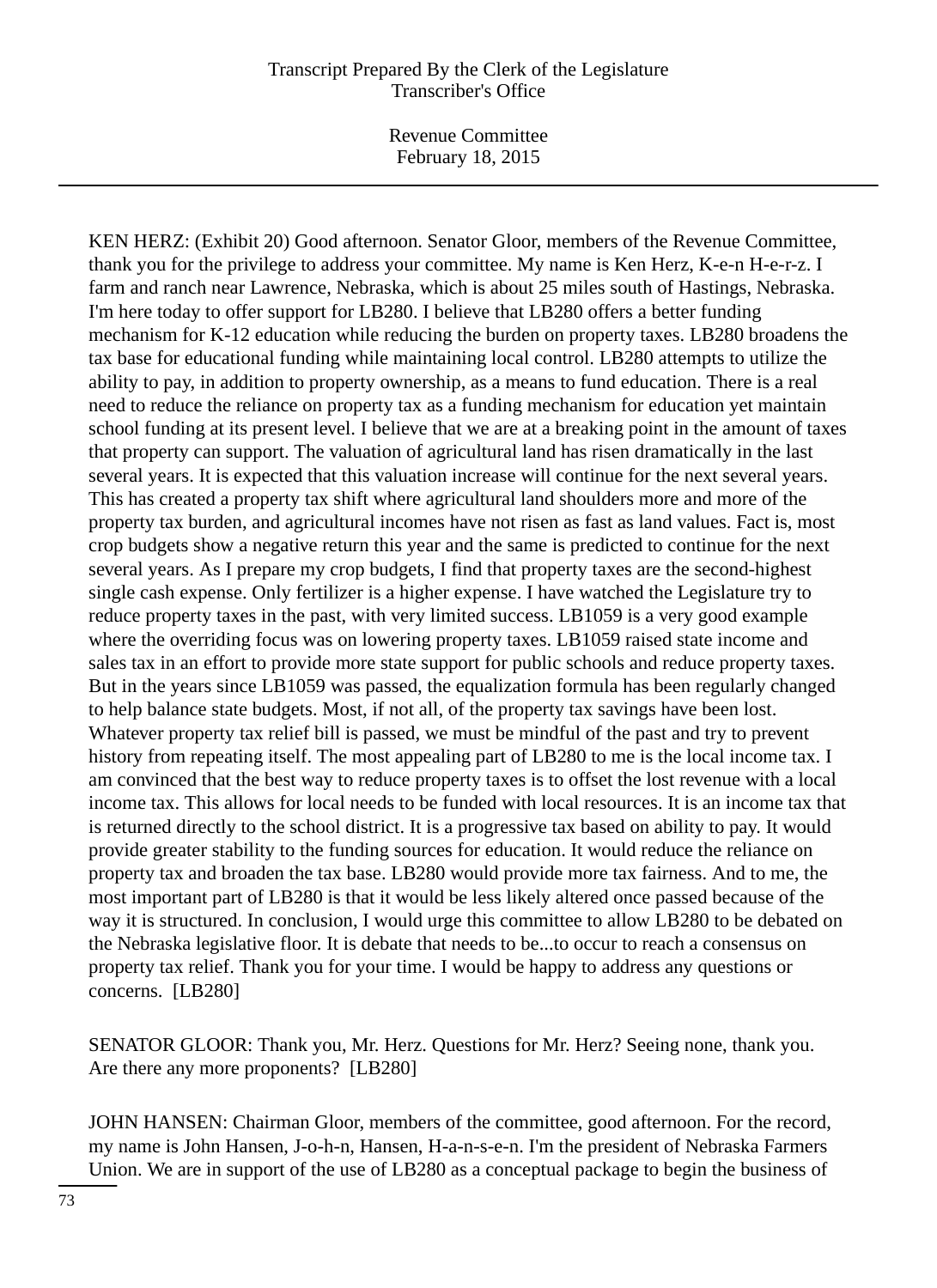KEN HERZ: (Exhibit 20) Good afternoon. Senator Gloor, members of the Revenue Committee, thank you for the privilege to address your committee. My name is Ken Herz, K-e-n H-e-r-z. I farm and ranch near Lawrence, Nebraska, which is about 25 miles south of Hastings, Nebraska. I'm here today to offer support for LB280. I believe that LB280 offers a better funding mechanism for K-12 education while reducing the burden on property taxes. LB280 broadens the tax base for educational funding while maintaining local control. LB280 attempts to utilize the ability to pay, in addition to property ownership, as a means to fund education. There is a real need to reduce the reliance on property tax as a funding mechanism for education yet maintain school funding at its present level. I believe that we are at a breaking point in the amount of taxes that property can support. The valuation of agricultural land has risen dramatically in the last several years. It is expected that this valuation increase will continue for the next several years. This has created a property tax shift where agricultural land shoulders more and more of the property tax burden, and agricultural incomes have not risen as fast as land values. Fact is, most crop budgets show a negative return this year and the same is predicted to continue for the next several years. As I prepare my crop budgets, I find that property taxes are the second-highest single cash expense. Only fertilizer is a higher expense. I have watched the Legislature try to reduce property taxes in the past, with very limited success. LB1059 is a very good example where the overriding focus was on lowering property taxes. LB1059 raised state income and sales tax in an effort to provide more state support for public schools and reduce property taxes. But in the years since LB1059 was passed, the equalization formula has been regularly changed to help balance state budgets. Most, if not all, of the property tax savings have been lost. Whatever property tax relief bill is passed, we must be mindful of the past and try to prevent history from repeating itself. The most appealing part of LB280 to me is the local income tax. I am convinced that the best way to reduce property taxes is to offset the lost revenue with a local income tax. This allows for local needs to be funded with local resources. It is an income tax that is returned directly to the school district. It is a progressive tax based on ability to pay. It would provide greater stability to the funding sources for education. It would reduce the reliance on property tax and broaden the tax base. LB280 would provide more tax fairness. And to me, the most important part of LB280 is that it would be less likely altered once passed because of the way it is structured. In conclusion, I would urge this committee to allow LB280 to be debated on the Nebraska legislative floor. It is debate that needs to be...to occur to reach a consensus on property tax relief. Thank you for your time. I would be happy to address any questions or concerns. [LB280]

SENATOR GLOOR: Thank you, Mr. Herz. Questions for Mr. Herz? Seeing none, thank you. Are there any more proponents? [LB280]

JOHN HANSEN: Chairman Gloor, members of the committee, good afternoon. For the record, my name is John Hansen, J-o-h-n, Hansen, H-a-n-s-e-n. I'm the president of Nebraska Farmers Union. We are in support of the use of LB280 as a conceptual package to begin the business of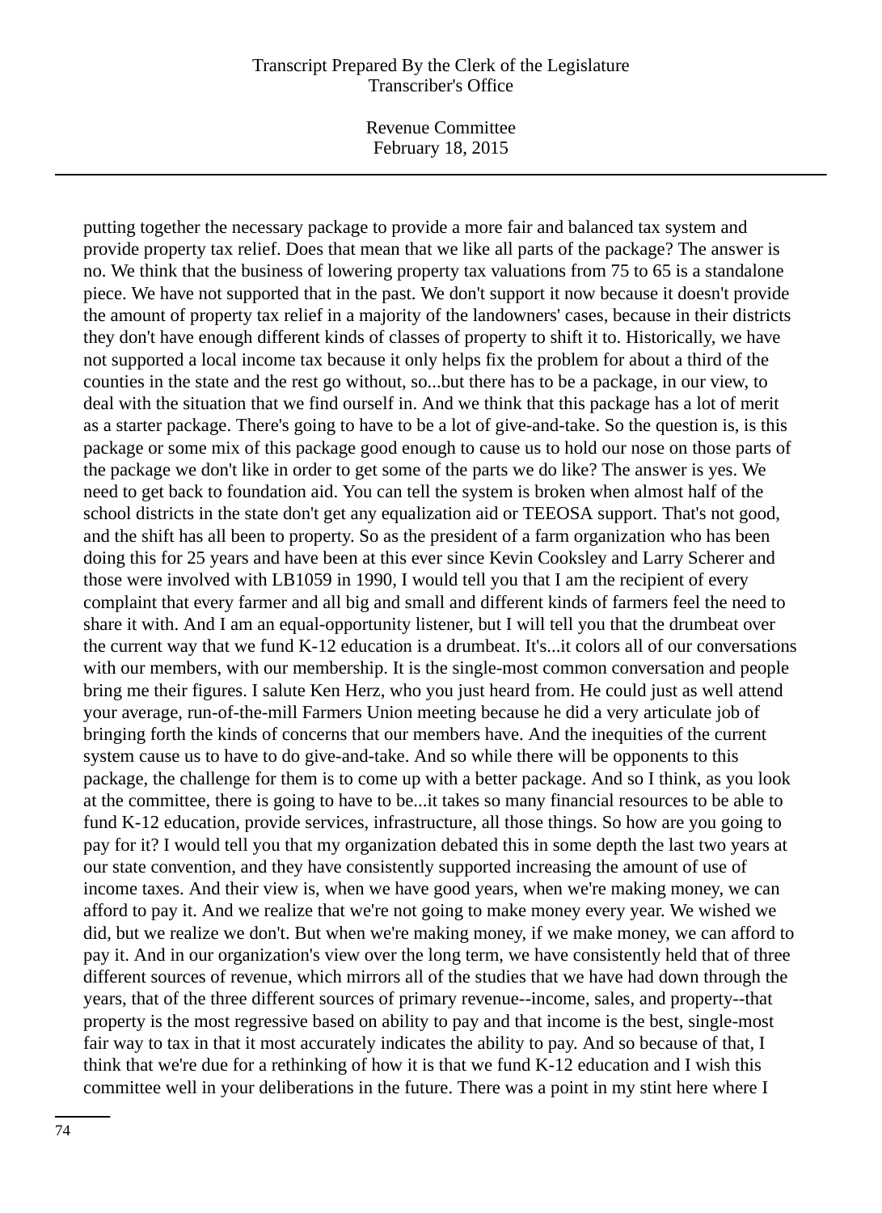putting together the necessary package to provide a more fair and balanced tax system and provide property tax relief. Does that mean that we like all parts of the package? The answer is no. We think that the business of lowering property tax valuations from 75 to 65 is a standalone piece. We have not supported that in the past. We don't support it now because it doesn't provide the amount of property tax relief in a majority of the landowners' cases, because in their districts they don't have enough different kinds of classes of property to shift it to. Historically, we have not supported a local income tax because it only helps fix the problem for about a third of the counties in the state and the rest go without, so...but there has to be a package, in our view, to deal with the situation that we find ourself in. And we think that this package has a lot of merit as a starter package. There's going to have to be a lot of give-and-take. So the question is, is this package or some mix of this package good enough to cause us to hold our nose on those parts of the package we don't like in order to get some of the parts we do like? The answer is yes. We need to get back to foundation aid. You can tell the system is broken when almost half of the school districts in the state don't get any equalization aid or TEEOSA support. That's not good, and the shift has all been to property. So as the president of a farm organization who has been doing this for 25 years and have been at this ever since Kevin Cooksley and Larry Scherer and those were involved with LB1059 in 1990, I would tell you that I am the recipient of every complaint that every farmer and all big and small and different kinds of farmers feel the need to share it with. And I am an equal-opportunity listener, but I will tell you that the drumbeat over the current way that we fund K-12 education is a drumbeat. It's...it colors all of our conversations with our members, with our membership. It is the single-most common conversation and people bring me their figures. I salute Ken Herz, who you just heard from. He could just as well attend your average, run-of-the-mill Farmers Union meeting because he did a very articulate job of bringing forth the kinds of concerns that our members have. And the inequities of the current system cause us to have to do give-and-take. And so while there will be opponents to this package, the challenge for them is to come up with a better package. And so I think, as you look at the committee, there is going to have to be...it takes so many financial resources to be able to fund K-12 education, provide services, infrastructure, all those things. So how are you going to pay for it? I would tell you that my organization debated this in some depth the last two years at our state convention, and they have consistently supported increasing the amount of use of income taxes. And their view is, when we have good years, when we're making money, we can afford to pay it. And we realize that we're not going to make money every year. We wished we did, but we realize we don't. But when we're making money, if we make money, we can afford to pay it. And in our organization's view over the long term, we have consistently held that of three different sources of revenue, which mirrors all of the studies that we have had down through the years, that of the three different sources of primary revenue--income, sales, and property--that property is the most regressive based on ability to pay and that income is the best, single-most fair way to tax in that it most accurately indicates the ability to pay. And so because of that, I think that we're due for a rethinking of how it is that we fund K-12 education and I wish this committee well in your deliberations in the future. There was a point in my stint here where I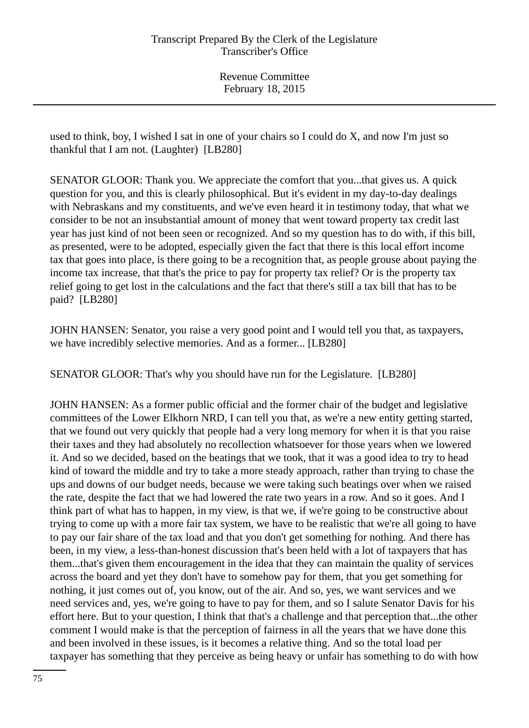used to think, boy, I wished I sat in one of your chairs so I could do X, and now I'm just so thankful that I am not. (Laughter) [LB280]

SENATOR GLOOR: Thank you. We appreciate the comfort that you...that gives us. A quick question for you, and this is clearly philosophical. But it's evident in my day-to-day dealings with Nebraskans and my constituents, and we've even heard it in testimony today, that what we consider to be not an insubstantial amount of money that went toward property tax credit last year has just kind of not been seen or recognized. And so my question has to do with, if this bill, as presented, were to be adopted, especially given the fact that there is this local effort income tax that goes into place, is there going to be a recognition that, as people grouse about paying the income tax increase, that that's the price to pay for property tax relief? Or is the property tax relief going to get lost in the calculations and the fact that there's still a tax bill that has to be paid? [LB280]

JOHN HANSEN: Senator, you raise a very good point and I would tell you that, as taxpayers, we have incredibly selective memories. And as a former... [LB280]

SENATOR GLOOR: That's why you should have run for the Legislature. [LB280]

JOHN HANSEN: As a former public official and the former chair of the budget and legislative committees of the Lower Elkhorn NRD, I can tell you that, as we're a new entity getting started, that we found out very quickly that people had a very long memory for when it is that you raise their taxes and they had absolutely no recollection whatsoever for those years when we lowered it. And so we decided, based on the beatings that we took, that it was a good idea to try to head kind of toward the middle and try to take a more steady approach, rather than trying to chase the ups and downs of our budget needs, because we were taking such beatings over when we raised the rate, despite the fact that we had lowered the rate two years in a row. And so it goes. And I think part of what has to happen, in my view, is that we, if we're going to be constructive about trying to come up with a more fair tax system, we have to be realistic that we're all going to have to pay our fair share of the tax load and that you don't get something for nothing. And there has been, in my view, a less-than-honest discussion that's been held with a lot of taxpayers that has them...that's given them encouragement in the idea that they can maintain the quality of services across the board and yet they don't have to somehow pay for them, that you get something for nothing, it just comes out of, you know, out of the air. And so, yes, we want services and we need services and, yes, we're going to have to pay for them, and so I salute Senator Davis for his effort here. But to your question, I think that that's a challenge and that perception that...the other comment I would make is that the perception of fairness in all the years that we have done this and been involved in these issues, is it becomes a relative thing. And so the total load per taxpayer has something that they perceive as being heavy or unfair has something to do with how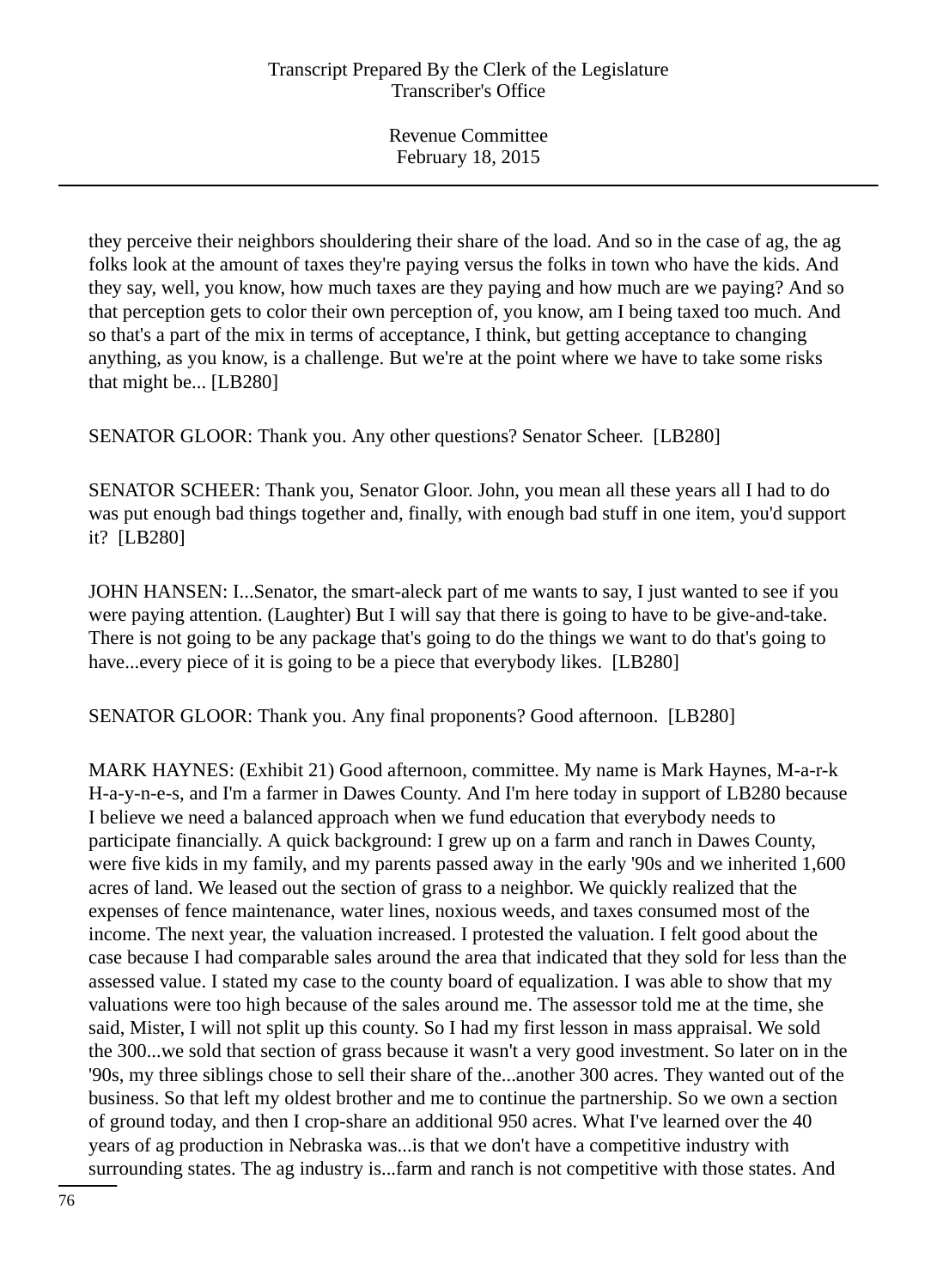they perceive their neighbors shouldering their share of the load. And so in the case of ag, the ag folks look at the amount of taxes they're paying versus the folks in town who have the kids. And they say, well, you know, how much taxes are they paying and how much are we paying? And so that perception gets to color their own perception of, you know, am I being taxed too much. And so that's a part of the mix in terms of acceptance, I think, but getting acceptance to changing anything, as you know, is a challenge. But we're at the point where we have to take some risks that might be... [LB280]

SENATOR GLOOR: Thank you. Any other questions? Senator Scheer. [LB280]

SENATOR SCHEER: Thank you, Senator Gloor. John, you mean all these years all I had to do was put enough bad things together and, finally, with enough bad stuff in one item, you'd support it? [LB280]

JOHN HANSEN: I...Senator, the smart-aleck part of me wants to say, I just wanted to see if you were paying attention. (Laughter) But I will say that there is going to have to be give-and-take. There is not going to be any package that's going to do the things we want to do that's going to have...every piece of it is going to be a piece that everybody likes. [LB280]

SENATOR GLOOR: Thank you. Any final proponents? Good afternoon. [LB280]

MARK HAYNES: (Exhibit 21) Good afternoon, committee. My name is Mark Haynes, M-a-r-k H-a-y-n-e-s, and I'm a farmer in Dawes County. And I'm here today in support of LB280 because I believe we need a balanced approach when we fund education that everybody needs to participate financially. A quick background: I grew up on a farm and ranch in Dawes County, were five kids in my family, and my parents passed away in the early '90s and we inherited 1,600 acres of land. We leased out the section of grass to a neighbor. We quickly realized that the expenses of fence maintenance, water lines, noxious weeds, and taxes consumed most of the income. The next year, the valuation increased. I protested the valuation. I felt good about the case because I had comparable sales around the area that indicated that they sold for less than the assessed value. I stated my case to the county board of equalization. I was able to show that my valuations were too high because of the sales around me. The assessor told me at the time, she said, Mister, I will not split up this county. So I had my first lesson in mass appraisal. We sold the 300...we sold that section of grass because it wasn't a very good investment. So later on in the '90s, my three siblings chose to sell their share of the...another 300 acres. They wanted out of the business. So that left my oldest brother and me to continue the partnership. So we own a section of ground today, and then I crop-share an additional 950 acres. What I've learned over the 40 years of ag production in Nebraska was...is that we don't have a competitive industry with surrounding states. The ag industry is...farm and ranch is not competitive with those states. And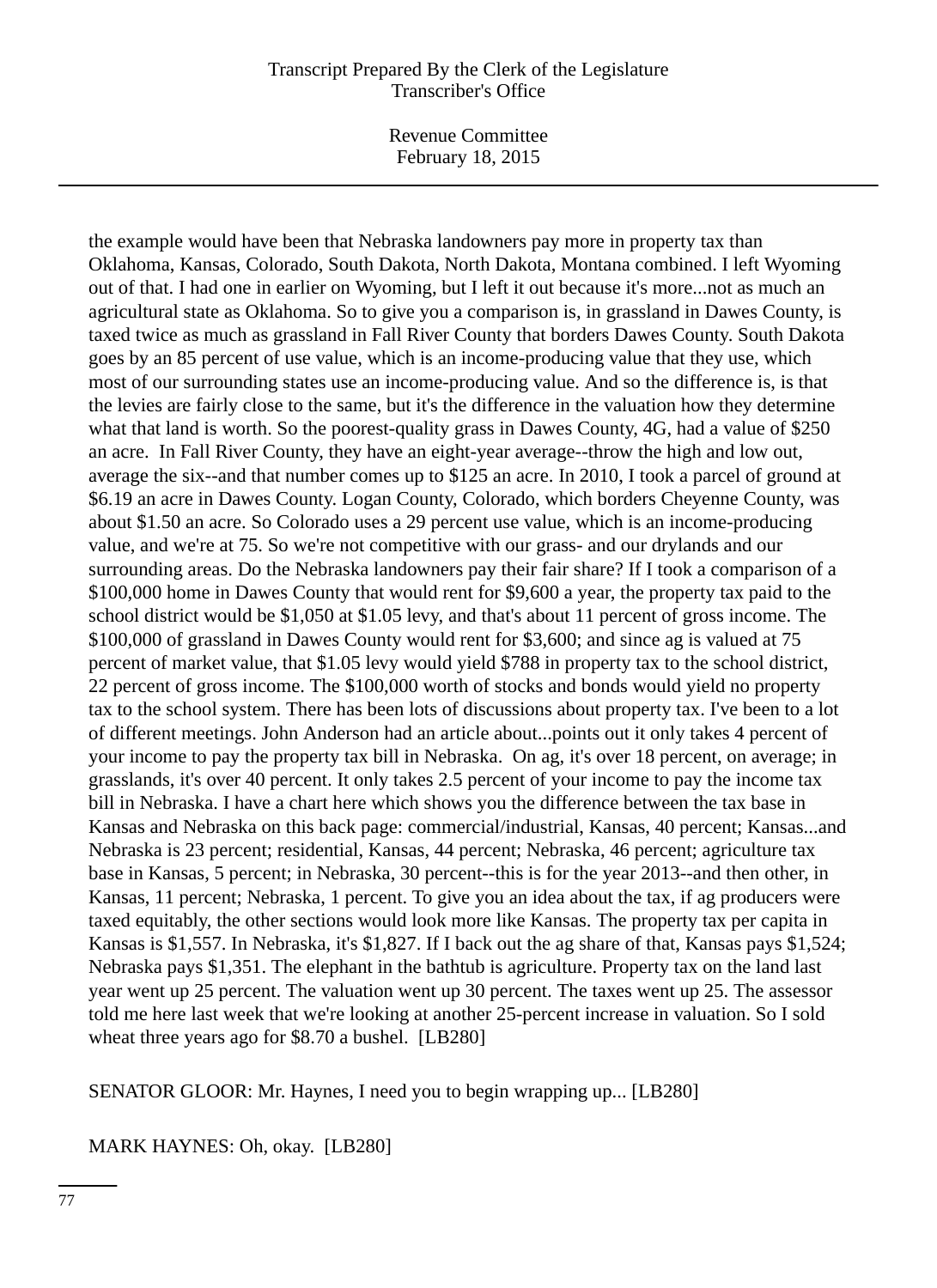the example would have been that Nebraska landowners pay more in property tax than Oklahoma, Kansas, Colorado, South Dakota, North Dakota, Montana combined. I left Wyoming out of that. I had one in earlier on Wyoming, but I left it out because it's more...not as much an agricultural state as Oklahoma. So to give you a comparison is, in grassland in Dawes County, is taxed twice as much as grassland in Fall River County that borders Dawes County. South Dakota goes by an 85 percent of use value, which is an income-producing value that they use, which most of our surrounding states use an income-producing value. And so the difference is, is that the levies are fairly close to the same, but it's the difference in the valuation how they determine what that land is worth. So the poorest-quality grass in Dawes County, 4G, had a value of $250 an acre. In Fall River County, they have an eight-year average--throw the high and low out, average the six--and that number comes up to $125 an acre. In 2010, I took a parcel of ground at $6.19 an acre in Dawes County. Logan County, Colorado, which borders Cheyenne County, was about $1.50 an acre. So Colorado uses a 29 percent use value, which is an income-producing value, and we're at 75. So we're not competitive with our grass- and our drylands and our surrounding areas. Do the Nebraska landowners pay their fair share? If I took a comparison of a $100,000 home in Dawes County that would rent for $9,600 a year, the property tax paid to the school district would be $1,050 at $1.05 levy, and that's about 11 percent of gross income. The $100,000 of grassland in Dawes County would rent for $3,600; and since ag is valued at 75 percent of market value, that $1.05 levy would yield $788 in property tax to the school district, 22 percent of gross income. The $100,000 worth of stocks and bonds would yield no property tax to the school system. There has been lots of discussions about property tax. I've been to a lot of different meetings. John Anderson had an article about...points out it only takes 4 percent of your income to pay the property tax bill in Nebraska. On ag, it's over 18 percent, on average; in grasslands, it's over 40 percent. It only takes 2.5 percent of your income to pay the income tax bill in Nebraska. I have a chart here which shows you the difference between the tax base in Kansas and Nebraska on this back page: commercial/industrial, Kansas, 40 percent; Kansas...and Nebraska is 23 percent; residential, Kansas, 44 percent; Nebraska, 46 percent; agriculture tax base in Kansas, 5 percent; in Nebraska, 30 percent--this is for the year 2013--and then other, in Kansas, 11 percent; Nebraska, 1 percent. To give you an idea about the tax, if ag producers were taxed equitably, the other sections would look more like Kansas. The property tax per capita in Kansas is $1,557. In Nebraska, it's $1,827. If I back out the ag share of that, Kansas pays $1,524; Nebraska pays $1,351. The elephant in the bathtub is agriculture. Property tax on the land last year went up 25 percent. The valuation went up 30 percent. The taxes went up 25. The assessor told me here last week that we're looking at another 25-percent increase in valuation. So I sold wheat three years ago for $8.70 a bushel. [LB280]

SENATOR GLOOR: Mr. Haynes, I need you to begin wrapping up... [LB280]

MARK HAYNES: Oh, okay. [LB280]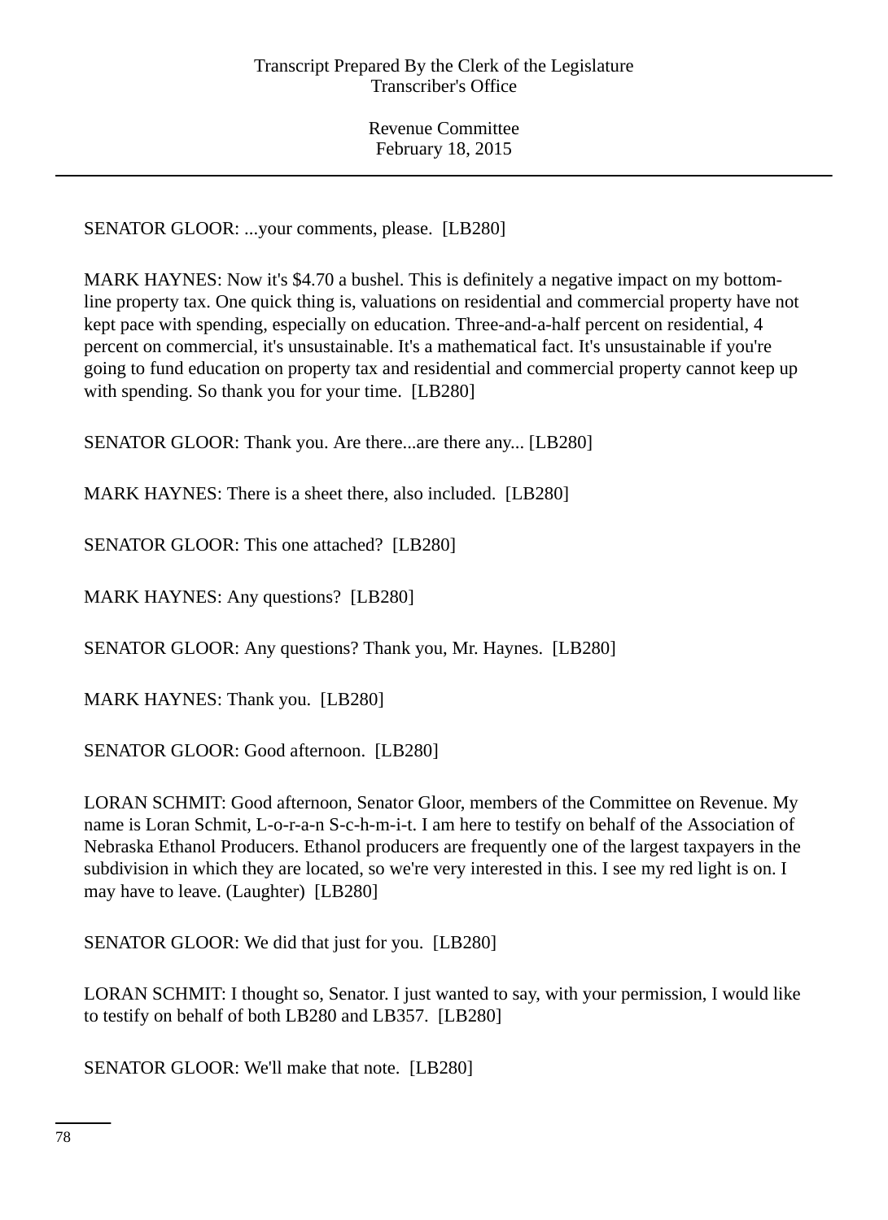SENATOR GLOOR: ...your comments, please. [LB280]

MARK HAYNES: Now it's $4.70 a bushel. This is definitely a negative impact on my bottom-line property tax. One quick thing is, valuations on residential and commercial property have not kept pace with spending, especially on education. Three-and-a-half percent on residential, 4 percent on commercial, it's unsustainable. It's a mathematical fact. It's unsustainable if you're going to fund education on property tax and residential and commercial property cannot keep up with spending. So thank you for your time. [LB280]

SENATOR GLOOR: Thank you. Are there...are there any... [LB280]

MARK HAYNES: There is a sheet there, also included. [LB280]

SENATOR GLOOR: This one attached? [LB280]

MARK HAYNES: Any questions? [LB280]

SENATOR GLOOR: Any questions? Thank you, Mr. Haynes. [LB280]

MARK HAYNES: Thank you. [LB280]

SENATOR GLOOR: Good afternoon. [LB280]

LORAN SCHMIT: Good afternoon, Senator Gloor, members of the Committee on Revenue. My name is Loran Schmit, L-o-r-a-n S-c-h-m-i-t. I am here to testify on behalf of the Association of Nebraska Ethanol Producers. Ethanol producers are frequently one of the largest taxpayers in the subdivision in which they are located, so we're very interested in this. I see my red light is on. I may have to leave. (Laughter) [LB280]

SENATOR GLOOR: We did that just for you. [LB280]

LORAN SCHMIT: I thought so, Senator. I just wanted to say, with your permission, I would like to testify on behalf of both LB280 and LB357. [LB280]

SENATOR GLOOR: We'll make that note. [LB280]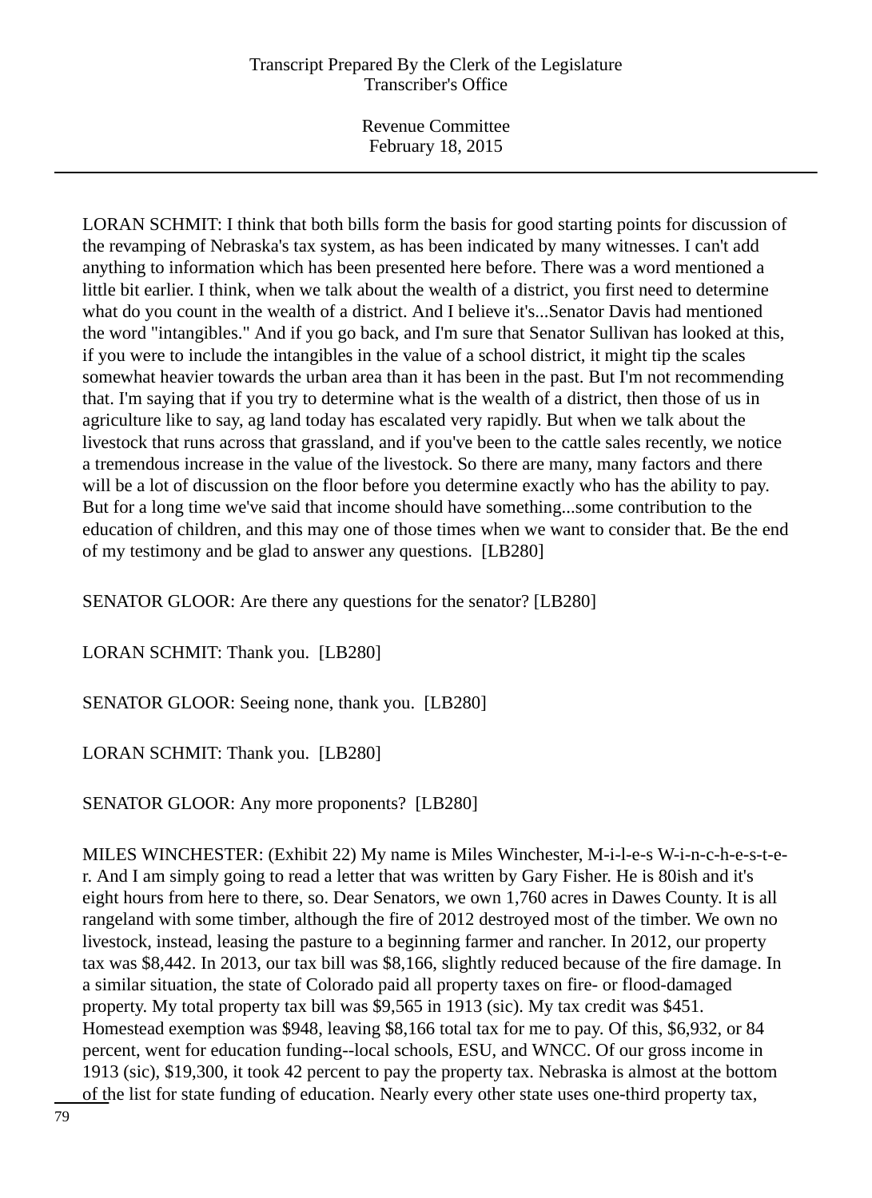LORAN SCHMIT: I think that both bills form the basis for good starting points for discussion of the revamping of Nebraska's tax system, as has been indicated by many witnesses. I can't add anything to information which has been presented here before. There was a word mentioned a little bit earlier. I think, when we talk about the wealth of a district, you first need to determine what do you count in the wealth of a district. And I believe it's...Senator Davis had mentioned the word "intangibles." And if you go back, and I'm sure that Senator Sullivan has looked at this, if you were to include the intangibles in the value of a school district, it might tip the scales somewhat heavier towards the urban area than it has been in the past. But I'm not recommending that. I'm saying that if you try to determine what is the wealth of a district, then those of us in agriculture like to say, ag land today has escalated very rapidly. But when we talk about the livestock that runs across that grassland, and if you've been to the cattle sales recently, we notice a tremendous increase in the value of the livestock. So there are many, many factors and there will be a lot of discussion on the floor before you determine exactly who has the ability to pay. But for a long time we've said that income should have something...some contribution to the education of children, and this may one of those times when we want to consider that. Be the end of my testimony and be glad to answer any questions. [LB280]

SENATOR GLOOR: Are there any questions for the senator? [LB280]

LORAN SCHMIT: Thank you. [LB280]

SENATOR GLOOR: Seeing none, thank you. [LB280]

LORAN SCHMIT: Thank you. [LB280]

SENATOR GLOOR: Any more proponents? [LB280]

MILES WINCHESTER: (Exhibit 22) My name is Miles Winchester, M-i-l-e-s W-i-n-c-h-e-s-t-e-r. And I am simply going to read a letter that was written by Gary Fisher. He is 80ish and it's eight hours from here to there, so. Dear Senators, we own 1,760 acres in Dawes County. It is all rangeland with some timber, although the fire of 2012 destroyed most of the timber. We own no livestock, instead, leasing the pasture to a beginning farmer and rancher. In 2012, our property tax was $8,442. In 2013, our tax bill was $8,166, slightly reduced because of the fire damage. In a similar situation, the state of Colorado paid all property taxes on fire- or flood-damaged property. My total property tax bill was $9,565 in 1913 (sic). My tax credit was $451. Homestead exemption was $948, leaving $8,166 total tax for me to pay. Of this, $6,932, or 84 percent, went for education funding--local schools, ESU, and WNCC. Of our gross income in 1913 (sic), $19,300, it took 42 percent to pay the property tax. Nebraska is almost at the bottom of the list for state funding of education. Nearly every other state uses one-third property tax,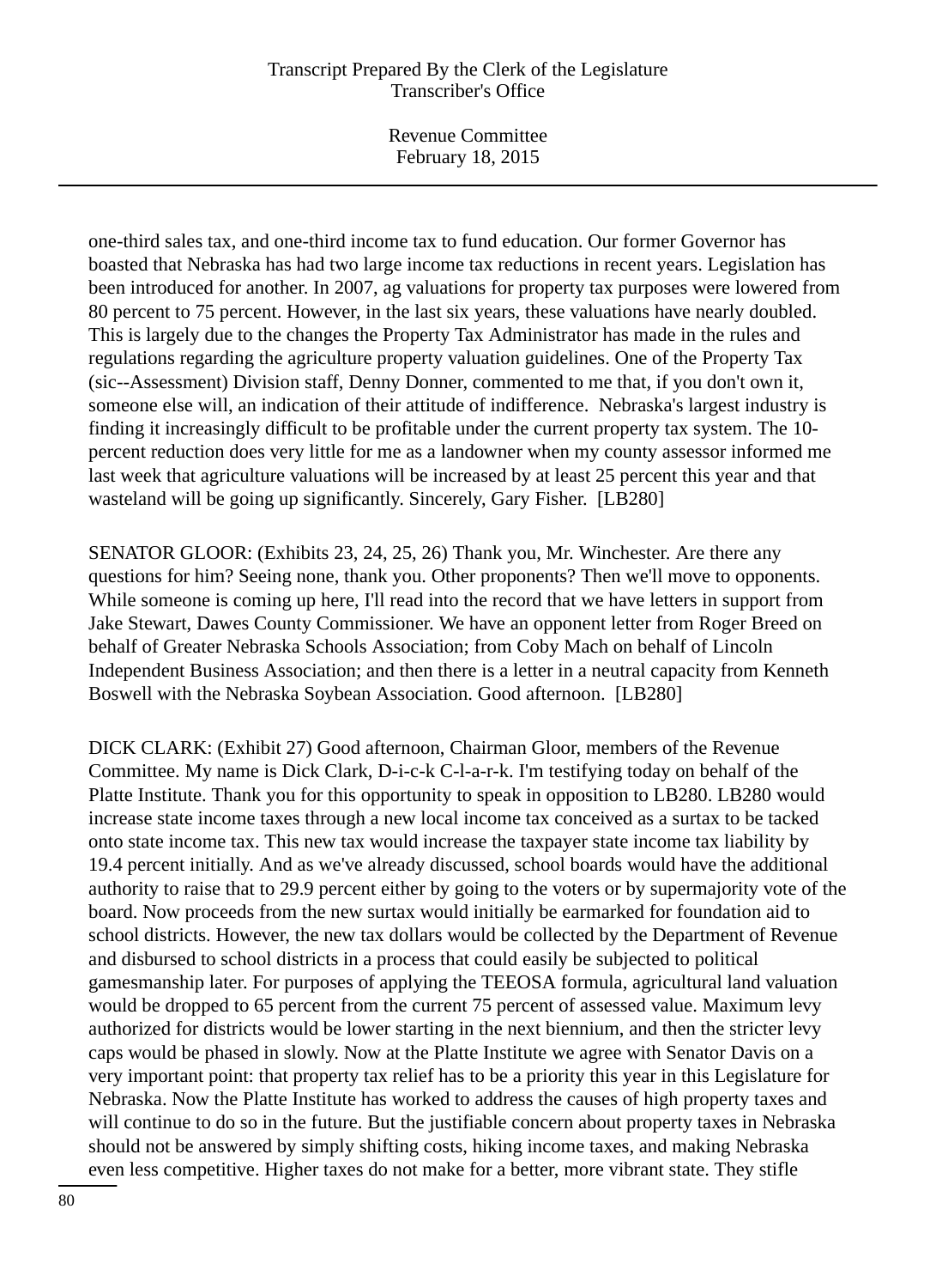one-third sales tax, and one-third income tax to fund education. Our former Governor has boasted that Nebraska has had two large income tax reductions in recent years. Legislation has been introduced for another. In 2007, ag valuations for property tax purposes were lowered from 80 percent to 75 percent. However, in the last six years, these valuations have nearly doubled. This is largely due to the changes the Property Tax Administrator has made in the rules and regulations regarding the agriculture property valuation guidelines. One of the Property Tax (sic--Assessment) Division staff, Denny Donner, commented to me that, if you don't own it, someone else will, an indication of their attitude of indifference. Nebraska's largest industry is finding it increasingly difficult to be profitable under the current property tax system. The 10-percent reduction does very little for me as a landowner when my county assessor informed me last week that agriculture valuations will be increased by at least 25 percent this year and that wasteland will be going up significantly. Sincerely, Gary Fisher. [LB280]

SENATOR GLOOR: (Exhibits 23, 24, 25, 26) Thank you, Mr. Winchester. Are there any questions for him? Seeing none, thank you. Other proponents? Then we'll move to opponents. While someone is coming up here, I'll read into the record that we have letters in support from Jake Stewart, Dawes County Commissioner. We have an opponent letter from Roger Breed on behalf of Greater Nebraska Schools Association; from Coby Mach on behalf of Lincoln Independent Business Association; and then there is a letter in a neutral capacity from Kenneth Boswell with the Nebraska Soybean Association. Good afternoon. [LB280]

DICK CLARK: (Exhibit 27) Good afternoon, Chairman Gloor, members of the Revenue Committee. My name is Dick Clark, D-i-c-k C-l-a-r-k. I'm testifying today on behalf of the Platte Institute. Thank you for this opportunity to speak in opposition to LB280. LB280 would increase state income taxes through a new local income tax conceived as a surtax to be tacked onto state income tax. This new tax would increase the taxpayer state income tax liability by 19.4 percent initially. And as we've already discussed, school boards would have the additional authority to raise that to 29.9 percent either by going to the voters or by supermajority vote of the board. Now proceeds from the new surtax would initially be earmarked for foundation aid to school districts. However, the new tax dollars would be collected by the Department of Revenue and disbursed to school districts in a process that could easily be subjected to political gamesmanship later. For purposes of applying the TEEOSA formula, agricultural land valuation would be dropped to 65 percent from the current 75 percent of assessed value. Maximum levy authorized for districts would be lower starting in the next biennium, and then the stricter levy caps would be phased in slowly. Now at the Platte Institute we agree with Senator Davis on a very important point: that property tax relief has to be a priority this year in this Legislature for Nebraska. Now the Platte Institute has worked to address the causes of high property taxes and will continue to do so in the future. But the justifiable concern about property taxes in Nebraska should not be answered by simply shifting costs, hiking income taxes, and making Nebraska even less competitive. Higher taxes do not make for a better, more vibrant state. They stifle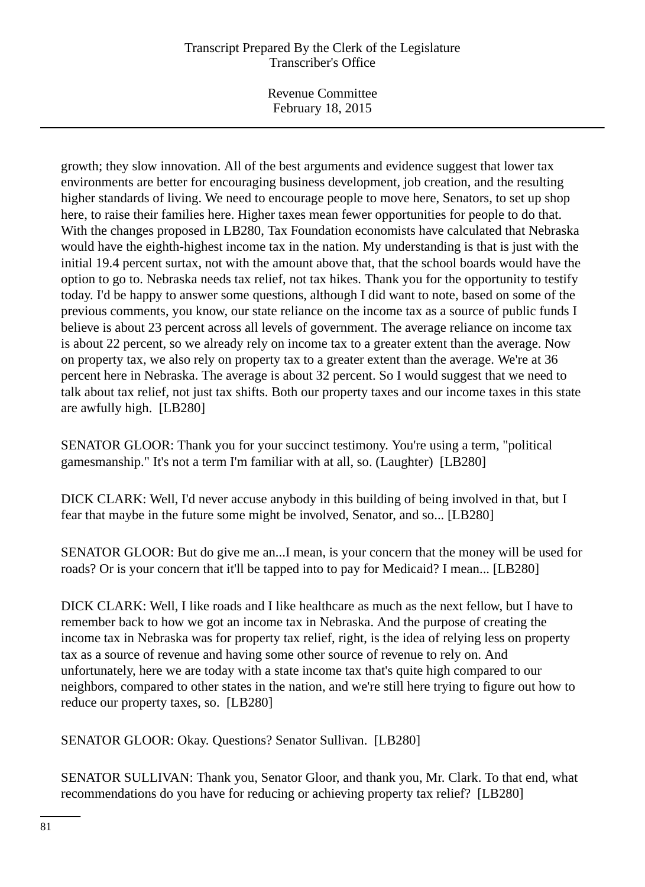growth; they slow innovation. All of the best arguments and evidence suggest that lower tax environments are better for encouraging business development, job creation, and the resulting higher standards of living. We need to encourage people to move here, Senators, to set up shop here, to raise their families here. Higher taxes mean fewer opportunities for people to do that. With the changes proposed in LB280, Tax Foundation economists have calculated that Nebraska would have the eighth-highest income tax in the nation. My understanding is that is just with the initial 19.4 percent surtax, not with the amount above that, that the school boards would have the option to go to. Nebraska needs tax relief, not tax hikes. Thank you for the opportunity to testify today. I'd be happy to answer some questions, although I did want to note, based on some of the previous comments, you know, our state reliance on the income tax as a source of public funds I believe is about 23 percent across all levels of government. The average reliance on income tax is about 22 percent, so we already rely on income tax to a greater extent than the average. Now on property tax, we also rely on property tax to a greater extent than the average. We're at 36 percent here in Nebraska. The average is about 32 percent. So I would suggest that we need to talk about tax relief, not just tax shifts. Both our property taxes and our income taxes in this state are awfully high. [LB280]

SENATOR GLOOR: Thank you for your succinct testimony. You're using a term, "political gamesmanship." It's not a term I'm familiar with at all, so. (Laughter) [LB280]

DICK CLARK: Well, I'd never accuse anybody in this building of being involved in that, but I fear that maybe in the future some might be involved, Senator, and so... [LB280]

SENATOR GLOOR: But do give me an...I mean, is your concern that the money will be used for roads? Or is your concern that it'll be tapped into to pay for Medicaid? I mean... [LB280]

DICK CLARK: Well, I like roads and I like healthcare as much as the next fellow, but I have to remember back to how we got an income tax in Nebraska. And the purpose of creating the income tax in Nebraska was for property tax relief, right, is the idea of relying less on property tax as a source of revenue and having some other source of revenue to rely on. And unfortunately, here we are today with a state income tax that's quite high compared to our neighbors, compared to other states in the nation, and we're still here trying to figure out how to reduce our property taxes, so. [LB280]

SENATOR GLOOR: Okay. Questions? Senator Sullivan. [LB280]

SENATOR SULLIVAN: Thank you, Senator Gloor, and thank you, Mr. Clark. To that end, what recommendations do you have for reducing or achieving property tax relief? [LB280]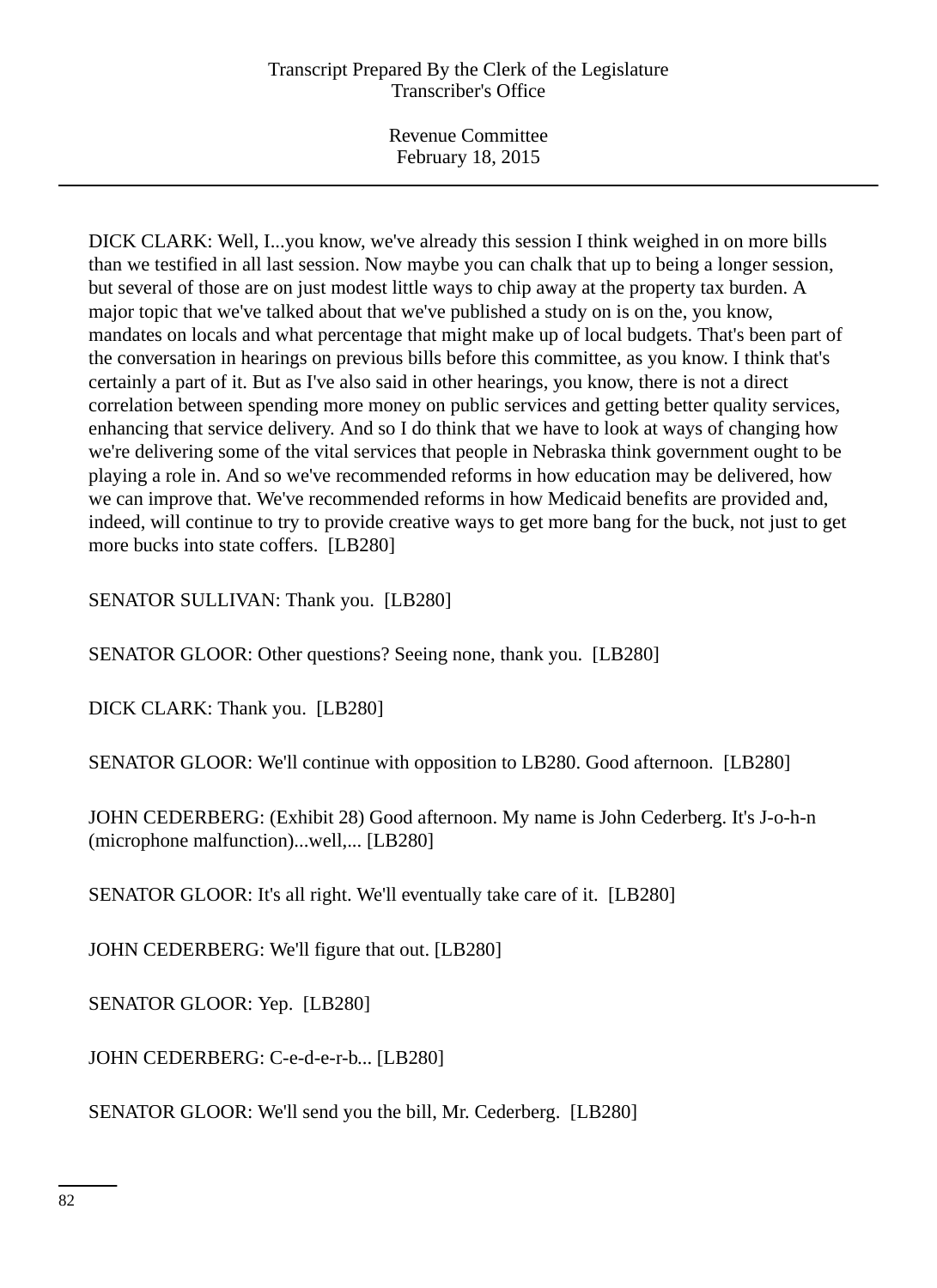DICK CLARK: Well, I...you know, we've already this session I think weighed in on more bills than we testified in all last session. Now maybe you can chalk that up to being a longer session, but several of those are on just modest little ways to chip away at the property tax burden. A major topic that we've talked about that we've published a study on is on the, you know, mandates on locals and what percentage that might make up of local budgets. That's been part of the conversation in hearings on previous bills before this committee, as you know. I think that's certainly a part of it. But as I've also said in other hearings, you know, there is not a direct correlation between spending more money on public services and getting better quality services, enhancing that service delivery. And so I do think that we have to look at ways of changing how we're delivering some of the vital services that people in Nebraska think government ought to be playing a role in. And so we've recommended reforms in how education may be delivered, how we can improve that. We've recommended reforms in how Medicaid benefits are provided and, indeed, will continue to try to provide creative ways to get more bang for the buck, not just to get more bucks into state coffers. [LB280]

SENATOR SULLIVAN: Thank you. [LB280]

SENATOR GLOOR: Other questions? Seeing none, thank you. [LB280]

DICK CLARK: Thank you. [LB280]

SENATOR GLOOR: We'll continue with opposition to LB280. Good afternoon. [LB280]

JOHN CEDERBERG: (Exhibit 28) Good afternoon. My name is John Cederberg. It's J-o-h-n (microphone malfunction)...well,... [LB280]

SENATOR GLOOR: It's all right. We'll eventually take care of it. [LB280]

JOHN CEDERBERG: We'll figure that out. [LB280]

SENATOR GLOOR: Yep. [LB280]

JOHN CEDERBERG: C-e-d-e-r-b... [LB280]

SENATOR GLOOR: We'll send you the bill, Mr. Cederberg. [LB280]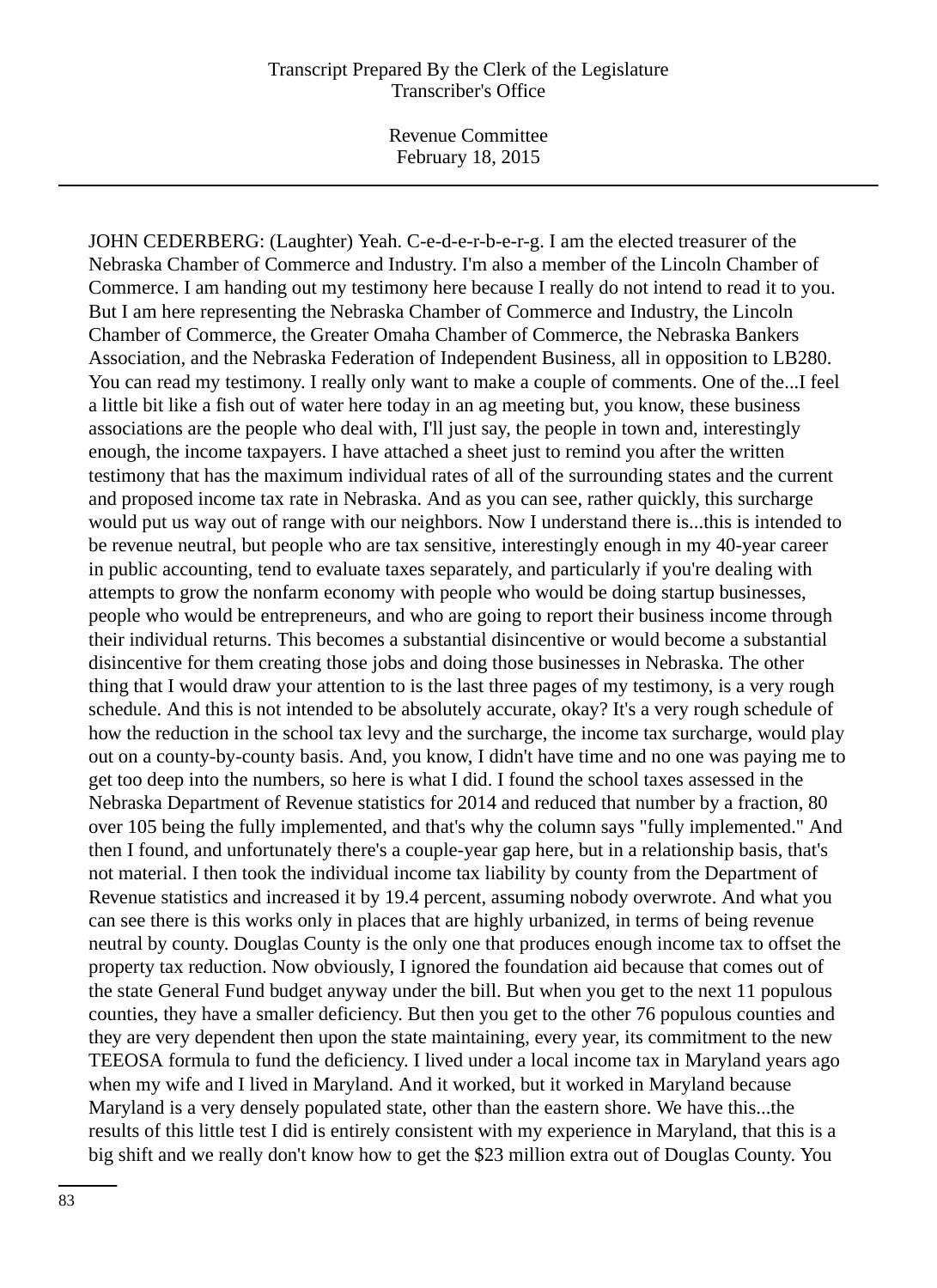JOHN CEDERBERG: (Laughter) Yeah. C-e-d-e-r-b-e-r-g. I am the elected treasurer of the Nebraska Chamber of Commerce and Industry. I'm also a member of the Lincoln Chamber of Commerce. I am handing out my testimony here because I really do not intend to read it to you. But I am here representing the Nebraska Chamber of Commerce and Industry, the Lincoln Chamber of Commerce, the Greater Omaha Chamber of Commerce, the Nebraska Bankers Association, and the Nebraska Federation of Independent Business, all in opposition to LB280. You can read my testimony. I really only want to make a couple of comments. One of the...I feel a little bit like a fish out of water here today in an ag meeting but, you know, these business associations are the people who deal with, I'll just say, the people in town and, interestingly enough, the income taxpayers. I have attached a sheet just to remind you after the written testimony that has the maximum individual rates of all of the surrounding states and the current and proposed income tax rate in Nebraska. And as you can see, rather quickly, this surcharge would put us way out of range with our neighbors. Now I understand there is...this is intended to be revenue neutral, but people who are tax sensitive, interestingly enough in my 40-year career in public accounting, tend to evaluate taxes separately, and particularly if you're dealing with attempts to grow the nonfarm economy with people who would be doing startup businesses, people who would be entrepreneurs, and who are going to report their business income through their individual returns. This becomes a substantial disincentive or would become a substantial disincentive for them creating those jobs and doing those businesses in Nebraska. The other thing that I would draw your attention to is the last three pages of my testimony, is a very rough schedule. And this is not intended to be absolutely accurate, okay? It's a very rough schedule of how the reduction in the school tax levy and the surcharge, the income tax surcharge, would play out on a county-by-county basis. And, you know, I didn't have time and no one was paying me to get too deep into the numbers, so here is what I did. I found the school taxes assessed in the Nebraska Department of Revenue statistics for 2014 and reduced that number by a fraction, 80 over 105 being the fully implemented, and that's why the column says "fully implemented." And then I found, and unfortunately there's a couple-year gap here, but in a relationship basis, that's not material. I then took the individual income tax liability by county from the Department of Revenue statistics and increased it by 19.4 percent, assuming nobody overwrote. And what you can see there is this works only in places that are highly urbanized, in terms of being revenue neutral by county. Douglas County is the only one that produces enough income tax to offset the property tax reduction. Now obviously, I ignored the foundation aid because that comes out of the state General Fund budget anyway under the bill. But when you get to the next 11 populous counties, they have a smaller deficiency. But then you get to the other 76 populous counties and they are very dependent then upon the state maintaining, every year, its commitment to the new TEEOSA formula to fund the deficiency. I lived under a local income tax in Maryland years ago when my wife and I lived in Maryland. And it worked, but it worked in Maryland because Maryland is a very densely populated state, other than the eastern shore. We have this...the results of this little test I did is entirely consistent with my experience in Maryland, that this is a big shift and we really don't know how to get the $23 million extra out of Douglas County. You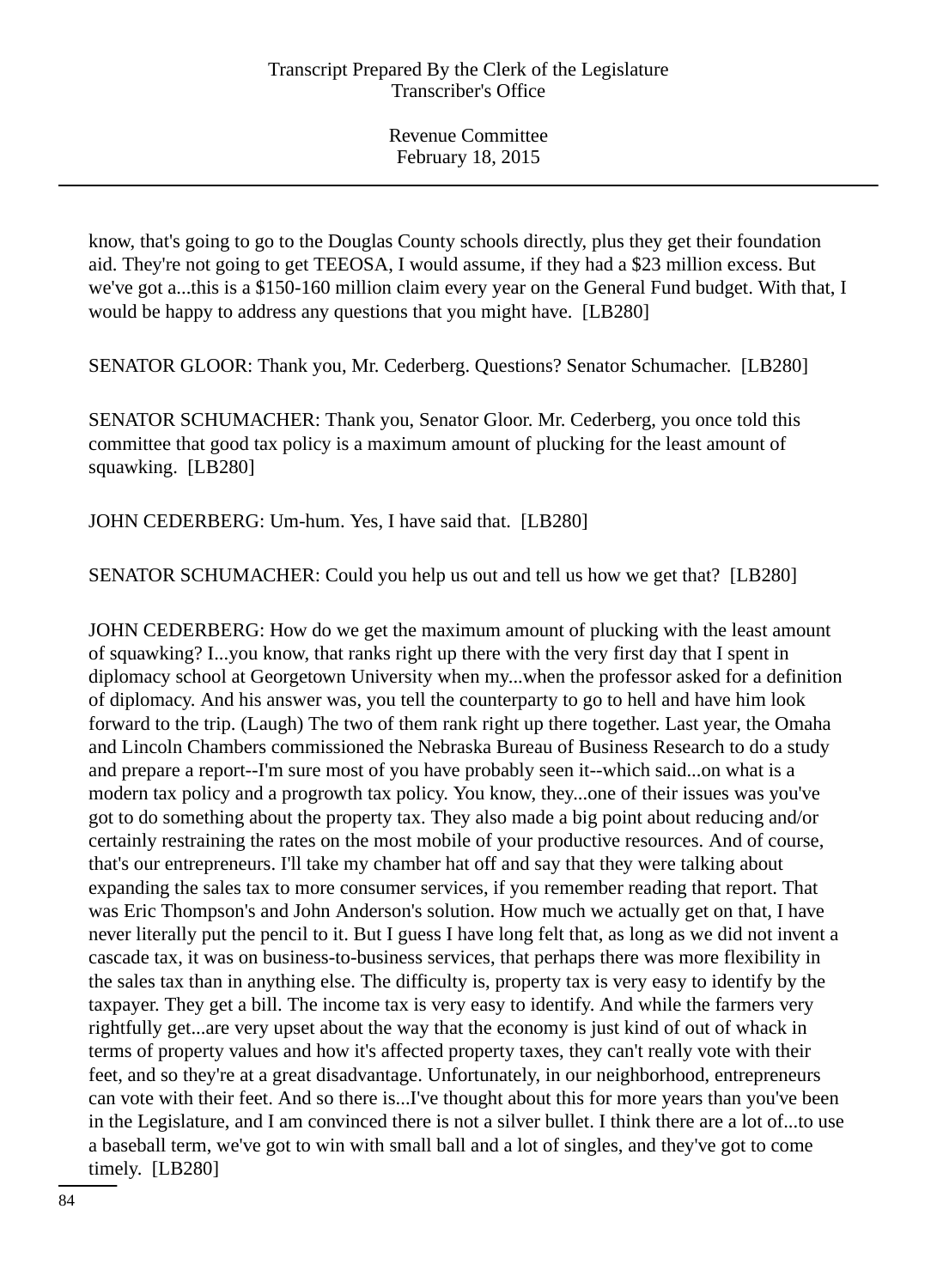know, that's going to go to the Douglas County schools directly, plus they get their foundation aid. They're not going to get TEEOSA, I would assume, if they had a $23 million excess. But we've got a...this is a $150-160 million claim every year on the General Fund budget. With that, I would be happy to address any questions that you might have. [LB280]

SENATOR GLOOR: Thank you, Mr. Cederberg. Questions? Senator Schumacher. [LB280]

SENATOR SCHUMACHER: Thank you, Senator Gloor. Mr. Cederberg, you once told this committee that good tax policy is a maximum amount of plucking for the least amount of squawking. [LB280]

JOHN CEDERBERG: Um-hum. Yes, I have said that. [LB280]

SENATOR SCHUMACHER: Could you help us out and tell us how we get that? [LB280]

JOHN CEDERBERG: How do we get the maximum amount of plucking with the least amount of squawking? I...you know, that ranks right up there with the very first day that I spent in diplomacy school at Georgetown University when my...when the professor asked for a definition of diplomacy. And his answer was, you tell the counterparty to go to hell and have him look forward to the trip. (Laugh) The two of them rank right up there together. Last year, the Omaha and Lincoln Chambers commissioned the Nebraska Bureau of Business Research to do a study and prepare a report--I'm sure most of you have probably seen it--which said...on what is a modern tax policy and a progrowth tax policy. You know, they...one of their issues was you've got to do something about the property tax. They also made a big point about reducing and/or certainly restraining the rates on the most mobile of your productive resources. And of course, that's our entrepreneurs. I'll take my chamber hat off and say that they were talking about expanding the sales tax to more consumer services, if you remember reading that report. That was Eric Thompson's and John Anderson's solution. How much we actually get on that, I have never literally put the pencil to it. But I guess I have long felt that, as long as we did not invent a cascade tax, it was on business-to-business services, that perhaps there was more flexibility in the sales tax than in anything else. The difficulty is, property tax is very easy to identify by the taxpayer. They get a bill. The income tax is very easy to identify. And while the farmers very rightfully get...are very upset about the way that the economy is just kind of out of whack in terms of property values and how it's affected property taxes, they can't really vote with their feet, and so they're at a great disadvantage. Unfortunately, in our neighborhood, entrepreneurs can vote with their feet. And so there is...I've thought about this for more years than you've been in the Legislature, and I am convinced there is not a silver bullet. I think there are a lot of...to use a baseball term, we've got to win with small ball and a lot of singles, and they've got to come timely. [LB280]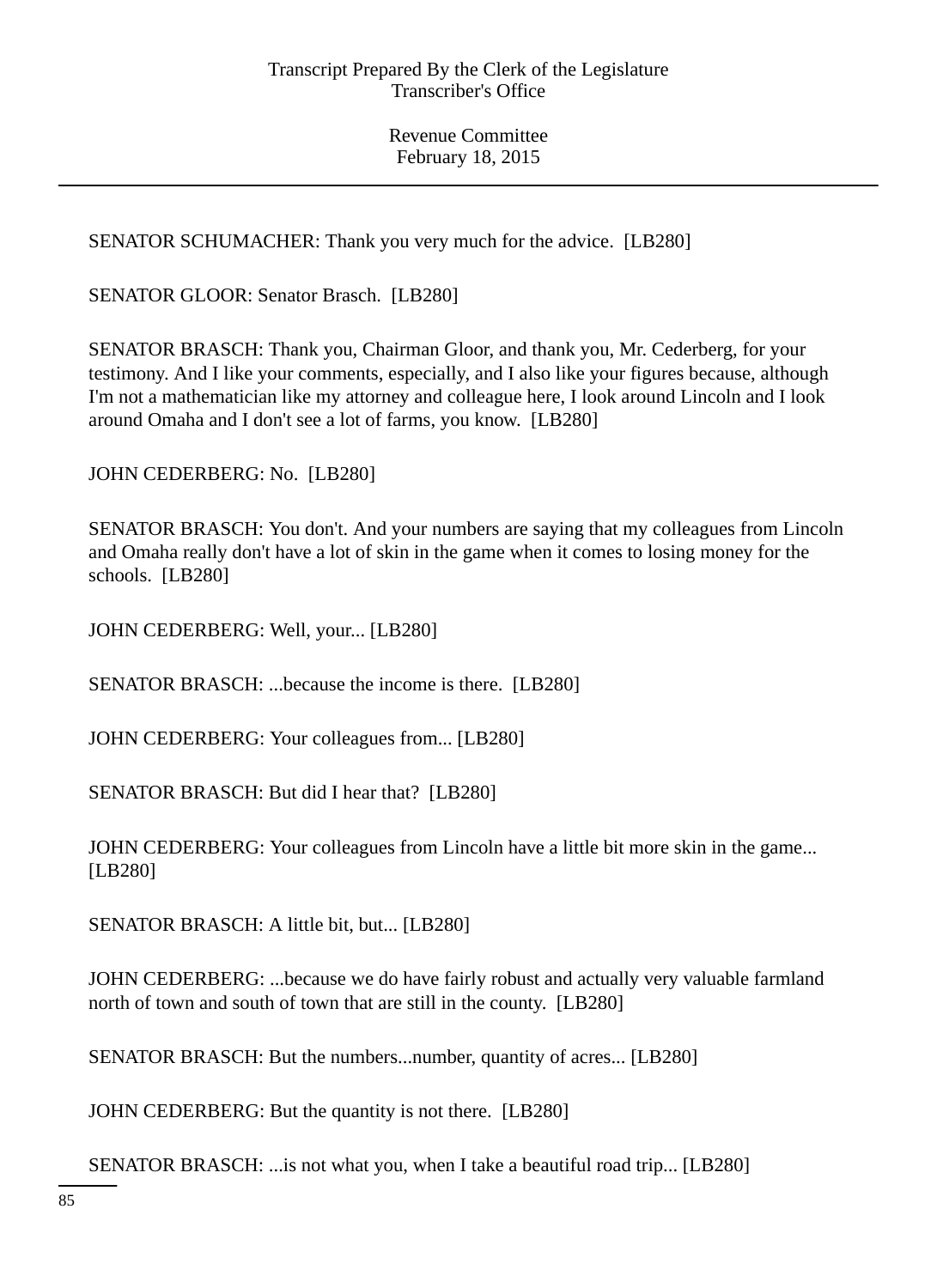SENATOR SCHUMACHER: Thank you very much for the advice. [LB280]

SENATOR GLOOR: Senator Brasch. [LB280]

SENATOR BRASCH: Thank you, Chairman Gloor, and thank you, Mr. Cederberg, for your testimony. And I like your comments, especially, and I also like your figures because, although I'm not a mathematician like my attorney and colleague here, I look around Lincoln and I look around Omaha and I don't see a lot of farms, you know. [LB280]

JOHN CEDERBERG: No. [LB280]

SENATOR BRASCH: You don't. And your numbers are saying that my colleagues from Lincoln and Omaha really don't have a lot of skin in the game when it comes to losing money for the schools. [LB280]

JOHN CEDERBERG: Well, your... [LB280]

SENATOR BRASCH: ...because the income is there. [LB280]

JOHN CEDERBERG: Your colleagues from... [LB280]

SENATOR BRASCH: But did I hear that? [LB280]

JOHN CEDERBERG: Your colleagues from Lincoln have a little bit more skin in the game... [LB280]

SENATOR BRASCH: A little bit, but... [LB280]

JOHN CEDERBERG: ...because we do have fairly robust and actually very valuable farmland north of town and south of town that are still in the county. [LB280]

SENATOR BRASCH: But the numbers...number, quantity of acres... [LB280]

JOHN CEDERBERG: But the quantity is not there. [LB280]

SENATOR BRASCH: ...is not what you, when I take a beautiful road trip... [LB280]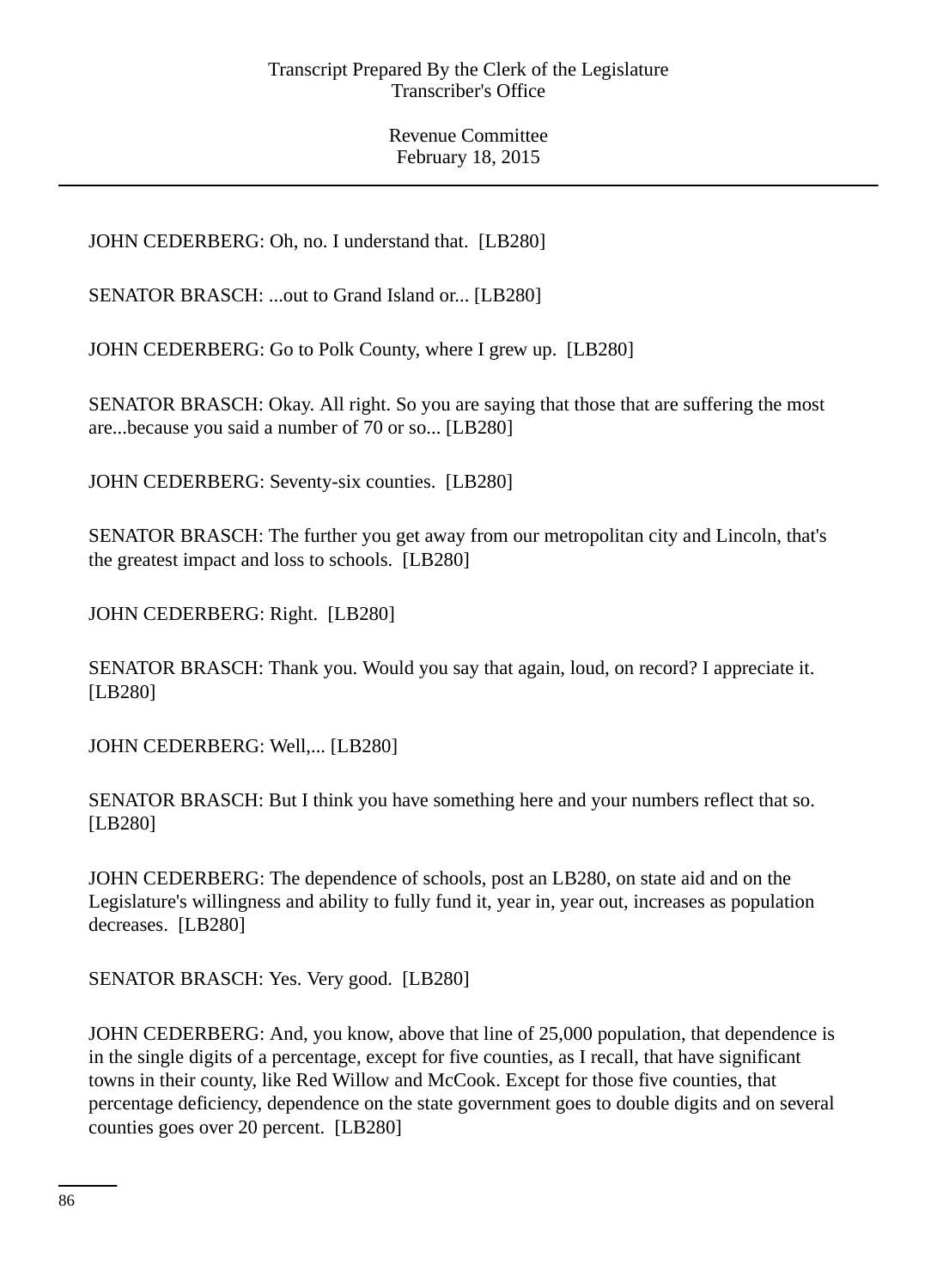JOHN CEDERBERG: Oh, no. I understand that. [LB280]

SENATOR BRASCH: ...out to Grand Island or... [LB280]

JOHN CEDERBERG: Go to Polk County, where I grew up. [LB280]

SENATOR BRASCH: Okay. All right. So you are saying that those that are suffering the most are...because you said a number of 70 or so... [LB280]

JOHN CEDERBERG: Seventy-six counties. [LB280]

SENATOR BRASCH: The further you get away from our metropolitan city and Lincoln, that's the greatest impact and loss to schools. [LB280]

JOHN CEDERBERG: Right. [LB280]

SENATOR BRASCH: Thank you. Would you say that again, loud, on record? I appreciate it. [LB280]

JOHN CEDERBERG: Well,... [LB280]

SENATOR BRASCH: But I think you have something here and your numbers reflect that so. [LB280]

JOHN CEDERBERG: The dependence of schools, post an LB280, on state aid and on the Legislature's willingness and ability to fully fund it, year in, year out, increases as population decreases. [LB280]

SENATOR BRASCH: Yes. Very good. [LB280]

JOHN CEDERBERG: And, you know, above that line of 25,000 population, that dependence is in the single digits of a percentage, except for five counties, as I recall, that have significant towns in their county, like Red Willow and McCook. Except for those five counties, that percentage deficiency, dependence on the state government goes to double digits and on several counties goes over 20 percent. [LB280]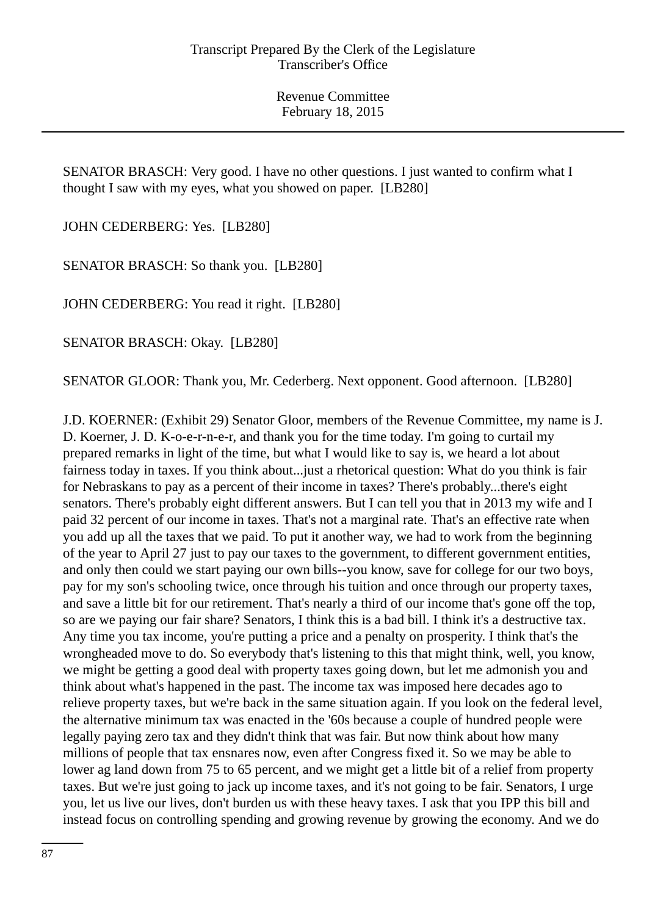SENATOR BRASCH: Very good. I have no other questions. I just wanted to confirm what I thought I saw with my eyes, what you showed on paper. [LB280]

JOHN CEDERBERG: Yes. [LB280]

SENATOR BRASCH: So thank you. [LB280]

JOHN CEDERBERG: You read it right. [LB280]

SENATOR BRASCH: Okay. [LB280]

SENATOR GLOOR: Thank you, Mr. Cederberg. Next opponent. Good afternoon. [LB280]

J.D. KOERNER: (Exhibit 29) Senator Gloor, members of the Revenue Committee, my name is J. D. Koerner, J. D. K-o-e-r-n-e-r, and thank you for the time today. I'm going to curtail my prepared remarks in light of the time, but what I would like to say is, we heard a lot about fairness today in taxes. If you think about...just a rhetorical question: What do you think is fair for Nebraskans to pay as a percent of their income in taxes? There's probably...there's eight senators. There's probably eight different answers. But I can tell you that in 2013 my wife and I paid 32 percent of our income in taxes. That's not a marginal rate. That's an effective rate when you add up all the taxes that we paid. To put it another way, we had to work from the beginning of the year to April 27 just to pay our taxes to the government, to different government entities, and only then could we start paying our own bills--you know, save for college for our two boys, pay for my son's schooling twice, once through his tuition and once through our property taxes, and save a little bit for our retirement. That's nearly a third of our income that's gone off the top, so are we paying our fair share? Senators, I think this is a bad bill. I think it's a destructive tax. Any time you tax income, you're putting a price and a penalty on prosperity. I think that's the wrongheaded move to do. So everybody that's listening to this that might think, well, you know, we might be getting a good deal with property taxes going down, but let me admonish you and think about what's happened in the past. The income tax was imposed here decades ago to relieve property taxes, but we're back in the same situation again. If you look on the federal level, the alternative minimum tax was enacted in the '60s because a couple of hundred people were legally paying zero tax and they didn't think that was fair. But now think about how many millions of people that tax ensnares now, even after Congress fixed it. So we may be able to lower ag land down from 75 to 65 percent, and we might get a little bit of a relief from property taxes. But we're just going to jack up income taxes, and it's not going to be fair. Senators, I urge you, let us live our lives, don't burden us with these heavy taxes. I ask that you IPP this bill and instead focus on controlling spending and growing revenue by growing the economy. And we do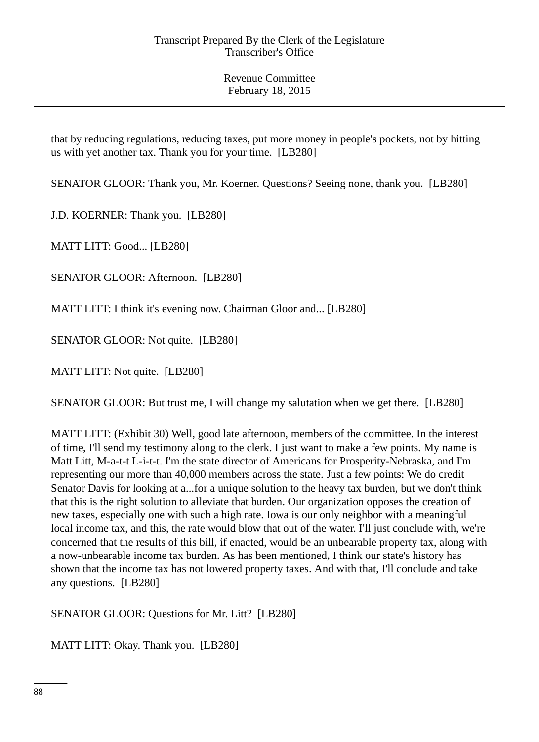that by reducing regulations, reducing taxes, put more money in people's pockets, not by hitting us with yet another tax. Thank you for your time. [LB280]

SENATOR GLOOR: Thank you, Mr. Koerner. Questions? Seeing none, thank you. [LB280]

J.D. KOERNER: Thank you. [LB280]

MATT LITT: Good... [LB280]

SENATOR GLOOR: Afternoon. [LB280]

MATT LITT: I think it's evening now. Chairman Gloor and... [LB280]

SENATOR GLOOR: Not quite. [LB280]

MATT LITT: Not quite. [LB280]

SENATOR GLOOR: But trust me, I will change my salutation when we get there. [LB280]

MATT LITT: (Exhibit 30) Well, good late afternoon, members of the committee. In the interest of time, I'll send my testimony along to the clerk. I just want to make a few points. My name is Matt Litt, M-a-t-t L-i-t-t. I'm the state director of Americans for Prosperity-Nebraska, and I'm representing our more than 40,000 members across the state. Just a few points: We do credit Senator Davis for looking at a...for a unique solution to the heavy tax burden, but we don't think that this is the right solution to alleviate that burden. Our organization opposes the creation of new taxes, especially one with such a high rate. Iowa is our only neighbor with a meaningful local income tax, and this, the rate would blow that out of the water. I'll just conclude with, we're concerned that the results of this bill, if enacted, would be an unbearable property tax, along with a now-unbearable income tax burden. As has been mentioned, I think our state's history has shown that the income tax has not lowered property taxes. And with that, I'll conclude and take any questions. [LB280]

SENATOR GLOOR: Questions for Mr. Litt? [LB280]

MATT LITT: Okay. Thank you. [LB280]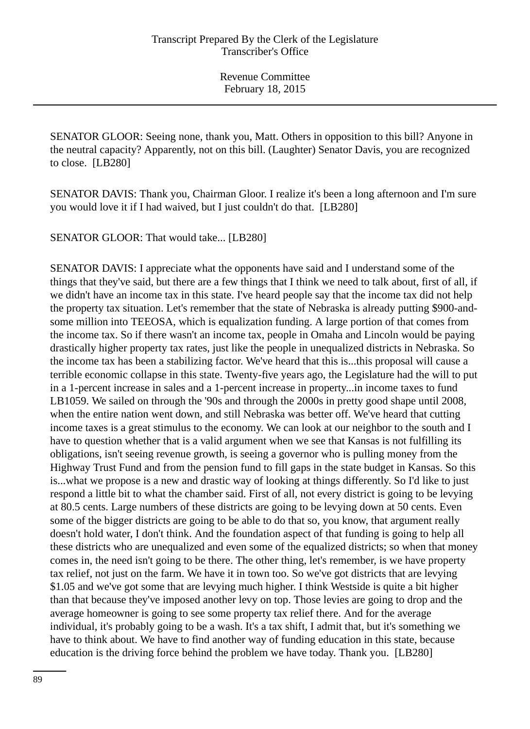SENATOR GLOOR: Seeing none, thank you, Matt. Others in opposition to this bill? Anyone in the neutral capacity? Apparently, not on this bill. (Laughter) Senator Davis, you are recognized to close. [LB280]

SENATOR DAVIS: Thank you, Chairman Gloor. I realize it's been a long afternoon and I'm sure you would love it if I had waived, but I just couldn't do that. [LB280]

SENATOR GLOOR: That would take... [LB280]

SENATOR DAVIS: I appreciate what the opponents have said and I understand some of the things that they've said, but there are a few things that I think we need to talk about, first of all, if we didn't have an income tax in this state. I've heard people say that the income tax did not help the property tax situation. Let's remember that the state of Nebraska is already putting $900-and-some million into TEEOSA, which is equalization funding. A large portion of that comes from the income tax. So if there wasn't an income tax, people in Omaha and Lincoln would be paying drastically higher property tax rates, just like the people in unequalized districts in Nebraska. So the income tax has been a stabilizing factor. We've heard that this is...this proposal will cause a terrible economic collapse in this state. Twenty-five years ago, the Legislature had the will to put in a 1-percent increase in sales and a 1-percent increase in property...in income taxes to fund LB1059. We sailed on through the '90s and through the 2000s in pretty good shape until 2008, when the entire nation went down, and still Nebraska was better off. We've heard that cutting income taxes is a great stimulus to the economy. We can look at our neighbor to the south and I have to question whether that is a valid argument when we see that Kansas is not fulfilling its obligations, isn't seeing revenue growth, is seeing a governor who is pulling money from the Highway Trust Fund and from the pension fund to fill gaps in the state budget in Kansas. So this is...what we propose is a new and drastic way of looking at things differently. So I'd like to just respond a little bit to what the chamber said. First of all, not every district is going to be levying at 80.5 cents. Large numbers of these districts are going to be levying down at 50 cents. Even some of the bigger districts are going to be able to do that so, you know, that argument really doesn't hold water, I don't think. And the foundation aspect of that funding is going to help all these districts who are unequalized and even some of the equalized districts; so when that money comes in, the need isn't going to be there. The other thing, let's remember, is we have property tax relief, not just on the farm. We have it in town too. So we've got districts that are levying $1.05 and we've got some that are levying much higher. I think Westside is quite a bit higher than that because they've imposed another levy on top. Those levies are going to drop and the average homeowner is going to see some property tax relief there. And for the average individual, it's probably going to be a wash. It's a tax shift, I admit that, but it's something we have to think about. We have to find another way of funding education in this state, because education is the driving force behind the problem we have today. Thank you. [LB280]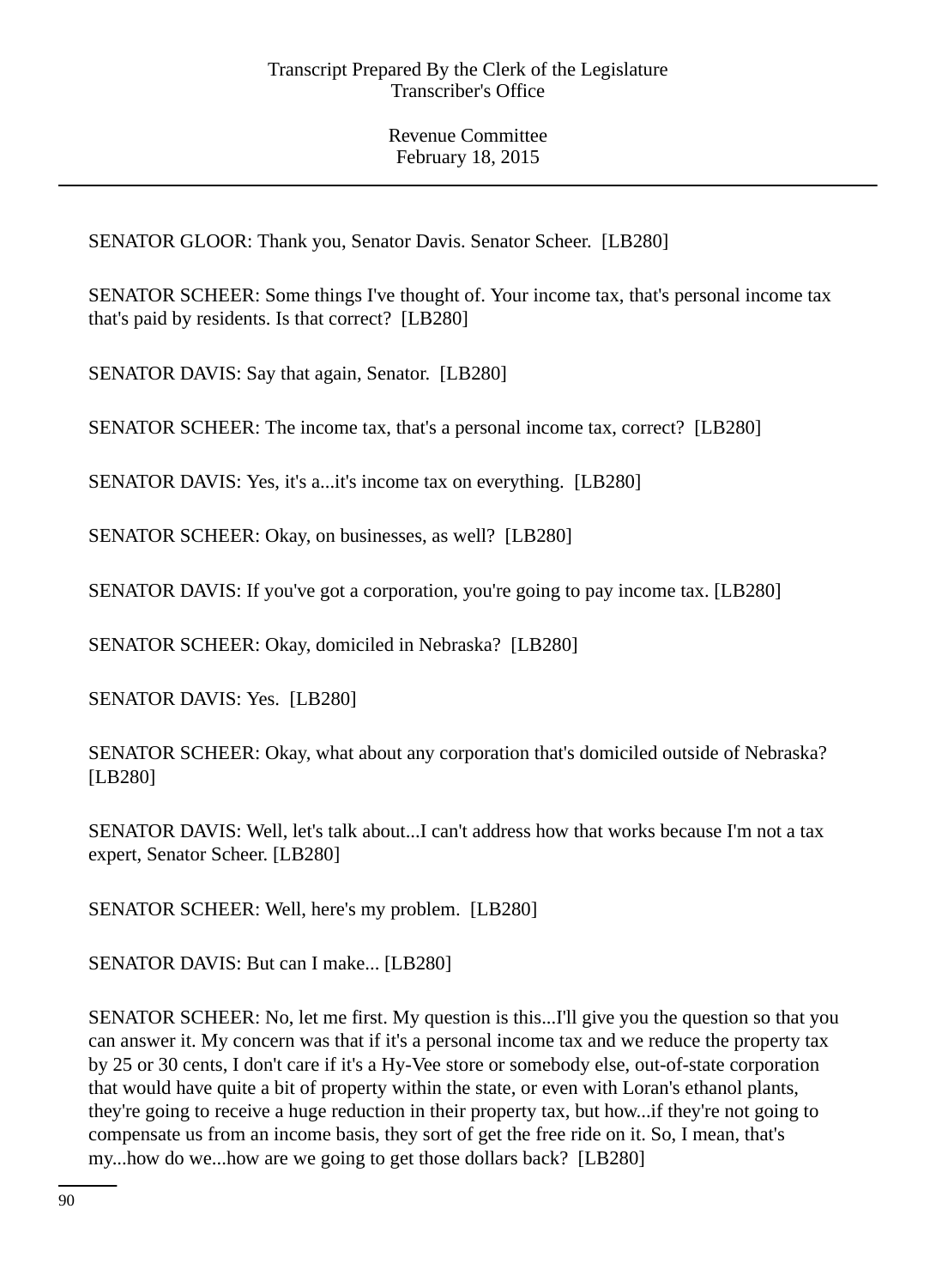SENATOR GLOOR: Thank you, Senator Davis. Senator Scheer. [LB280]

SENATOR SCHEER: Some things I've thought of. Your income tax, that's personal income tax that's paid by residents. Is that correct? [LB280]

SENATOR DAVIS: Say that again, Senator. [LB280]

SENATOR SCHEER: The income tax, that's a personal income tax, correct? [LB280]

SENATOR DAVIS: Yes, it's a...it's income tax on everything. [LB280]

SENATOR SCHEER: Okay, on businesses, as well? [LB280]

SENATOR DAVIS: If you've got a corporation, you're going to pay income tax. [LB280]

SENATOR SCHEER: Okay, domiciled in Nebraska? [LB280]

SENATOR DAVIS: Yes. [LB280]

SENATOR SCHEER: Okay, what about any corporation that's domiciled outside of Nebraska? [LB280]

SENATOR DAVIS: Well, let's talk about...I can't address how that works because I'm not a tax expert, Senator Scheer. [LB280]

SENATOR SCHEER: Well, here's my problem. [LB280]

SENATOR DAVIS: But can I make... [LB280]

SENATOR SCHEER: No, let me first. My question is this...I'll give you the question so that you can answer it. My concern was that if it's a personal income tax and we reduce the property tax by 25 or 30 cents, I don't care if it's a Hy-Vee store or somebody else, out-of-state corporation that would have quite a bit of property within the state, or even with Loran's ethanol plants, they're going to receive a huge reduction in their property tax, but how...if they're not going to compensate us from an income basis, they sort of get the free ride on it. So, I mean, that's my...how do we...how are we going to get those dollars back? [LB280]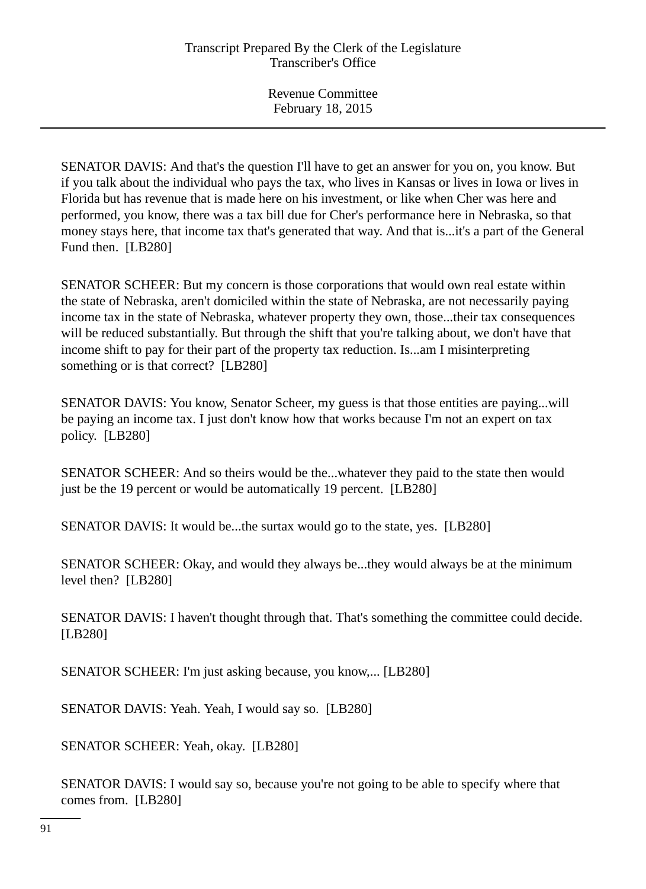SENATOR DAVIS: And that's the question I'll have to get an answer for you on, you know. But if you talk about the individual who pays the tax, who lives in Kansas or lives in Iowa or lives in Florida but has revenue that is made here on his investment, or like when Cher was here and performed, you know, there was a tax bill due for Cher's performance here in Nebraska, so that money stays here, that income tax that's generated that way. And that is...it's a part of the General Fund then. [LB280]

SENATOR SCHEER: But my concern is those corporations that would own real estate within the state of Nebraska, aren't domiciled within the state of Nebraska, are not necessarily paying income tax in the state of Nebraska, whatever property they own, those...their tax consequences will be reduced substantially. But through the shift that you're talking about, we don't have that income shift to pay for their part of the property tax reduction. Is...am I misinterpreting something or is that correct? [LB280]

SENATOR DAVIS: You know, Senator Scheer, my guess is that those entities are paying...will be paying an income tax. I just don't know how that works because I'm not an expert on tax policy. [LB280]

SENATOR SCHEER: And so theirs would be the...whatever they paid to the state then would just be the 19 percent or would be automatically 19 percent. [LB280]

SENATOR DAVIS: It would be...the surtax would go to the state, yes. [LB280]

SENATOR SCHEER: Okay, and would they always be...they would always be at the minimum level then? [LB280]

SENATOR DAVIS: I haven't thought through that. That's something the committee could decide. [LB280]

SENATOR SCHEER: I'm just asking because, you know,... [LB280]

SENATOR DAVIS: Yeah. Yeah, I would say so. [LB280]

SENATOR SCHEER: Yeah, okay. [LB280]

SENATOR DAVIS: I would say so, because you're not going to be able to specify where that comes from. [LB280]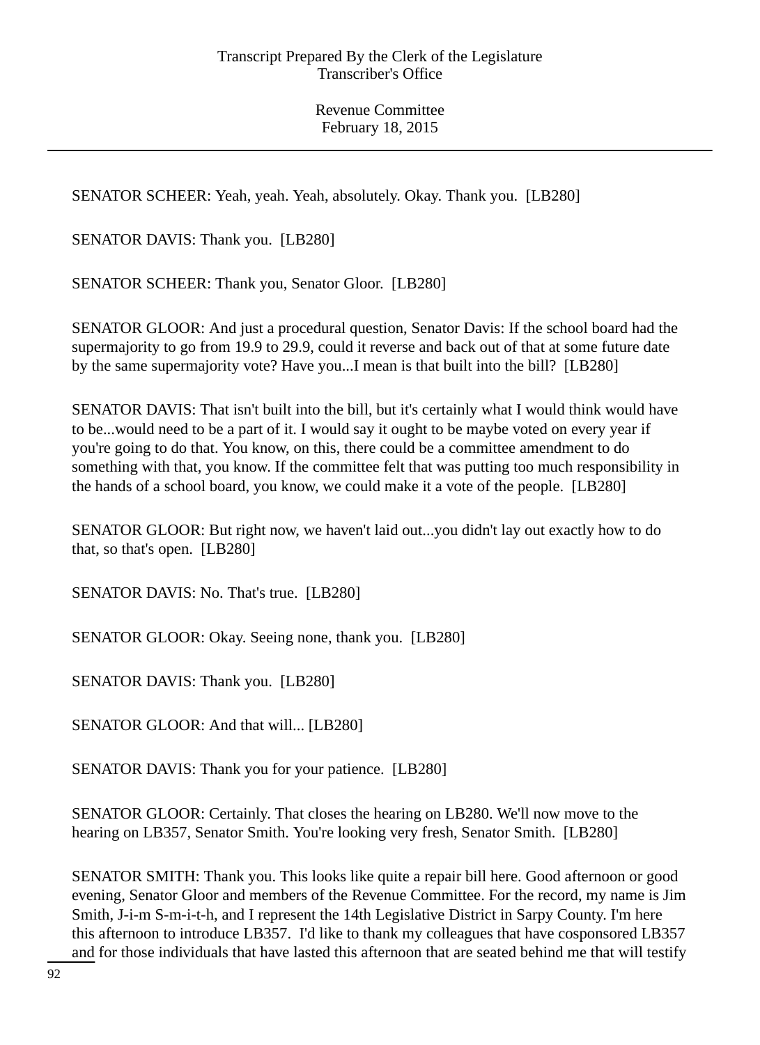SENATOR SCHEER: Yeah, yeah. Yeah, absolutely. Okay. Thank you. [LB280]

SENATOR DAVIS: Thank you. [LB280]

SENATOR SCHEER: Thank you, Senator Gloor. [LB280]

SENATOR GLOOR: And just a procedural question, Senator Davis: If the school board had the supermajority to go from 19.9 to 29.9, could it reverse and back out of that at some future date by the same supermajority vote? Have you...I mean is that built into the bill? [LB280]

SENATOR DAVIS: That isn't built into the bill, but it's certainly what I would think would have to be...would need to be a part of it. I would say it ought to be maybe voted on every year if you're going to do that. You know, on this, there could be a committee amendment to do something with that, you know. If the committee felt that was putting too much responsibility in the hands of a school board, you know, we could make it a vote of the people. [LB280]

SENATOR GLOOR: But right now, we haven't laid out...you didn't lay out exactly how to do that, so that's open. [LB280]

SENATOR DAVIS: No. That's true. [LB280]

SENATOR GLOOR: Okay. Seeing none, thank you. [LB280]

SENATOR DAVIS: Thank you. [LB280]

SENATOR GLOOR: And that will... [LB280]

SENATOR DAVIS: Thank you for your patience. [LB280]

SENATOR GLOOR: Certainly. That closes the hearing on LB280. We'll now move to the hearing on LB357, Senator Smith. You're looking very fresh, Senator Smith. [LB280]

SENATOR SMITH: Thank you. This looks like quite a repair bill here. Good afternoon or good evening, Senator Gloor and members of the Revenue Committee. For the record, my name is Jim Smith, J-i-m S-m-i-t-h, and I represent the 14th Legislative District in Sarpy County. I'm here this afternoon to introduce LB357. I'd like to thank my colleagues that have cosponsored LB357 and for those individuals that have lasted this afternoon that are seated behind me that will testify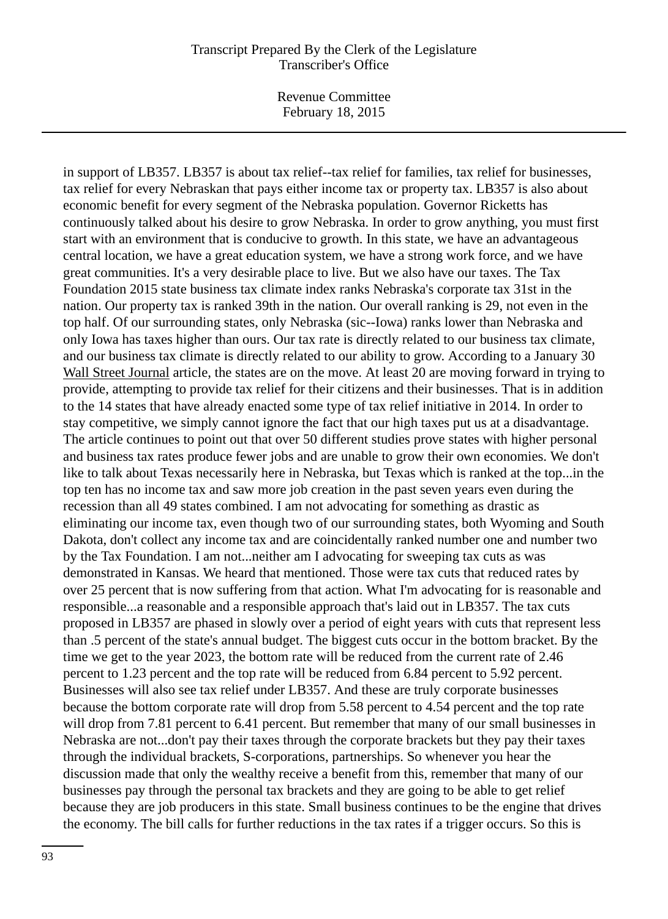in support of LB357. LB357 is about tax relief--tax relief for families, tax relief for businesses, tax relief for every Nebraskan that pays either income tax or property tax. LB357 is also about economic benefit for every segment of the Nebraska population. Governor Ricketts has continuously talked about his desire to grow Nebraska. In order to grow anything, you must first start with an environment that is conducive to growth. In this state, we have an advantageous central location, we have a great education system, we have a strong work force, and we have great communities. It's a very desirable place to live. But we also have our taxes. The Tax Foundation 2015 state business tax climate index ranks Nebraska's corporate tax 31st in the nation. Our property tax is ranked 39th in the nation. Our overall ranking is 29, not even in the top half. Of our surrounding states, only Nebraska (sic--Iowa) ranks lower than Nebraska and only Iowa has taxes higher than ours. Our tax rate is directly related to our business tax climate, and our business tax climate is directly related to our ability to grow. According to a January 30 Wall Street Journal article, the states are on the move. At least 20 are moving forward in trying to provide, attempting to provide tax relief for their citizens and their businesses. That is in addition to the 14 states that have already enacted some type of tax relief initiative in 2014. In order to stay competitive, we simply cannot ignore the fact that our high taxes put us at a disadvantage. The article continues to point out that over 50 different studies prove states with higher personal and business tax rates produce fewer jobs and are unable to grow their own economies. We don't like to talk about Texas necessarily here in Nebraska, but Texas which is ranked at the top...in the top ten has no income tax and saw more job creation in the past seven years even during the recession than all 49 states combined. I am not advocating for something as drastic as eliminating our income tax, even though two of our surrounding states, both Wyoming and South Dakota, don't collect any income tax and are coincidentally ranked number one and number two by the Tax Foundation. I am not...neither am I advocating for sweeping tax cuts as was demonstrated in Kansas. We heard that mentioned. Those were tax cuts that reduced rates by over 25 percent that is now suffering from that action. What I'm advocating for is reasonable and responsible...a reasonable and a responsible approach that's laid out in LB357. The tax cuts proposed in LB357 are phased in slowly over a period of eight years with cuts that represent less than .5 percent of the state's annual budget. The biggest cuts occur in the bottom bracket. By the time we get to the year 2023, the bottom rate will be reduced from the current rate of 2.46 percent to 1.23 percent and the top rate will be reduced from 6.84 percent to 5.92 percent. Businesses will also see tax relief under LB357. And these are truly corporate businesses because the bottom corporate rate will drop from 5.58 percent to 4.54 percent and the top rate will drop from 7.81 percent to 6.41 percent. But remember that many of our small businesses in Nebraska are not...don't pay their taxes through the corporate brackets but they pay their taxes through the individual brackets, S-corporations, partnerships. So whenever you hear the discussion made that only the wealthy receive a benefit from this, remember that many of our businesses pay through the personal tax brackets and they are going to be able to get relief because they are job producers in this state. Small business continues to be the engine that drives the economy. The bill calls for further reductions in the tax rates if a trigger occurs. So this is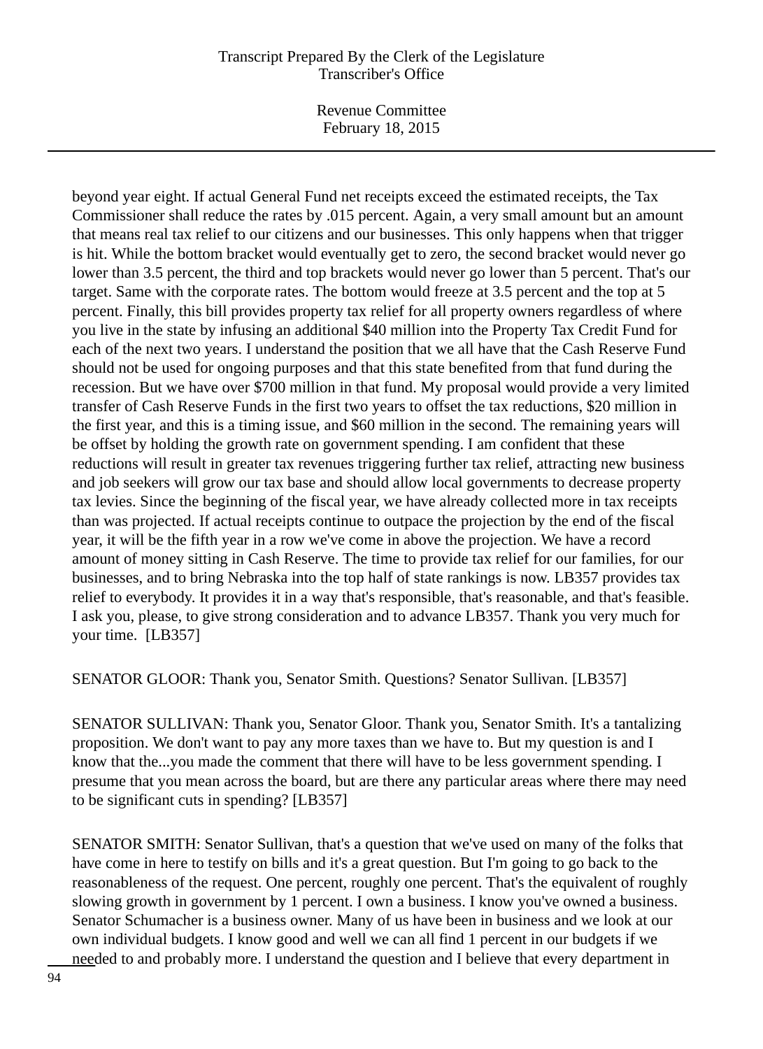beyond year eight. If actual General Fund net receipts exceed the estimated receipts, the Tax Commissioner shall reduce the rates by .015 percent. Again, a very small amount but an amount that means real tax relief to our citizens and our businesses. This only happens when that trigger is hit. While the bottom bracket would eventually get to zero, the second bracket would never go lower than 3.5 percent, the third and top brackets would never go lower than 5 percent. That's our target. Same with the corporate rates. The bottom would freeze at 3.5 percent and the top at 5 percent. Finally, this bill provides property tax relief for all property owners regardless of where you live in the state by infusing an additional $40 million into the Property Tax Credit Fund for each of the next two years. I understand the position that we all have that the Cash Reserve Fund should not be used for ongoing purposes and that this state benefited from that fund during the recession. But we have over $700 million in that fund. My proposal would provide a very limited transfer of Cash Reserve Funds in the first two years to offset the tax reductions, $20 million in the first year, and this is a timing issue, and $60 million in the second. The remaining years will be offset by holding the growth rate on government spending. I am confident that these reductions will result in greater tax revenues triggering further tax relief, attracting new business and job seekers will grow our tax base and should allow local governments to decrease property tax levies. Since the beginning of the fiscal year, we have already collected more in tax receipts than was projected. If actual receipts continue to outpace the projection by the end of the fiscal year, it will be the fifth year in a row we've come in above the projection. We have a record amount of money sitting in Cash Reserve. The time to provide tax relief for our families, for our businesses, and to bring Nebraska into the top half of state rankings is now. LB357 provides tax relief to everybody. It provides it in a way that's responsible, that's reasonable, and that's feasible. I ask you, please, to give strong consideration and to advance LB357. Thank you very much for your time. [LB357]

SENATOR GLOOR: Thank you, Senator Smith. Questions? Senator Sullivan. [LB357]

SENATOR SULLIVAN: Thank you, Senator Gloor. Thank you, Senator Smith. It's a tantalizing proposition. We don't want to pay any more taxes than we have to. But my question is and I know that the...you made the comment that there will have to be less government spending. I presume that you mean across the board, but are there any particular areas where there may need to be significant cuts in spending? [LB357]

SENATOR SMITH: Senator Sullivan, that's a question that we've used on many of the folks that have come in here to testify on bills and it's a great question. But I'm going to go back to the reasonableness of the request. One percent, roughly one percent. That's the equivalent of roughly slowing growth in government by 1 percent. I own a business. I know you've owned a business. Senator Schumacher is a business owner. Many of us have been in business and we look at our own individual budgets. I know good and well we can all find 1 percent in our budgets if we needed to and probably more. I understand the question and I believe that every department in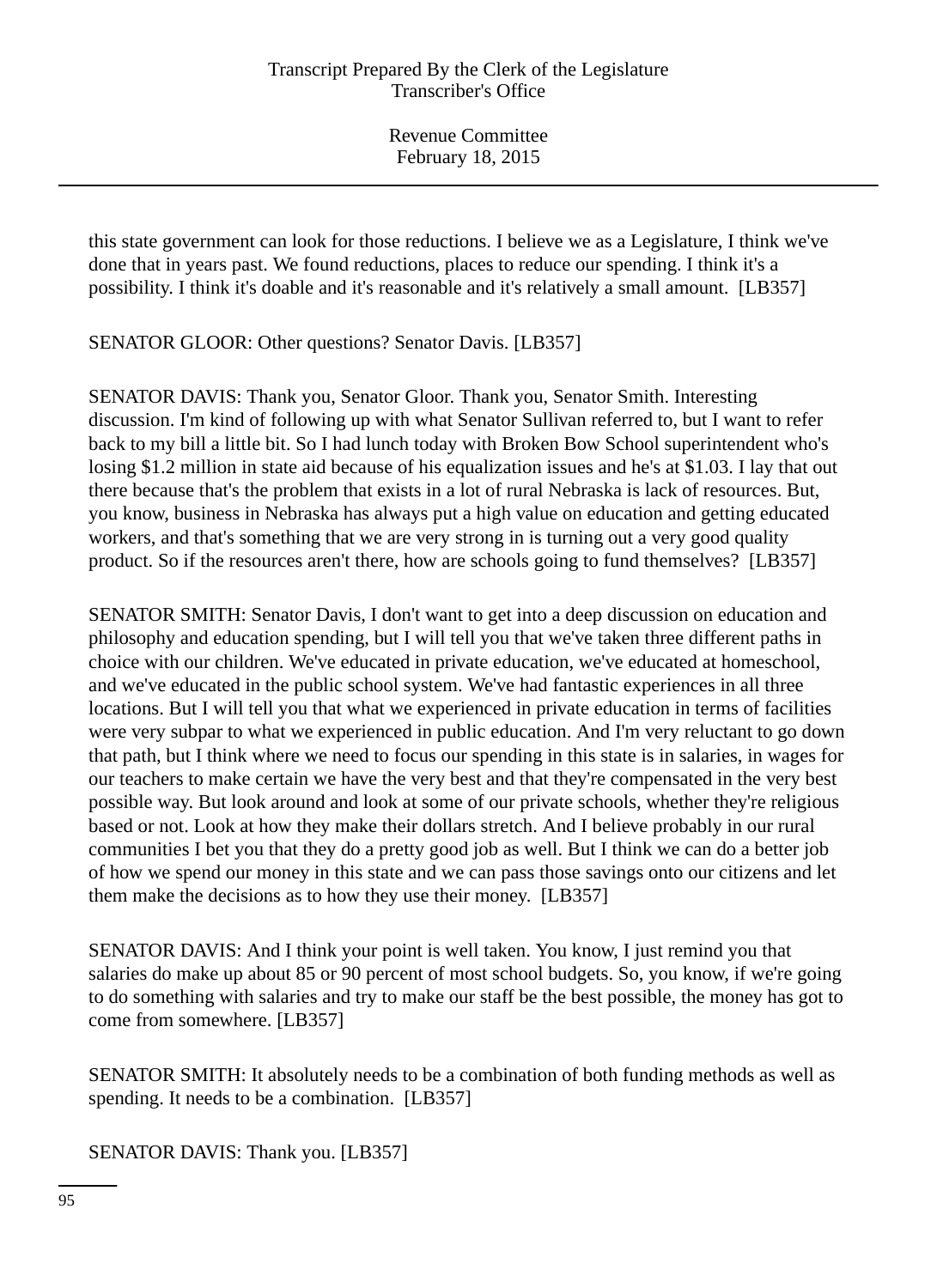this state government can look for those reductions. I believe we as a Legislature, I think we've done that in years past. We found reductions, places to reduce our spending. I think it's a possibility. I think it's doable and it's reasonable and it's relatively a small amount. [LB357]

SENATOR GLOOR: Other questions? Senator Davis. [LB357]

SENATOR DAVIS: Thank you, Senator Gloor. Thank you, Senator Smith. Interesting discussion. I'm kind of following up with what Senator Sullivan referred to, but I want to refer back to my bill a little bit. So I had lunch today with Broken Bow School superintendent who's losing $1.2 million in state aid because of his equalization issues and he's at $1.03. I lay that out there because that's the problem that exists in a lot of rural Nebraska is lack of resources. But, you know, business in Nebraska has always put a high value on education and getting educated workers, and that's something that we are very strong in is turning out a very good quality product. So if the resources aren't there, how are schools going to fund themselves? [LB357]

SENATOR SMITH: Senator Davis, I don't want to get into a deep discussion on education and philosophy and education spending, but I will tell you that we've taken three different paths in choice with our children. We've educated in private education, we've educated at homeschool, and we've educated in the public school system. We've had fantastic experiences in all three locations. But I will tell you that what we experienced in private education in terms of facilities were very subpar to what we experienced in public education. And I'm very reluctant to go down that path, but I think where we need to focus our spending in this state is in salaries, in wages for our teachers to make certain we have the very best and that they're compensated in the very best possible way. But look around and look at some of our private schools, whether they're religious based or not. Look at how they make their dollars stretch. And I believe probably in our rural communities I bet you that they do a pretty good job as well. But I think we can do a better job of how we spend our money in this state and we can pass those savings onto our citizens and let them make the decisions as to how they use their money. [LB357]

SENATOR DAVIS: And I think your point is well taken. You know, I just remind you that salaries do make up about 85 or 90 percent of most school budgets. So, you know, if we're going to do something with salaries and try to make our staff be the best possible, the money has got to come from somewhere. [LB357]

SENATOR SMITH: It absolutely needs to be a combination of both funding methods as well as spending. It needs to be a combination. [LB357]

SENATOR DAVIS: Thank you. [LB357]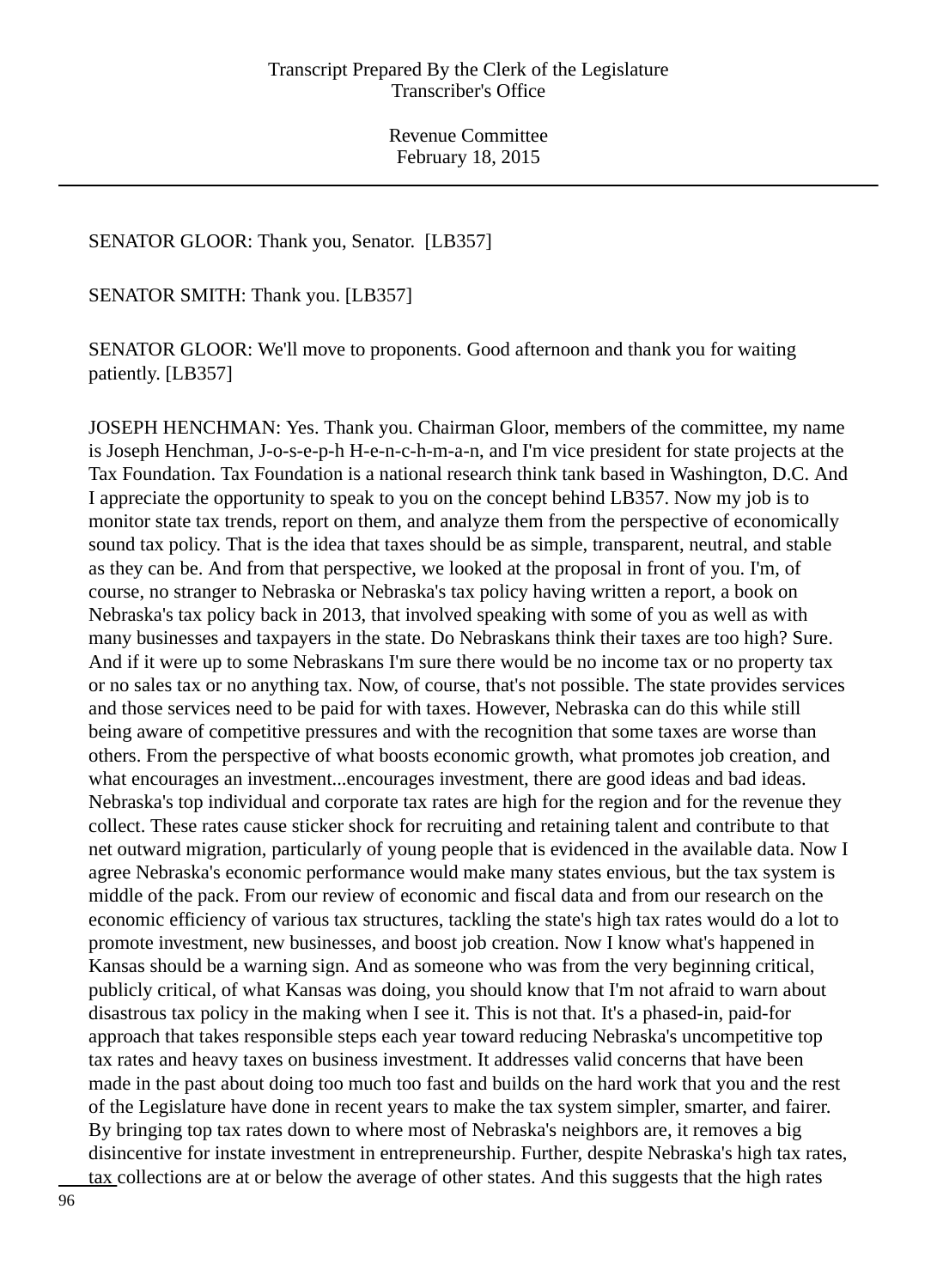SENATOR GLOOR: Thank you, Senator. [LB357]

SENATOR SMITH: Thank you. [LB357]

SENATOR GLOOR: We'll move to proponents. Good afternoon and thank you for waiting patiently. [LB357]

JOSEPH HENCHMAN: Yes. Thank you. Chairman Gloor, members of the committee, my name is Joseph Henchman, J-o-s-e-p-h H-e-n-c-h-m-a-n, and I'm vice president for state projects at the Tax Foundation. Tax Foundation is a national research think tank based in Washington, D.C. And I appreciate the opportunity to speak to you on the concept behind LB357. Now my job is to monitor state tax trends, report on them, and analyze them from the perspective of economically sound tax policy. That is the idea that taxes should be as simple, transparent, neutral, and stable as they can be. And from that perspective, we looked at the proposal in front of you. I'm, of course, no stranger to Nebraska or Nebraska's tax policy having written a report, a book on Nebraska's tax policy back in 2013, that involved speaking with some of you as well as with many businesses and taxpayers in the state. Do Nebraskans think their taxes are too high? Sure. And if it were up to some Nebraskans I'm sure there would be no income tax or no property tax or no sales tax or no anything tax. Now, of course, that's not possible. The state provides services and those services need to be paid for with taxes. However, Nebraska can do this while still being aware of competitive pressures and with the recognition that some taxes are worse than others. From the perspective of what boosts economic growth, what promotes job creation, and what encourages an investment...encourages investment, there are good ideas and bad ideas. Nebraska's top individual and corporate tax rates are high for the region and for the revenue they collect. These rates cause sticker shock for recruiting and retaining talent and contribute to that net outward migration, particularly of young people that is evidenced in the available data. Now I agree Nebraska's economic performance would make many states envious, but the tax system is middle of the pack. From our review of economic and fiscal data and from our research on the economic efficiency of various tax structures, tackling the state's high tax rates would do a lot to promote investment, new businesses, and boost job creation. Now I know what's happened in Kansas should be a warning sign. And as someone who was from the very beginning critical, publicly critical, of what Kansas was doing, you should know that I'm not afraid to warn about disastrous tax policy in the making when I see it. This is not that. It's a phased-in, paid-for approach that takes responsible steps each year toward reducing Nebraska's uncompetitive top tax rates and heavy taxes on business investment. It addresses valid concerns that have been made in the past about doing too much too fast and builds on the hard work that you and the rest of the Legislature have done in recent years to make the tax system simpler, smarter, and fairer. By bringing top tax rates down to where most of Nebraska's neighbors are, it removes a big disincentive for instate investment in entrepreneurship. Further, despite Nebraska's high tax rates, tax collections are at or below the average of other states. And this suggests that the high rates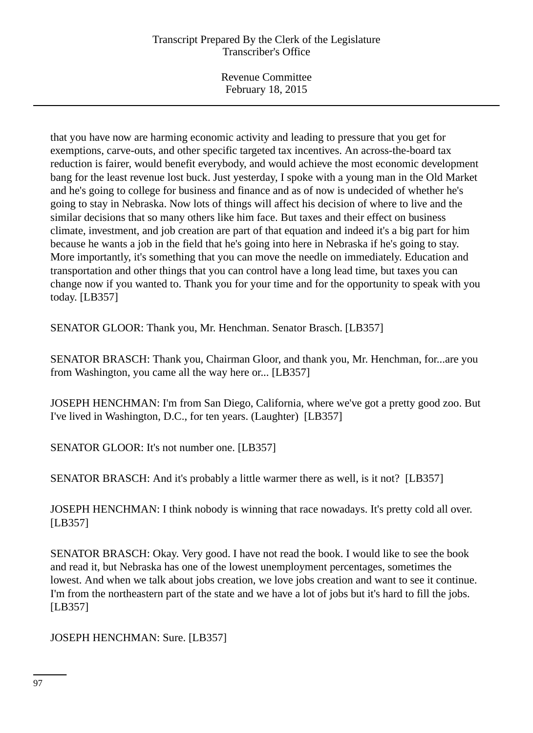that you have now are harming economic activity and leading to pressure that you get for exemptions, carve-outs, and other specific targeted tax incentives. An across-the-board tax reduction is fairer, would benefit everybody, and would achieve the most economic development bang for the least revenue lost buck. Just yesterday, I spoke with a young man in the Old Market and he's going to college for business and finance and as of now is undecided of whether he's going to stay in Nebraska. Now lots of things will affect his decision of where to live and the similar decisions that so many others like him face. But taxes and their effect on business climate, investment, and job creation are part of that equation and indeed it's a big part for him because he wants a job in the field that he's going into here in Nebraska if he's going to stay. More importantly, it's something that you can move the needle on immediately. Education and transportation and other things that you can control have a long lead time, but taxes you can change now if you wanted to. Thank you for your time and for the opportunity to speak with you today. [LB357]

SENATOR GLOOR: Thank you, Mr. Henchman. Senator Brasch. [LB357]

SENATOR BRASCH: Thank you, Chairman Gloor, and thank you, Mr. Henchman, for...are you from Washington, you came all the way here or... [LB357]

JOSEPH HENCHMAN: I'm from San Diego, California, where we've got a pretty good zoo. But I've lived in Washington, D.C., for ten years. (Laughter) [LB357]

SENATOR GLOOR: It's not number one. [LB357]

SENATOR BRASCH: And it's probably a little warmer there as well, is it not? [LB357]

JOSEPH HENCHMAN: I think nobody is winning that race nowadays. It's pretty cold all over. [LB357]

SENATOR BRASCH: Okay. Very good. I have not read the book. I would like to see the book and read it, but Nebraska has one of the lowest unemployment percentages, sometimes the lowest. And when we talk about jobs creation, we love jobs creation and want to see it continue. I'm from the northeastern part of the state and we have a lot of jobs but it's hard to fill the jobs. [LB357]

JOSEPH HENCHMAN: Sure. [LB357]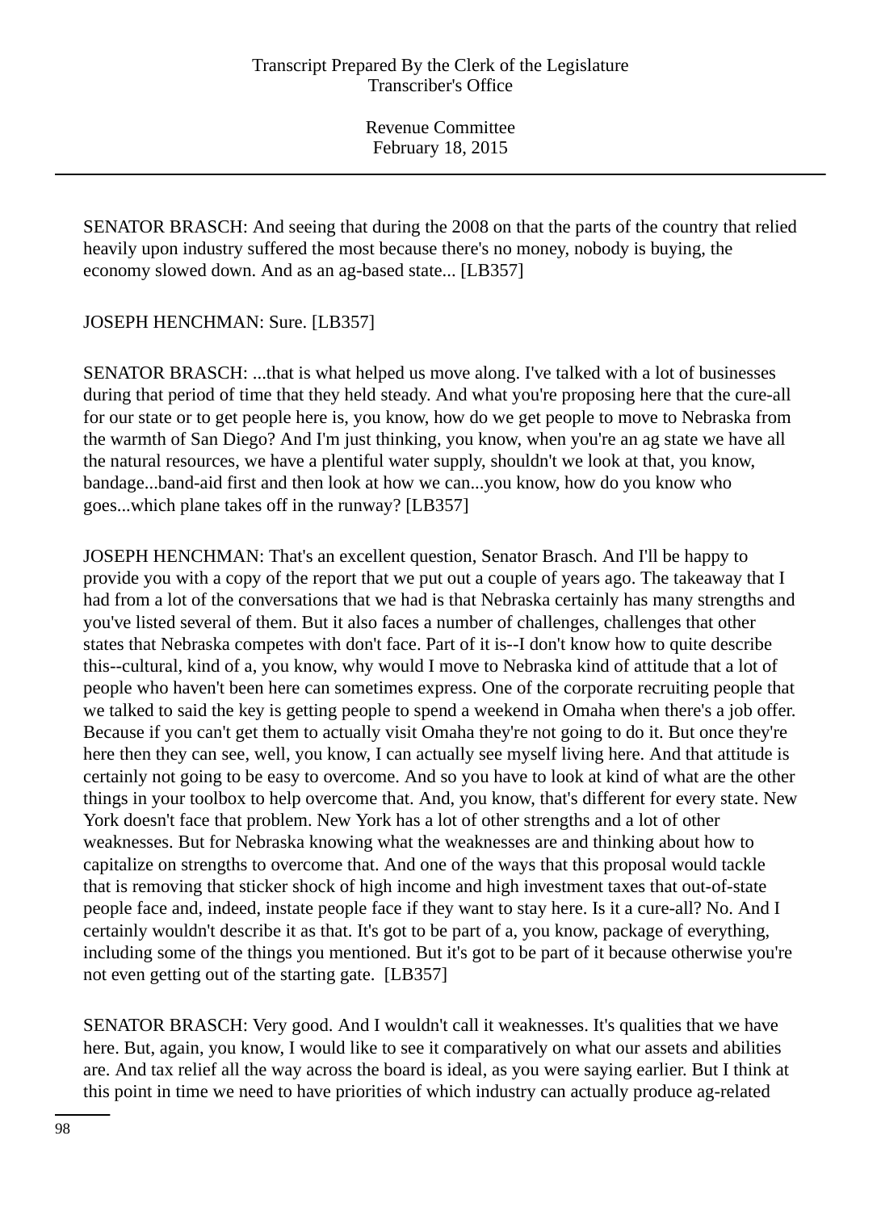SENATOR BRASCH: And seeing that during the 2008 on that the parts of the country that relied heavily upon industry suffered the most because there's no money, nobody is buying, the economy slowed down. And as an ag-based state... [LB357]

JOSEPH HENCHMAN: Sure. [LB357]

SENATOR BRASCH: ...that is what helped us move along. I've talked with a lot of businesses during that period of time that they held steady. And what you're proposing here that the cure-all for our state or to get people here is, you know, how do we get people to move to Nebraska from the warmth of San Diego? And I'm just thinking, you know, when you're an ag state we have all the natural resources, we have a plentiful water supply, shouldn't we look at that, you know, bandage...band-aid first and then look at how we can...you know, how do you know who goes...which plane takes off in the runway? [LB357]

JOSEPH HENCHMAN: That's an excellent question, Senator Brasch. And I'll be happy to provide you with a copy of the report that we put out a couple of years ago. The takeaway that I had from a lot of the conversations that we had is that Nebraska certainly has many strengths and you've listed several of them. But it also faces a number of challenges, challenges that other states that Nebraska competes with don't face. Part of it is--I don't know how to quite describe this--cultural, kind of a, you know, why would I move to Nebraska kind of attitude that a lot of people who haven't been here can sometimes express. One of the corporate recruiting people that we talked to said the key is getting people to spend a weekend in Omaha when there's a job offer. Because if you can't get them to actually visit Omaha they're not going to do it. But once they're here then they can see, well, you know, I can actually see myself living here. And that attitude is certainly not going to be easy to overcome. And so you have to look at kind of what are the other things in your toolbox to help overcome that. And, you know, that's different for every state. New York doesn't face that problem. New York has a lot of other strengths and a lot of other weaknesses. But for Nebraska knowing what the weaknesses are and thinking about how to capitalize on strengths to overcome that. And one of the ways that this proposal would tackle that is removing that sticker shock of high income and high investment taxes that out-of-state people face and, indeed, instate people face if they want to stay here. Is it a cure-all? No. And I certainly wouldn't describe it as that. It's got to be part of a, you know, package of everything, including some of the things you mentioned. But it's got to be part of it because otherwise you're not even getting out of the starting gate. [LB357]

SENATOR BRASCH: Very good. And I wouldn't call it weaknesses. It's qualities that we have here. But, again, you know, I would like to see it comparatively on what our assets and abilities are. And tax relief all the way across the board is ideal, as you were saying earlier. But I think at this point in time we need to have priorities of which industry can actually produce ag-related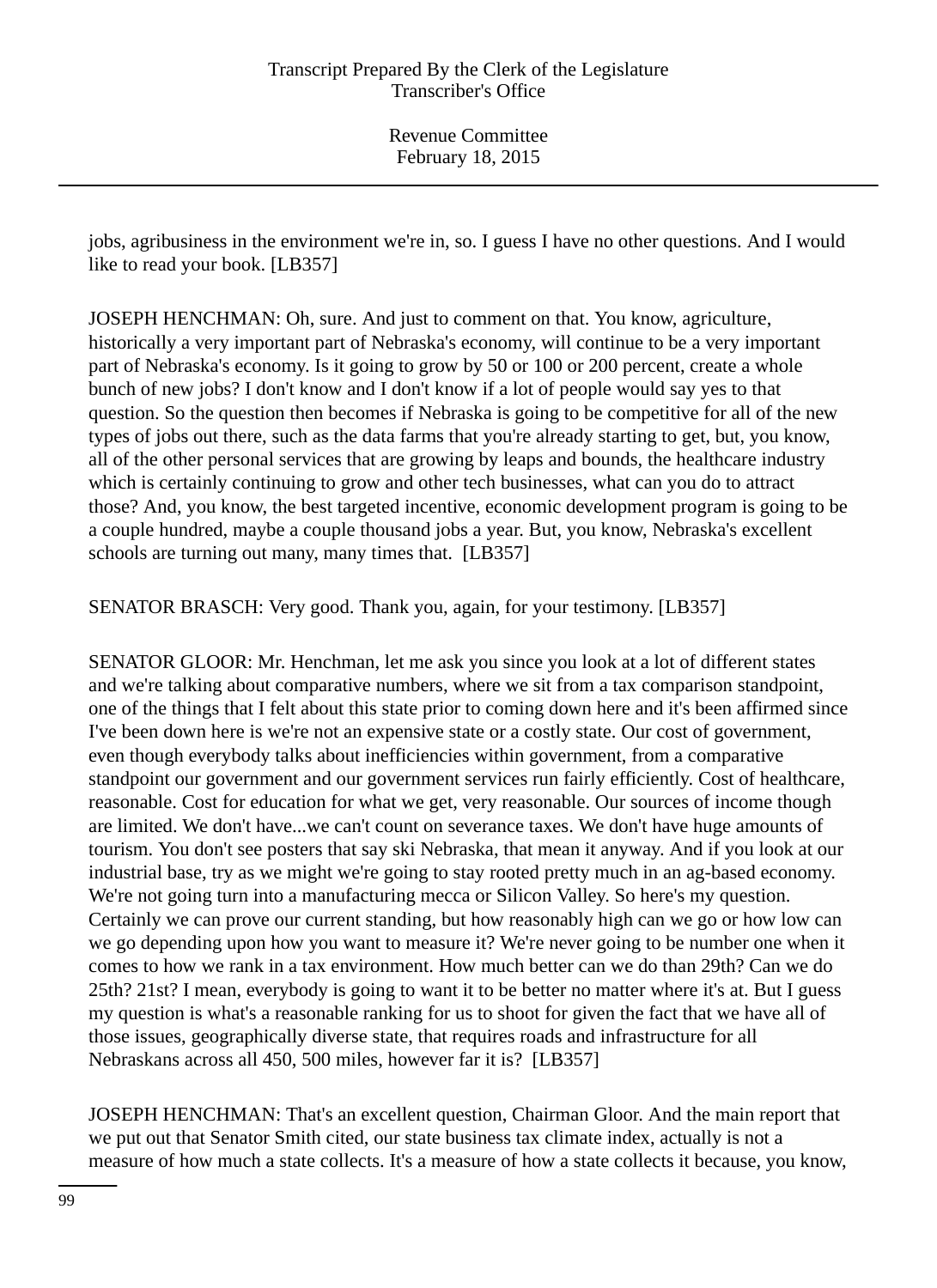jobs, agribusiness in the environment we're in, so. I guess I have no other questions. And I would like to read your book. [LB357]

JOSEPH HENCHMAN: Oh, sure. And just to comment on that. You know, agriculture, historically a very important part of Nebraska's economy, will continue to be a very important part of Nebraska's economy. Is it going to grow by 50 or 100 or 200 percent, create a whole bunch of new jobs? I don't know and I don't know if a lot of people would say yes to that question. So the question then becomes if Nebraska is going to be competitive for all of the new types of jobs out there, such as the data farms that you're already starting to get, but, you know, all of the other personal services that are growing by leaps and bounds, the healthcare industry which is certainly continuing to grow and other tech businesses, what can you do to attract those? And, you know, the best targeted incentive, economic development program is going to be a couple hundred, maybe a couple thousand jobs a year. But, you know, Nebraska's excellent schools are turning out many, many times that. [LB357]

SENATOR BRASCH: Very good. Thank you, again, for your testimony. [LB357]

SENATOR GLOOR: Mr. Henchman, let me ask you since you look at a lot of different states and we're talking about comparative numbers, where we sit from a tax comparison standpoint, one of the things that I felt about this state prior to coming down here and it's been affirmed since I've been down here is we're not an expensive state or a costly state. Our cost of government, even though everybody talks about inefficiencies within government, from a comparative standpoint our government and our government services run fairly efficiently. Cost of healthcare, reasonable. Cost for education for what we get, very reasonable. Our sources of income though are limited. We don't have...we can't count on severance taxes. We don't have huge amounts of tourism. You don't see posters that say ski Nebraska, that mean it anyway. And if you look at our industrial base, try as we might we're going to stay rooted pretty much in an ag-based economy. We're not going turn into a manufacturing mecca or Silicon Valley. So here's my question. Certainly we can prove our current standing, but how reasonably high can we go or how low can we go depending upon how you want to measure it? We're never going to be number one when it comes to how we rank in a tax environment. How much better can we do than 29th? Can we do 25th? 21st? I mean, everybody is going to want it to be better no matter where it's at. But I guess my question is what's a reasonable ranking for us to shoot for given the fact that we have all of those issues, geographically diverse state, that requires roads and infrastructure for all Nebraskans across all 450, 500 miles, however far it is? [LB357]

JOSEPH HENCHMAN: That's an excellent question, Chairman Gloor. And the main report that we put out that Senator Smith cited, our state business tax climate index, actually is not a measure of how much a state collects. It's a measure of how a state collects it because, you know,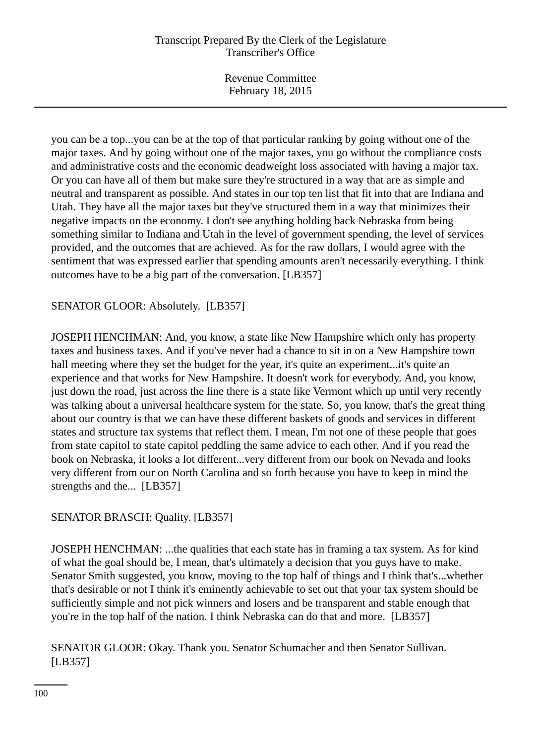you can be a top...you can be at the top of that particular ranking by going without one of the major taxes. And by going without one of the major taxes, you go without the compliance costs and administrative costs and the economic deadweight loss associated with having a major tax. Or you can have all of them but make sure they're structured in a way that are as simple and neutral and transparent as possible. And states in our top ten list that fit into that are Indiana and Utah. They have all the major taxes but they've structured them in a way that minimizes their negative impacts on the economy. I don't see anything holding back Nebraska from being something similar to Indiana and Utah in the level of government spending, the level of services provided, and the outcomes that are achieved. As for the raw dollars, I would agree with the sentiment that was expressed earlier that spending amounts aren't necessarily everything. I think outcomes have to be a big part of the conversation. [LB357]

SENATOR GLOOR: Absolutely. [LB357]

JOSEPH HENCHMAN: And, you know, a state like New Hampshire which only has property taxes and business taxes. And if you've never had a chance to sit in on a New Hampshire town hall meeting where they set the budget for the year, it's quite an experiment...it's quite an experience and that works for New Hampshire. It doesn't work for everybody. And, you know, just down the road, just across the line there is a state like Vermont which up until very recently was talking about a universal healthcare system for the state. So, you know, that's the great thing about our country is that we can have these different baskets of goods and services in different states and structure tax systems that reflect them. I mean, I'm not one of these people that goes from state capitol to state capitol peddling the same advice to each other. And if you read the book on Nebraska, it looks a lot different...very different from our book on Nevada and looks very different from our on North Carolina and so forth because you have to keep in mind the strengths and the... [LB357]

SENATOR BRASCH: Quality. [LB357]

JOSEPH HENCHMAN: ...the qualities that each state has in framing a tax system. As for kind of what the goal should be, I mean, that's ultimately a decision that you guys have to make. Senator Smith suggested, you know, moving to the top half of things and I think that's...whether that's desirable or not I think it's eminently achievable to set out that your tax system should be sufficiently simple and not pick winners and losers and be transparent and stable enough that you're in the top half of the nation. I think Nebraska can do that and more. [LB357]

SENATOR GLOOR: Okay. Thank you. Senator Schumacher and then Senator Sullivan. [LB357]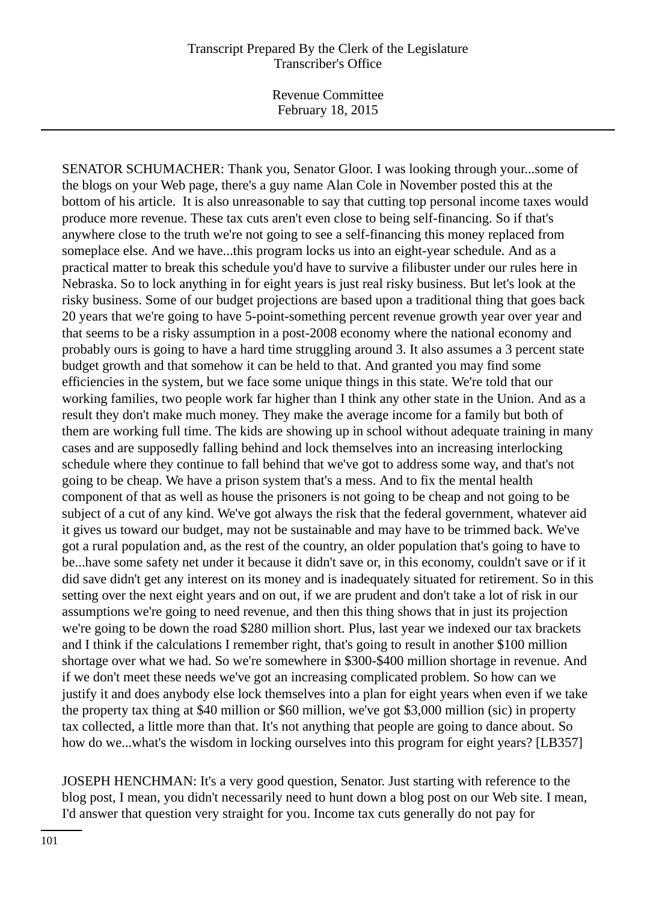SENATOR SCHUMACHER: Thank you, Senator Gloor. I was looking through your...some of the blogs on your Web page, there's a guy name Alan Cole in November posted this at the bottom of his article.  It is also unreasonable to say that cutting top personal income taxes would produce more revenue. These tax cuts aren't even close to being self-financing. So if that's anywhere close to the truth we're not going to see a self-financing this money replaced from someplace else. And we have...this program locks us into an eight-year schedule. And as a practical matter to break this schedule you'd have to survive a filibuster under our rules here in Nebraska. So to lock anything in for eight years is just real risky business. But let's look at the risky business. Some of our budget projections are based upon a traditional thing that goes back 20 years that we're going to have 5-point-something percent revenue growth year over year and that seems to be a risky assumption in a post-2008 economy where the national economy and probably ours is going to have a hard time struggling around 3. It also assumes a 3 percent state budget growth and that somehow it can be held to that. And granted you may find some efficiencies in the system, but we face some unique things in this state. We're told that our working families, two people work far higher than I think any other state in the Union. And as a result they don't make much money. They make the average income for a family but both of them are working full time. The kids are showing up in school without adequate training in many cases and are supposedly falling behind and lock themselves into an increasing interlocking schedule where they continue to fall behind that we've got to address some way, and that's not going to be cheap. We have a prison system that's a mess. And to fix the mental health component of that as well as house the prisoners is not going to be cheap and not going to be subject of a cut of any kind. We've got always the risk that the federal government, whatever aid it gives us toward our budget, may not be sustainable and may have to be trimmed back. We've got a rural population and, as the rest of the country, an older population that's going to have to be...have some safety net under it because it didn't save or, in this economy, couldn't save or if it did save didn't get any interest on its money and is inadequately situated for retirement. So in this setting over the next eight years and on out, if we are prudent and don't take a lot of risk in our assumptions we're going to need revenue, and then this thing shows that in just its projection we're going to be down the road $280 million short. Plus, last year we indexed our tax brackets and I think if the calculations I remember right, that's going to result in another $100 million shortage over what we had. So we're somewhere in $300-$400 million shortage in revenue. And if we don't meet these needs we've got an increasing complicated problem. So how can we justify it and does anybody else lock themselves into a plan for eight years when even if we take the property tax thing at $40 million or $60 million, we've got $3,000 million (sic) in property tax collected, a little more than that. It's not anything that people are going to dance about. So how do we...what's the wisdom in locking ourselves into this program for eight years? [LB357]

JOSEPH HENCHMAN: It's a very good question, Senator. Just starting with reference to the blog post, I mean, you didn't necessarily need to hunt down a blog post on our Web site. I mean, I'd answer that question very straight for you. Income tax cuts generally do not pay for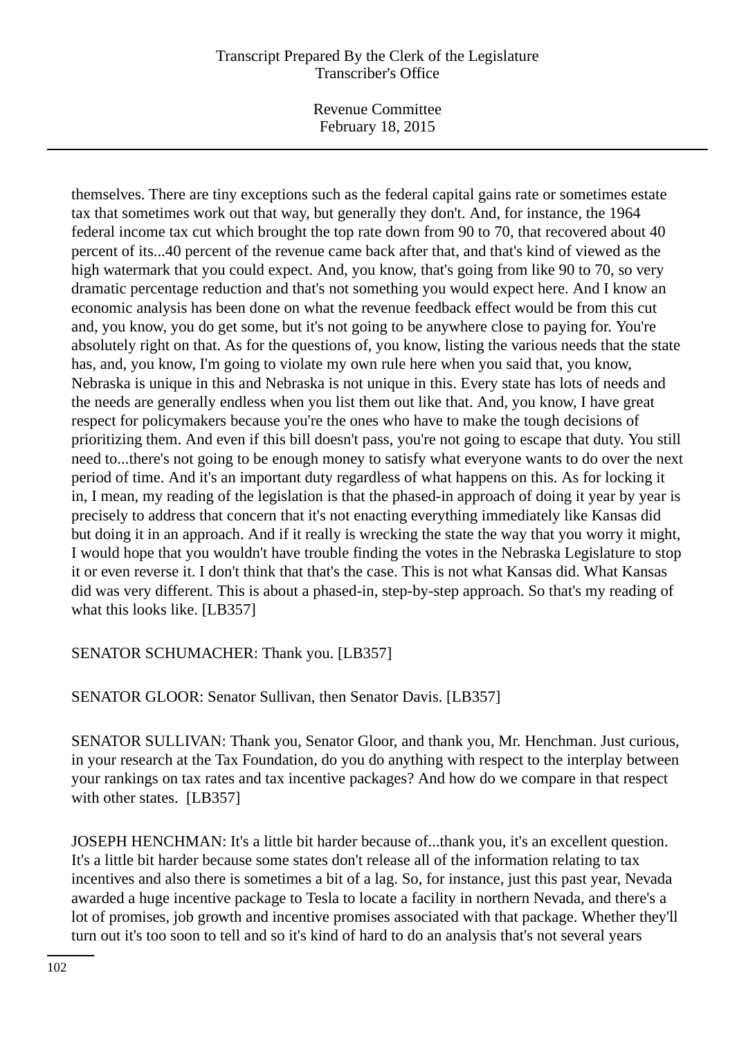themselves. There are tiny exceptions such as the federal capital gains rate or sometimes estate tax that sometimes work out that way, but generally they don't. And, for instance, the 1964 federal income tax cut which brought the top rate down from 90 to 70, that recovered about 40 percent of its...40 percent of the revenue came back after that, and that's kind of viewed as the high watermark that you could expect. And, you know, that's going from like 90 to 70, so very dramatic percentage reduction and that's not something you would expect here. And I know an economic analysis has been done on what the revenue feedback effect would be from this cut and, you know, you do get some, but it's not going to be anywhere close to paying for. You're absolutely right on that. As for the questions of, you know, listing the various needs that the state has, and, you know, I'm going to violate my own rule here when you said that, you know, Nebraska is unique in this and Nebraska is not unique in this. Every state has lots of needs and the needs are generally endless when you list them out like that. And, you know, I have great respect for policymakers because you're the ones who have to make the tough decisions of prioritizing them. And even if this bill doesn't pass, you're not going to escape that duty. You still need to...there's not going to be enough money to satisfy what everyone wants to do over the next period of time. And it's an important duty regardless of what happens on this. As for locking it in, I mean, my reading of the legislation is that the phased-in approach of doing it year by year is precisely to address that concern that it's not enacting everything immediately like Kansas did but doing it in an approach. And if it really is wrecking the state the way that you worry it might, I would hope that you wouldn't have trouble finding the votes in the Nebraska Legislature to stop it or even reverse it. I don't think that that's the case. This is not what Kansas did. What Kansas did was very different. This is about a phased-in, step-by-step approach. So that's my reading of what this looks like. [LB357]

SENATOR SCHUMACHER: Thank you. [LB357]

SENATOR GLOOR: Senator Sullivan, then Senator Davis. [LB357]

SENATOR SULLIVAN: Thank you, Senator Gloor, and thank you, Mr. Henchman. Just curious, in your research at the Tax Foundation, do you do anything with respect to the interplay between your rankings on tax rates and tax incentive packages? And how do we compare in that respect with other states. [LB357]

JOSEPH HENCHMAN: It's a little bit harder because of...thank you, it's an excellent question. It's a little bit harder because some states don't release all of the information relating to tax incentives and also there is sometimes a bit of a lag. So, for instance, just this past year, Nevada awarded a huge incentive package to Tesla to locate a facility in northern Nevada, and there's a lot of promises, job growth and incentive promises associated with that package. Whether they'll turn out it's too soon to tell and so it's kind of hard to do an analysis that's not several years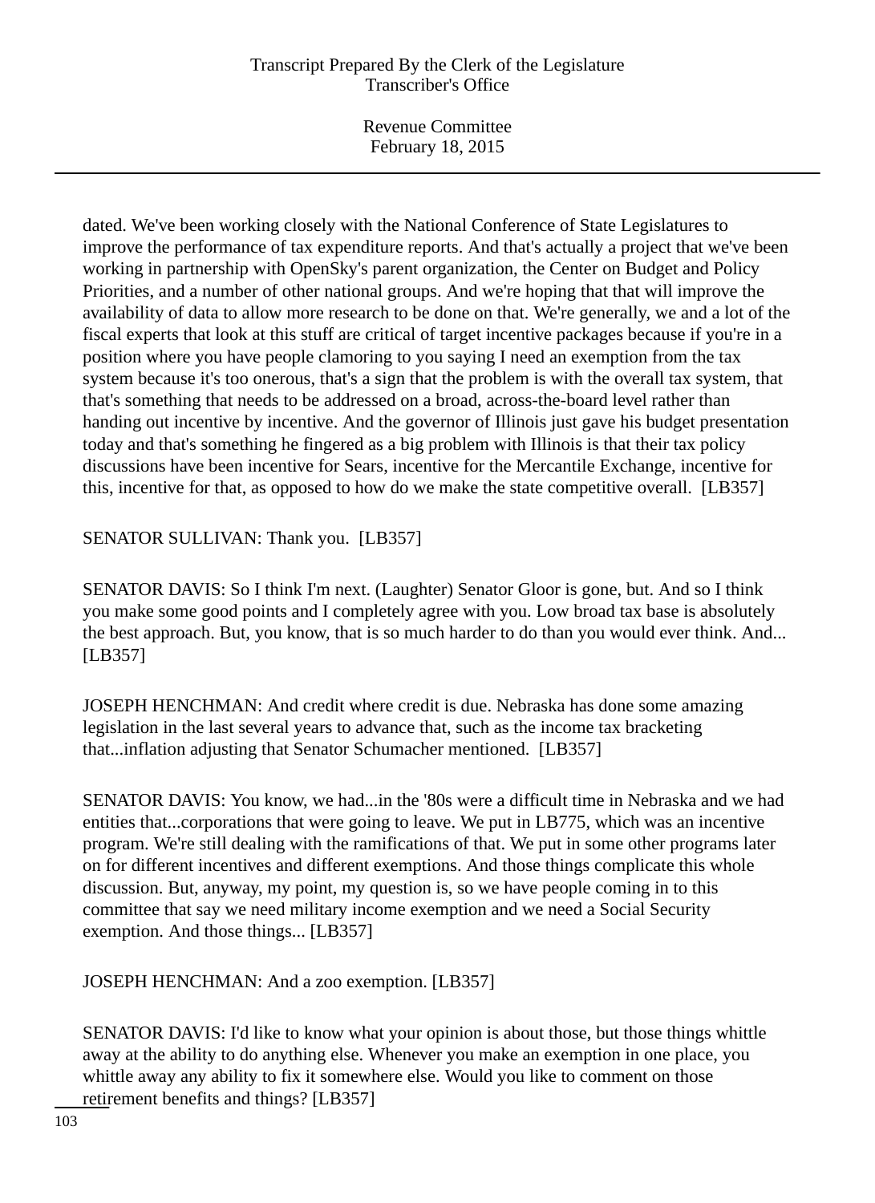dated. We've been working closely with the National Conference of State Legislatures to improve the performance of tax expenditure reports. And that's actually a project that we've been working in partnership with OpenSky's parent organization, the Center on Budget and Policy Priorities, and a number of other national groups. And we're hoping that that will improve the availability of data to allow more research to be done on that. We're generally, we and a lot of the fiscal experts that look at this stuff are critical of target incentive packages because if you're in a position where you have people clamoring to you saying I need an exemption from the tax system because it's too onerous, that's a sign that the problem is with the overall tax system, that that's something that needs to be addressed on a broad, across-the-board level rather than handing out incentive by incentive. And the governor of Illinois just gave his budget presentation today and that's something he fingered as a big problem with Illinois is that their tax policy discussions have been incentive for Sears, incentive for the Mercantile Exchange, incentive for this, incentive for that, as opposed to how do we make the state competitive overall. [LB357]

SENATOR SULLIVAN: Thank you. [LB357]

SENATOR DAVIS: So I think I'm next. (Laughter) Senator Gloor is gone, but. And so I think you make some good points and I completely agree with you. Low broad tax base is absolutely the best approach. But, you know, that is so much harder to do than you would ever think. And... [LB357]

JOSEPH HENCHMAN: And credit where credit is due. Nebraska has done some amazing legislation in the last several years to advance that, such as the income tax bracketing that...inflation adjusting that Senator Schumacher mentioned. [LB357]

SENATOR DAVIS: You know, we had...in the '80s were a difficult time in Nebraska and we had entities that...corporations that were going to leave. We put in LB775, which was an incentive program. We're still dealing with the ramifications of that. We put in some other programs later on for different incentives and different exemptions. And those things complicate this whole discussion. But, anyway, my point, my question is, so we have people coming in to this committee that say we need military income exemption and we need a Social Security exemption. And those things... [LB357]

JOSEPH HENCHMAN: And a zoo exemption. [LB357]

SENATOR DAVIS: I'd like to know what your opinion is about those, but those things whittle away at the ability to do anything else. Whenever you make an exemption in one place, you whittle away any ability to fix it somewhere else. Would you like to comment on those retirement benefits and things? [LB357]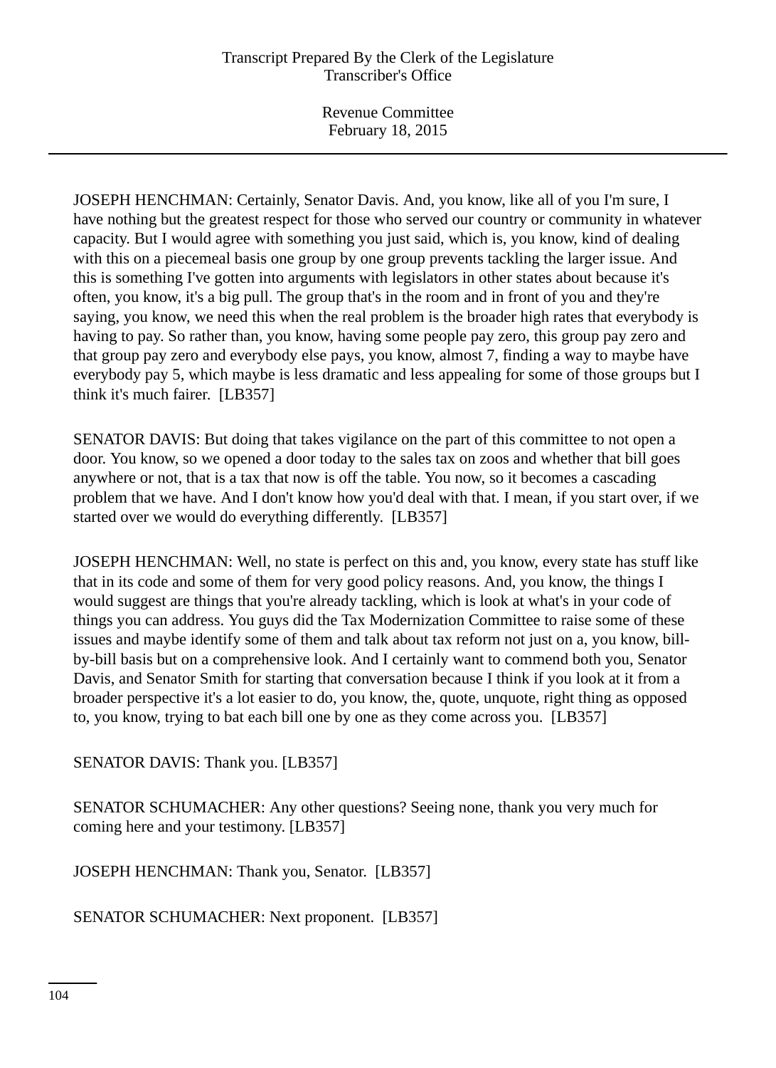JOSEPH HENCHMAN: Certainly, Senator Davis. And, you know, like all of you I'm sure, I have nothing but the greatest respect for those who served our country or community in whatever capacity. But I would agree with something you just said, which is, you know, kind of dealing with this on a piecemeal basis one group by one group prevents tackling the larger issue. And this is something I've gotten into arguments with legislators in other states about because it's often, you know, it's a big pull. The group that's in the room and in front of you and they're saying, you know, we need this when the real problem is the broader high rates that everybody is having to pay. So rather than, you know, having some people pay zero, this group pay zero and that group pay zero and everybody else pays, you know, almost 7, finding a way to maybe have everybody pay 5, which maybe is less dramatic and less appealing for some of those groups but I think it's much fairer. [LB357]

SENATOR DAVIS: But doing that takes vigilance on the part of this committee to not open a door. You know, so we opened a door today to the sales tax on zoos and whether that bill goes anywhere or not, that is a tax that now is off the table. You now, so it becomes a cascading problem that we have. And I don't know how you'd deal with that. I mean, if you start over, if we started over we would do everything differently. [LB357]

JOSEPH HENCHMAN: Well, no state is perfect on this and, you know, every state has stuff like that in its code and some of them for very good policy reasons. And, you know, the things I would suggest are things that you're already tackling, which is look at what's in your code of things you can address. You guys did the Tax Modernization Committee to raise some of these issues and maybe identify some of them and talk about tax reform not just on a, you know, bill-by-bill basis but on a comprehensive look. And I certainly want to commend both you, Senator Davis, and Senator Smith for starting that conversation because I think if you look at it from a broader perspective it's a lot easier to do, you know, the, quote, unquote, right thing as opposed to, you know, trying to bat each bill one by one as they come across you. [LB357]

SENATOR DAVIS: Thank you. [LB357]

SENATOR SCHUMACHER: Any other questions? Seeing none, thank you very much for coming here and your testimony. [LB357]

JOSEPH HENCHMAN: Thank you, Senator. [LB357]

SENATOR SCHUMACHER: Next proponent. [LB357]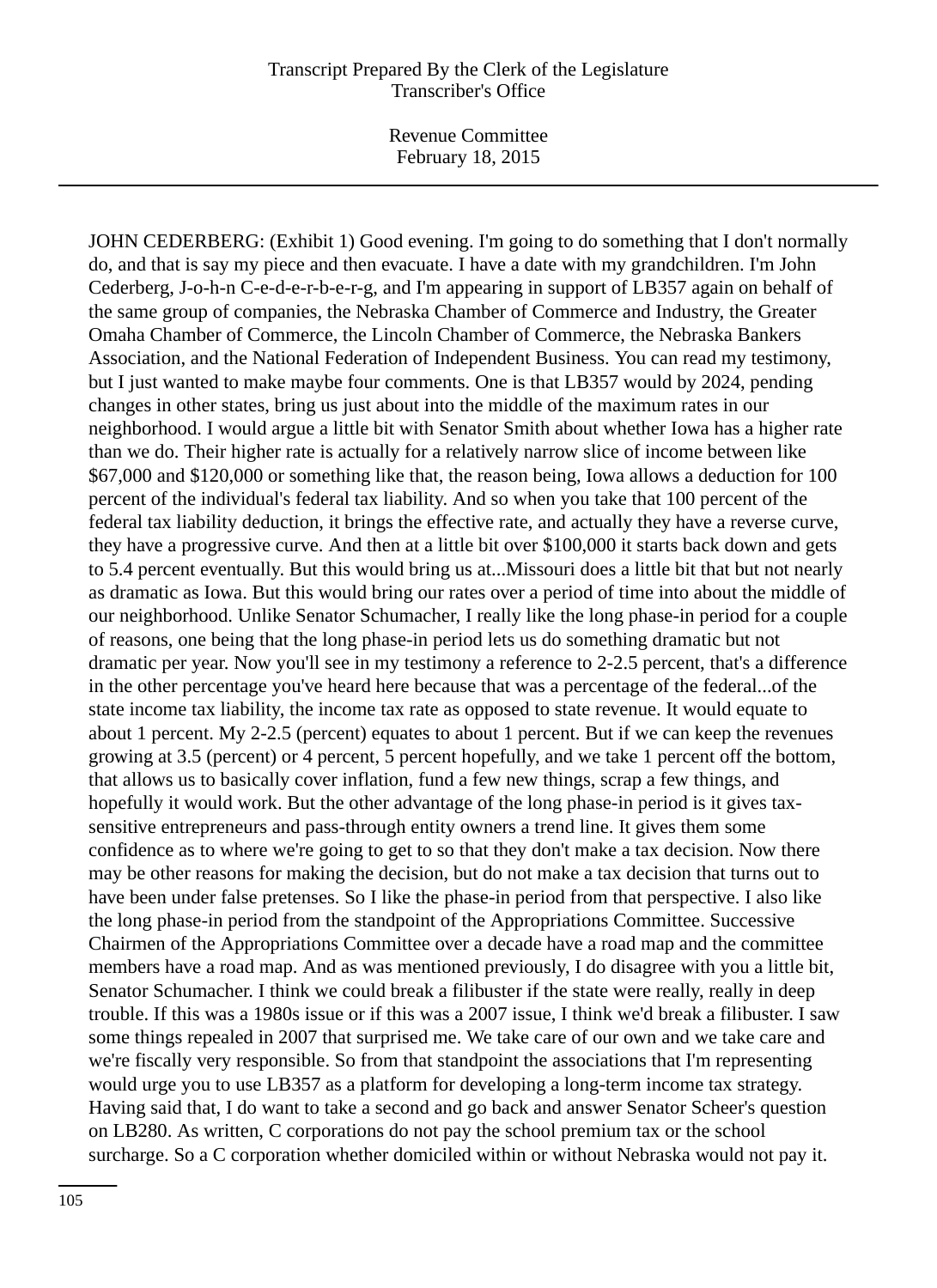JOHN CEDERBERG: (Exhibit 1) Good evening. I'm going to do something that I don't normally do, and that is say my piece and then evacuate. I have a date with my grandchildren. I'm John Cederberg, J-o-h-n C-e-d-e-r-b-e-r-g, and I'm appearing in support of LB357 again on behalf of the same group of companies, the Nebraska Chamber of Commerce and Industry, the Greater Omaha Chamber of Commerce, the Lincoln Chamber of Commerce, the Nebraska Bankers Association, and the National Federation of Independent Business. You can read my testimony, but I just wanted to make maybe four comments. One is that LB357 would by 2024, pending changes in other states, bring us just about into the middle of the maximum rates in our neighborhood. I would argue a little bit with Senator Smith about whether Iowa has a higher rate than we do. Their higher rate is actually for a relatively narrow slice of income between like $67,000 and $120,000 or something like that, the reason being, Iowa allows a deduction for 100 percent of the individual's federal tax liability. And so when you take that 100 percent of the federal tax liability deduction, it brings the effective rate, and actually they have a reverse curve, they have a progressive curve. And then at a little bit over $100,000 it starts back down and gets to 5.4 percent eventually. But this would bring us at...Missouri does a little bit that but not nearly as dramatic as Iowa. But this would bring our rates over a period of time into about the middle of our neighborhood. Unlike Senator Schumacher, I really like the long phase-in period for a couple of reasons, one being that the long phase-in period lets us do something dramatic but not dramatic per year. Now you'll see in my testimony a reference to 2-2.5 percent, that's a difference in the other percentage you've heard here because that was a percentage of the federal...of the state income tax liability, the income tax rate as opposed to state revenue. It would equate to about 1 percent. My 2-2.5 (percent) equates to about 1 percent. But if we can keep the revenues growing at 3.5 (percent) or 4 percent, 5 percent hopefully, and we take 1 percent off the bottom, that allows us to basically cover inflation, fund a few new things, scrap a few things, and hopefully it would work. But the other advantage of the long phase-in period is it gives tax-sensitive entrepreneurs and pass-through entity owners a trend line. It gives them some confidence as to where we're going to get to so that they don't make a tax decision. Now there may be other reasons for making the decision, but do not make a tax decision that turns out to have been under false pretenses. So I like the phase-in period from that perspective. I also like the long phase-in period from the standpoint of the Appropriations Committee. Successive Chairmen of the Appropriations Committee over a decade have a road map and the committee members have a road map. And as was mentioned previously, I do disagree with you a little bit, Senator Schumacher. I think we could break a filibuster if the state were really, really in deep trouble. If this was a 1980s issue or if this was a 2007 issue, I think we'd break a filibuster. I saw some things repealed in 2007 that surprised me. We take care of our own and we take care and we're fiscally very responsible. So from that standpoint the associations that I'm representing would urge you to use LB357 as a platform for developing a long-term income tax strategy. Having said that, I do want to take a second and go back and answer Senator Scheer's question on LB280. As written, C corporations do not pay the school premium tax or the school surcharge. So a C corporation whether domiciled within or without Nebraska would not pay it.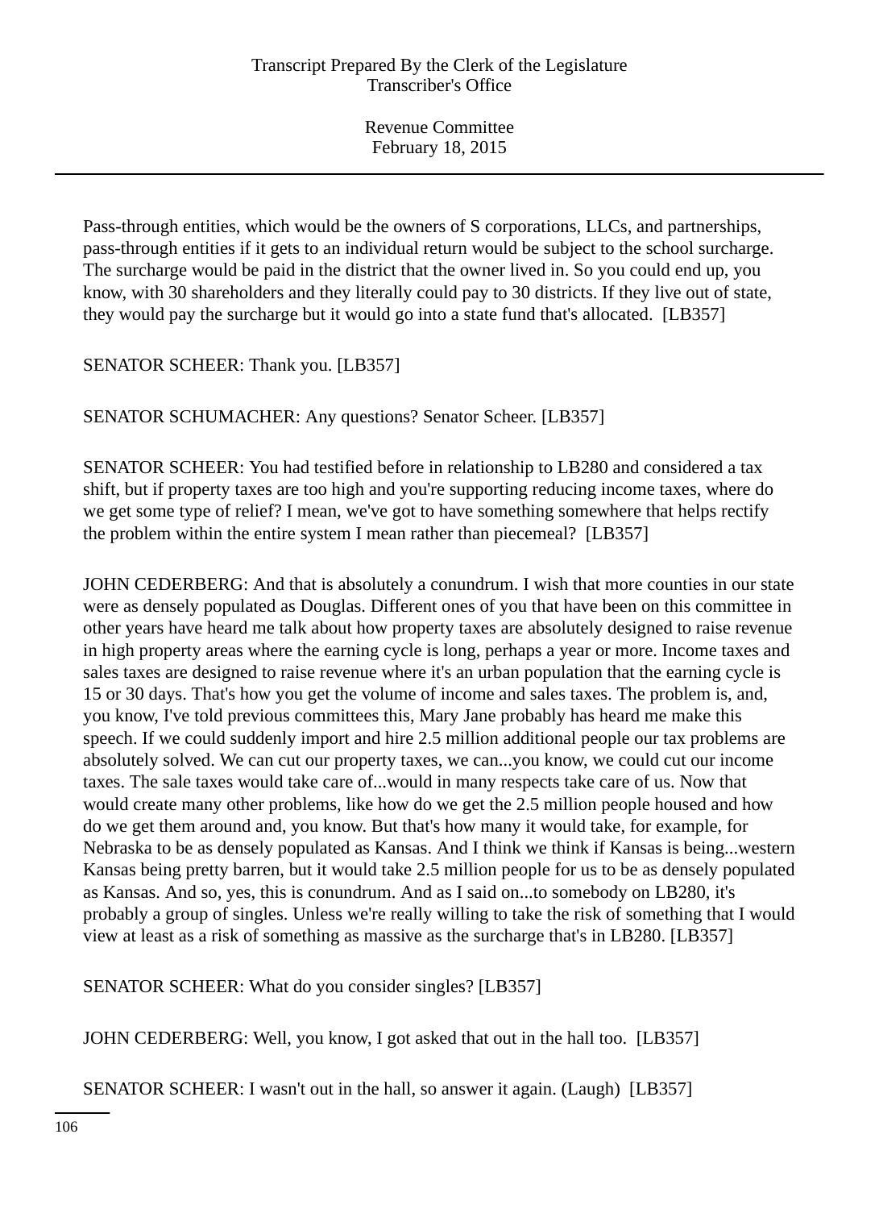Pass-through entities, which would be the owners of S corporations, LLCs, and partnerships, pass-through entities if it gets to an individual return would be subject to the school surcharge. The surcharge would be paid in the district that the owner lived in. So you could end up, you know, with 30 shareholders and they literally could pay to 30 districts. If they live out of state, they would pay the surcharge but it would go into a state fund that's allocated. [LB357]

SENATOR SCHEER: Thank you. [LB357]

SENATOR SCHUMACHER: Any questions? Senator Scheer. [LB357]

SENATOR SCHEER: You had testified before in relationship to LB280 and considered a tax shift, but if property taxes are too high and you're supporting reducing income taxes, where do we get some type of relief? I mean, we've got to have something somewhere that helps rectify the problem within the entire system I mean rather than piecemeal? [LB357]

JOHN CEDERBERG: And that is absolutely a conundrum. I wish that more counties in our state were as densely populated as Douglas. Different ones of you that have been on this committee in other years have heard me talk about how property taxes are absolutely designed to raise revenue in high property areas where the earning cycle is long, perhaps a year or more. Income taxes and sales taxes are designed to raise revenue where it's an urban population that the earning cycle is 15 or 30 days. That's how you get the volume of income and sales taxes. The problem is, and, you know, I've told previous committees this, Mary Jane probably has heard me make this speech. If we could suddenly import and hire 2.5 million additional people our tax problems are absolutely solved. We can cut our property taxes, we can...you know, we could cut our income taxes. The sale taxes would take care of...would in many respects take care of us. Now that would create many other problems, like how do we get the 2.5 million people housed and how do we get them around and, you know. But that's how many it would take, for example, for Nebraska to be as densely populated as Kansas. And I think we think if Kansas is being...western Kansas being pretty barren, but it would take 2.5 million people for us to be as densely populated as Kansas. And so, yes, this is conundrum. And as I said on...to somebody on LB280, it's probably a group of singles. Unless we're really willing to take the risk of something that I would view at least as a risk of something as massive as the surcharge that's in LB280. [LB357]

SENATOR SCHEER: What do you consider singles? [LB357]

JOHN CEDERBERG: Well, you know, I got asked that out in the hall too. [LB357]

SENATOR SCHEER: I wasn't out in the hall, so answer it again. (Laugh) [LB357]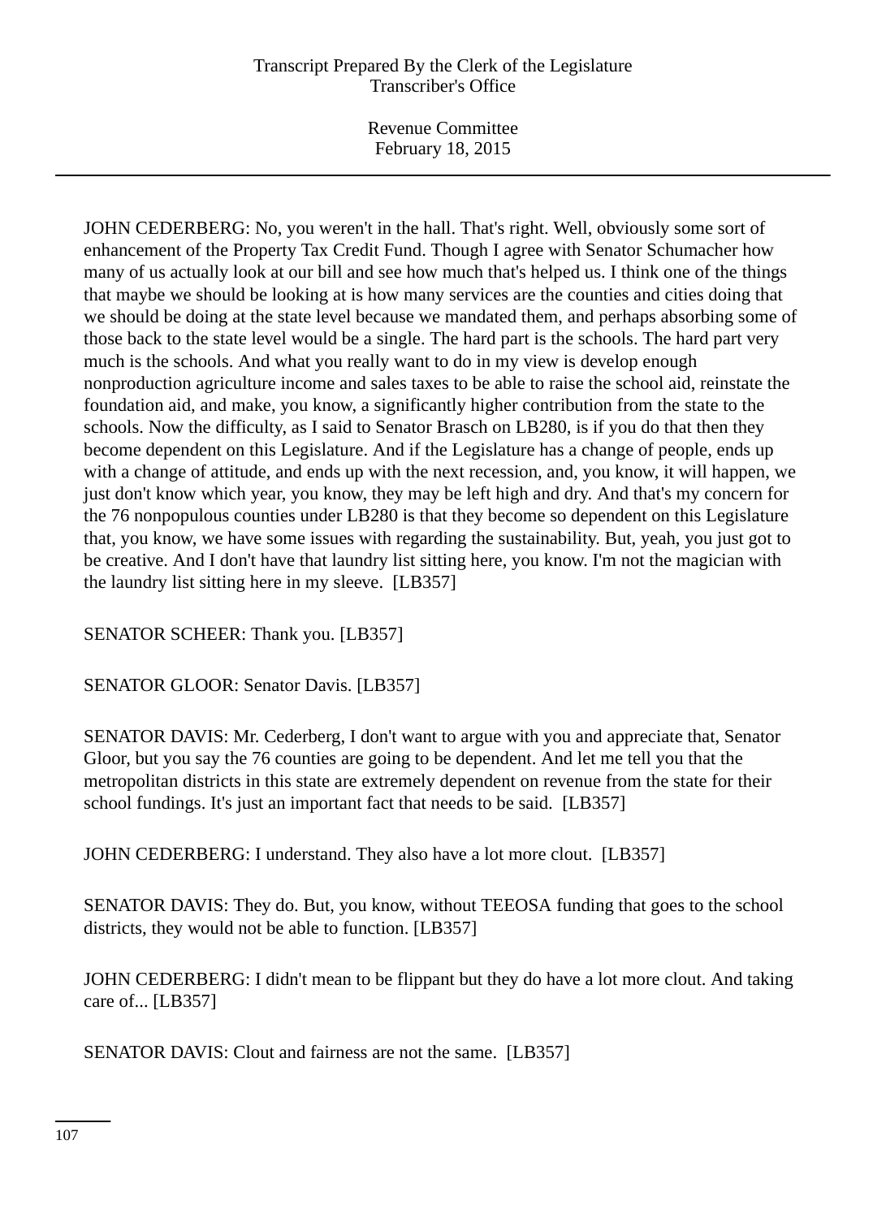JOHN CEDERBERG: No, you weren't in the hall. That's right. Well, obviously some sort of enhancement of the Property Tax Credit Fund. Though I agree with Senator Schumacher how many of us actually look at our bill and see how much that's helped us. I think one of the things that maybe we should be looking at is how many services are the counties and cities doing that we should be doing at the state level because we mandated them, and perhaps absorbing some of those back to the state level would be a single. The hard part is the schools. The hard part very much is the schools. And what you really want to do in my view is develop enough nonproduction agriculture income and sales taxes to be able to raise the school aid, reinstate the foundation aid, and make, you know, a significantly higher contribution from the state to the schools. Now the difficulty, as I said to Senator Brasch on LB280, is if you do that then they become dependent on this Legislature. And if the Legislature has a change of people, ends up with a change of attitude, and ends up with the next recession, and, you know, it will happen, we just don't know which year, you know, they may be left high and dry. And that's my concern for the 76 nonpopulous counties under LB280 is that they become so dependent on this Legislature that, you know, we have some issues with regarding the sustainability. But, yeah, you just got to be creative. And I don't have that laundry list sitting here, you know. I'm not the magician with the laundry list sitting here in my sleeve. [LB357]

SENATOR SCHEER: Thank you. [LB357]

SENATOR GLOOR: Senator Davis. [LB357]

SENATOR DAVIS: Mr. Cederberg, I don't want to argue with you and appreciate that, Senator Gloor, but you say the 76 counties are going to be dependent. And let me tell you that the metropolitan districts in this state are extremely dependent on revenue from the state for their school fundings. It's just an important fact that needs to be said. [LB357]

JOHN CEDERBERG: I understand. They also have a lot more clout. [LB357]

SENATOR DAVIS: They do. But, you know, without TEEOSA funding that goes to the school districts, they would not be able to function. [LB357]

JOHN CEDERBERG: I didn't mean to be flippant but they do have a lot more clout. And taking care of... [LB357]

SENATOR DAVIS: Clout and fairness are not the same. [LB357]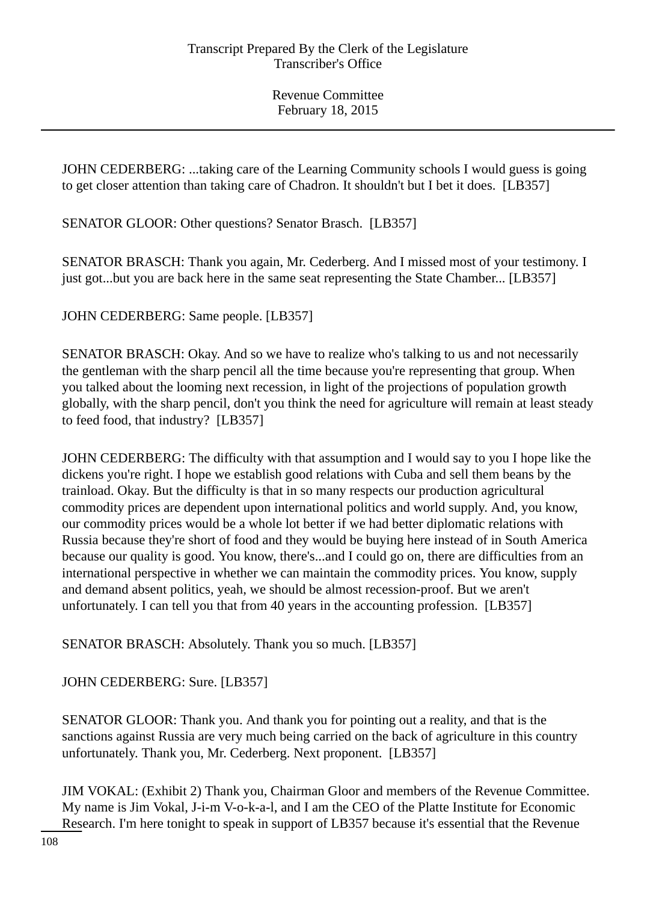JOHN CEDERBERG: ...taking care of the Learning Community schools I would guess is going to get closer attention than taking care of Chadron. It shouldn't but I bet it does. [LB357]

SENATOR GLOOR: Other questions? Senator Brasch. [LB357]

SENATOR BRASCH: Thank you again, Mr. Cederberg. And I missed most of your testimony. I just got...but you are back here in the same seat representing the State Chamber... [LB357]

JOHN CEDERBERG: Same people. [LB357]

SENATOR BRASCH: Okay. And so we have to realize who's talking to us and not necessarily the gentleman with the sharp pencil all the time because you're representing that group. When you talked about the looming next recession, in light of the projections of population growth globally, with the sharp pencil, don't you think the need for agriculture will remain at least steady to feed food, that industry? [LB357]

JOHN CEDERBERG: The difficulty with that assumption and I would say to you I hope like the dickens you're right. I hope we establish good relations with Cuba and sell them beans by the trainload. Okay. But the difficulty is that in so many respects our production agricultural commodity prices are dependent upon international politics and world supply. And, you know, our commodity prices would be a whole lot better if we had better diplomatic relations with Russia because they're short of food and they would be buying here instead of in South America because our quality is good. You know, there's...and I could go on, there are difficulties from an international perspective in whether we can maintain the commodity prices. You know, supply and demand absent politics, yeah, we should be almost recession-proof. But we aren't unfortunately. I can tell you that from 40 years in the accounting profession. [LB357]

SENATOR BRASCH: Absolutely. Thank you so much. [LB357]

JOHN CEDERBERG: Sure. [LB357]

SENATOR GLOOR: Thank you. And thank you for pointing out a reality, and that is the sanctions against Russia are very much being carried on the back of agriculture in this country unfortunately. Thank you, Mr. Cederberg. Next proponent. [LB357]

JIM VOKAL: (Exhibit 2) Thank you, Chairman Gloor and members of the Revenue Committee. My name is Jim Vokal, J-i-m V-o-k-a-l, and I am the CEO of the Platte Institute for Economic Research. I'm here tonight to speak in support of LB357 because it's essential that the Revenue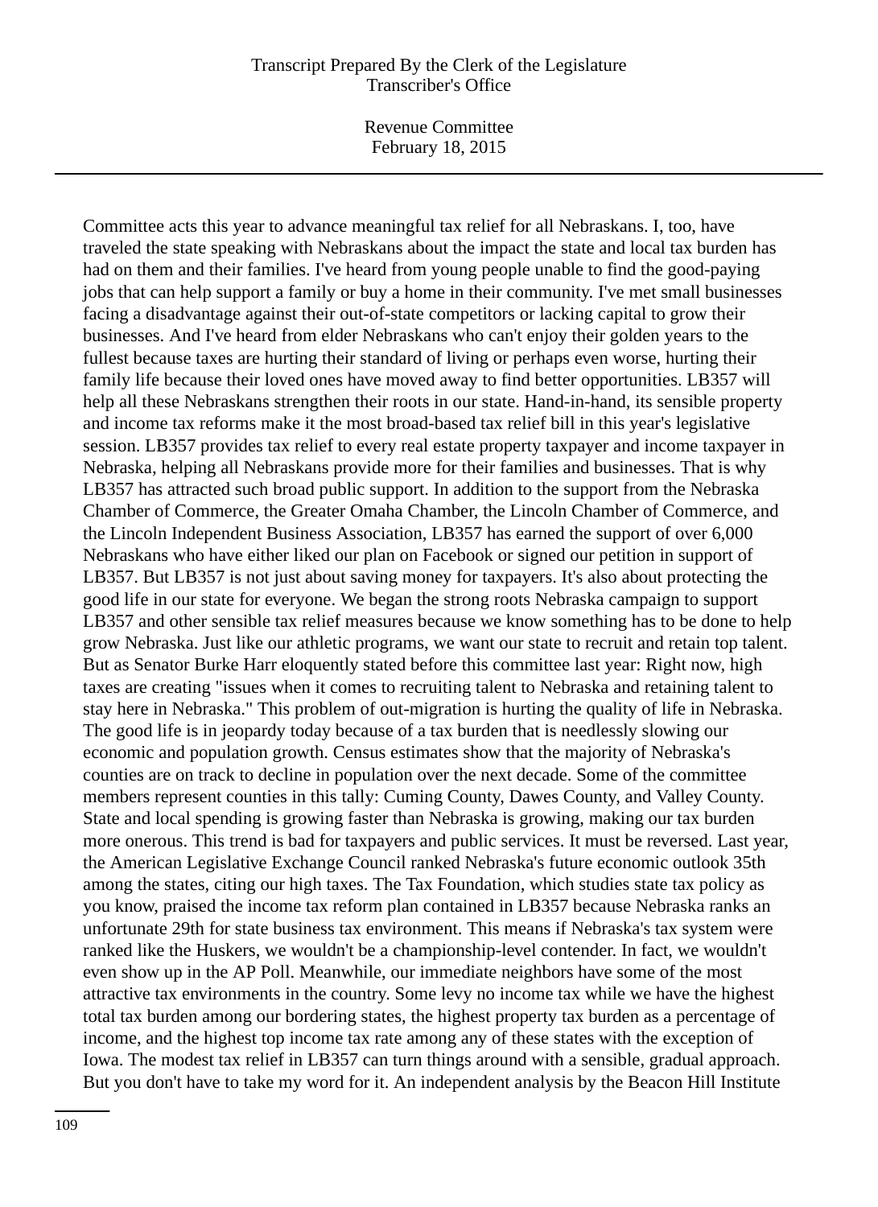Committee acts this year to advance meaningful tax relief for all Nebraskans. I, too, have traveled the state speaking with Nebraskans about the impact the state and local tax burden has had on them and their families. I've heard from young people unable to find the good-paying jobs that can help support a family or buy a home in their community. I've met small businesses facing a disadvantage against their out-of-state competitors or lacking capital to grow their businesses. And I've heard from elder Nebraskans who can't enjoy their golden years to the fullest because taxes are hurting their standard of living or perhaps even worse, hurting their family life because their loved ones have moved away to find better opportunities. LB357 will help all these Nebraskans strengthen their roots in our state. Hand-in-hand, its sensible property and income tax reforms make it the most broad-based tax relief bill in this year's legislative session. LB357 provides tax relief to every real estate property taxpayer and income taxpayer in Nebraska, helping all Nebraskans provide more for their families and businesses. That is why LB357 has attracted such broad public support. In addition to the support from the Nebraska Chamber of Commerce, the Greater Omaha Chamber, the Lincoln Chamber of Commerce, and the Lincoln Independent Business Association, LB357 has earned the support of over 6,000 Nebraskans who have either liked our plan on Facebook or signed our petition in support of LB357. But LB357 is not just about saving money for taxpayers. It's also about protecting the good life in our state for everyone. We began the strong roots Nebraska campaign to support LB357 and other sensible tax relief measures because we know something has to be done to help grow Nebraska. Just like our athletic programs, we want our state to recruit and retain top talent. But as Senator Burke Harr eloquently stated before this committee last year: Right now, high taxes are creating "issues when it comes to recruiting talent to Nebraska and retaining talent to stay here in Nebraska." This problem of out-migration is hurting the quality of life in Nebraska. The good life is in jeopardy today because of a tax burden that is needlessly slowing our economic and population growth. Census estimates show that the majority of Nebraska's counties are on track to decline in population over the next decade. Some of the committee members represent counties in this tally: Cuming County, Dawes County, and Valley County. State and local spending is growing faster than Nebraska is growing, making our tax burden more onerous. This trend is bad for taxpayers and public services. It must be reversed. Last year, the American Legislative Exchange Council ranked Nebraska's future economic outlook 35th among the states, citing our high taxes. The Tax Foundation, which studies state tax policy as you know, praised the income tax reform plan contained in LB357 because Nebraska ranks an unfortunate 29th for state business tax environment. This means if Nebraska's tax system were ranked like the Huskers, we wouldn't be a championship-level contender. In fact, we wouldn't even show up in the AP Poll. Meanwhile, our immediate neighbors have some of the most attractive tax environments in the country. Some levy no income tax while we have the highest total tax burden among our bordering states, the highest property tax burden as a percentage of income, and the highest top income tax rate among any of these states with the exception of Iowa. The modest tax relief in LB357 can turn things around with a sensible, gradual approach. But you don't have to take my word for it. An independent analysis by the Beacon Hill Institute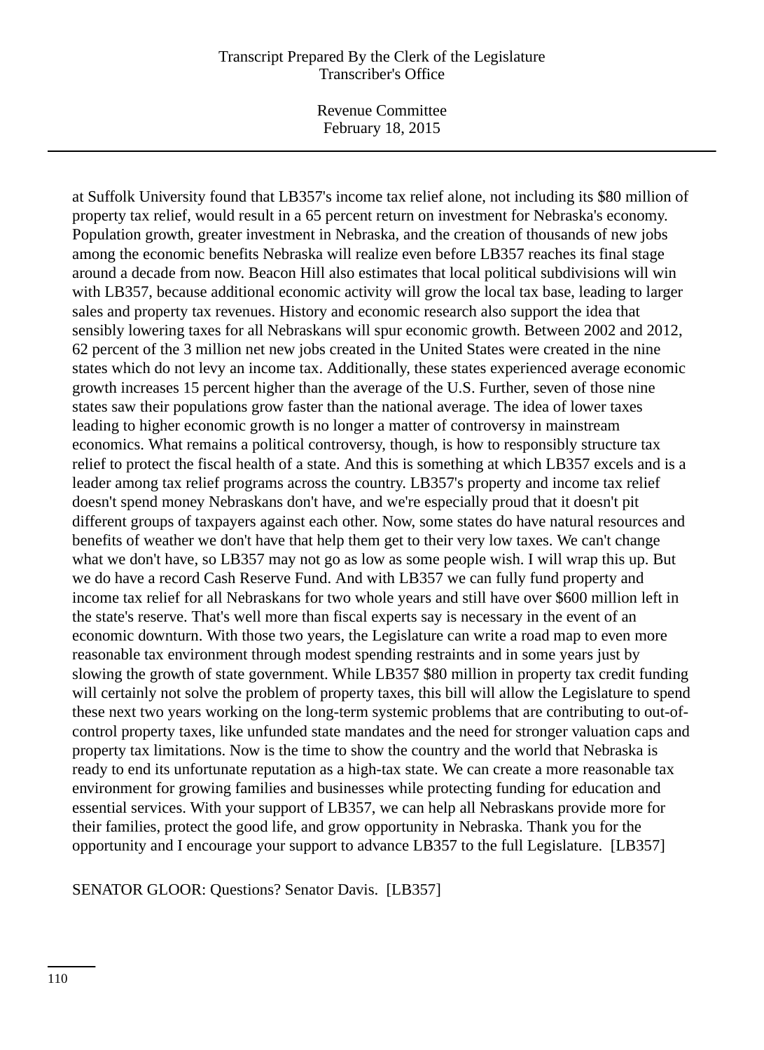at Suffolk University found that LB357's income tax relief alone, not including its $80 million of property tax relief, would result in a 65 percent return on investment for Nebraska's economy. Population growth, greater investment in Nebraska, and the creation of thousands of new jobs among the economic benefits Nebraska will realize even before LB357 reaches its final stage around a decade from now. Beacon Hill also estimates that local political subdivisions will win with LB357, because additional economic activity will grow the local tax base, leading to larger sales and property tax revenues. History and economic research also support the idea that sensibly lowering taxes for all Nebraskans will spur economic growth. Between 2002 and 2012, 62 percent of the 3 million net new jobs created in the United States were created in the nine states which do not levy an income tax. Additionally, these states experienced average economic growth increases 15 percent higher than the average of the U.S. Further, seven of those nine states saw their populations grow faster than the national average. The idea of lower taxes leading to higher economic growth is no longer a matter of controversy in mainstream economics. What remains a political controversy, though, is how to responsibly structure tax relief to protect the fiscal health of a state. And this is something at which LB357 excels and is a leader among tax relief programs across the country. LB357's property and income tax relief doesn't spend money Nebraskans don't have, and we're especially proud that it doesn't pit different groups of taxpayers against each other. Now, some states do have natural resources and benefits of weather we don't have that help them get to their very low taxes. We can't change what we don't have, so LB357 may not go as low as some people wish. I will wrap this up. But we do have a record Cash Reserve Fund. And with LB357 we can fully fund property and income tax relief for all Nebraskans for two whole years and still have over $600 million left in the state's reserve. That's well more than fiscal experts say is necessary in the event of an economic downturn. With those two years, the Legislature can write a road map to even more reasonable tax environment through modest spending restraints and in some years just by slowing the growth of state government. While LB357 $80 million in property tax credit funding will certainly not solve the problem of property taxes, this bill will allow the Legislature to spend these next two years working on the long-term systemic problems that are contributing to out-of-control property taxes, like unfunded state mandates and the need for stronger valuation caps and property tax limitations. Now is the time to show the country and the world that Nebraska is ready to end its unfortunate reputation as a high-tax state. We can create a more reasonable tax environment for growing families and businesses while protecting funding for education and essential services. With your support of LB357, we can help all Nebraskans provide more for their families, protect the good life, and grow opportunity in Nebraska. Thank you for the opportunity and I encourage your support to advance LB357 to the full Legislature. [LB357]

SENATOR GLOOR: Questions? Senator Davis. [LB357]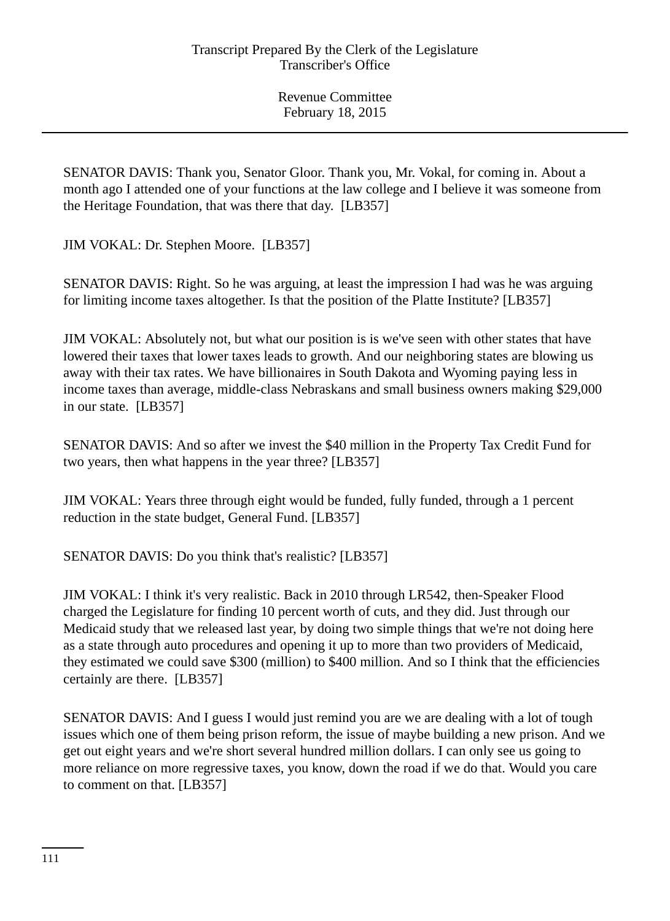SENATOR DAVIS: Thank you, Senator Gloor. Thank you, Mr. Vokal, for coming in. About a month ago I attended one of your functions at the law college and I believe it was someone from the Heritage Foundation, that was there that day. [LB357]

JIM VOKAL: Dr. Stephen Moore. [LB357]

SENATOR DAVIS: Right. So he was arguing, at least the impression I had was he was arguing for limiting income taxes altogether. Is that the position of the Platte Institute? [LB357]

JIM VOKAL: Absolutely not, but what our position is is we've seen with other states that have lowered their taxes that lower taxes leads to growth. And our neighboring states are blowing us away with their tax rates. We have billionaires in South Dakota and Wyoming paying less in income taxes than average, middle-class Nebraskans and small business owners making $29,000 in our state. [LB357]

SENATOR DAVIS: And so after we invest the $40 million in the Property Tax Credit Fund for two years, then what happens in the year three? [LB357]

JIM VOKAL: Years three through eight would be funded, fully funded, through a 1 percent reduction in the state budget, General Fund. [LB357]

SENATOR DAVIS: Do you think that's realistic? [LB357]

JIM VOKAL: I think it's very realistic. Back in 2010 through LR542, then-Speaker Flood charged the Legislature for finding 10 percent worth of cuts, and they did. Just through our Medicaid study that we released last year, by doing two simple things that we're not doing here as a state through auto procedures and opening it up to more than two providers of Medicaid, they estimated we could save $300 (million) to $400 million. And so I think that the efficiencies certainly are there. [LB357]

SENATOR DAVIS: And I guess I would just remind you are we are dealing with a lot of tough issues which one of them being prison reform, the issue of maybe building a new prison. And we get out eight years and we're short several hundred million dollars. I can only see us going to more reliance on more regressive taxes, you know, down the road if we do that. Would you care to comment on that. [LB357]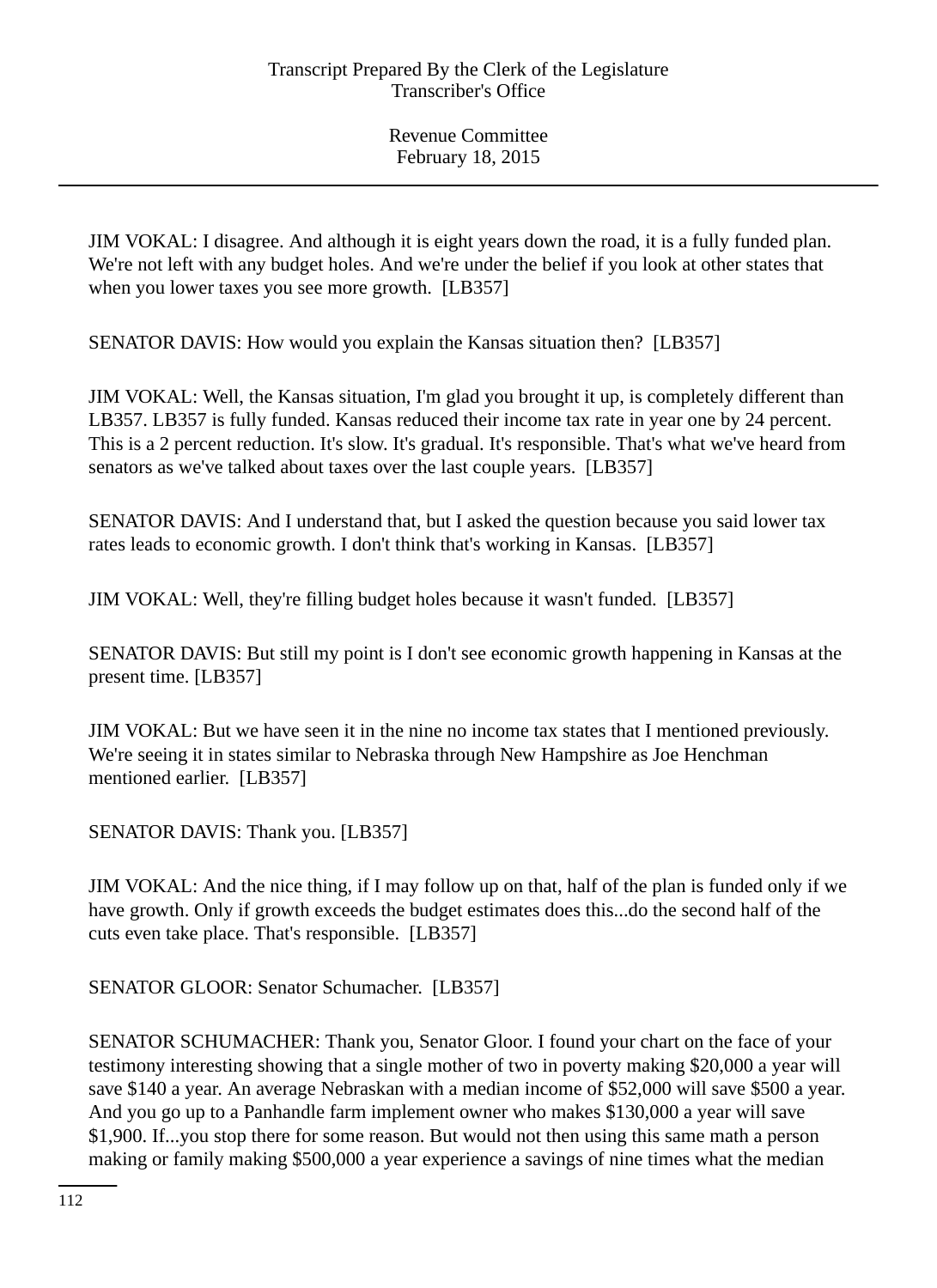JIM VOKAL: I disagree. And although it is eight years down the road, it is a fully funded plan. We're not left with any budget holes. And we're under the belief if you look at other states that when you lower taxes you see more growth. [LB357]

SENATOR DAVIS: How would you explain the Kansas situation then? [LB357]

JIM VOKAL: Well, the Kansas situation, I'm glad you brought it up, is completely different than LB357. LB357 is fully funded. Kansas reduced their income tax rate in year one by 24 percent. This is a 2 percent reduction. It's slow. It's gradual. It's responsible. That's what we've heard from senators as we've talked about taxes over the last couple years. [LB357]

SENATOR DAVIS: And I understand that, but I asked the question because you said lower tax rates leads to economic growth. I don't think that's working in Kansas. [LB357]

JIM VOKAL: Well, they're filling budget holes because it wasn't funded. [LB357]

SENATOR DAVIS: But still my point is I don't see economic growth happening in Kansas at the present time. [LB357]

JIM VOKAL: But we have seen it in the nine no income tax states that I mentioned previously. We're seeing it in states similar to Nebraska through New Hampshire as Joe Henchman mentioned earlier. [LB357]

SENATOR DAVIS: Thank you. [LB357]

JIM VOKAL: And the nice thing, if I may follow up on that, half of the plan is funded only if we have growth. Only if growth exceeds the budget estimates does this...do the second half of the cuts even take place. That's responsible. [LB357]

SENATOR GLOOR: Senator Schumacher. [LB357]

SENATOR SCHUMACHER: Thank you, Senator Gloor. I found your chart on the face of your testimony interesting showing that a single mother of two in poverty making $20,000 a year will save $140 a year. An average Nebraskan with a median income of $52,000 will save $500 a year. And you go up to a Panhandle farm implement owner who makes $130,000 a year will save $1,900. If...you stop there for some reason. But would not then using this same math a person making or family making $500,000 a year experience a savings of nine times what the median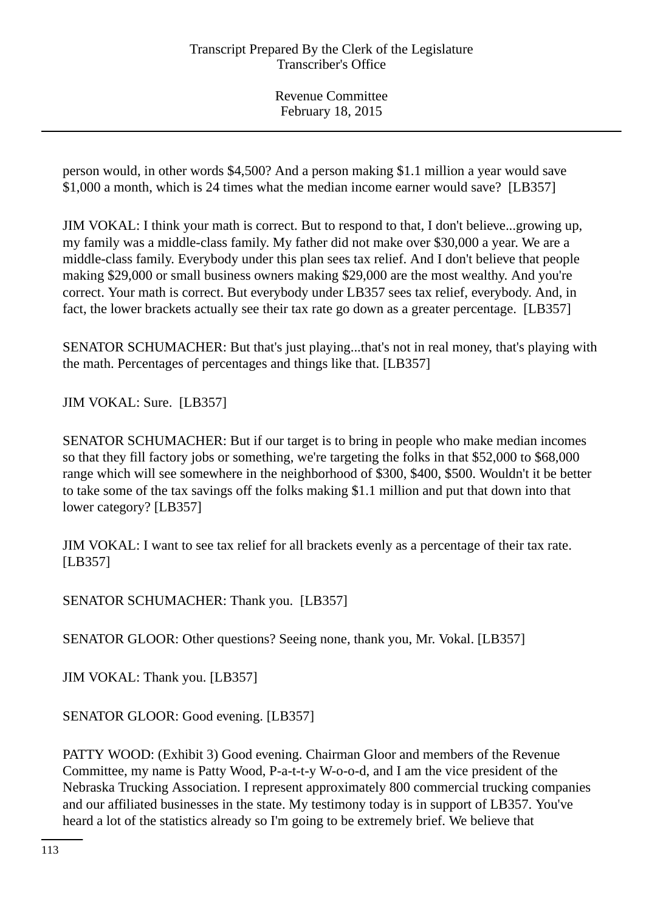person would, in other words $4,500? And a person making $1.1 million a year would save $1,000 a month, which is 24 times what the median income earner would save? [LB357]

JIM VOKAL: I think your math is correct. But to respond to that, I don't believe...growing up, my family was a middle-class family. My father did not make over $30,000 a year. We are a middle-class family. Everybody under this plan sees tax relief. And I don't believe that people making $29,000 or small business owners making $29,000 are the most wealthy. And you're correct. Your math is correct. But everybody under LB357 sees tax relief, everybody. And, in fact, the lower brackets actually see their tax rate go down as a greater percentage. [LB357]

SENATOR SCHUMACHER: But that's just playing...that's not in real money, that's playing with the math. Percentages of percentages and things like that. [LB357]

JIM VOKAL: Sure. [LB357]

SENATOR SCHUMACHER: But if our target is to bring in people who make median incomes so that they fill factory jobs or something, we're targeting the folks in that $52,000 to $68,000 range which will see somewhere in the neighborhood of $300, $400, $500. Wouldn't it be better to take some of the tax savings off the folks making $1.1 million and put that down into that lower category? [LB357]

JIM VOKAL: I want to see tax relief for all brackets evenly as a percentage of their tax rate. [LB357]

SENATOR SCHUMACHER: Thank you. [LB357]

SENATOR GLOOR: Other questions? Seeing none, thank you, Mr. Vokal. [LB357]

JIM VOKAL: Thank you. [LB357]

SENATOR GLOOR: Good evening. [LB357]

PATTY WOOD: (Exhibit 3) Good evening. Chairman Gloor and members of the Revenue Committee, my name is Patty Wood, P-a-t-t-y W-o-o-d, and I am the vice president of the Nebraska Trucking Association. I represent approximately 800 commercial trucking companies and our affiliated businesses in the state. My testimony today is in support of LB357. You've heard a lot of the statistics already so I'm going to be extremely brief. We believe that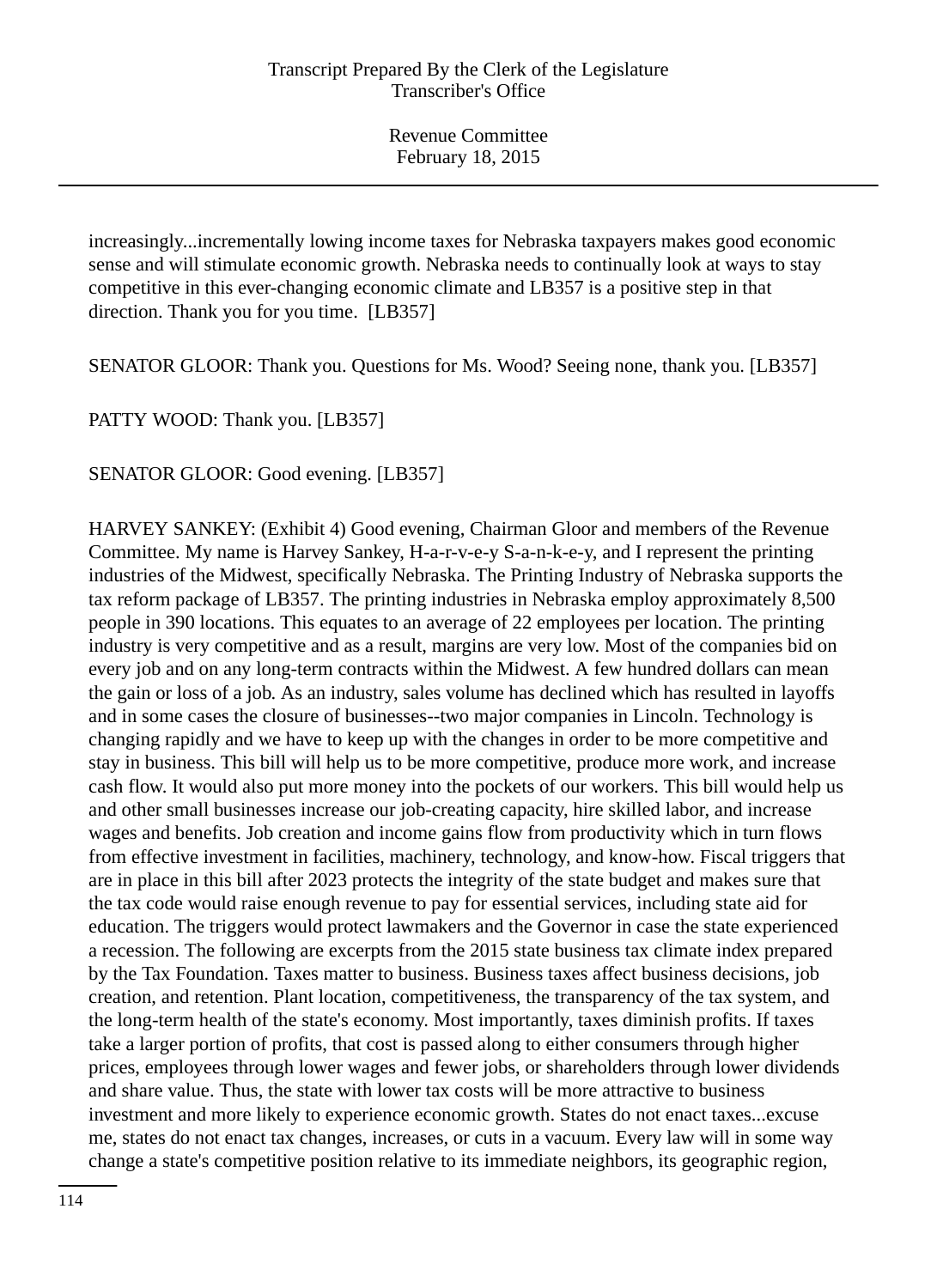increasingly...incrementally lowing income taxes for Nebraska taxpayers makes good economic sense and will stimulate economic growth. Nebraska needs to continually look at ways to stay competitive in this ever-changing economic climate and LB357 is a positive step in that direction. Thank you for you time. [LB357]

SENATOR GLOOR: Thank you. Questions for Ms. Wood? Seeing none, thank you. [LB357]

PATTY WOOD: Thank you. [LB357]

SENATOR GLOOR: Good evening. [LB357]

HARVEY SANKEY: (Exhibit 4) Good evening, Chairman Gloor and members of the Revenue Committee. My name is Harvey Sankey, H-a-r-v-e-y S-a-n-k-e-y, and I represent the printing industries of the Midwest, specifically Nebraska. The Printing Industry of Nebraska supports the tax reform package of LB357. The printing industries in Nebraska employ approximately 8,500 people in 390 locations. This equates to an average of 22 employees per location. The printing industry is very competitive and as a result, margins are very low. Most of the companies bid on every job and on any long-term contracts within the Midwest. A few hundred dollars can mean the gain or loss of a job. As an industry, sales volume has declined which has resulted in layoffs and in some cases the closure of businesses--two major companies in Lincoln. Technology is changing rapidly and we have to keep up with the changes in order to be more competitive and stay in business. This bill will help us to be more competitive, produce more work, and increase cash flow. It would also put more money into the pockets of our workers. This bill would help us and other small businesses increase our job-creating capacity, hire skilled labor, and increase wages and benefits. Job creation and income gains flow from productivity which in turn flows from effective investment in facilities, machinery, technology, and know-how. Fiscal triggers that are in place in this bill after 2023 protects the integrity of the state budget and makes sure that the tax code would raise enough revenue to pay for essential services, including state aid for education. The triggers would protect lawmakers and the Governor in case the state experienced a recession. The following are excerpts from the 2015 state business tax climate index prepared by the Tax Foundation. Taxes matter to business. Business taxes affect business decisions, job creation, and retention. Plant location, competitiveness, the transparency of the tax system, and the long-term health of the state's economy. Most importantly, taxes diminish profits. If taxes take a larger portion of profits, that cost is passed along to either consumers through higher prices, employees through lower wages and fewer jobs, or shareholders through lower dividends and share value. Thus, the state with lower tax costs will be more attractive to business investment and more likely to experience economic growth. States do not enact taxes...excuse me, states do not enact tax changes, increases, or cuts in a vacuum. Every law will in some way change a state's competitive position relative to its immediate neighbors, its geographic region,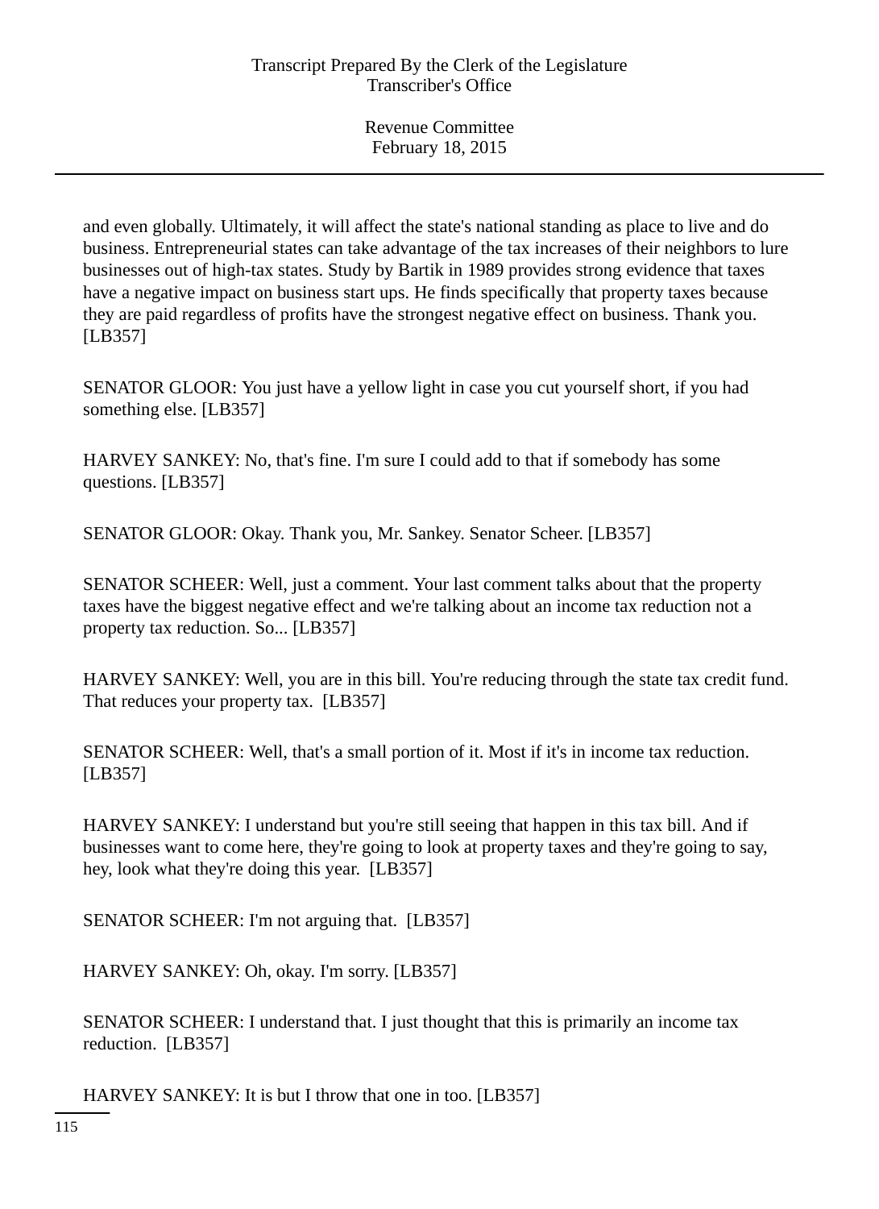and even globally. Ultimately, it will affect the state's national standing as place to live and do business. Entrepreneurial states can take advantage of the tax increases of their neighbors to lure businesses out of high-tax states. Study by Bartik in 1989 provides strong evidence that taxes have a negative impact on business start ups. He finds specifically that property taxes because they are paid regardless of profits have the strongest negative effect on business. Thank you. [LB357]

SENATOR GLOOR: You just have a yellow light in case you cut yourself short, if you had something else. [LB357]

HARVEY SANKEY: No, that's fine. I'm sure I could add to that if somebody has some questions. [LB357]

SENATOR GLOOR: Okay. Thank you, Mr. Sankey. Senator Scheer. [LB357]

SENATOR SCHEER: Well, just a comment. Your last comment talks about that the property taxes have the biggest negative effect and we're talking about an income tax reduction not a property tax reduction. So... [LB357]

HARVEY SANKEY: Well, you are in this bill. You're reducing through the state tax credit fund. That reduces your property tax. [LB357]

SENATOR SCHEER: Well, that's a small portion of it. Most if it's in income tax reduction. [LB357]

HARVEY SANKEY: I understand but you're still seeing that happen in this tax bill. And if businesses want to come here, they're going to look at property taxes and they're going to say, hey, look what they're doing this year. [LB357]

SENATOR SCHEER: I'm not arguing that. [LB357]

HARVEY SANKEY: Oh, okay. I'm sorry. [LB357]

SENATOR SCHEER: I understand that. I just thought that this is primarily an income tax reduction. [LB357]

HARVEY SANKEY: It is but I throw that one in too. [LB357]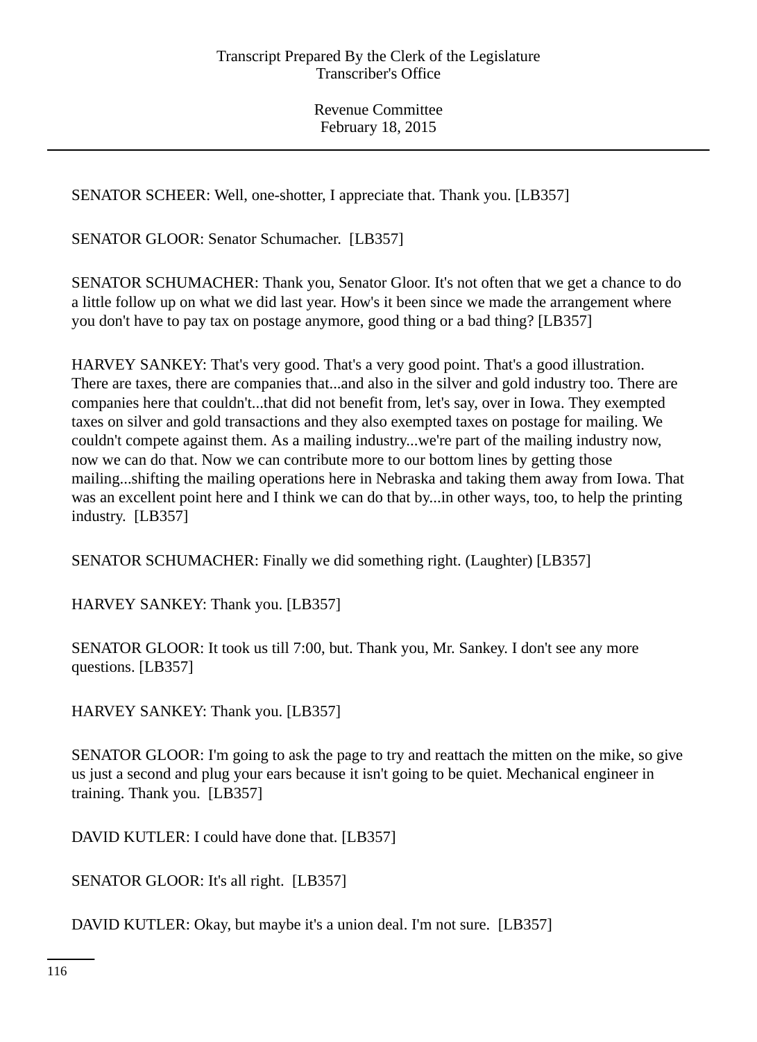SENATOR SCHEER: Well, one-shotter, I appreciate that. Thank you. [LB357]

SENATOR GLOOR: Senator Schumacher. [LB357]

SENATOR SCHUMACHER: Thank you, Senator Gloor. It's not often that we get a chance to do a little follow up on what we did last year. How's it been since we made the arrangement where you don't have to pay tax on postage anymore, good thing or a bad thing? [LB357]

HARVEY SANKEY: That's very good. That's a very good point. That's a good illustration. There are taxes, there are companies that...and also in the silver and gold industry too. There are companies here that couldn't...that did not benefit from, let's say, over in Iowa. They exempted taxes on silver and gold transactions and they also exempted taxes on postage for mailing. We couldn't compete against them. As a mailing industry...we're part of the mailing industry now, now we can do that. Now we can contribute more to our bottom lines by getting those mailing...shifting the mailing operations here in Nebraska and taking them away from Iowa. That was an excellent point here and I think we can do that by...in other ways, too, to help the printing industry. [LB357]

SENATOR SCHUMACHER: Finally we did something right. (Laughter) [LB357]

HARVEY SANKEY: Thank you. [LB357]

SENATOR GLOOR: It took us till 7:00, but. Thank you, Mr. Sankey. I don't see any more questions. [LB357]

HARVEY SANKEY: Thank you. [LB357]

SENATOR GLOOR: I'm going to ask the page to try and reattach the mitten on the mike, so give us just a second and plug your ears because it isn't going to be quiet. Mechanical engineer in training. Thank you. [LB357]

DAVID KUTLER: I could have done that. [LB357]

SENATOR GLOOR: It's all right. [LB357]

DAVID KUTLER: Okay, but maybe it's a union deal. I'm not sure. [LB357]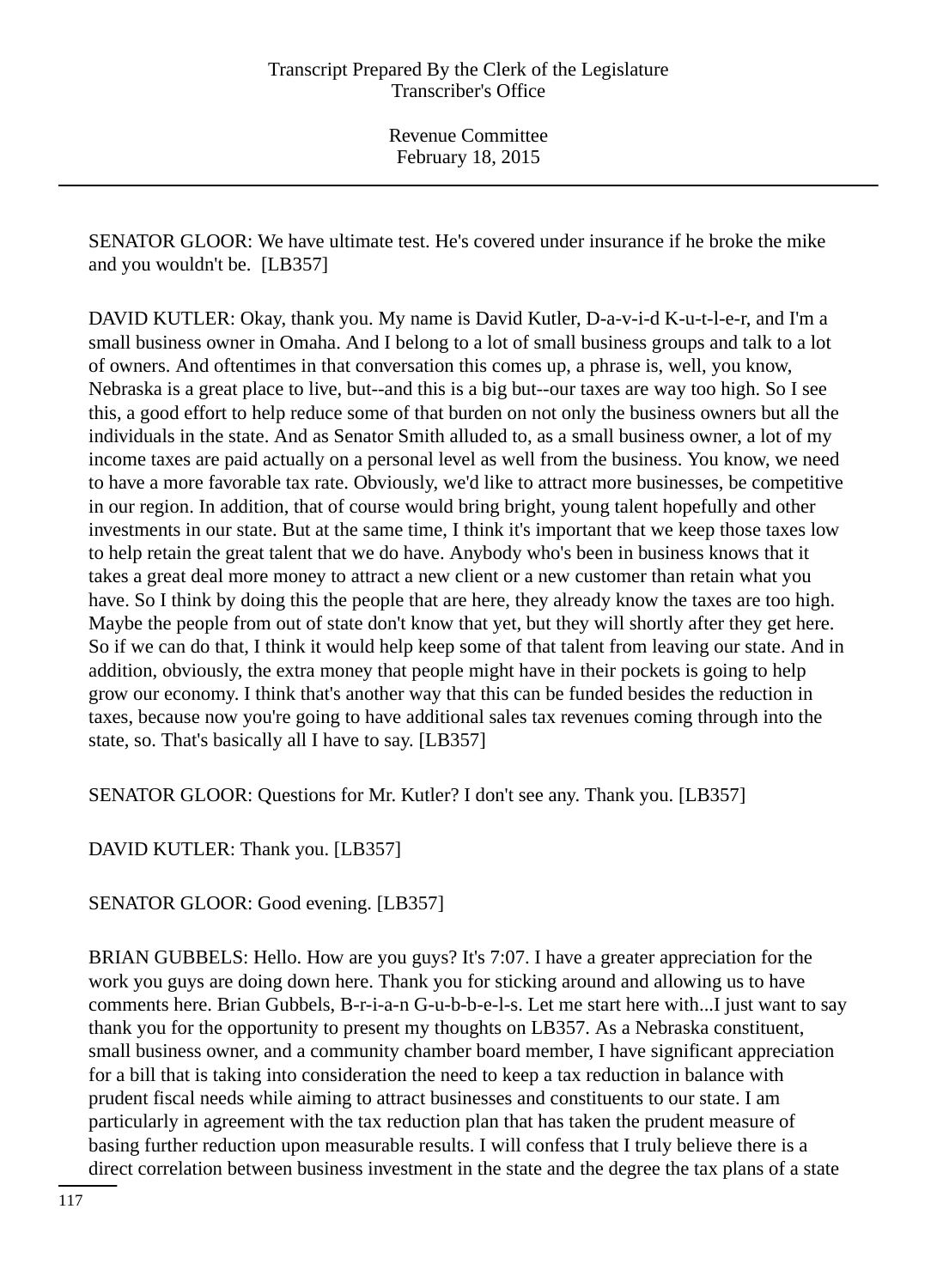SENATOR GLOOR: We have ultimate test. He's covered under insurance if he broke the mike and you wouldn't be. [LB357]

DAVID KUTLER: Okay, thank you. My name is David Kutler, D-a-v-i-d K-u-t-l-e-r, and I'm a small business owner in Omaha. And I belong to a lot of small business groups and talk to a lot of owners. And oftentimes in that conversation this comes up, a phrase is, well, you know, Nebraska is a great place to live, but--and this is a big but--our taxes are way too high. So I see this, a good effort to help reduce some of that burden on not only the business owners but all the individuals in the state. And as Senator Smith alluded to, as a small business owner, a lot of my income taxes are paid actually on a personal level as well from the business. You know, we need to have a more favorable tax rate. Obviously, we'd like to attract more businesses, be competitive in our region. In addition, that of course would bring bright, young talent hopefully and other investments in our state. But at the same time, I think it's important that we keep those taxes low to help retain the great talent that we do have. Anybody who's been in business knows that it takes a great deal more money to attract a new client or a new customer than retain what you have. So I think by doing this the people that are here, they already know the taxes are too high. Maybe the people from out of state don't know that yet, but they will shortly after they get here. So if we can do that, I think it would help keep some of that talent from leaving our state. And in addition, obviously, the extra money that people might have in their pockets is going to help grow our economy. I think that's another way that this can be funded besides the reduction in taxes, because now you're going to have additional sales tax revenues coming through into the state, so. That's basically all I have to say. [LB357]

SENATOR GLOOR: Questions for Mr. Kutler? I don't see any. Thank you. [LB357]

DAVID KUTLER: Thank you. [LB357]

SENATOR GLOOR: Good evening. [LB357]

BRIAN GUBBELS: Hello. How are you guys? It's 7:07. I have a greater appreciation for the work you guys are doing down here. Thank you for sticking around and allowing us to have comments here. Brian Gubbels, B-r-i-a-n G-u-b-b-e-l-s. Let me start here with...I just want to say thank you for the opportunity to present my thoughts on LB357. As a Nebraska constituent, small business owner, and a community chamber board member, I have significant appreciation for a bill that is taking into consideration the need to keep a tax reduction in balance with prudent fiscal needs while aiming to attract businesses and constituents to our state. I am particularly in agreement with the tax reduction plan that has taken the prudent measure of basing further reduction upon measurable results. I will confess that I truly believe there is a direct correlation between business investment in the state and the degree the tax plans of a state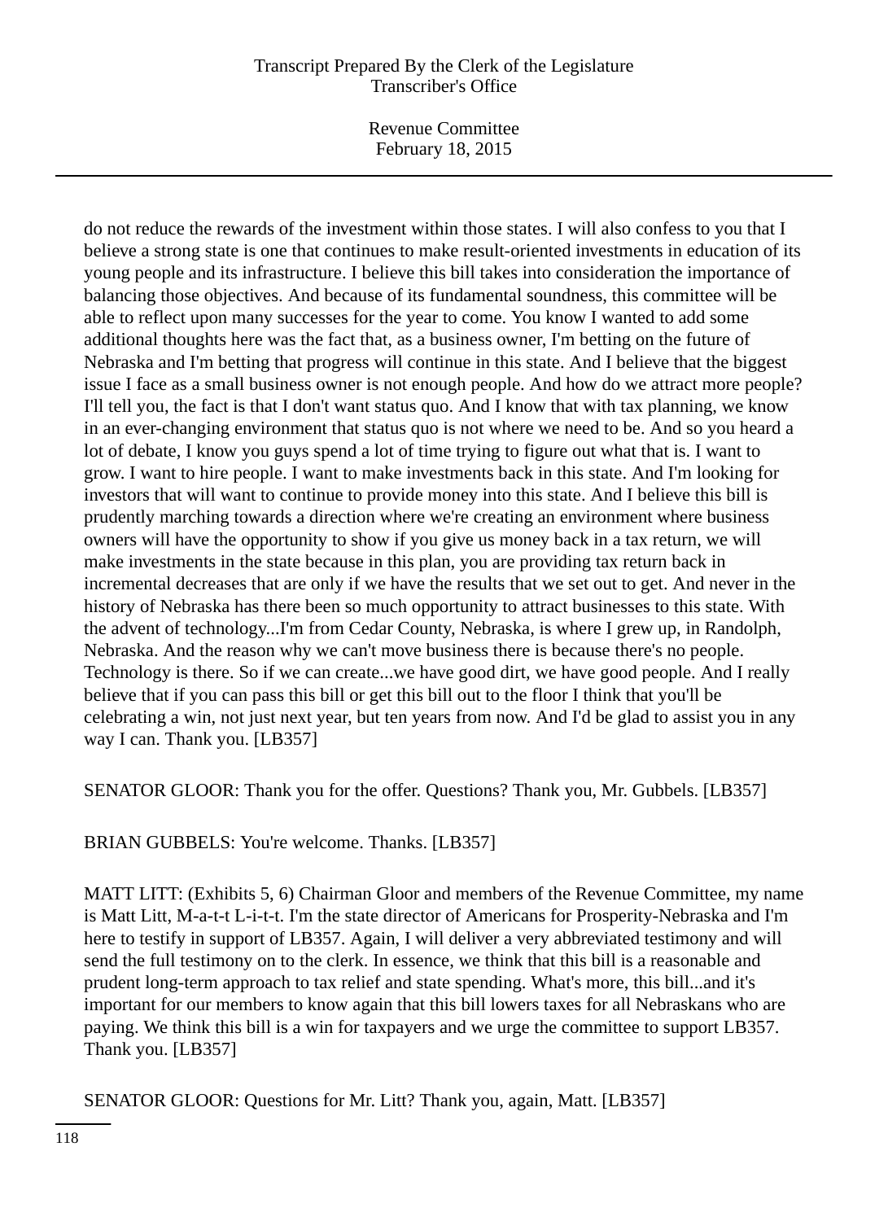do not reduce the rewards of the investment within those states. I will also confess to you that I believe a strong state is one that continues to make result-oriented investments in education of its young people and its infrastructure. I believe this bill takes into consideration the importance of balancing those objectives. And because of its fundamental soundness, this committee will be able to reflect upon many successes for the year to come. You know I wanted to add some additional thoughts here was the fact that, as a business owner, I'm betting on the future of Nebraska and I'm betting that progress will continue in this state. And I believe that the biggest issue I face as a small business owner is not enough people. And how do we attract more people? I'll tell you, the fact is that I don't want status quo. And I know that with tax planning, we know in an ever-changing environment that status quo is not where we need to be. And so you heard a lot of debate, I know you guys spend a lot of time trying to figure out what that is. I want to grow. I want to hire people. I want to make investments back in this state. And I'm looking for investors that will want to continue to provide money into this state. And I believe this bill is prudently marching towards a direction where we're creating an environment where business owners will have the opportunity to show if you give us money back in a tax return, we will make investments in the state because in this plan, you are providing tax return back in incremental decreases that are only if we have the results that we set out to get. And never in the history of Nebraska has there been so much opportunity to attract businesses to this state. With the advent of technology...I'm from Cedar County, Nebraska, is where I grew up, in Randolph, Nebraska. And the reason why we can't move business there is because there's no people. Technology is there. So if we can create...we have good dirt, we have good people. And I really believe that if you can pass this bill or get this bill out to the floor I think that you'll be celebrating a win, not just next year, but ten years from now. And I'd be glad to assist you in any way I can. Thank you. [LB357]

SENATOR GLOOR: Thank you for the offer. Questions? Thank you, Mr. Gubbels. [LB357]

BRIAN GUBBELS: You're welcome. Thanks. [LB357]

MATT LITT: (Exhibits 5, 6) Chairman Gloor and members of the Revenue Committee, my name is Matt Litt, M-a-t-t L-i-t-t. I'm the state director of Americans for Prosperity-Nebraska and I'm here to testify in support of LB357. Again, I will deliver a very abbreviated testimony and will send the full testimony on to the clerk. In essence, we think that this bill is a reasonable and prudent long-term approach to tax relief and state spending. What's more, this bill...and it's important for our members to know again that this bill lowers taxes for all Nebraskans who are paying. We think this bill is a win for taxpayers and we urge the committee to support LB357. Thank you. [LB357]

SENATOR GLOOR: Questions for Mr. Litt? Thank you, again, Matt. [LB357]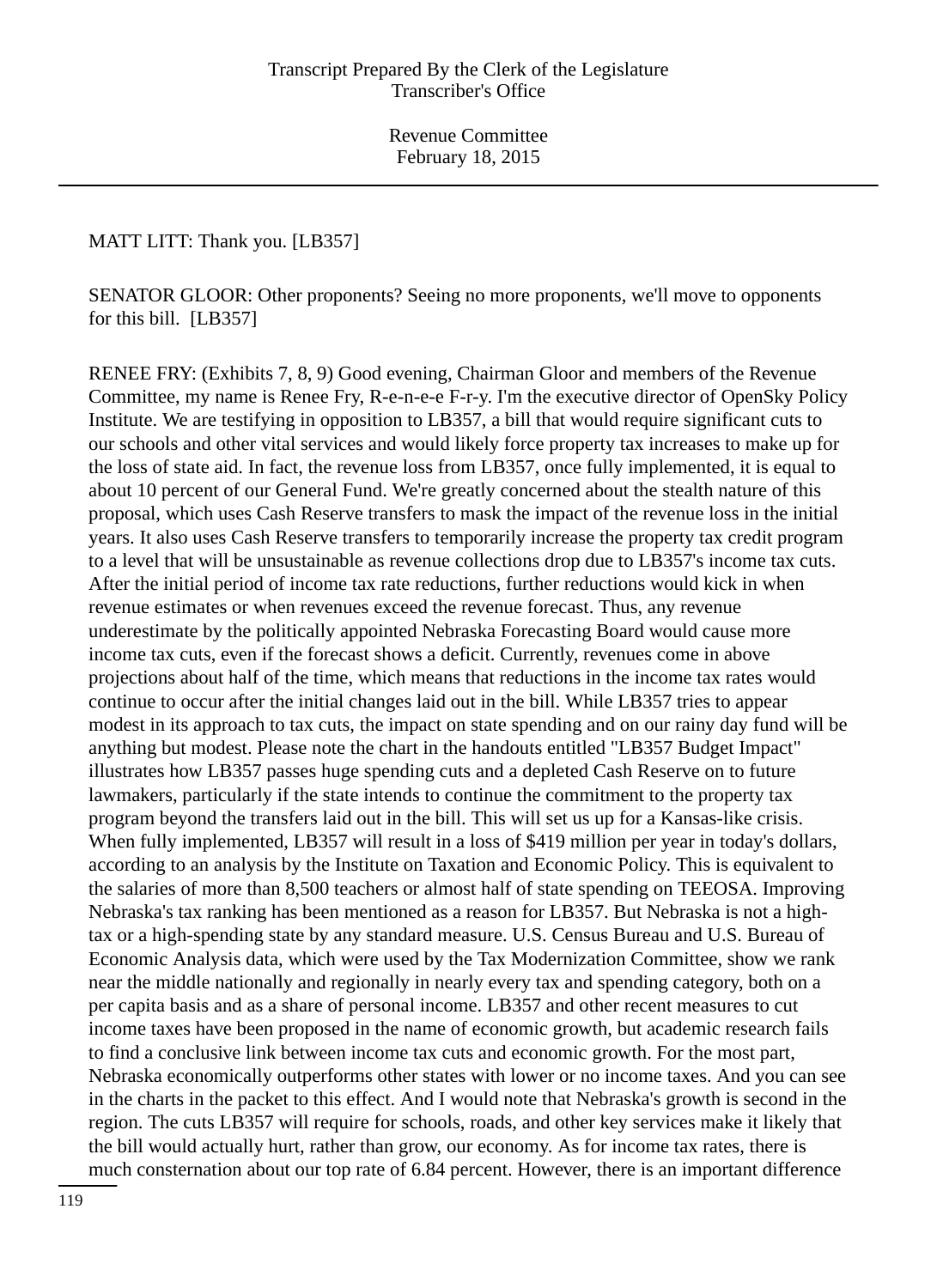MATT LITT: Thank you. [LB357]

SENATOR GLOOR: Other proponents? Seeing no more proponents, we'll move to opponents for this bill. [LB357]

RENEE FRY: (Exhibits 7, 8, 9) Good evening, Chairman Gloor and members of the Revenue Committee, my name is Renee Fry, R-e-n-e-e F-r-y. I'm the executive director of OpenSky Policy Institute. We are testifying in opposition to LB357, a bill that would require significant cuts to our schools and other vital services and would likely force property tax increases to make up for the loss of state aid. In fact, the revenue loss from LB357, once fully implemented, it is equal to about 10 percent of our General Fund. We're greatly concerned about the stealth nature of this proposal, which uses Cash Reserve transfers to mask the impact of the revenue loss in the initial years. It also uses Cash Reserve transfers to temporarily increase the property tax credit program to a level that will be unsustainable as revenue collections drop due to LB357's income tax cuts. After the initial period of income tax rate reductions, further reductions would kick in when revenue estimates or when revenues exceed the revenue forecast. Thus, any revenue underestimate by the politically appointed Nebraska Forecasting Board would cause more income tax cuts, even if the forecast shows a deficit. Currently, revenues come in above projections about half of the time, which means that reductions in the income tax rates would continue to occur after the initial changes laid out in the bill. While LB357 tries to appear modest in its approach to tax cuts, the impact on state spending and on our rainy day fund will be anything but modest. Please note the chart in the handouts entitled "LB357 Budget Impact" illustrates how LB357 passes huge spending cuts and a depleted Cash Reserve on to future lawmakers, particularly if the state intends to continue the commitment to the property tax program beyond the transfers laid out in the bill. This will set us up for a Kansas-like crisis. When fully implemented, LB357 will result in a loss of $419 million per year in today's dollars, according to an analysis by the Institute on Taxation and Economic Policy. This is equivalent to the salaries of more than 8,500 teachers or almost half of state spending on TEEOSA. Improving Nebraska's tax ranking has been mentioned as a reason for LB357. But Nebraska is not a high-tax or a high-spending state by any standard measure. U.S. Census Bureau and U.S. Bureau of Economic Analysis data, which were used by the Tax Modernization Committee, show we rank near the middle nationally and regionally in nearly every tax and spending category, both on a per capita basis and as a share of personal income. LB357 and other recent measures to cut income taxes have been proposed in the name of economic growth, but academic research fails to find a conclusive link between income tax cuts and economic growth. For the most part, Nebraska economically outperforms other states with lower or no income taxes. And you can see in the charts in the packet to this effect. And I would note that Nebraska's growth is second in the region. The cuts LB357 will require for schools, roads, and other key services make it likely that the bill would actually hurt, rather than grow, our economy. As for income tax rates, there is much consternation about our top rate of 6.84 percent. However, there is an important difference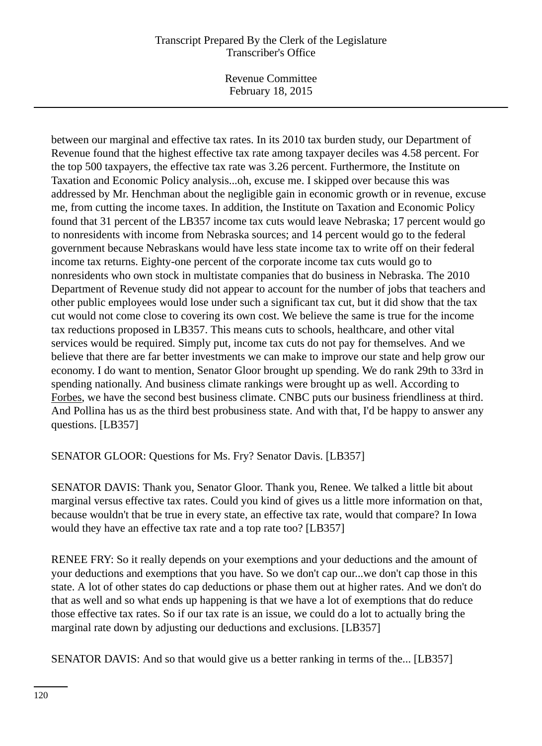between our marginal and effective tax rates. In its 2010 tax burden study, our Department of Revenue found that the highest effective tax rate among taxpayer deciles was 4.58 percent. For the top 500 taxpayers, the effective tax rate was 3.26 percent. Furthermore, the Institute on Taxation and Economic Policy analysis...oh, excuse me. I skipped over because this was addressed by Mr. Henchman about the negligible gain in economic growth or in revenue, excuse me, from cutting the income taxes. In addition, the Institute on Taxation and Economic Policy found that 31 percent of the LB357 income tax cuts would leave Nebraska; 17 percent would go to nonresidents with income from Nebraska sources; and 14 percent would go to the federal government because Nebraskans would have less state income tax to write off on their federal income tax returns. Eighty-one percent of the corporate income tax cuts would go to nonresidents who own stock in multistate companies that do business in Nebraska. The 2010 Department of Revenue study did not appear to account for the number of jobs that teachers and other public employees would lose under such a significant tax cut, but it did show that the tax cut would not come close to covering its own cost. We believe the same is true for the income tax reductions proposed in LB357. This means cuts to schools, healthcare, and other vital services would be required. Simply put, income tax cuts do not pay for themselves. And we believe that there are far better investments we can make to improve our state and help grow our economy. I do want to mention, Senator Gloor brought up spending. We do rank 29th to 33rd in spending nationally. And business climate rankings were brought up as well. According to Forbes, we have the second best business climate. CNBC puts our business friendliness at third. And Pollina has us as the third best probusiness state. And with that, I'd be happy to answer any questions. [LB357]

SENATOR GLOOR: Questions for Ms. Fry? Senator Davis. [LB357]

SENATOR DAVIS: Thank you, Senator Gloor. Thank you, Renee. We talked a little bit about marginal versus effective tax rates. Could you kind of gives us a little more information on that, because wouldn't that be true in every state, an effective tax rate, would that compare? In Iowa would they have an effective tax rate and a top rate too? [LB357]

RENEE FRY: So it really depends on your exemptions and your deductions and the amount of your deductions and exemptions that you have. So we don't cap our...we don't cap those in this state. A lot of other states do cap deductions or phase them out at higher rates. And we don't do that as well and so what ends up happening is that we have a lot of exemptions that do reduce those effective tax rates. So if our tax rate is an issue, we could do a lot to actually bring the marginal rate down by adjusting our deductions and exclusions. [LB357]

SENATOR DAVIS: And so that would give us a better ranking in terms of the... [LB357]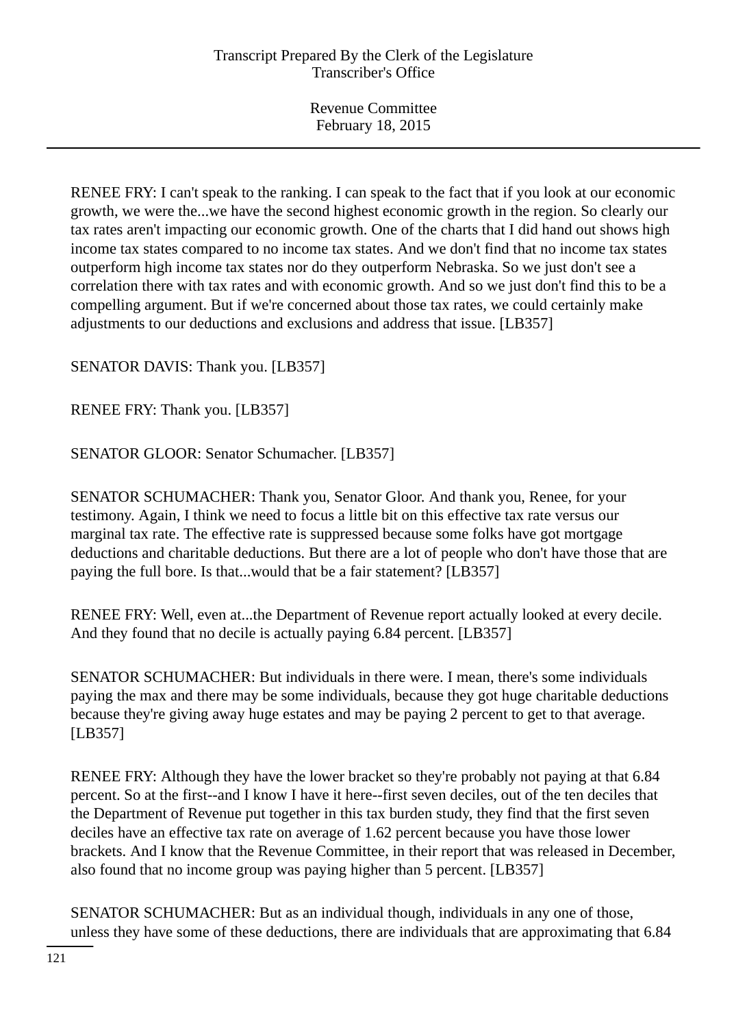RENEE FRY: I can't speak to the ranking. I can speak to the fact that if you look at our economic growth, we were the...we have the second highest economic growth in the region. So clearly our tax rates aren't impacting our economic growth. One of the charts that I did hand out shows high income tax states compared to no income tax states. And we don't find that no income tax states outperform high income tax states nor do they outperform Nebraska. So we just don't see a correlation there with tax rates and with economic growth. And so we just don't find this to be a compelling argument. But if we're concerned about those tax rates, we could certainly make adjustments to our deductions and exclusions and address that issue. [LB357]

SENATOR DAVIS: Thank you. [LB357]

RENEE FRY: Thank you. [LB357]

SENATOR GLOOR: Senator Schumacher. [LB357]

SENATOR SCHUMACHER: Thank you, Senator Gloor. And thank you, Renee, for your testimony. Again, I think we need to focus a little bit on this effective tax rate versus our marginal tax rate. The effective rate is suppressed because some folks have got mortgage deductions and charitable deductions. But there are a lot of people who don't have those that are paying the full bore. Is that...would that be a fair statement? [LB357]

RENEE FRY: Well, even at...the Department of Revenue report actually looked at every decile. And they found that no decile is actually paying 6.84 percent. [LB357]

SENATOR SCHUMACHER: But individuals in there were. I mean, there's some individuals paying the max and there may be some individuals, because they got huge charitable deductions because they're giving away huge estates and may be paying 2 percent to get to that average. [LB357]

RENEE FRY: Although they have the lower bracket so they're probably not paying at that 6.84 percent. So at the first--and I know I have it here--first seven deciles, out of the ten deciles that the Department of Revenue put together in this tax burden study, they find that the first seven deciles have an effective tax rate on average of 1.62 percent because you have those lower brackets. And I know that the Revenue Committee, in their report that was released in December, also found that no income group was paying higher than 5 percent. [LB357]

SENATOR SCHUMACHER: But as an individual though, individuals in any one of those, unless they have some of these deductions, there are individuals that are approximating that 6.84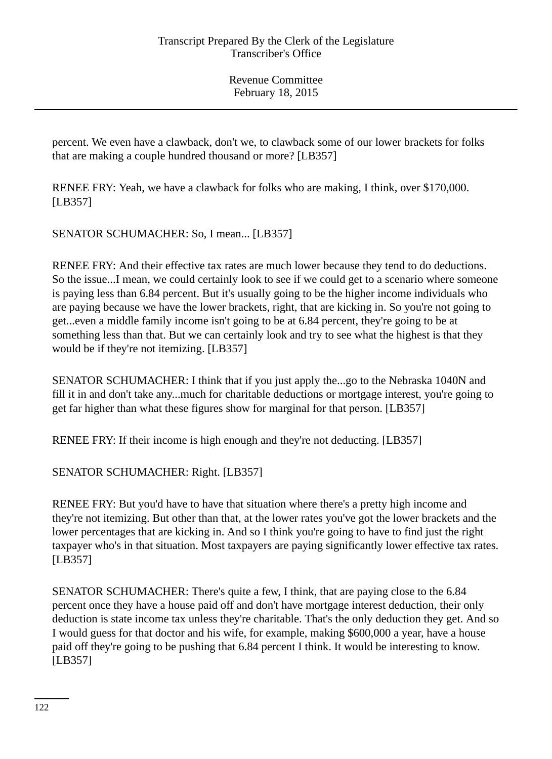percent. We even have a clawback, don't we, to clawback some of our lower brackets for folks that are making a couple hundred thousand or more? [LB357]

RENEE FRY: Yeah, we have a clawback for folks who are making, I think, over $170,000. [LB357]

SENATOR SCHUMACHER: So, I mean... [LB357]

RENEE FRY: And their effective tax rates are much lower because they tend to do deductions. So the issue...I mean, we could certainly look to see if we could get to a scenario where someone is paying less than 6.84 percent. But it's usually going to be the higher income individuals who are paying because we have the lower brackets, right, that are kicking in. So you're not going to get...even a middle family income isn't going to be at 6.84 percent, they're going to be at something less than that. But we can certainly look and try to see what the highest is that they would be if they're not itemizing. [LB357]

SENATOR SCHUMACHER: I think that if you just apply the...go to the Nebraska 1040N and fill it in and don't take any...much for charitable deductions or mortgage interest, you're going to get far higher than what these figures show for marginal for that person. [LB357]

RENEE FRY: If their income is high enough and they're not deducting. [LB357]

SENATOR SCHUMACHER: Right. [LB357]

RENEE FRY: But you'd have to have that situation where there's a pretty high income and they're not itemizing. But other than that, at the lower rates you've got the lower brackets and the lower percentages that are kicking in. And so I think you're going to have to find just the right taxpayer who's in that situation. Most taxpayers are paying significantly lower effective tax rates. [LB357]

SENATOR SCHUMACHER: There's quite a few, I think, that are paying close to the 6.84 percent once they have a house paid off and don't have mortgage interest deduction, their only deduction is state income tax unless they're charitable. That's the only deduction they get. And so I would guess for that doctor and his wife, for example, making $600,000 a year, have a house paid off they're going to be pushing that 6.84 percent I think. It would be interesting to know. [LB357]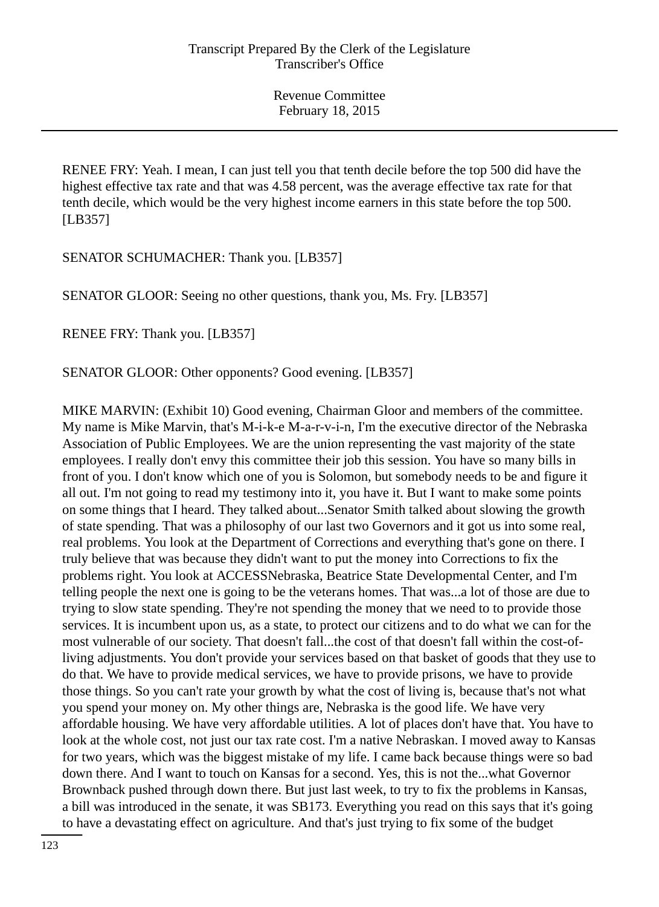RENEE FRY: Yeah. I mean, I can just tell you that tenth decile before the top 500 did have the highest effective tax rate and that was 4.58 percent, was the average effective tax rate for that tenth decile, which would be the very highest income earners in this state before the top 500. [LB357]

SENATOR SCHUMACHER: Thank you. [LB357]

SENATOR GLOOR: Seeing no other questions, thank you, Ms. Fry. [LB357]

RENEE FRY: Thank you. [LB357]

SENATOR GLOOR: Other opponents? Good evening. [LB357]

MIKE MARVIN: (Exhibit 10) Good evening, Chairman Gloor and members of the committee. My name is Mike Marvin, that's M-i-k-e M-a-r-v-i-n, I'm the executive director of the Nebraska Association of Public Employees. We are the union representing the vast majority of the state employees. I really don't envy this committee their job this session. You have so many bills in front of you. I don't know which one of you is Solomon, but somebody needs to be and figure it all out. I'm not going to read my testimony into it, you have it. But I want to make some points on some things that I heard. They talked about...Senator Smith talked about slowing the growth of state spending. That was a philosophy of our last two Governors and it got us into some real, real problems. You look at the Department of Corrections and everything that's gone on there. I truly believe that was because they didn't want to put the money into Corrections to fix the problems right. You look at ACCESSNebraska, Beatrice State Developmental Center, and I'm telling people the next one is going to be the veterans homes. That was...a lot of those are due to trying to slow state spending. They're not spending the money that we need to to provide those services. It is incumbent upon us, as a state, to protect our citizens and to do what we can for the most vulnerable of our society. That doesn't fall...the cost of that doesn't fall within the cost-of-living adjustments. You don't provide your services based on that basket of goods that they use to do that. We have to provide medical services, we have to provide prisons, we have to provide those things. So you can't rate your growth by what the cost of living is, because that's not what you spend your money on. My other things are, Nebraska is the good life. We have very affordable housing. We have very affordable utilities. A lot of places don't have that. You have to look at the whole cost, not just our tax rate cost. I'm a native Nebraskan. I moved away to Kansas for two years, which was the biggest mistake of my life. I came back because things were so bad down there. And I want to touch on Kansas for a second. Yes, this is not the...what Governor Brownback pushed through down there. But just last week, to try to fix the problems in Kansas, a bill was introduced in the senate, it was SB173. Everything you read on this says that it's going to have a devastating effect on agriculture. And that's just trying to fix some of the budget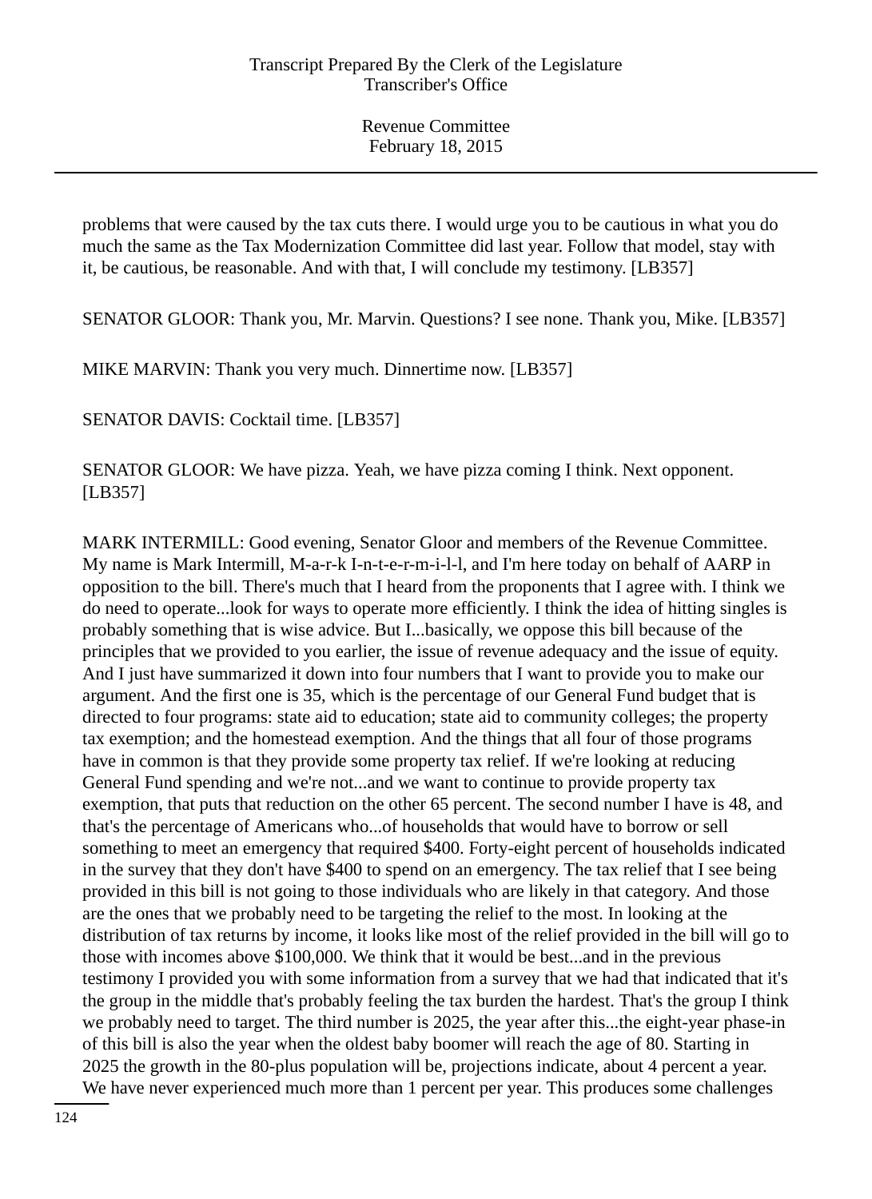problems that were caused by the tax cuts there. I would urge you to be cautious in what you do much the same as the Tax Modernization Committee did last year. Follow that model, stay with it, be cautious, be reasonable. And with that, I will conclude my testimony. [LB357]

SENATOR GLOOR: Thank you, Mr. Marvin. Questions? I see none. Thank you, Mike. [LB357]

MIKE MARVIN: Thank you very much. Dinnertime now. [LB357]

SENATOR DAVIS: Cocktail time. [LB357]

SENATOR GLOOR: We have pizza. Yeah, we have pizza coming I think. Next opponent. [LB357]

MARK INTERMILL: Good evening, Senator Gloor and members of the Revenue Committee. My name is Mark Intermill, M-a-r-k I-n-t-e-r-m-i-l-l, and I'm here today on behalf of AARP in opposition to the bill. There's much that I heard from the proponents that I agree with. I think we do need to operate...look for ways to operate more efficiently. I think the idea of hitting singles is probably something that is wise advice. But I...basically, we oppose this bill because of the principles that we provided to you earlier, the issue of revenue adequacy and the issue of equity. And I just have summarized it down into four numbers that I want to provide you to make our argument. And the first one is 35, which is the percentage of our General Fund budget that is directed to four programs: state aid to education; state aid to community colleges; the property tax exemption; and the homestead exemption. And the things that all four of those programs have in common is that they provide some property tax relief. If we're looking at reducing General Fund spending and we're not...and we want to continue to provide property tax exemption, that puts that reduction on the other 65 percent. The second number I have is 48, and that's the percentage of Americans who...of households that would have to borrow or sell something to meet an emergency that required $400. Forty-eight percent of households indicated in the survey that they don't have $400 to spend on an emergency. The tax relief that I see being provided in this bill is not going to those individuals who are likely in that category. And those are the ones that we probably need to be targeting the relief to the most. In looking at the distribution of tax returns by income, it looks like most of the relief provided in the bill will go to those with incomes above $100,000. We think that it would be best...and in the previous testimony I provided you with some information from a survey that we had that indicated that it's the group in the middle that's probably feeling the tax burden the hardest. That's the group I think we probably need to target. The third number is 2025, the year after this...the eight-year phase-in of this bill is also the year when the oldest baby boomer will reach the age of 80. Starting in 2025 the growth in the 80-plus population will be, projections indicate, about 4 percent a year. We have never experienced much more than 1 percent per year. This produces some challenges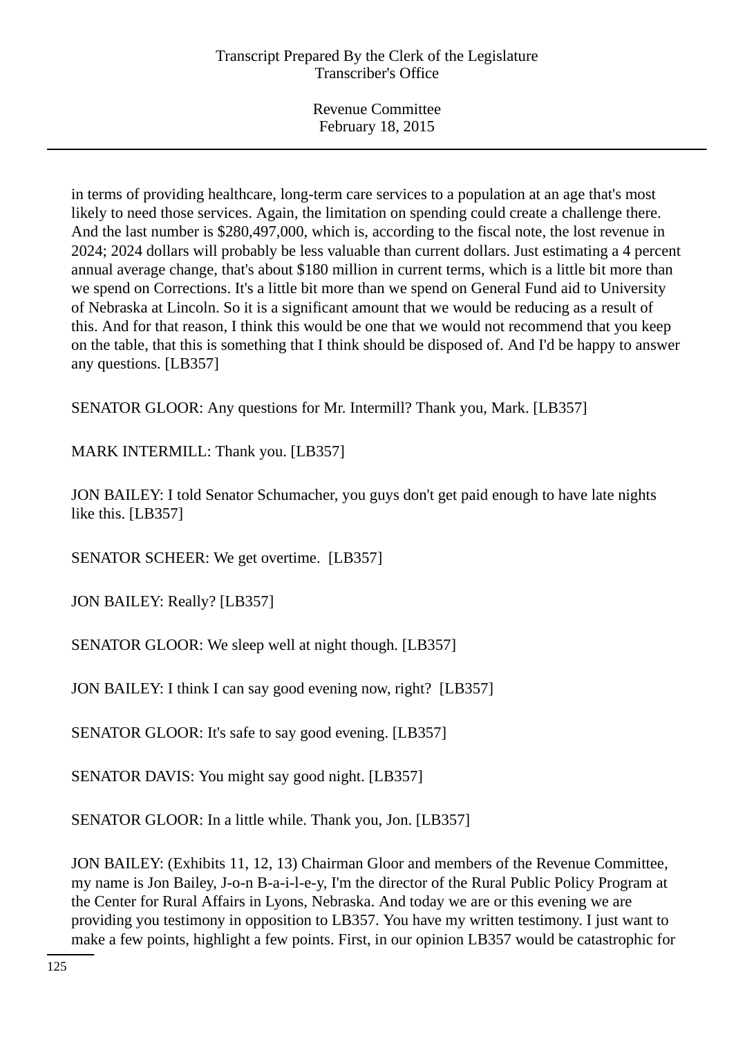in terms of providing healthcare, long-term care services to a population at an age that's most likely to need those services. Again, the limitation on spending could create a challenge there. And the last number is $280,497,000, which is, according to the fiscal note, the lost revenue in 2024; 2024 dollars will probably be less valuable than current dollars. Just estimating a 4 percent annual average change, that's about $180 million in current terms, which is a little bit more than we spend on Corrections. It's a little bit more than we spend on General Fund aid to University of Nebraska at Lincoln. So it is a significant amount that we would be reducing as a result of this. And for that reason, I think this would be one that we would not recommend that you keep on the table, that this is something that I think should be disposed of. And I'd be happy to answer any questions. [LB357]

SENATOR GLOOR: Any questions for Mr. Intermill? Thank you, Mark. [LB357]

MARK INTERMILL: Thank you. [LB357]

JON BAILEY: I told Senator Schumacher, you guys don't get paid enough to have late nights like this. [LB357]

SENATOR SCHEER: We get overtime. [LB357]

JON BAILEY: Really? [LB357]

SENATOR GLOOR: We sleep well at night though. [LB357]

JON BAILEY: I think I can say good evening now, right? [LB357]

SENATOR GLOOR: It's safe to say good evening. [LB357]

SENATOR DAVIS: You might say good night. [LB357]

SENATOR GLOOR: In a little while. Thank you, Jon. [LB357]

JON BAILEY: (Exhibits 11, 12, 13) Chairman Gloor and members of the Revenue Committee, my name is Jon Bailey, J-o-n B-a-i-l-e-y, I'm the director of the Rural Public Policy Program at the Center for Rural Affairs in Lyons, Nebraska. And today we are or this evening we are providing you testimony in opposition to LB357. You have my written testimony. I just want to make a few points, highlight a few points. First, in our opinion LB357 would be catastrophic for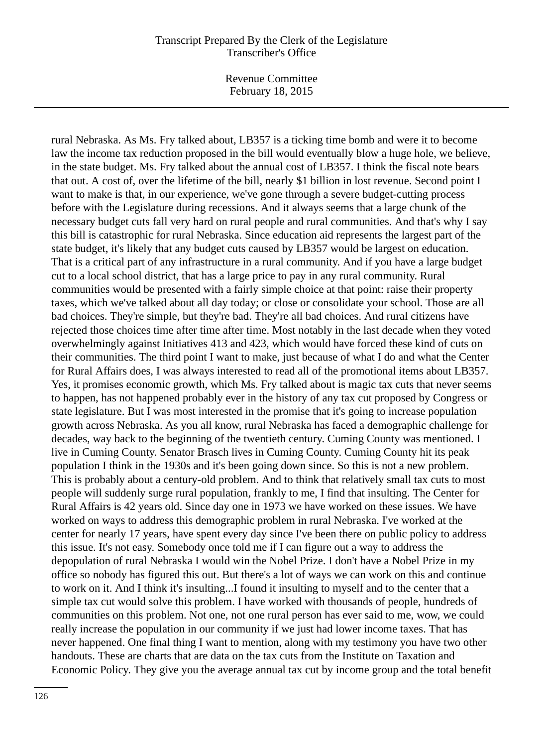rural Nebraska. As Ms. Fry talked about, LB357 is a ticking time bomb and were it to become law the income tax reduction proposed in the bill would eventually blow a huge hole, we believe, in the state budget. Ms. Fry talked about the annual cost of LB357. I think the fiscal note bears that out. A cost of, over the lifetime of the bill, nearly $1 billion in lost revenue. Second point I want to make is that, in our experience, we've gone through a severe budget-cutting process before with the Legislature during recessions. And it always seems that a large chunk of the necessary budget cuts fall very hard on rural people and rural communities. And that's why I say this bill is catastrophic for rural Nebraska. Since education aid represents the largest part of the state budget, it's likely that any budget cuts caused by LB357 would be largest on education. That is a critical part of any infrastructure in a rural community. And if you have a large budget cut to a local school district, that has a large price to pay in any rural community. Rural communities would be presented with a fairly simple choice at that point: raise their property taxes, which we've talked about all day today; or close or consolidate your school. Those are all bad choices. They're simple, but they're bad. They're all bad choices. And rural citizens have rejected those choices time after time after time. Most notably in the last decade when they voted overwhelmingly against Initiatives 413 and 423, which would have forced these kind of cuts on their communities. The third point I want to make, just because of what I do and what the Center for Rural Affairs does, I was always interested to read all of the promotional items about LB357. Yes, it promises economic growth, which Ms. Fry talked about is magic tax cuts that never seems to happen, has not happened probably ever in the history of any tax cut proposed by Congress or state legislature. But I was most interested in the promise that it's going to increase population growth across Nebraska. As you all know, rural Nebraska has faced a demographic challenge for decades, way back to the beginning of the twentieth century. Cuming County was mentioned. I live in Cuming County. Senator Brasch lives in Cuming County. Cuming County hit its peak population I think in the 1930s and it's been going down since. So this is not a new problem. This is probably about a century-old problem. And to think that relatively small tax cuts to most people will suddenly surge rural population, frankly to me, I find that insulting. The Center for Rural Affairs is 42 years old. Since day one in 1973 we have worked on these issues. We have worked on ways to address this demographic problem in rural Nebraska. I've worked at the center for nearly 17 years, have spent every day since I've been there on public policy to address this issue. It's not easy. Somebody once told me if I can figure out a way to address the depopulation of rural Nebraska I would win the Nobel Prize. I don't have a Nobel Prize in my office so nobody has figured this out. But there's a lot of ways we can work on this and continue to work on it. And I think it's insulting...I found it insulting to myself and to the center that a simple tax cut would solve this problem. I have worked with thousands of people, hundreds of communities on this problem. Not one, not one rural person has ever said to me, wow, we could really increase the population in our community if we just had lower income taxes. That has never happened. One final thing I want to mention, along with my testimony you have two other handouts. These are charts that are data on the tax cuts from the Institute on Taxation and Economic Policy. They give you the average annual tax cut by income group and the total benefit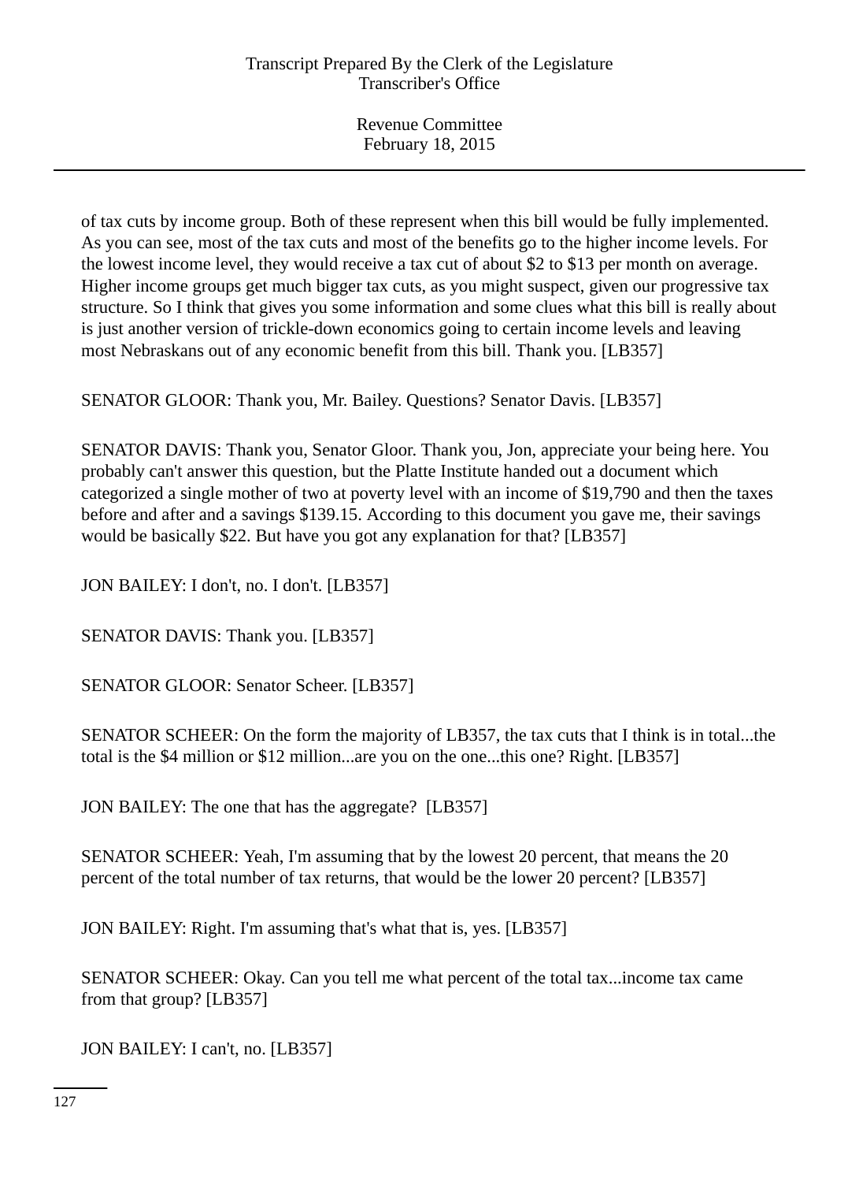of tax cuts by income group. Both of these represent when this bill would be fully implemented. As you can see, most of the tax cuts and most of the benefits go to the higher income levels. For the lowest income level, they would receive a tax cut of about $2 to $13 per month on average. Higher income groups get much bigger tax cuts, as you might suspect, given our progressive tax structure. So I think that gives you some information and some clues what this bill is really about is just another version of trickle-down economics going to certain income levels and leaving most Nebraskans out of any economic benefit from this bill. Thank you. [LB357]

SENATOR GLOOR: Thank you, Mr. Bailey. Questions? Senator Davis. [LB357]

SENATOR DAVIS: Thank you, Senator Gloor. Thank you, Jon, appreciate your being here. You probably can't answer this question, but the Platte Institute handed out a document which categorized a single mother of two at poverty level with an income of $19,790 and then the taxes before and after and a savings $139.15. According to this document you gave me, their savings would be basically $22. But have you got any explanation for that? [LB357]

JON BAILEY: I don't, no. I don't. [LB357]

SENATOR DAVIS: Thank you. [LB357]

SENATOR GLOOR: Senator Scheer. [LB357]

SENATOR SCHEER: On the form the majority of LB357, the tax cuts that I think is in total...the total is the $4 million or $12 million...are you on the one...this one? Right. [LB357]

JON BAILEY: The one that has the aggregate? [LB357]

SENATOR SCHEER: Yeah, I'm assuming that by the lowest 20 percent, that means the 20 percent of the total number of tax returns, that would be the lower 20 percent? [LB357]

JON BAILEY: Right. I'm assuming that's what that is, yes. [LB357]

SENATOR SCHEER: Okay. Can you tell me what percent of the total tax...income tax came from that group? [LB357]

JON BAILEY: I can't, no. [LB357]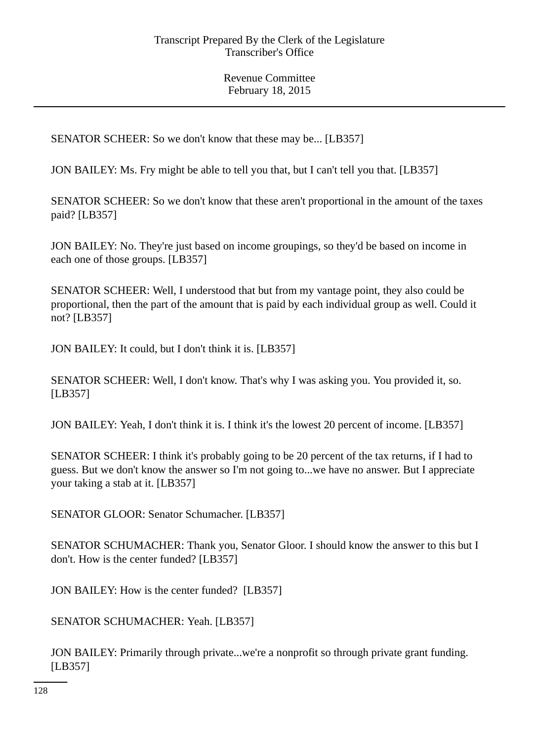SENATOR SCHEER: So we don't know that these may be... [LB357]

JON BAILEY: Ms. Fry might be able to tell you that, but I can't tell you that. [LB357]

SENATOR SCHEER: So we don't know that these aren't proportional in the amount of the taxes paid? [LB357]

JON BAILEY: No. They're just based on income groupings, so they'd be based on income in each one of those groups. [LB357]

SENATOR SCHEER: Well, I understood that but from my vantage point, they also could be proportional, then the part of the amount that is paid by each individual group as well. Could it not? [LB357]

JON BAILEY: It could, but I don't think it is. [LB357]

SENATOR SCHEER: Well, I don't know. That's why I was asking you. You provided it, so. [LB357]

JON BAILEY: Yeah, I don't think it is. I think it's the lowest 20 percent of income. [LB357]

SENATOR SCHEER: I think it's probably going to be 20 percent of the tax returns, if I had to guess. But we don't know the answer so I'm not going to...we have no answer. But I appreciate your taking a stab at it. [LB357]

SENATOR GLOOR: Senator Schumacher. [LB357]

SENATOR SCHUMACHER: Thank you, Senator Gloor. I should know the answer to this but I don't. How is the center funded? [LB357]

JON BAILEY: How is the center funded? [LB357]

SENATOR SCHUMACHER: Yeah. [LB357]

JON BAILEY: Primarily through private...we're a nonprofit so through private grant funding. [LB357]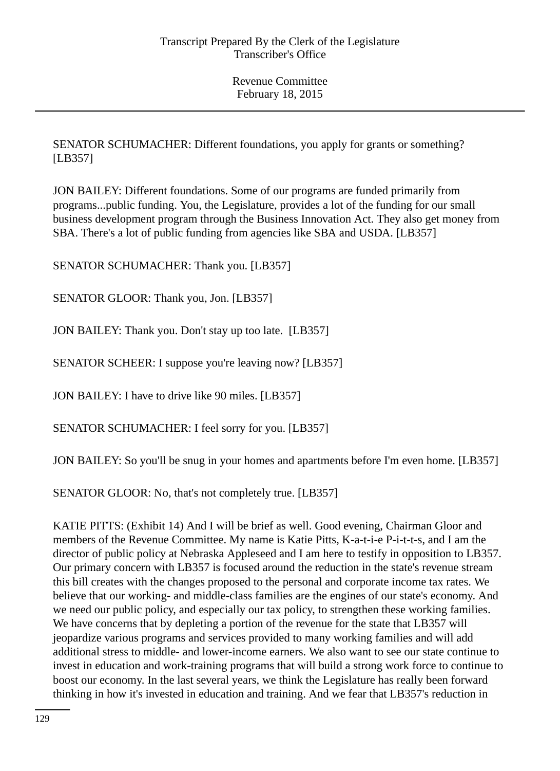SENATOR SCHUMACHER: Different foundations, you apply for grants or something? [LB357]

JON BAILEY: Different foundations. Some of our programs are funded primarily from programs...public funding. You, the Legislature, provides a lot of the funding for our small business development program through the Business Innovation Act. They also get money from SBA. There's a lot of public funding from agencies like SBA and USDA. [LB357]

SENATOR SCHUMACHER: Thank you. [LB357]

SENATOR GLOOR: Thank you, Jon. [LB357]

JON BAILEY: Thank you. Don't stay up too late. [LB357]

SENATOR SCHEER: I suppose you're leaving now? [LB357]

JON BAILEY: I have to drive like 90 miles. [LB357]

SENATOR SCHUMACHER: I feel sorry for you. [LB357]

JON BAILEY: So you'll be snug in your homes and apartments before I'm even home. [LB357]

SENATOR GLOOR: No, that's not completely true. [LB357]

KATIE PITTS: (Exhibit 14) And I will be brief as well. Good evening, Chairman Gloor and members of the Revenue Committee. My name is Katie Pitts, K-a-t-i-e P-i-t-t-s, and I am the director of public policy at Nebraska Appleseed and I am here to testify in opposition to LB357. Our primary concern with LB357 is focused around the reduction in the state's revenue stream this bill creates with the changes proposed to the personal and corporate income tax rates. We believe that our working- and middle-class families are the engines of our state's economy. And we need our public policy, and especially our tax policy, to strengthen these working families. We have concerns that by depleting a portion of the revenue for the state that LB357 will jeopardize various programs and services provided to many working families and will add additional stress to middle- and lower-income earners. We also want to see our state continue to invest in education and work-training programs that will build a strong work force to continue to boost our economy. In the last several years, we think the Legislature has really been forward thinking in how it's invested in education and training. And we fear that LB357's reduction in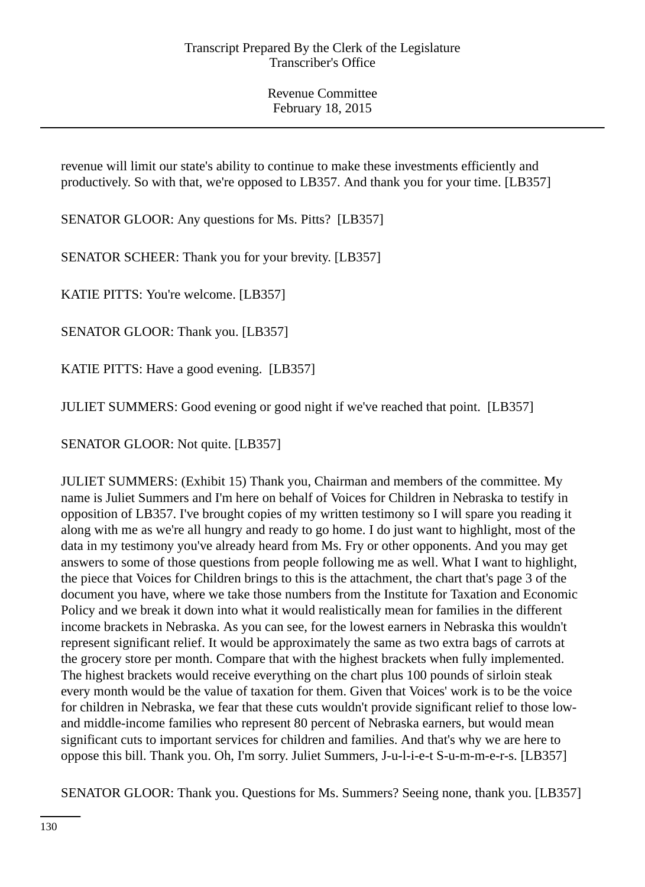revenue will limit our state's ability to continue to make these investments efficiently and productively. So with that, we're opposed to LB357. And thank you for your time. [LB357]

SENATOR GLOOR: Any questions for Ms. Pitts? [LB357]

SENATOR SCHEER: Thank you for your brevity. [LB357]

KATIE PITTS: You're welcome. [LB357]

SENATOR GLOOR: Thank you. [LB357]

KATIE PITTS: Have a good evening. [LB357]

JULIET SUMMERS: Good evening or good night if we've reached that point. [LB357]

SENATOR GLOOR: Not quite. [LB357]

JULIET SUMMERS: (Exhibit 15) Thank you, Chairman and members of the committee. My name is Juliet Summers and I'm here on behalf of Voices for Children in Nebraska to testify in opposition of LB357. I've brought copies of my written testimony so I will spare you reading it along with me as we're all hungry and ready to go home. I do just want to highlight, most of the data in my testimony you've already heard from Ms. Fry or other opponents. And you may get answers to some of those questions from people following me as well. What I want to highlight, the piece that Voices for Children brings to this is the attachment, the chart that's page 3 of the document you have, where we take those numbers from the Institute for Taxation and Economic Policy and we break it down into what it would realistically mean for families in the different income brackets in Nebraska. As you can see, for the lowest earners in Nebraska this wouldn't represent significant relief. It would be approximately the same as two extra bags of carrots at the grocery store per month. Compare that with the highest brackets when fully implemented. The highest brackets would receive everything on the chart plus 100 pounds of sirloin steak every month would be the value of taxation for them. Given that Voices' work is to be the voice for children in Nebraska, we fear that these cuts wouldn't provide significant relief to those low- and middle-income families who represent 80 percent of Nebraska earners, but would mean significant cuts to important services for children and families. And that's why we are here to oppose this bill. Thank you. Oh, I'm sorry. Juliet Summers, J-u-l-i-e-t S-u-m-m-e-r-s. [LB357]

SENATOR GLOOR: Thank you. Questions for Ms. Summers? Seeing none, thank you. [LB357]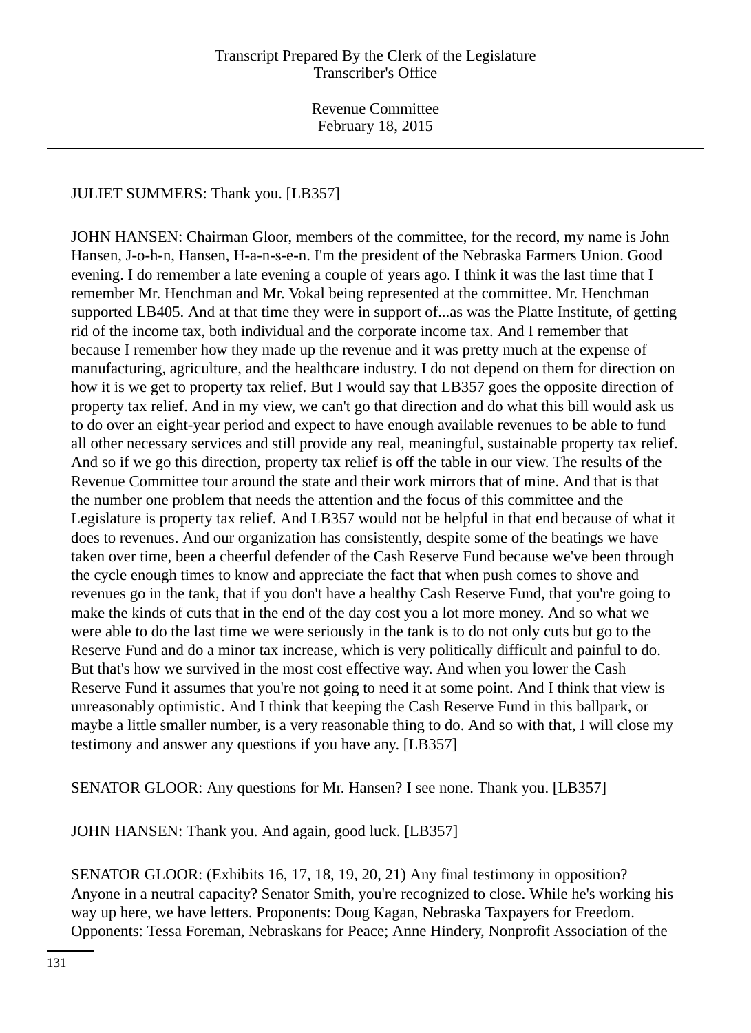JULIET SUMMERS: Thank you. [LB357]

JOHN HANSEN: Chairman Gloor, members of the committee, for the record, my name is John Hansen, J-o-h-n, Hansen, H-a-n-s-e-n. I'm the president of the Nebraska Farmers Union. Good evening. I do remember a late evening a couple of years ago. I think it was the last time that I remember Mr. Henchman and Mr. Vokal being represented at the committee. Mr. Henchman supported LB405. And at that time they were in support of...as was the Platte Institute, of getting rid of the income tax, both individual and the corporate income tax. And I remember that because I remember how they made up the revenue and it was pretty much at the expense of manufacturing, agriculture, and the healthcare industry. I do not depend on them for direction on how it is we get to property tax relief. But I would say that LB357 goes the opposite direction of property tax relief. And in my view, we can't go that direction and do what this bill would ask us to do over an eight-year period and expect to have enough available revenues to be able to fund all other necessary services and still provide any real, meaningful, sustainable property tax relief. And so if we go this direction, property tax relief is off the table in our view. The results of the Revenue Committee tour around the state and their work mirrors that of mine. And that is that the number one problem that needs the attention and the focus of this committee and the Legislature is property tax relief. And LB357 would not be helpful in that end because of what it does to revenues. And our organization has consistently, despite some of the beatings we have taken over time, been a cheerful defender of the Cash Reserve Fund because we've been through the cycle enough times to know and appreciate the fact that when push comes to shove and revenues go in the tank, that if you don't have a healthy Cash Reserve Fund, that you're going to make the kinds of cuts that in the end of the day cost you a lot more money. And so what we were able to do the last time we were seriously in the tank is to do not only cuts but go to the Reserve Fund and do a minor tax increase, which is very politically difficult and painful to do. But that's how we survived in the most cost effective way. And when you lower the Cash Reserve Fund it assumes that you're not going to need it at some point. And I think that view is unreasonably optimistic. And I think that keeping the Cash Reserve Fund in this ballpark, or maybe a little smaller number, is a very reasonable thing to do. And so with that, I will close my testimony and answer any questions if you have any. [LB357]

SENATOR GLOOR: Any questions for Mr. Hansen? I see none. Thank you. [LB357]

JOHN HANSEN: Thank you. And again, good luck. [LB357]

SENATOR GLOOR: (Exhibits 16, 17, 18, 19, 20, 21) Any final testimony in opposition? Anyone in a neutral capacity? Senator Smith, you're recognized to close. While he's working his way up here, we have letters. Proponents: Doug Kagan, Nebraska Taxpayers for Freedom. Opponents: Tessa Foreman, Nebraskans for Peace; Anne Hindery, Nonprofit Association of the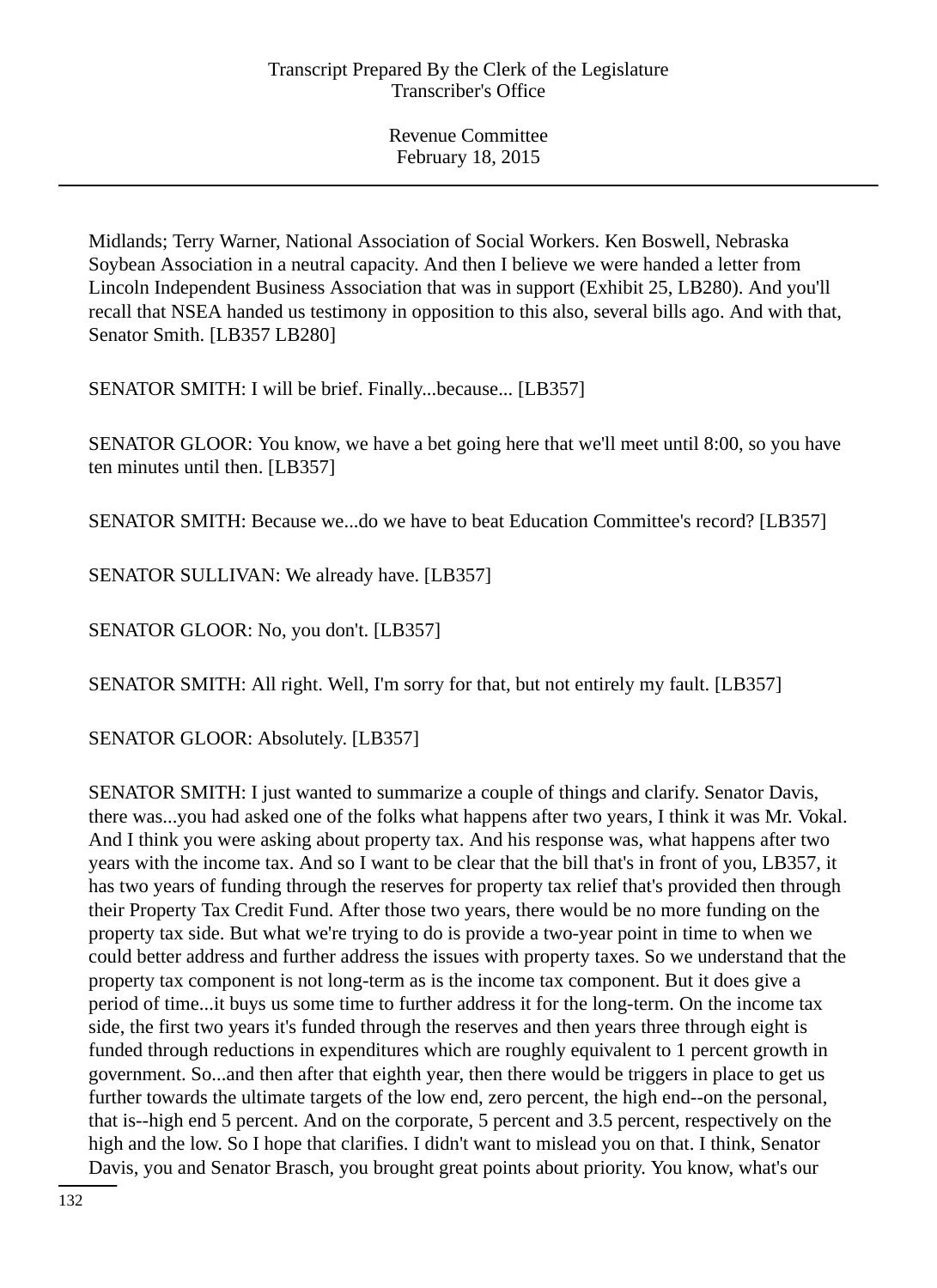Midlands; Terry Warner, National Association of Social Workers. Ken Boswell, Nebraska Soybean Association in a neutral capacity. And then I believe we were handed a letter from Lincoln Independent Business Association that was in support (Exhibit 25, LB280). And you'll recall that NSEA handed us testimony in opposition to this also, several bills ago. And with that, Senator Smith. [LB357 LB280]

SENATOR SMITH: I will be brief. Finally...because... [LB357]

SENATOR GLOOR: You know, we have a bet going here that we'll meet until 8:00, so you have ten minutes until then. [LB357]

SENATOR SMITH: Because we...do we have to beat Education Committee's record? [LB357]

SENATOR SULLIVAN: We already have. [LB357]

SENATOR GLOOR: No, you don't. [LB357]

SENATOR SMITH: All right. Well, I'm sorry for that, but not entirely my fault. [LB357]

SENATOR GLOOR: Absolutely. [LB357]

SENATOR SMITH: I just wanted to summarize a couple of things and clarify. Senator Davis, there was...you had asked one of the folks what happens after two years, I think it was Mr. Vokal. And I think you were asking about property tax. And his response was, what happens after two years with the income tax. And so I want to be clear that the bill that's in front of you, LB357, it has two years of funding through the reserves for property tax relief that's provided then through their Property Tax Credit Fund. After those two years, there would be no more funding on the property tax side. But what we're trying to do is provide a two-year point in time to when we could better address and further address the issues with property taxes. So we understand that the property tax component is not long-term as is the income tax component. But it does give a period of time...it buys us some time to further address it for the long-term. On the income tax side, the first two years it's funded through the reserves and then years three through eight is funded through reductions in expenditures which are roughly equivalent to 1 percent growth in government. So...and then after that eighth year, then there would be triggers in place to get us further towards the ultimate targets of the low end, zero percent, the high end--on the personal, that is--high end 5 percent. And on the corporate, 5 percent and 3.5 percent, respectively on the high and the low. So I hope that clarifies. I didn't want to mislead you on that. I think, Senator Davis, you and Senator Brasch, you brought great points about priority. You know, what's our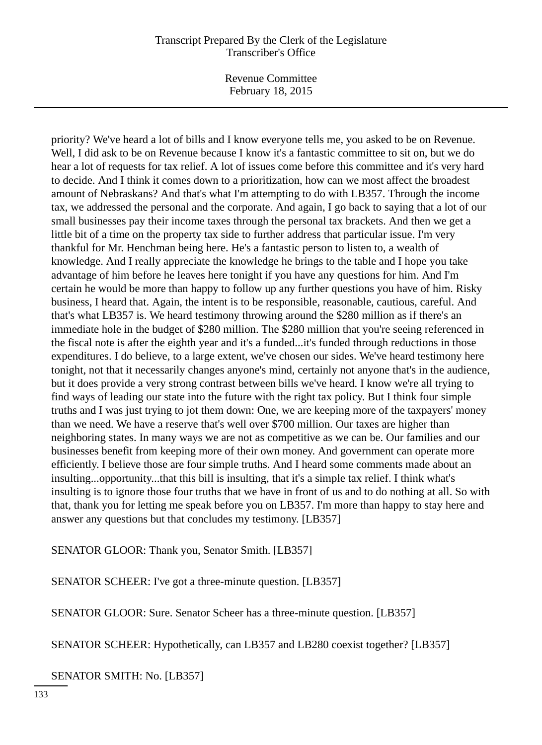priority? We've heard a lot of bills and I know everyone tells me, you asked to be on Revenue. Well, I did ask to be on Revenue because I know it's a fantastic committee to sit on, but we do hear a lot of requests for tax relief. A lot of issues come before this committee and it's very hard to decide. And I think it comes down to a prioritization, how can we most affect the broadest amount of Nebraskans? And that's what I'm attempting to do with LB357. Through the income tax, we addressed the personal and the corporate. And again, I go back to saying that a lot of our small businesses pay their income taxes through the personal tax brackets. And then we get a little bit of a time on the property tax side to further address that particular issue. I'm very thankful for Mr. Henchman being here. He's a fantastic person to listen to, a wealth of knowledge. And I really appreciate the knowledge he brings to the table and I hope you take advantage of him before he leaves here tonight if you have any questions for him. And I'm certain he would be more than happy to follow up any further questions you have of him. Risky business, I heard that. Again, the intent is to be responsible, reasonable, cautious, careful. And that's what LB357 is. We heard testimony throwing around the $280 million as if there's an immediate hole in the budget of $280 million. The $280 million that you're seeing referenced in the fiscal note is after the eighth year and it's a funded...it's funded through reductions in those expenditures. I do believe, to a large extent, we've chosen our sides. We've heard testimony here tonight, not that it necessarily changes anyone's mind, certainly not anyone that's in the audience, but it does provide a very strong contrast between bills we've heard. I know we're all trying to find ways of leading our state into the future with the right tax policy. But I think four simple truths and I was just trying to jot them down: One, we are keeping more of the taxpayers' money than we need. We have a reserve that's well over $700 million. Our taxes are higher than neighboring states. In many ways we are not as competitive as we can be. Our families and our businesses benefit from keeping more of their own money. And government can operate more efficiently. I believe those are four simple truths. And I heard some comments made about an insulting...opportunity...that this bill is insulting, that it's a simple tax relief. I think what's insulting is to ignore those four truths that we have in front of us and to do nothing at all. So with that, thank you for letting me speak before you on LB357. I'm more than happy to stay here and answer any questions but that concludes my testimony. [LB357]

SENATOR GLOOR: Thank you, Senator Smith. [LB357]

SENATOR SCHEER: I've got a three-minute question. [LB357]

SENATOR GLOOR: Sure. Senator Scheer has a three-minute question. [LB357]

SENATOR SCHEER: Hypothetically, can LB357 and LB280 coexist together? [LB357]

SENATOR SMITH: No. [LB357]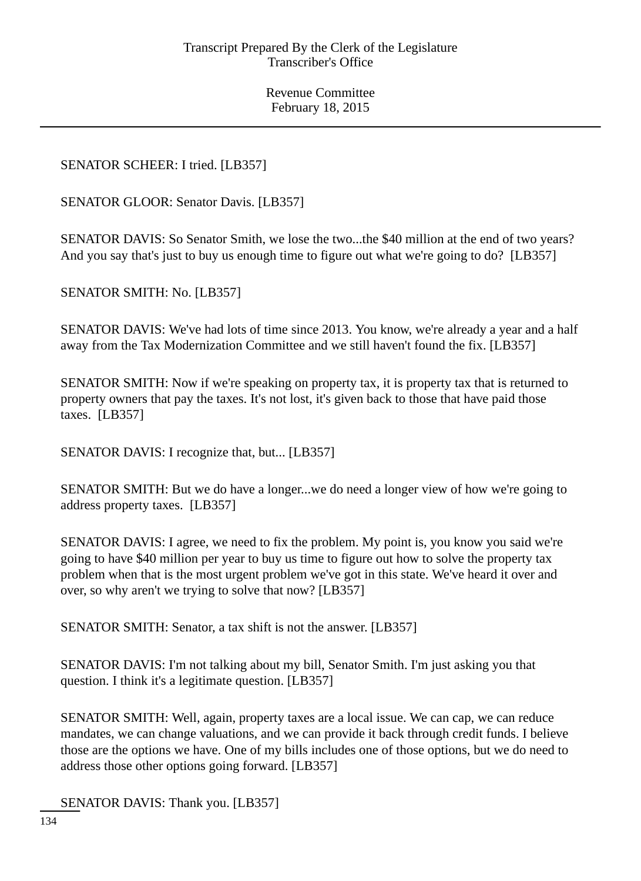SENATOR SCHEER: I tried. [LB357]

SENATOR GLOOR: Senator Davis. [LB357]

SENATOR DAVIS: So Senator Smith, we lose the two...the $40 million at the end of two years? And you say that's just to buy us enough time to figure out what we're going to do? [LB357]

SENATOR SMITH: No. [LB357]

SENATOR DAVIS: We've had lots of time since 2013. You know, we're already a year and a half away from the Tax Modernization Committee and we still haven't found the fix. [LB357]

SENATOR SMITH: Now if we're speaking on property tax, it is property tax that is returned to property owners that pay the taxes. It's not lost, it's given back to those that have paid those taxes. [LB357]

SENATOR DAVIS: I recognize that, but... [LB357]

SENATOR SMITH: But we do have a longer...we do need a longer view of how we're going to address property taxes. [LB357]

SENATOR DAVIS: I agree, we need to fix the problem. My point is, you know you said we're going to have $40 million per year to buy us time to figure out how to solve the property tax problem when that is the most urgent problem we've got in this state. We've heard it over and over, so why aren't we trying to solve that now? [LB357]

SENATOR SMITH: Senator, a tax shift is not the answer. [LB357]

SENATOR DAVIS: I'm not talking about my bill, Senator Smith. I'm just asking you that question. I think it's a legitimate question. [LB357]

SENATOR SMITH: Well, again, property taxes are a local issue. We can cap, we can reduce mandates, we can change valuations, and we can provide it back through credit funds. I believe those are the options we have. One of my bills includes one of those options, but we do need to address those other options going forward. [LB357]

SENATOR DAVIS: Thank you. [LB357]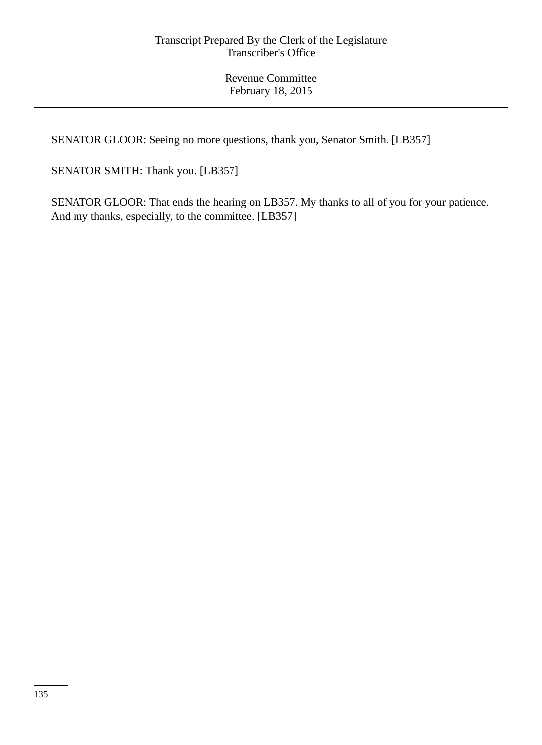SENATOR GLOOR: Seeing no more questions, thank you, Senator Smith. [LB357]

SENATOR SMITH: Thank you. [LB357]

SENATOR GLOOR: That ends the hearing on LB357. My thanks to all of you for your patience. And my thanks, especially, to the committee. [LB357]